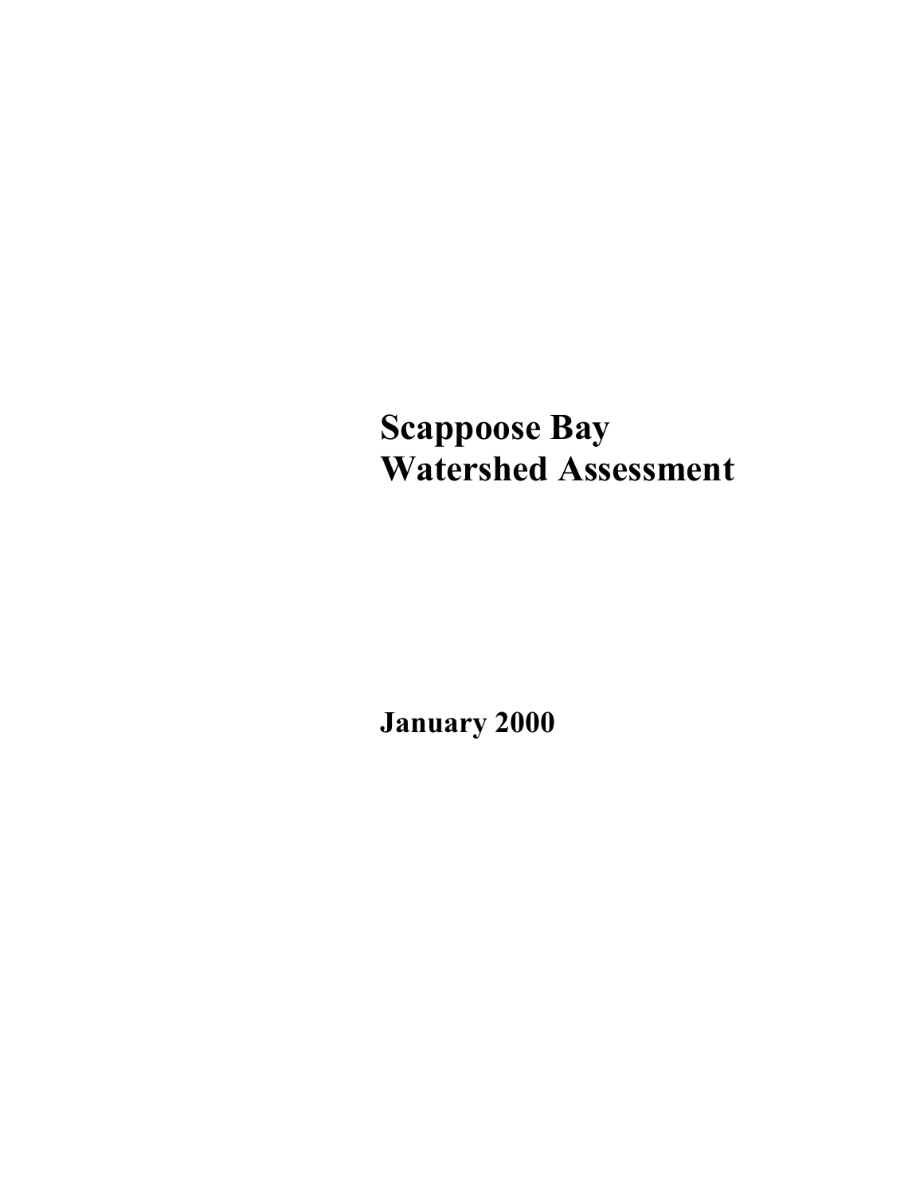# Scappoose Bay Watershed Assessment

**January 2000**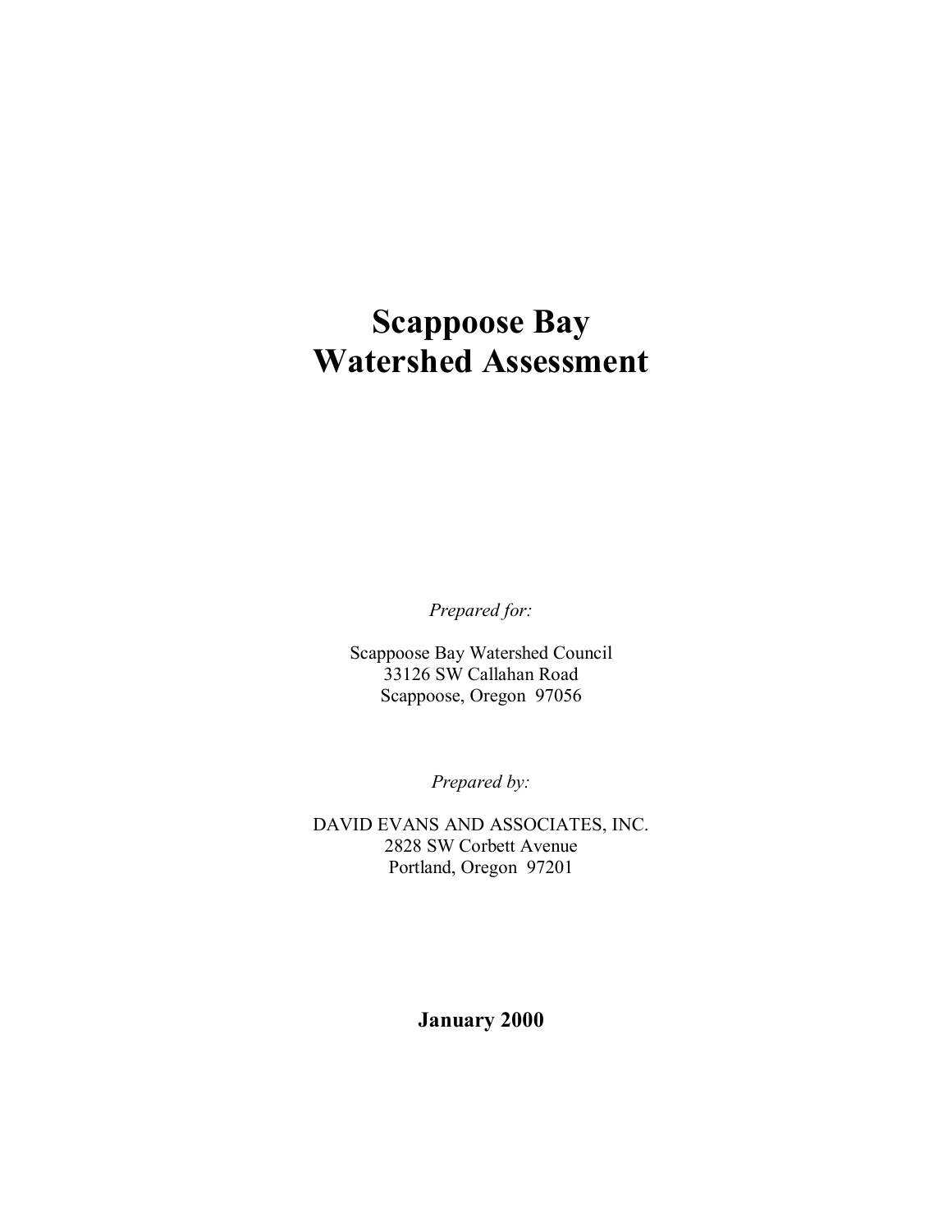# Scappoose Bay Watershed Assessment

*Prepared for:*

Scappoose Bay Watershed Council
33126 SW Callahan Road
Scappoose, Oregon 97056

*Prepared by:*

DAVID EVANS AND ASSOCIATES, INC.
2828 SW Corbett Avenue
Portland, Oregon 97201

**January 2000**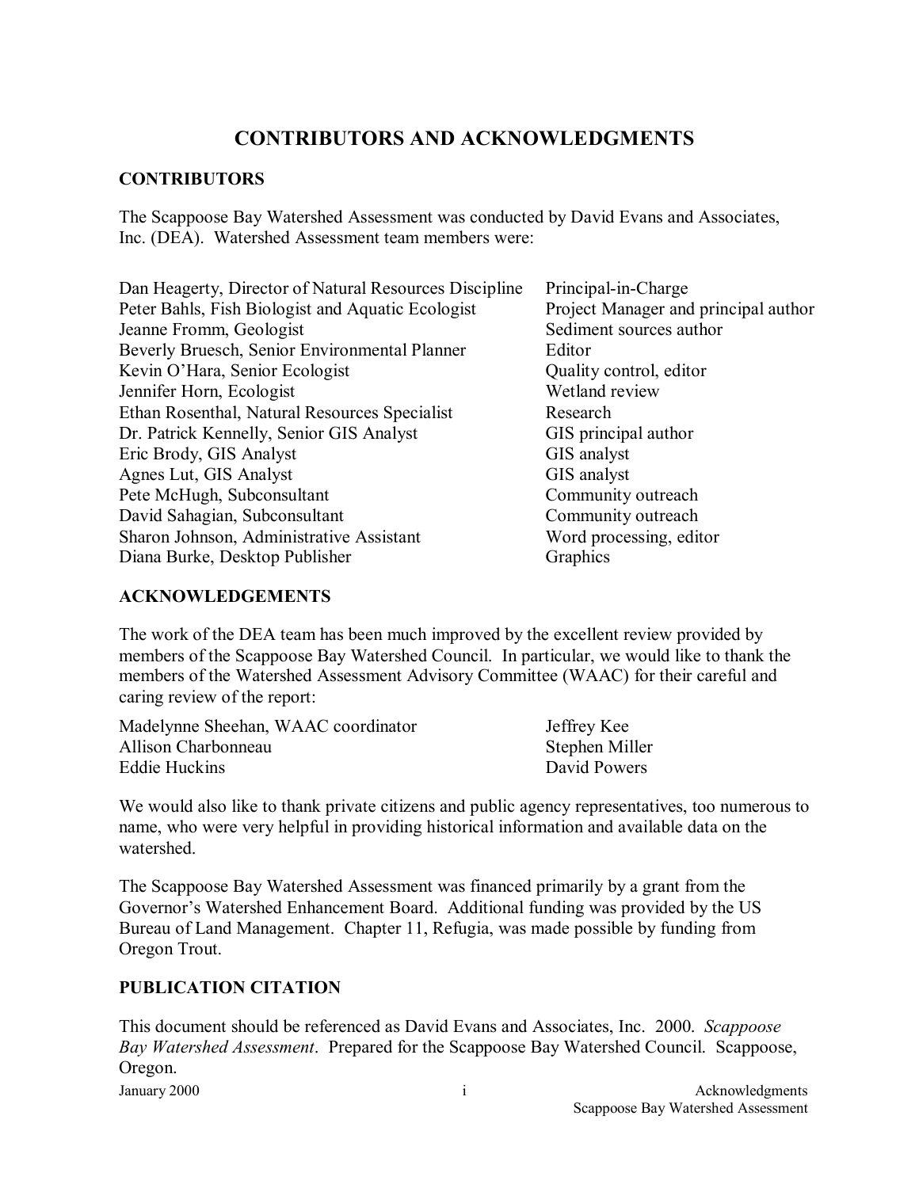# CONTRIBUTORS AND ACKNOWLEDGMENTS

## CONTRIBUTORS

The Scappoose Bay Watershed Assessment was conducted by David Evans and Associates, Inc. (DEA). Watershed Assessment team members were:

| | |
|---|---|
| Dan Heagerty, Director of Natural Resources Discipline | Principal-in-Charge |
| Peter Bahls, Fish Biologist and Aquatic Ecologist | Project Manager and principal author |
| Jeanne Fromm, Geologist | Sediment sources author |
| Beverly Bruesch, Senior Environmental Planner | Editor |
| Kevin O'Hara, Senior Ecologist | Quality control, editor |
| Jennifer Horn, Ecologist | Wetland review |
| Ethan Rosenthal, Natural Resources Specialist | Research |
| Dr. Patrick Kennelly, Senior GIS Analyst | GIS principal author |
| Eric Brody, GIS Analyst | GIS analyst |
| Agnes Lut, GIS Analyst | GIS analyst |
| Pete McHugh, Subconsultant | Community outreach |
| David Sahagian, Subconsultant | Community outreach |
| Sharon Johnson, Administrative Assistant | Word processing, editor |
| Diana Burke, Desktop Publisher | Graphics |

## ACKNOWLEDGEMENTS

The work of the DEA team has been much improved by the excellent review provided by members of the Scappoose Bay Watershed Council. In particular, we would like to thank the members of the Watershed Assessment Advisory Committee (WAAC) for their careful and caring review of the report:

- Madelynne Sheehan, WAAC coordinator
- Allison Charbonneau
- Eddie Huckins
- Jeffrey Kee
- Stephen Miller
- David Powers

We would also like to thank private citizens and public agency representatives, too numerous to name, who were very helpful in providing historical information and available data on the watershed.

The Scappoose Bay Watershed Assessment was financed primarily by a grant from the Governor's Watershed Enhancement Board. Additional funding was provided by the US Bureau of Land Management. Chapter 11, Refugia, was made possible by funding from Oregon Trout.

## PUBLICATION CITATION

This document should be referenced as David Evans and Associates, Inc. 2000. *Scappoose Bay Watershed Assessment*. Prepared for the Scappoose Bay Watershed Council. Scappoose, Oregon.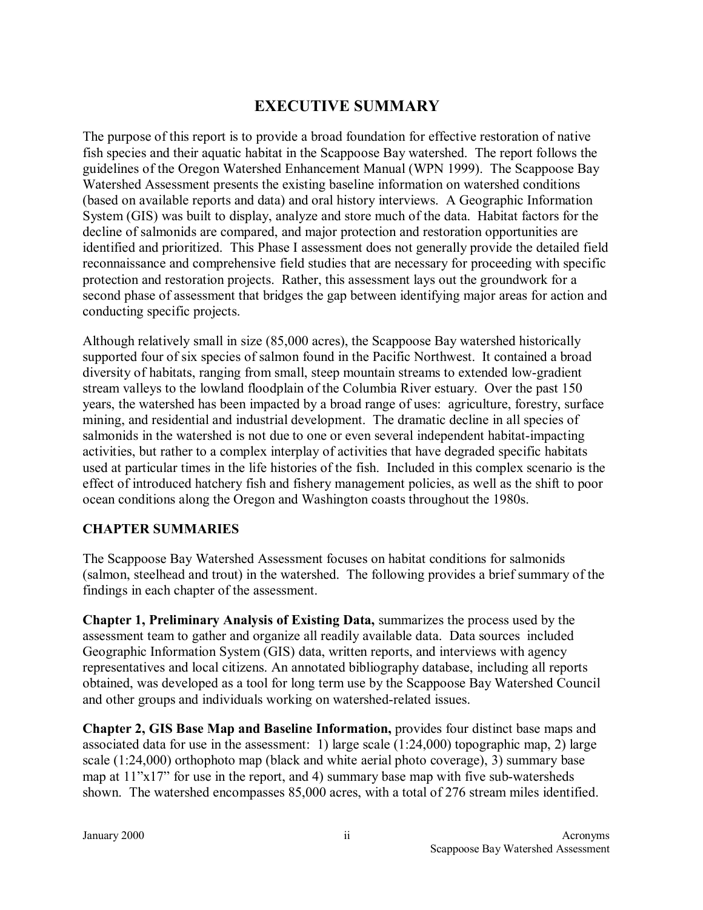## EXECUTIVE SUMMARY

The purpose of this report is to provide a broad foundation for effective restoration of native fish species and their aquatic habitat in the Scappoose Bay watershed. The report follows the guidelines of the Oregon Watershed Enhancement Manual (WPN 1999). The Scappoose Bay Watershed Assessment presents the existing baseline information on watershed conditions (based on available reports and data) and oral history interviews. A Geographic Information System (GIS) was built to display, analyze and store much of the data. Habitat factors for the decline of salmonids are compared, and major protection and restoration opportunities are identified and prioritized. This Phase I assessment does not generally provide the detailed field reconnaissance and comprehensive field studies that are necessary for proceeding with specific protection and restoration projects. Rather, this assessment lays out the groundwork for a second phase of assessment that bridges the gap between identifying major areas for action and conducting specific projects.

Although relatively small in size (85,000 acres), the Scappoose Bay watershed historically supported four of six species of salmon found in the Pacific Northwest. It contained a broad diversity of habitats, ranging from small, steep mountain streams to extended low-gradient stream valleys to the lowland floodplain of the Columbia River estuary. Over the past 150 years, the watershed has been impacted by a broad range of uses: agriculture, forestry, surface mining, and residential and industrial development. The dramatic decline in all species of salmonids in the watershed is not due to one or even several independent habitat-impacting activities, but rather to a complex interplay of activities that have degraded specific habitats used at particular times in the life histories of the fish. Included in this complex scenario is the effect of introduced hatchery fish and fishery management policies, as well as the shift to poor ocean conditions along the Oregon and Washington coasts throughout the 1980s.

### CHAPTER SUMMARIES

The Scappoose Bay Watershed Assessment focuses on habitat conditions for salmonids (salmon, steelhead and trout) in the watershed. The following provides a brief summary of the findings in each chapter of the assessment.

**Chapter 1, Preliminary Analysis of Existing Data,** summarizes the process used by the assessment team to gather and organize all readily available data. Data sources included Geographic Information System (GIS) data, written reports, and interviews with agency representatives and local citizens. An annotated bibliography database, including all reports obtained, was developed as a tool for long term use by the Scappoose Bay Watershed Council and other groups and individuals working on watershed-related issues.

**Chapter 2, GIS Base Map and Baseline Information,** provides four distinct base maps and associated data for use in the assessment: 1) large scale (1:24,000) topographic map, 2) large scale (1:24,000) orthophoto map (black and white aerial photo coverage), 3) summary base map at 11"x17" for use in the report, and 4) summary base map with five sub-watersheds shown. The watershed encompasses 85,000 acres, with a total of 276 stream miles identified.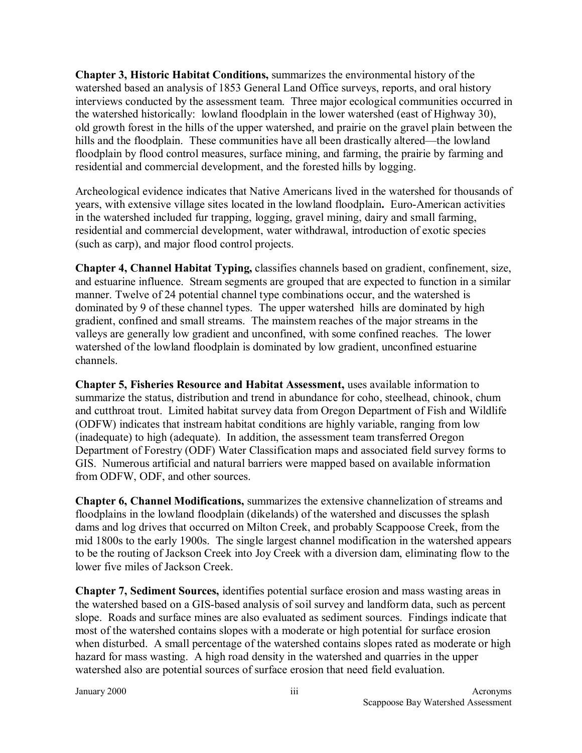**Chapter 3, Historic Habitat Conditions,** summarizes the environmental history of the watershed based an analysis of 1853 General Land Office surveys, reports, and oral history interviews conducted by the assessment team. Three major ecological communities occurred in the watershed historically: lowland floodplain in the lower watershed (east of Highway 30), old growth forest in the hills of the upper watershed, and prairie on the gravel plain between the hills and the floodplain. These communities have all been drastically altered—the lowland floodplain by flood control measures, surface mining, and farming, the prairie by farming and residential and commercial development, and the forested hills by logging.

Archeological evidence indicates that Native Americans lived in the watershed for thousands of years, with extensive village sites located in the lowland floodplain**.** Euro-American activities in the watershed included fur trapping, logging, gravel mining, dairy and small farming, residential and commercial development, water withdrawal, introduction of exotic species (such as carp), and major flood control projects.

**Chapter 4, Channel Habitat Typing,** classifies channels based on gradient, confinement, size, and estuarine influence. Stream segments are grouped that are expected to function in a similar manner. Twelve of 24 potential channel type combinations occur, and the watershed is dominated by 9 of these channel types. The upper watershed hills are dominated by high gradient, confined and small streams. The mainstem reaches of the major streams in the valleys are generally low gradient and unconfined, with some confined reaches. The lower watershed of the lowland floodplain is dominated by low gradient, unconfined estuarine channels.

**Chapter 5, Fisheries Resource and Habitat Assessment,** uses available information to summarize the status, distribution and trend in abundance for coho, steelhead, chinook, chum and cutthroat trout. Limited habitat survey data from Oregon Department of Fish and Wildlife (ODFW) indicates that instream habitat conditions are highly variable, ranging from low (inadequate) to high (adequate). In addition, the assessment team transferred Oregon Department of Forestry (ODF) Water Classification maps and associated field survey forms to GIS. Numerous artificial and natural barriers were mapped based on available information from ODFW, ODF, and other sources.

**Chapter 6, Channel Modifications,** summarizes the extensive channelization of streams and floodplains in the lowland floodplain (dikelands) of the watershed and discusses the splash dams and log drives that occurred on Milton Creek, and probably Scappoose Creek, from the mid 1800s to the early 1900s. The single largest channel modification in the watershed appears to be the routing of Jackson Creek into Joy Creek with a diversion dam, eliminating flow to the lower five miles of Jackson Creek.

**Chapter 7, Sediment Sources,** identifies potential surface erosion and mass wasting areas in the watershed based on a GIS-based analysis of soil survey and landform data, such as percent slope. Roads and surface mines are also evaluated as sediment sources. Findings indicate that most of the watershed contains slopes with a moderate or high potential for surface erosion when disturbed. A small percentage of the watershed contains slopes rated as moderate or high hazard for mass wasting. A high road density in the watershed and quarries in the upper watershed also are potential sources of surface erosion that need field evaluation.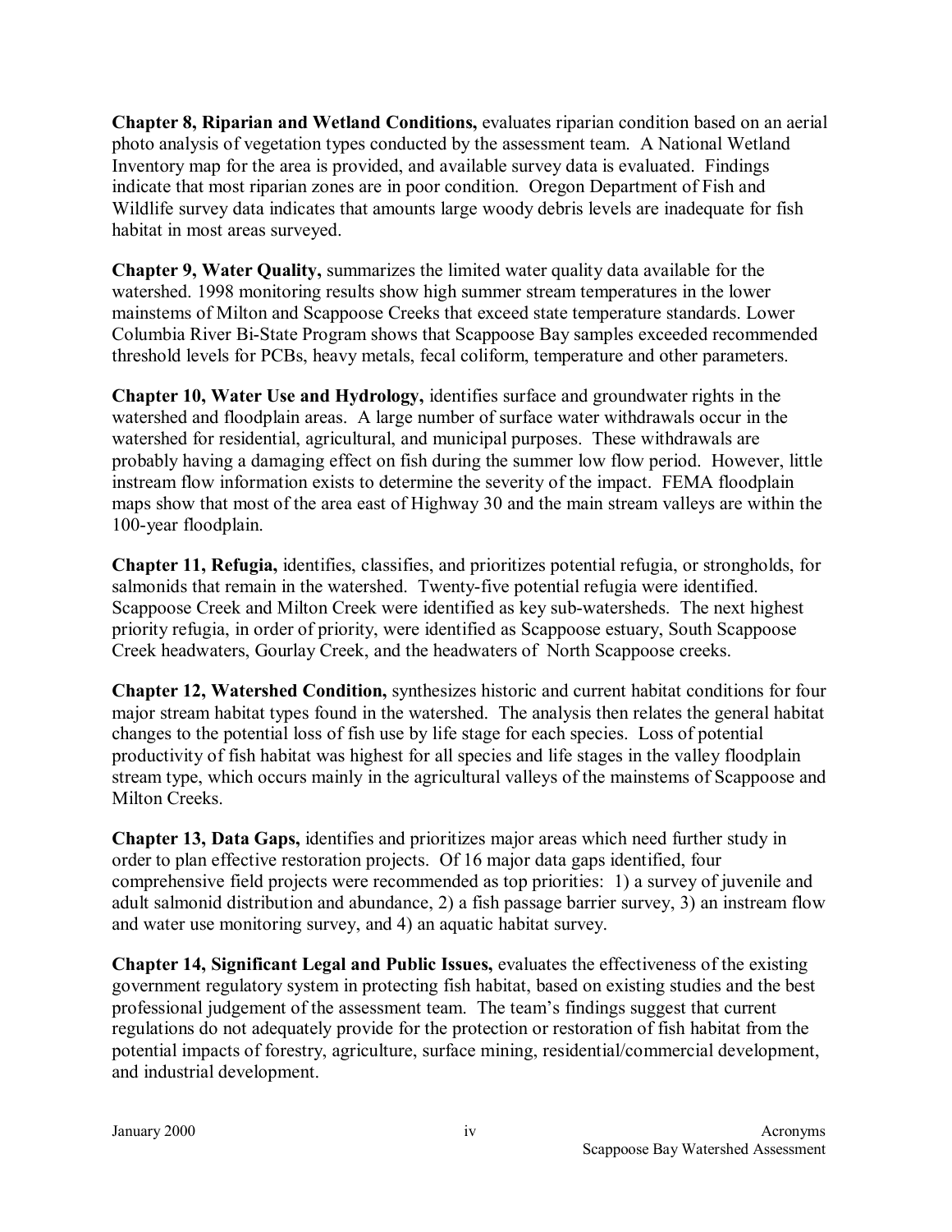**Chapter 8, Riparian and Wetland Conditions,** evaluates riparian condition based on an aerial photo analysis of vegetation types conducted by the assessment team. A National Wetland Inventory map for the area is provided, and available survey data is evaluated. Findings indicate that most riparian zones are in poor condition. Oregon Department of Fish and Wildlife survey data indicates that amounts large woody debris levels are inadequate for fish habitat in most areas surveyed.

**Chapter 9, Water Quality,** summarizes the limited water quality data available for the watershed. 1998 monitoring results show high summer stream temperatures in the lower mainstems of Milton and Scappoose Creeks that exceed state temperature standards. Lower Columbia River Bi-State Program shows that Scappoose Bay samples exceeded recommended threshold levels for PCBs, heavy metals, fecal coliform, temperature and other parameters.

**Chapter 10, Water Use and Hydrology,** identifies surface and groundwater rights in the watershed and floodplain areas. A large number of surface water withdrawals occur in the watershed for residential, agricultural, and municipal purposes. These withdrawals are probably having a damaging effect on fish during the summer low flow period. However, little instream flow information exists to determine the severity of the impact. FEMA floodplain maps show that most of the area east of Highway 30 and the main stream valleys are within the 100-year floodplain.

**Chapter 11, Refugia,** identifies, classifies, and prioritizes potential refugia, or strongholds, for salmonids that remain in the watershed. Twenty-five potential refugia were identified. Scappoose Creek and Milton Creek were identified as key sub-watersheds. The next highest priority refugia, in order of priority, were identified as Scappoose estuary, South Scappoose Creek headwaters, Gourlay Creek, and the headwaters of North Scappoose creeks.

**Chapter 12, Watershed Condition,** synthesizes historic and current habitat conditions for four major stream habitat types found in the watershed. The analysis then relates the general habitat changes to the potential loss of fish use by life stage for each species. Loss of potential productivity of fish habitat was highest for all species and life stages in the valley floodplain stream type, which occurs mainly in the agricultural valleys of the mainstems of Scappoose and Milton Creeks.

**Chapter 13, Data Gaps,** identifies and prioritizes major areas which need further study in order to plan effective restoration projects. Of 16 major data gaps identified, four comprehensive field projects were recommended as top priorities: 1) a survey of juvenile and adult salmonid distribution and abundance, 2) a fish passage barrier survey, 3) an instream flow and water use monitoring survey, and 4) an aquatic habitat survey.

**Chapter 14, Significant Legal and Public Issues,** evaluates the effectiveness of the existing government regulatory system in protecting fish habitat, based on existing studies and the best professional judgement of the assessment team. The team's findings suggest that current regulations do not adequately provide for the protection or restoration of fish habitat from the potential impacts of forestry, agriculture, surface mining, residential/commercial development, and industrial development.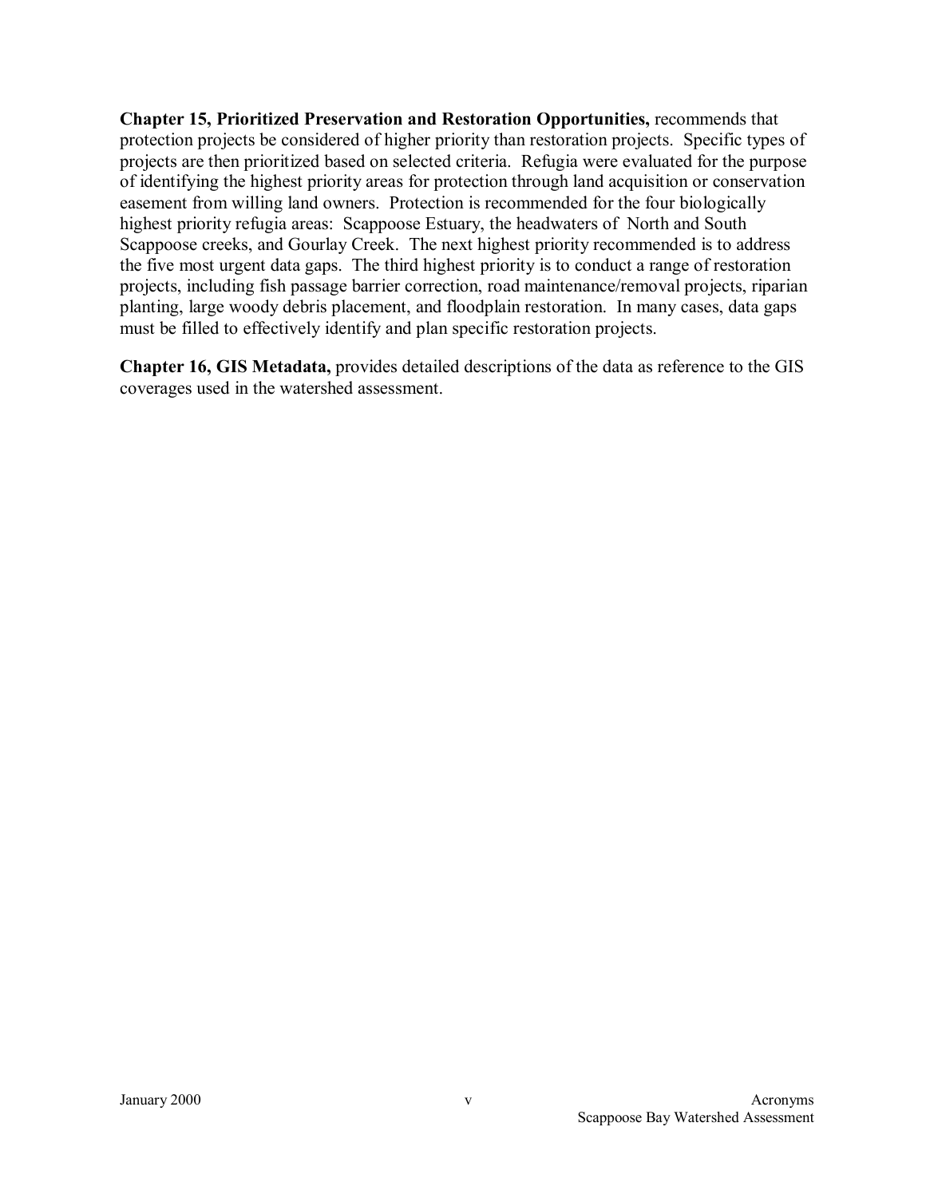**Chapter 15, Prioritized Preservation and Restoration Opportunities,** recommends that protection projects be considered of higher priority than restoration projects. Specific types of projects are then prioritized based on selected criteria. Refugia were evaluated for the purpose of identifying the highest priority areas for protection through land acquisition or conservation easement from willing land owners. Protection is recommended for the four biologically highest priority refugia areas: Scappoose Estuary, the headwaters of North and South Scappoose creeks, and Gourlay Creek. The next highest priority recommended is to address the five most urgent data gaps. The third highest priority is to conduct a range of restoration projects, including fish passage barrier correction, road maintenance/removal projects, riparian planting, large woody debris placement, and floodplain restoration. In many cases, data gaps must be filled to effectively identify and plan specific restoration projects.

**Chapter 16, GIS Metadata,** provides detailed descriptions of the data as reference to the GIS coverages used in the watershed assessment.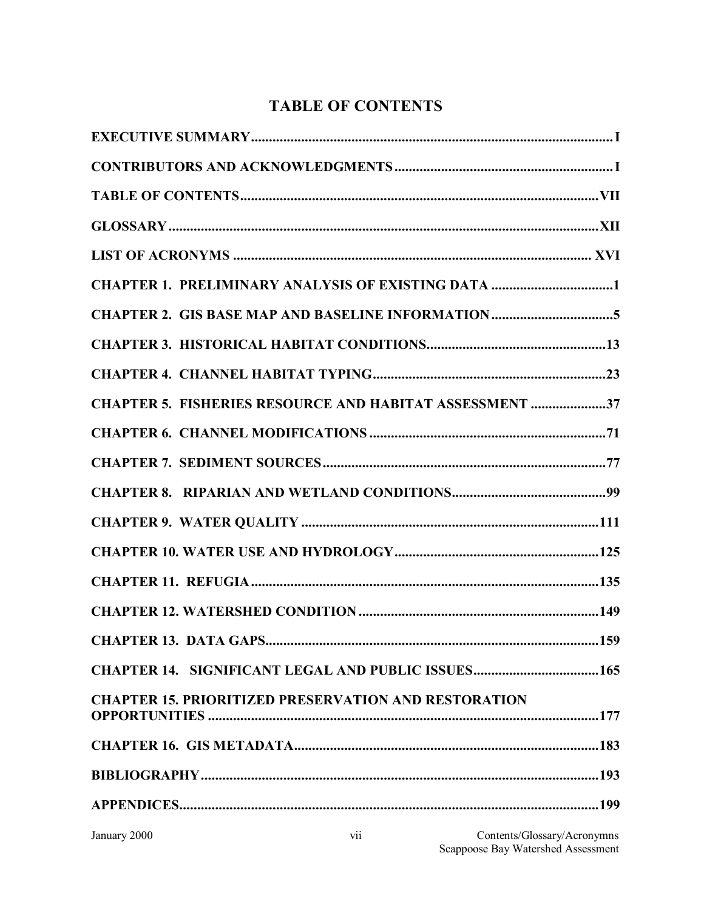# TABLE OF CONTENTS

| | |
|---|---|
| **EXECUTIVE SUMMARY** | **I** |
| **CONTRIBUTORS AND ACKNOWLEDGMENTS** | **I** |
| **TABLE OF CONTENTS** | **VII** |
| **GLOSSARY** | **XII** |
| **LIST OF ACRONYMS** | **XVI** |
| **CHAPTER 1. PRELIMINARY ANALYSIS OF EXISTING DATA** | **1** |
| **CHAPTER 2. GIS BASE MAP AND BASELINE INFORMATION** | **5** |
| **CHAPTER 3. HISTORICAL HABITAT CONDITIONS** | **13** |
| **CHAPTER 4. CHANNEL HABITAT TYPING** | **23** |
| **CHAPTER 5. FISHERIES RESOURCE AND HABITAT ASSESSMENT** | **37** |
| **CHAPTER 6. CHANNEL MODIFICATIONS** | **71** |
| **CHAPTER 7. SEDIMENT SOURCES** | **77** |
| **CHAPTER 8. RIPARIAN AND WETLAND CONDITIONS** | **99** |
| **CHAPTER 9. WATER QUALITY** | **111** |
| **CHAPTER 10. WATER USE AND HYDROLOGY** | **125** |
| **CHAPTER 11. REFUGIA** | **135** |
| **CHAPTER 12. WATERSHED CONDITION** | **149** |
| **CHAPTER 13. DATA GAPS** | **159** |
| **CHAPTER 14. SIGNIFICANT LEGAL AND PUBLIC ISSUES** | **165** |
| **CHAPTER 15. PRIORITIZED PRESERVATION AND RESTORATION OPPORTUNITIES** | **177** |
| **CHAPTER 16. GIS METADATA** | **183** |
| **BIBLIOGRAPHY** | **193** |
| **APPENDICES** | **199** |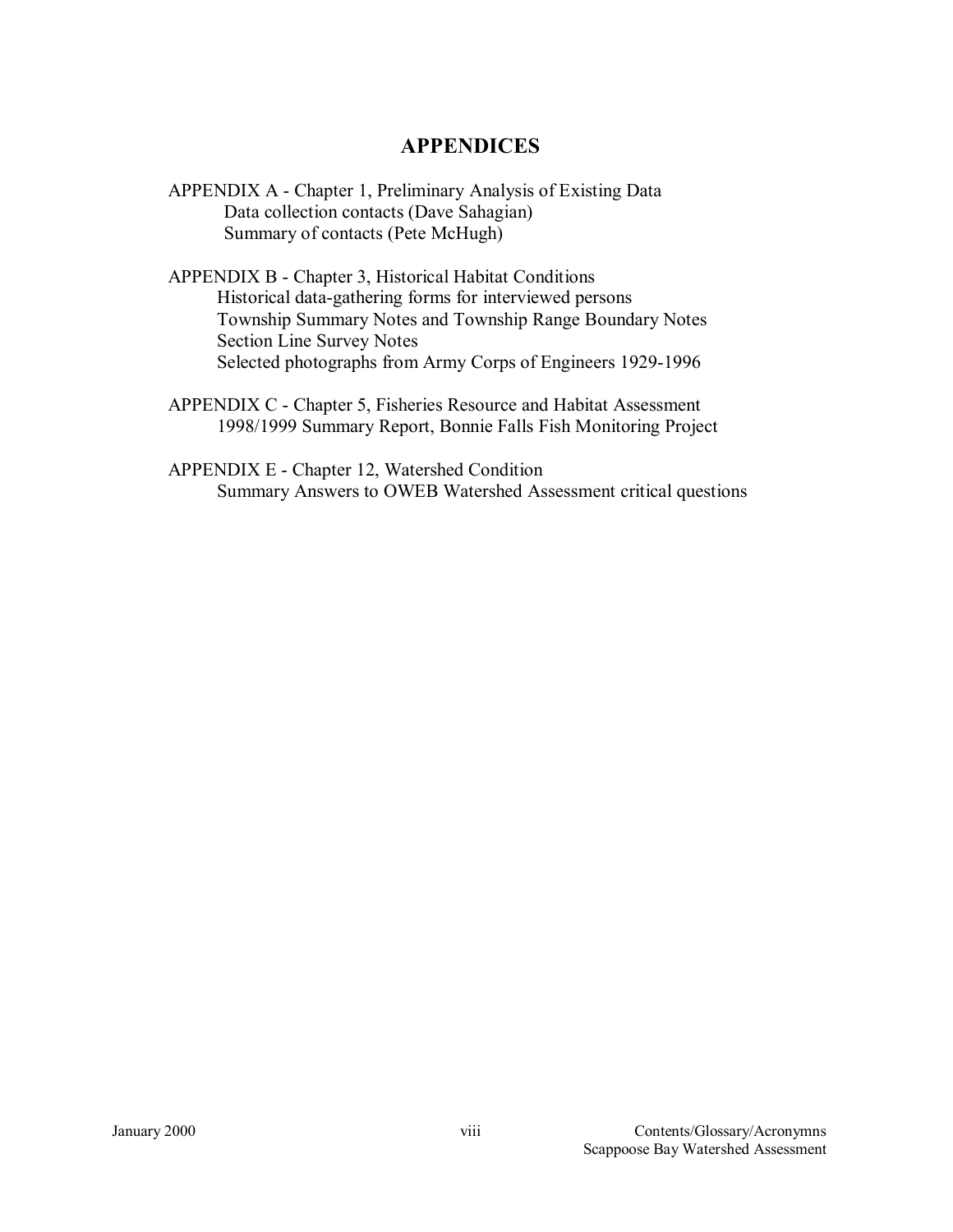## APPENDICES

APPENDIX A - Chapter 1, Preliminary Analysis of Existing Data
- Data collection contacts (Dave Sahagian)
- Summary of contacts (Pete McHugh)

APPENDIX B - Chapter 3, Historical Habitat Conditions
- Historical data-gathering forms for interviewed persons
- Township Summary Notes and Township Range Boundary Notes
- Section Line Survey Notes
- Selected photographs from Army Corps of Engineers 1929-1996

APPENDIX C - Chapter 5, Fisheries Resource and Habitat Assessment
- 1998/1999 Summary Report, Bonnie Falls Fish Monitoring Project

APPENDIX E - Chapter 12, Watershed Condition
- Summary Answers to OWEB Watershed Assessment critical questions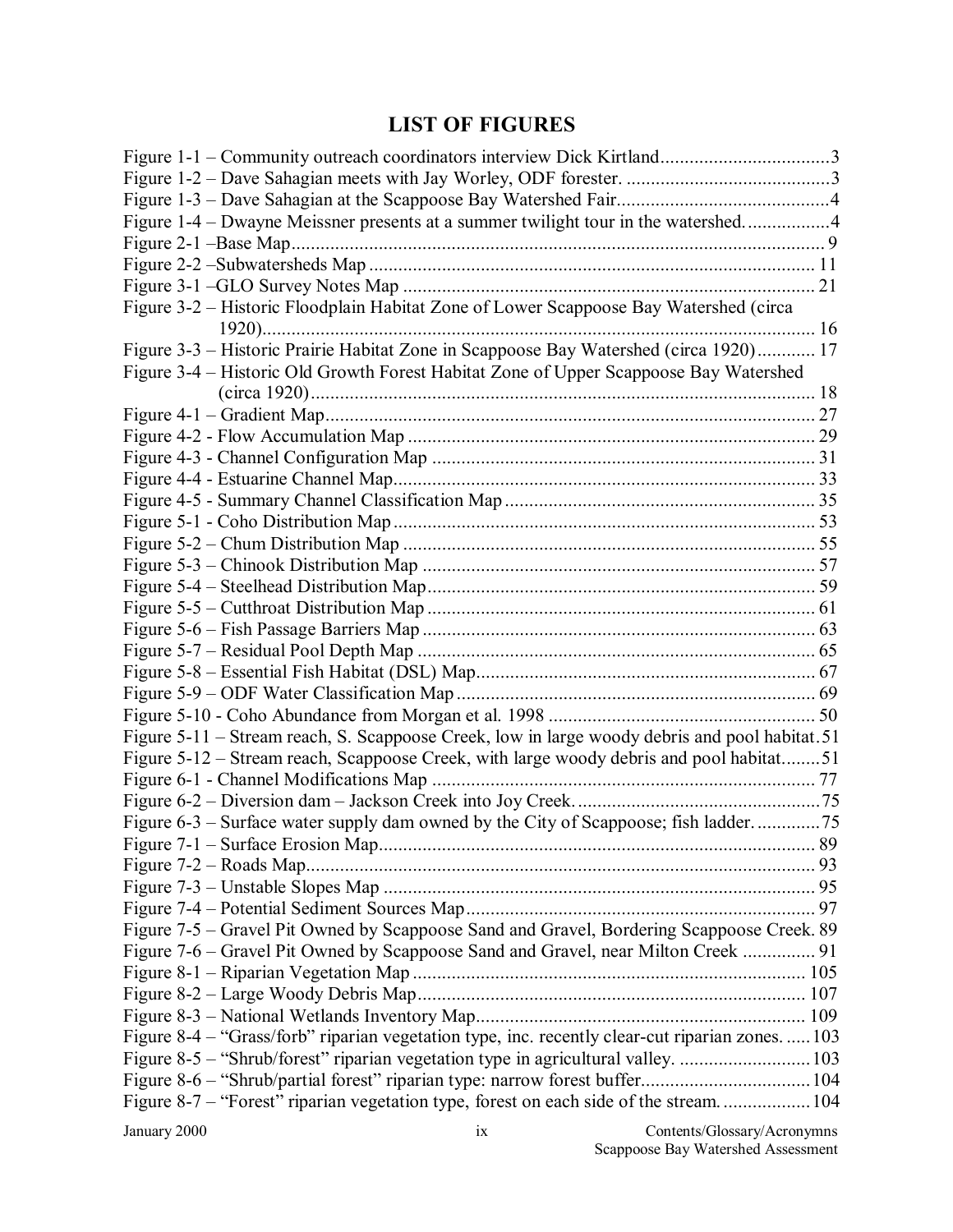# LIST OF FIGURES

Figure 1-1 – Community outreach coordinators interview Dick Kirtland....................................3
Figure 1-2 – Dave Sahagian meets with Jay Worley, ODF forester. ..........................................3
Figure 1-3 – Dave Sahagian at the Scappoose Bay Watershed Fair............................................4
Figure 1-4 – Dwayne Meissner presents at a summer twilight tour in the watershed..................4
Figure 2-1 –Base Map.............................................................................................................. 9
Figure 2-2 –Subwatersheds Map ............................................................................................ 11
Figure 3-1 –GLO Survey Notes Map ..................................................................................... 21
Figure 3-2 – Historic Floodplain Habitat Zone of Lower Scappoose Bay Watershed (circa 1920)................................................................................................................... 16
Figure 3-3 – Historic Prairie Habitat Zone in Scappoose Bay Watershed (circa 1920)............ 17
Figure 3-4 – Historic Old Growth Forest Habitat Zone of Upper Scappoose Bay Watershed (circa 1920)......................................................................................................... 18
Figure 4-1 – Gradient Map..................................................................................................... 27
Figure 4-2 - Flow Accumulation Map .................................................................................... 29
Figure 4-3 - Channel Configuration Map ............................................................................... 31
Figure 4-4 - Estuarine Channel Map....................................................................................... 33
Figure 4-5 - Summary Channel Classification Map ................................................................ 35
Figure 5-1 - Coho Distribution Map....................................................................................... 53
Figure 5-2 – Chum Distribution Map ..................................................................................... 55
Figure 5-3 – Chinook Distribution Map ................................................................................. 57
Figure 5-4 – Steelhead Distribution Map................................................................................ 59
Figure 5-5 – Cutthroat Distribution Map ................................................................................ 61
Figure 5-6 – Fish Passage Barriers Map ................................................................................. 63
Figure 5-7 – Residual Pool Depth Map .................................................................................. 65
Figure 5-8 – Essential Fish Habitat (DSL) Map...................................................................... 67
Figure 5-9 – ODF Water Classification Map .......................................................................... 69
Figure 5-10 - Coho Abundance from Morgan et al. 1998 ....................................................... 50
Figure 5-11 – Stream reach, S. Scappoose Creek, low in large woody debris and pool habitat. 51
Figure 5-12 – Stream reach, Scappoose Creek, with large woody debris and pool habitat........51
Figure 6-1 - Channel Modifications Map ............................................................................... 77
Figure 6-2 – Diversion dam – Jackson Creek into Joy Creek...................................................75
Figure 6-3 – Surface water supply dam owned by the City of Scappoose; fish ladder. .............75
Figure 7-1 – Surface Erosion Map.......................................................................................... 89
Figure 7-2 – Roads Map......................................................................................................... 93
Figure 7-3 – Unstable Slopes Map ......................................................................................... 95
Figure 7-4 – Potential Sediment Sources Map........................................................................ 97
Figure 7-5 – Gravel Pit Owned by Scappoose Sand and Gravel, Bordering Scappoose Creek. 89
Figure 7-6 – Gravel Pit Owned by Scappoose Sand and Gravel, near Milton Creek ............... 91
Figure 8-1 – Riparian Vegetation Map ................................................................................. 105
Figure 8-2 – Large Woody Debris Map................................................................................. 107
Figure 8-3 – National Wetlands Inventory Map.................................................................... 109
Figure 8-4 – "Grass/forb" riparian vegetation type, inc. recently clear-cut riparian zones. ..... 103
Figure 8-5 – "Shrub/forest" riparian vegetation type in agricultural valley. ........................... 103
Figure 8-6 – "Shrub/partial forest" riparian type: narrow forest buffer.................................. 104
Figure 8-7 – "Forest" riparian vegetation type, forest on each side of the stream. .................. 104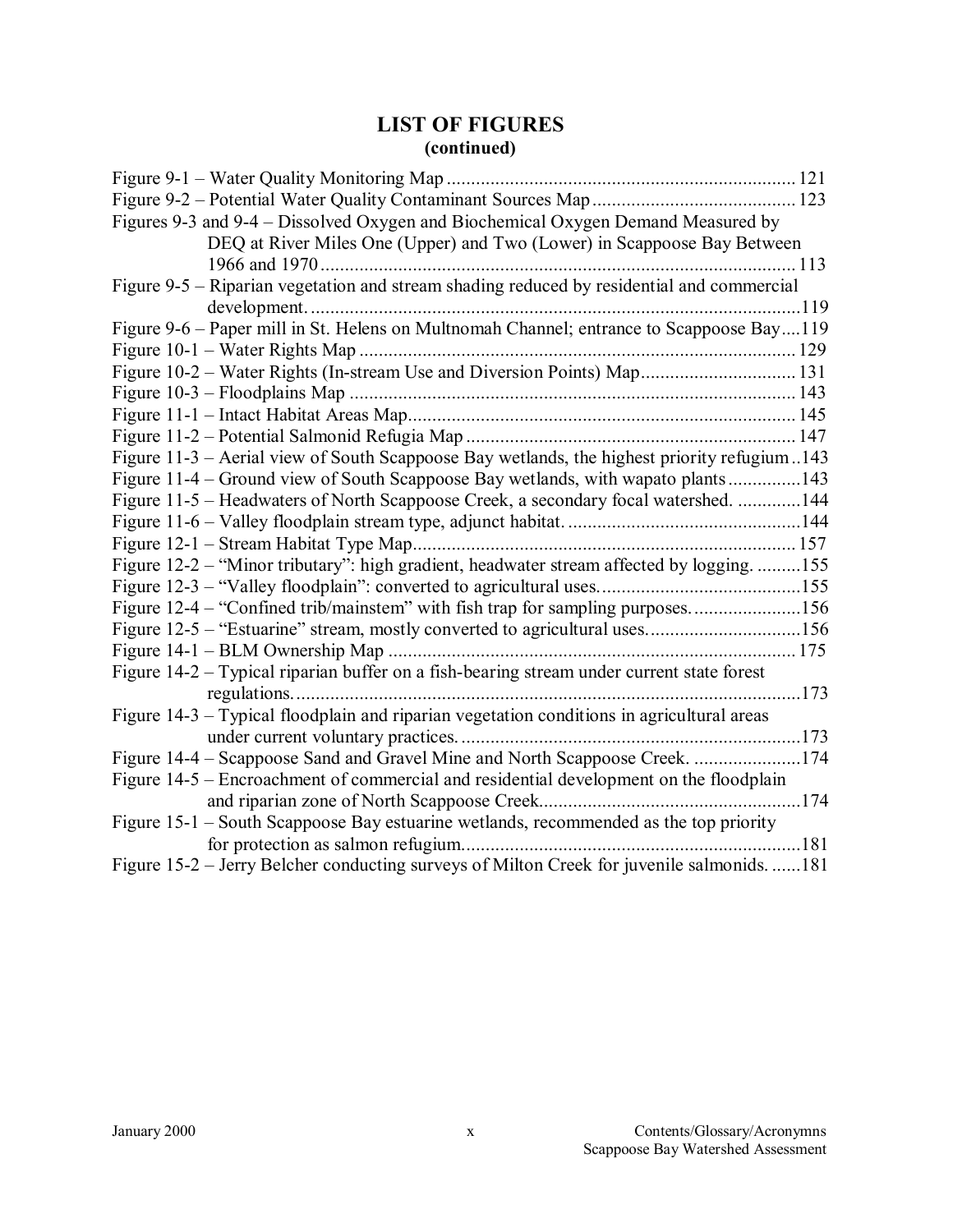# LIST OF FIGURES
**(continued)**

Figure 9-1 – Water Quality Monitoring Map ....................................................................... 121
Figure 9-2 – Potential Water Quality Contaminant Sources Map .......................................... 123
Figures 9-3 and 9-4 – Dissolved Oxygen and Biochemical Oxygen Demand Measured by DEQ at River Miles One (Upper) and Two (Lower) in Scappoose Bay Between 1966 and 1970 .................................................................................................. 113
Figure 9-5 – Riparian vegetation and stream shading reduced by residential and commercial development. .....................................................................................................119
Figure 9-6 – Paper mill in St. Helens on Multnomah Channel; entrance to Scappoose Bay....119
Figure 10-1 – Water Rights Map .......................................................................................... 129
Figure 10-2 – Water Rights (In-stream Use and Diversion Points) Map................................ 131
Figure 10-3 – Floodplains Map ............................................................................................ 143
Figure 11-1 – Intact Habitat Areas Map................................................................................ 145
Figure 11-2 – Potential Salmonid Refugia Map .................................................................... 147
Figure 11-3 – Aerial view of South Scappoose Bay wetlands, the highest priority refugium ..143
Figure 11-4 – Ground view of South Scappoose Bay wetlands, with wapato plants ...............143
Figure 11-5 – Headwaters of North Scappoose Creek, a secondary focal watershed. .............144
Figure 11-6 – Valley floodplain stream type, adjunct habitat. ................................................144
Figure 12-1 – Stream Habitat Type Map............................................................................... 157
Figure 12-2 – "Minor tributary": high gradient, headwater stream affected by logging. .........155
Figure 12-3 – "Valley floodplain": converted to agricultural uses..........................................155
Figure 12-4 – "Confined trib/mainstem" with fish trap for sampling purposes. ......................156
Figure 12-5 – "Estuarine" stream, mostly converted to agricultural uses................................156
Figure 14-1 – BLM Ownership Map .................................................................................... 175
Figure 14-2 – Typical riparian buffer on a fish-bearing stream under current state forest regulations. .........................................................................................................173
Figure 14-3 – Typical floodplain and riparian vegetation conditions in agricultural areas under current voluntary practices. ......................................................................173
Figure 14-4 – Scappoose Sand and Gravel Mine and North Scappoose Creek. ......................174
Figure 14-5 – Encroachment of commercial and residential development on the floodplain and riparian zone of North Scappoose Creek......................................................174
Figure 15-1 – South Scappoose Bay estuarine wetlands, recommended as the top priority for protection as salmon refugium......................................................................181
Figure 15-2 – Jerry Belcher conducting surveys of Milton Creek for juvenile salmonids. ......181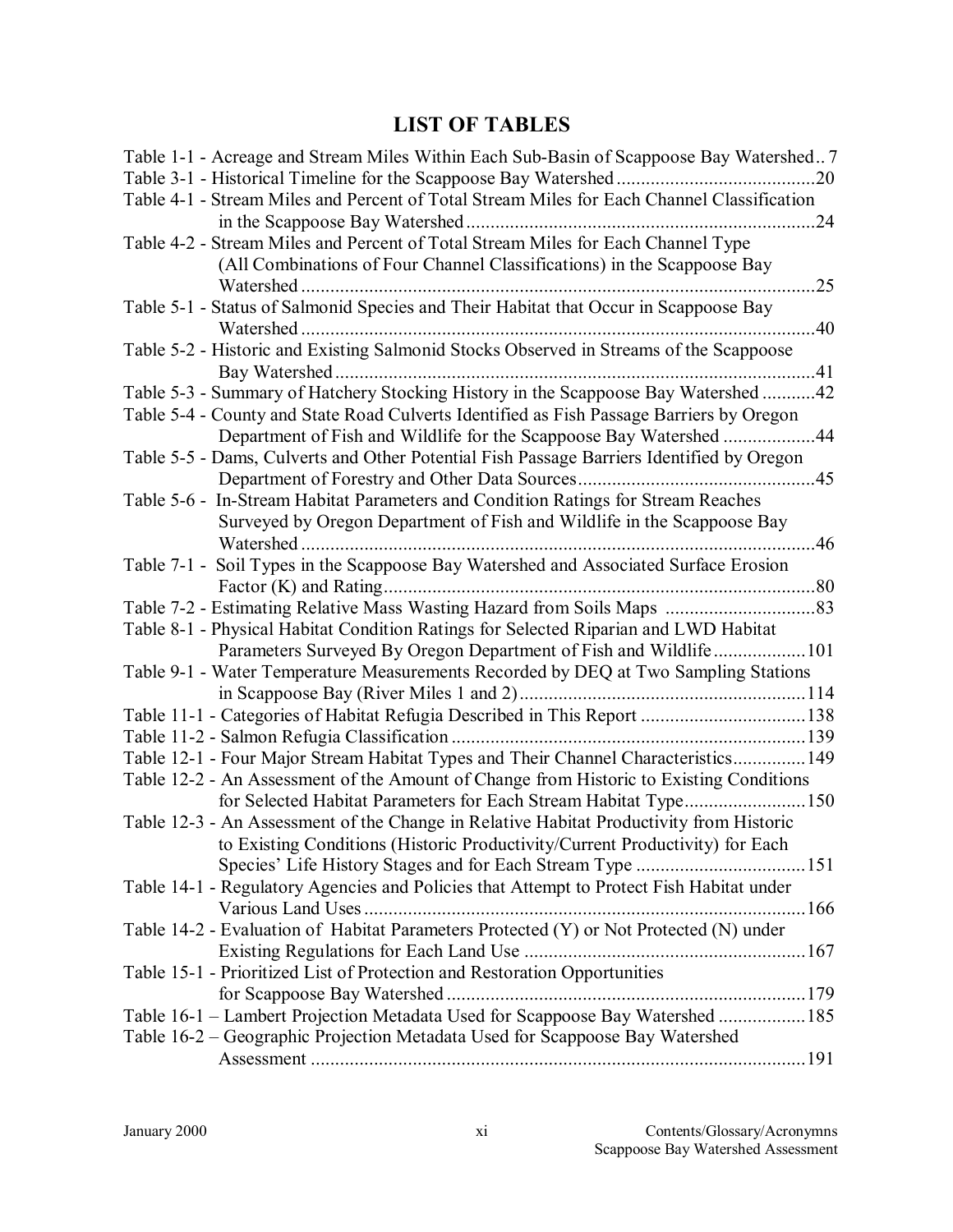# LIST OF TABLES

Table 1-1 - Acreage and Stream Miles Within Each Sub-Basin of Scappoose Bay Watershed .. 7
Table 3-1 - Historical Timeline for the Scappoose Bay Watershed .......................................... 20
Table 4-1 - Stream Miles and Percent of Total Stream Miles for Each Channel Classification in the Scappoose Bay Watershed ........................................................................ 24
Table 4-2 - Stream Miles and Percent of Total Stream Miles for Each Channel Type (All Combinations of Four Channel Classifications) in the Scappoose Bay Watershed .......................................................................................................... 25
Table 5-1 - Status of Salmonid Species and Their Habitat that Occur in Scappoose Bay Watershed .......................................................................................................... 40
Table 5-2 - Historic and Existing Salmonid Stocks Observed in Streams of the Scappoose Bay Watershed ................................................................................................... 41
Table 5-3 - Summary of Hatchery Stocking History in the Scappoose Bay Watershed ........... 42
Table 5-4 - County and State Road Culverts Identified as Fish Passage Barriers by Oregon Department of Fish and Wildlife for the Scappoose Bay Watershed ................... 44
Table 5-5 - Dams, Culverts and Other Potential Fish Passage Barriers Identified by Oregon Department of Forestry and Other Data Sources ................................................. 45
Table 5-6 - In-Stream Habitat Parameters and Condition Ratings for Stream Reaches Surveyed by Oregon Department of Fish and Wildlife in the Scappoose Bay Watershed .......................................................................................................... 46
Table 7-1 - Soil Types in the Scappoose Bay Watershed and Associated Surface Erosion Factor (K) and Rating ......................................................................................... 80
Table 7-2 - Estimating Relative Mass Wasting Hazard from Soils Maps ............................... 83
Table 8-1 - Physical Habitat Condition Ratings for Selected Riparian and LWD Habitat Parameters Surveyed By Oregon Department of Fish and Wildlife ................... 101
Table 9-1 - Water Temperature Measurements Recorded by DEQ at Two Sampling Stations in Scappoose Bay (River Miles 1 and 2) ........................................................... 114
Table 11-1 - Categories of Habitat Refugia Described in This Report .................................. 138
Table 11-2 - Salmon Refugia Classification ......................................................................... 139
Table 12-1 - Four Major Stream Habitat Types and Their Channel Characteristics ............... 149
Table 12-2 - An Assessment of the Amount of Change from Historic to Existing Conditions for Selected Habitat Parameters for Each Stream Habitat Type ......................... 150
Table 12-3 - An Assessment of the Change in Relative Habitat Productivity from Historic to Existing Conditions (Historic Productivity/Current Productivity) for Each Species' Life History Stages and for Each Stream Type ................................... 151
Table 14-1 - Regulatory Agencies and Policies that Attempt to Protect Fish Habitat under Various Land Uses ........................................................................................... 166
Table 14-2 - Evaluation of Habitat Parameters Protected (Y) or Not Protected (N) under Existing Regulations for Each Land Use .......................................................... 167
Table 15-1 - Prioritized List of Protection and Restoration Opportunities for Scappoose Bay Watershed ......................................................................... 179
Table 16-1 – Lambert Projection Metadata Used for Scappoose Bay Watershed .................. 185
Table 16-2 – Geographic Projection Metadata Used for Scappoose Bay Watershed Assessment ...................................................................................................... 191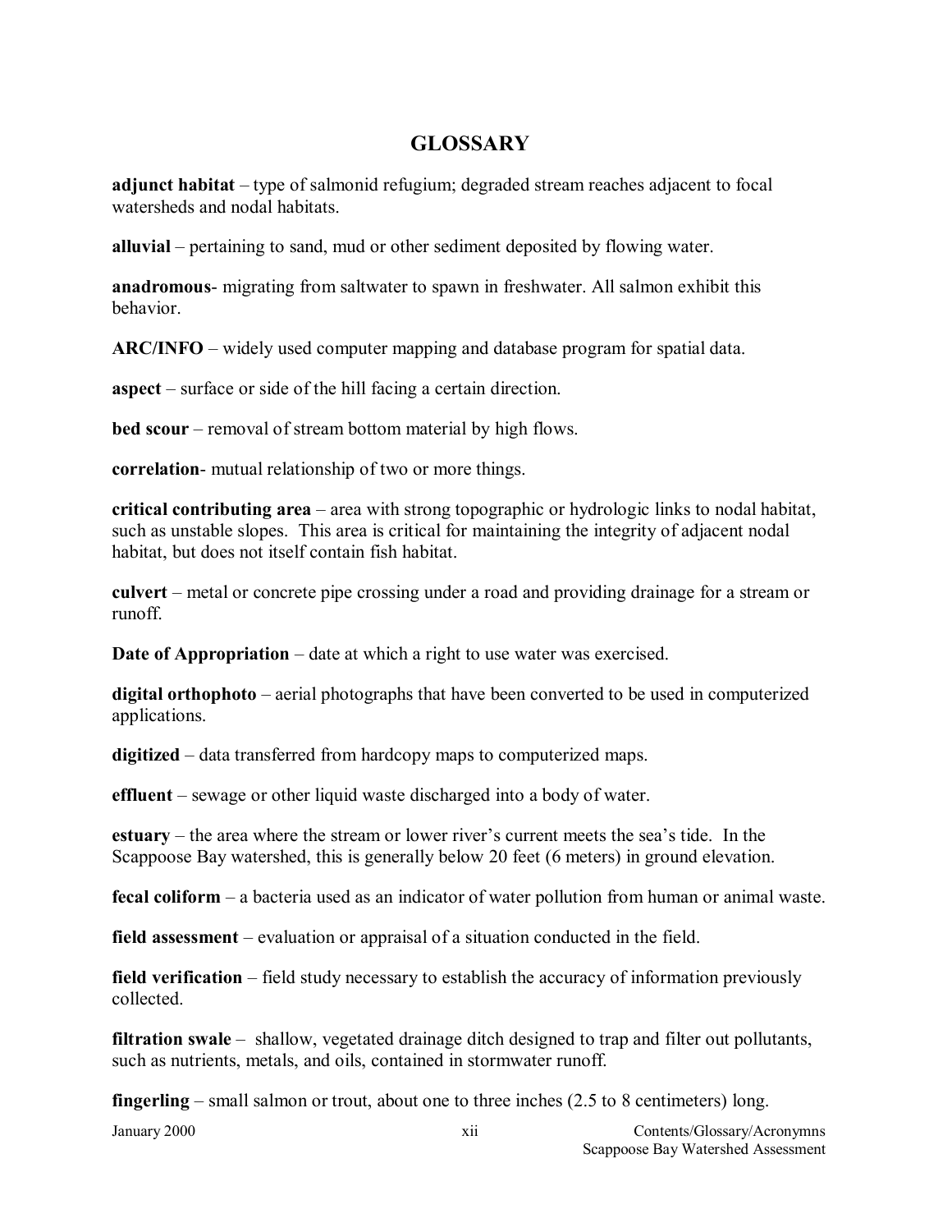# GLOSSARY

**adjunct habitat** – type of salmonid refugium; degraded stream reaches adjacent to focal watersheds and nodal habitats.

**alluvial** – pertaining to sand, mud or other sediment deposited by flowing water.

**anadromous**- migrating from saltwater to spawn in freshwater. All salmon exhibit this behavior.

**ARC/INFO** – widely used computer mapping and database program for spatial data.

**aspect** – surface or side of the hill facing a certain direction.

**bed scour** – removal of stream bottom material by high flows.

**correlation**- mutual relationship of two or more things.

**critical contributing area** – area with strong topographic or hydrologic links to nodal habitat, such as unstable slopes. This area is critical for maintaining the integrity of adjacent nodal habitat, but does not itself contain fish habitat.

**culvert** – metal or concrete pipe crossing under a road and providing drainage for a stream or runoff.

**Date of Appropriation** – date at which a right to use water was exercised.

**digital orthophoto** – aerial photographs that have been converted to be used in computerized applications.

**digitized** – data transferred from hardcopy maps to computerized maps.

**effluent** – sewage or other liquid waste discharged into a body of water.

**estuary** – the area where the stream or lower river's current meets the sea's tide. In the Scappoose Bay watershed, this is generally below 20 feet (6 meters) in ground elevation.

**fecal coliform** – a bacteria used as an indicator of water pollution from human or animal waste.

**field assessment** – evaluation or appraisal of a situation conducted in the field.

**field verification** – field study necessary to establish the accuracy of information previously collected.

**filtration swale** – shallow, vegetated drainage ditch designed to trap and filter out pollutants, such as nutrients, metals, and oils, contained in stormwater runoff.

**fingerling** – small salmon or trout, about one to three inches (2.5 to 8 centimeters) long.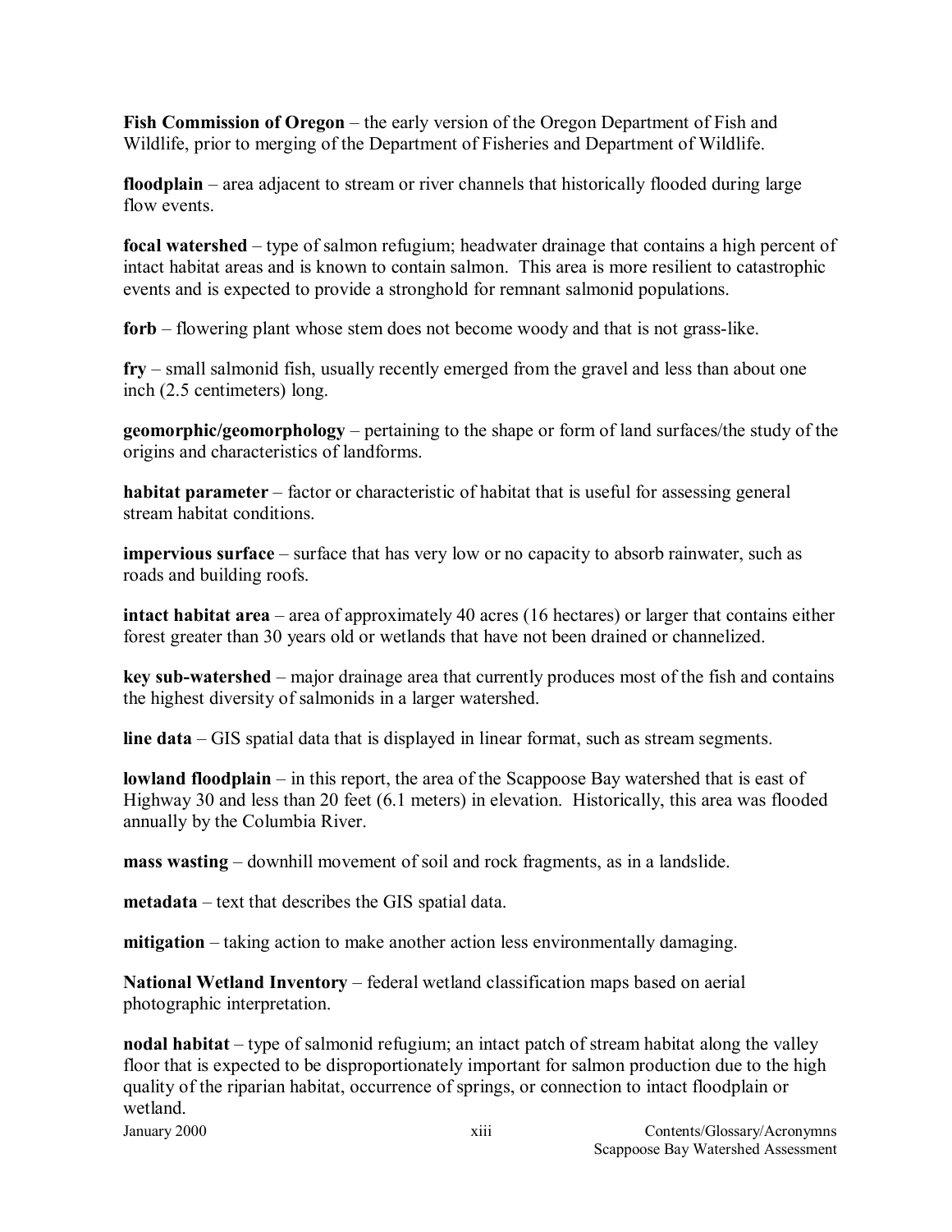**Fish Commission of Oregon** – the early version of the Oregon Department of Fish and Wildlife, prior to merging of the Department of Fisheries and Department of Wildlife.

**floodplain** – area adjacent to stream or river channels that historically flooded during large flow events.

**focal watershed** – type of salmon refugium; headwater drainage that contains a high percent of intact habitat areas and is known to contain salmon. This area is more resilient to catastrophic events and is expected to provide a stronghold for remnant salmonid populations.

**forb** – flowering plant whose stem does not become woody and that is not grass-like.

**fry** – small salmonid fish, usually recently emerged from the gravel and less than about one inch (2.5 centimeters) long.

**geomorphic/geomorphology** – pertaining to the shape or form of land surfaces/the study of the origins and characteristics of landforms.

**habitat parameter** – factor or characteristic of habitat that is useful for assessing general stream habitat conditions.

**impervious surface** – surface that has very low or no capacity to absorb rainwater, such as roads and building roofs.

**intact habitat area** – area of approximately 40 acres (16 hectares) or larger that contains either forest greater than 30 years old or wetlands that have not been drained or channelized.

**key sub-watershed** – major drainage area that currently produces most of the fish and contains the highest diversity of salmonids in a larger watershed.

**line data** – GIS spatial data that is displayed in linear format, such as stream segments.

**lowland floodplain** – in this report, the area of the Scappoose Bay watershed that is east of Highway 30 and less than 20 feet (6.1 meters) in elevation. Historically, this area was flooded annually by the Columbia River.

**mass wasting** – downhill movement of soil and rock fragments, as in a landslide.

**metadata** – text that describes the GIS spatial data.

**mitigation** – taking action to make another action less environmentally damaging.

**National Wetland Inventory** – federal wetland classification maps based on aerial photographic interpretation.

**nodal habitat** – type of salmonid refugium; an intact patch of stream habitat along the valley floor that is expected to be disproportionately important for salmon production due to the high quality of the riparian habitat, occurrence of springs, or connection to intact floodplain or wetland.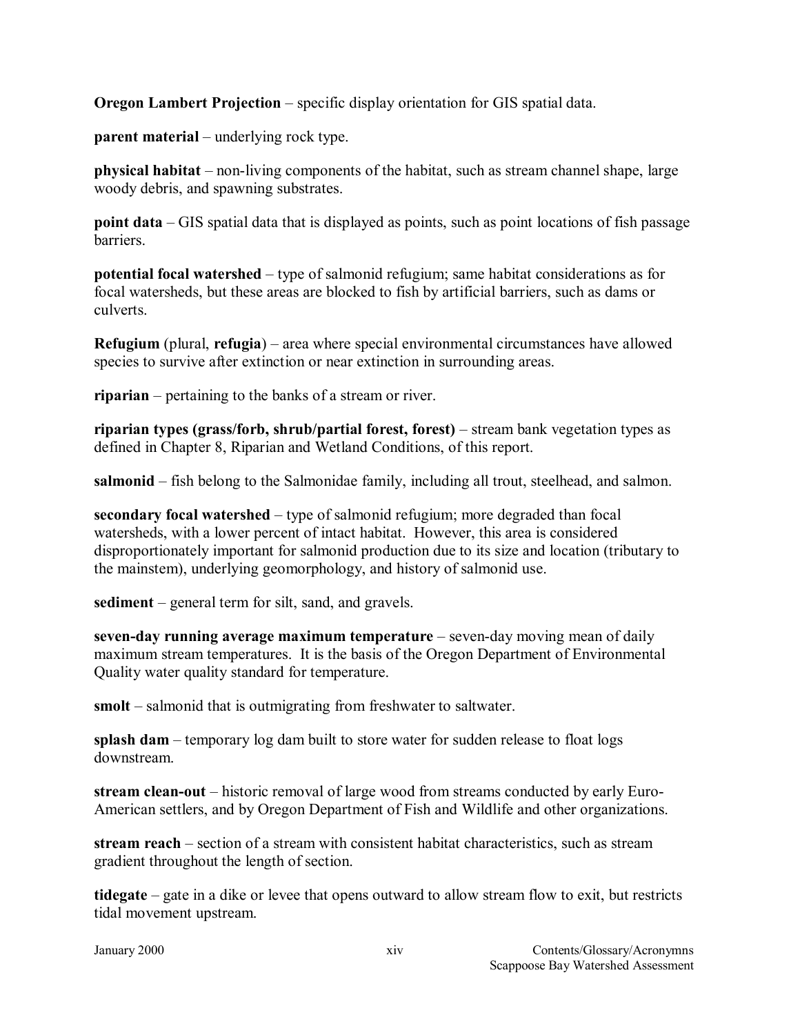**Oregon Lambert Projection** – specific display orientation for GIS spatial data.

**parent material** – underlying rock type.

**physical habitat** – non-living components of the habitat, such as stream channel shape, large woody debris, and spawning substrates.

**point data** – GIS spatial data that is displayed as points, such as point locations of fish passage barriers.

**potential focal watershed** – type of salmonid refugium; same habitat considerations as for focal watersheds, but these areas are blocked to fish by artificial barriers, such as dams or culverts.

**Refugium** (plural, **refugia**) – area where special environmental circumstances have allowed species to survive after extinction or near extinction in surrounding areas.

**riparian** – pertaining to the banks of a stream or river.

**riparian types (grass/forb, shrub/partial forest, forest)** – stream bank vegetation types as defined in Chapter 8, Riparian and Wetland Conditions, of this report.

**salmonid** – fish belong to the Salmonidae family, including all trout, steelhead, and salmon.

**secondary focal watershed** – type of salmonid refugium; more degraded than focal watersheds, with a lower percent of intact habitat. However, this area is considered disproportionately important for salmonid production due to its size and location (tributary to the mainstem), underlying geomorphology, and history of salmonid use.

**sediment** – general term for silt, sand, and gravels.

**seven-day running average maximum temperature** – seven-day moving mean of daily maximum stream temperatures. It is the basis of the Oregon Department of Environmental Quality water quality standard for temperature.

**smolt** – salmonid that is outmigrating from freshwater to saltwater.

**splash dam** – temporary log dam built to store water for sudden release to float logs downstream.

**stream clean-out** – historic removal of large wood from streams conducted by early Euro-American settlers, and by Oregon Department of Fish and Wildlife and other organizations.

**stream reach** – section of a stream with consistent habitat characteristics, such as stream gradient throughout the length of section.

**tidegate** – gate in a dike or levee that opens outward to allow stream flow to exit, but restricts tidal movement upstream.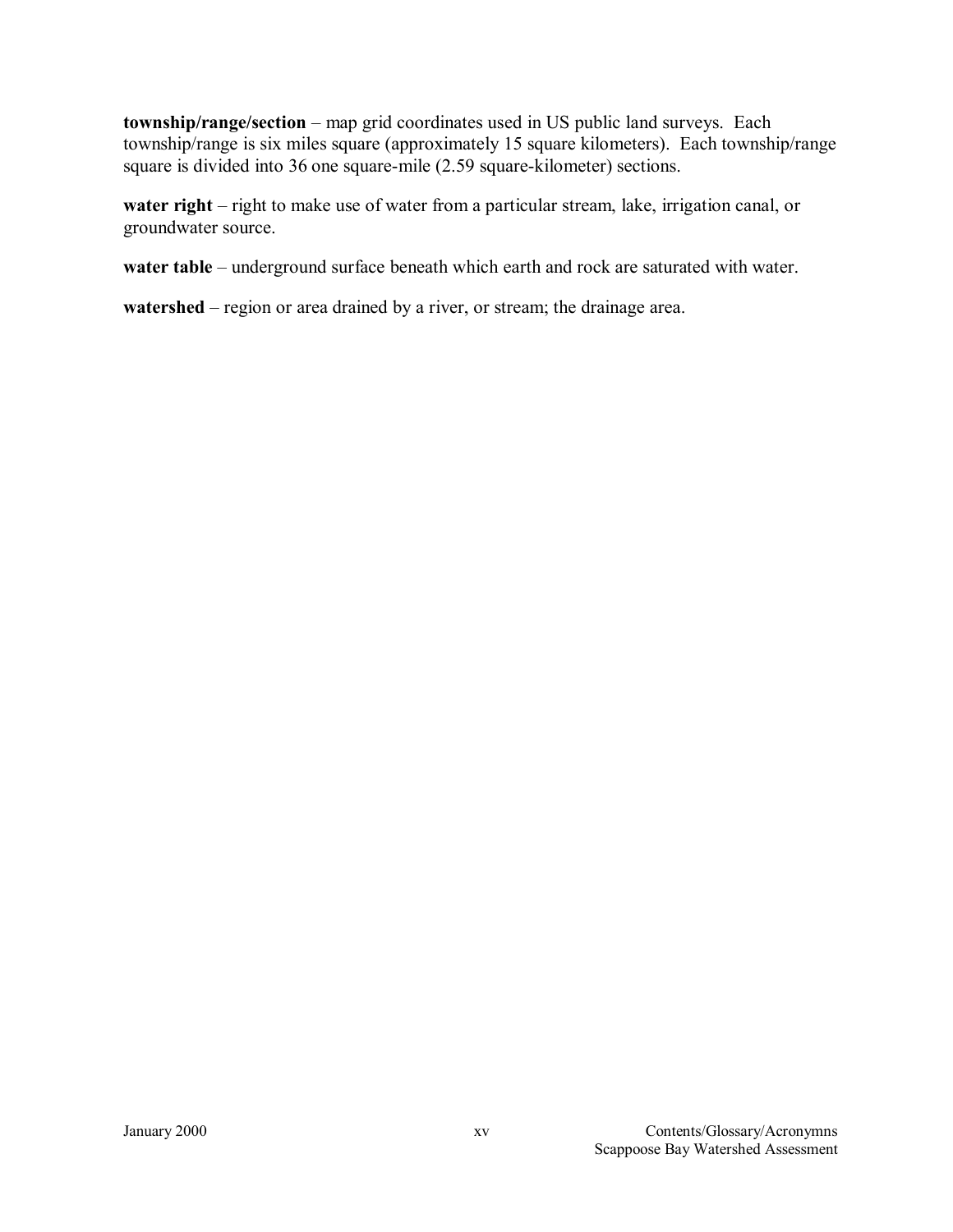**township/range/section** – map grid coordinates used in US public land surveys. Each township/range is six miles square (approximately 15 square kilometers). Each township/range square is divided into 36 one square-mile (2.59 square-kilometer) sections.

**water right** – right to make use of water from a particular stream, lake, irrigation canal, or groundwater source.

**water table** – underground surface beneath which earth and rock are saturated with water.

**watershed** – region or area drained by a river, or stream; the drainage area.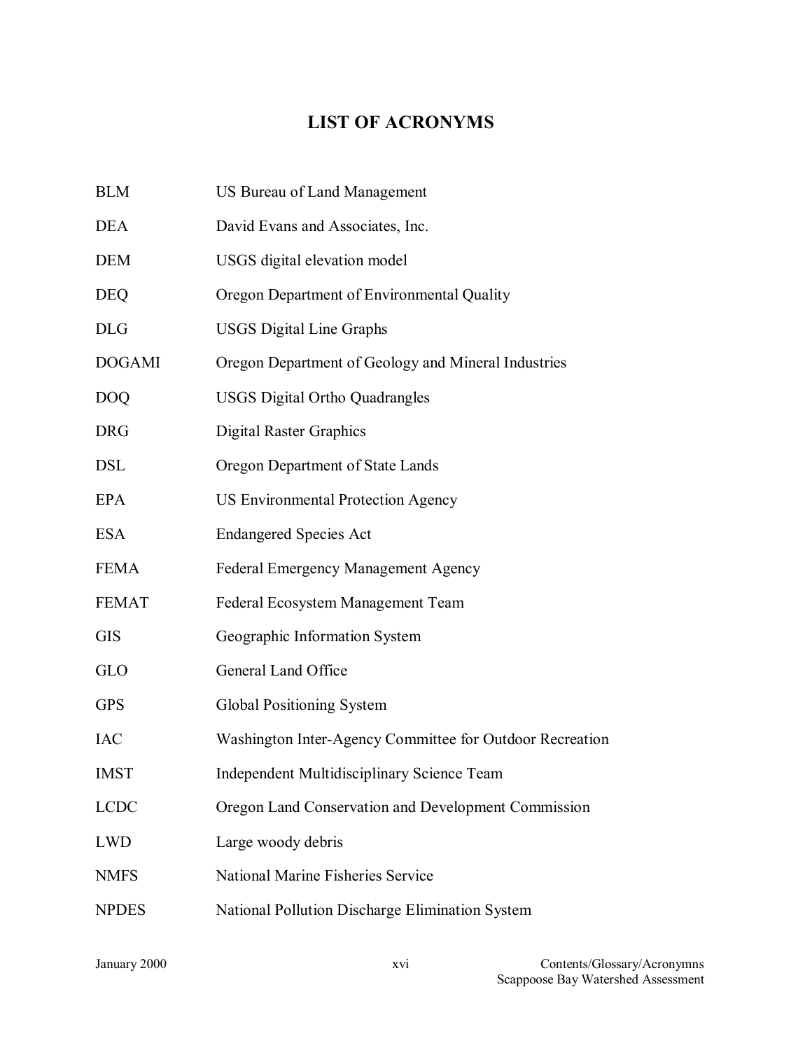# LIST OF ACRONYMS

| | |
|---|---|
| BLM | US Bureau of Land Management |
| DEA | David Evans and Associates, Inc. |
| DEM | USGS digital elevation model |
| DEQ | Oregon Department of Environmental Quality |
| DLG | USGS Digital Line Graphs |
| DOGAMI | Oregon Department of Geology and Mineral Industries |
| DOQ | USGS Digital Ortho Quadrangles |
| DRG | Digital Raster Graphics |
| DSL | Oregon Department of State Lands |
| EPA | US Environmental Protection Agency |
| ESA | Endangered Species Act |
| FEMA | Federal Emergency Management Agency |
| FEMAT | Federal Ecosystem Management Team |
| GIS | Geographic Information System |
| GLO | General Land Office |
| GPS | Global Positioning System |
| IAC | Washington Inter-Agency Committee for Outdoor Recreation |
| IMST | Independent Multidisciplinary Science Team |
| LCDC | Oregon Land Conservation and Development Commission |
| LWD | Large woody debris |
| NMFS | National Marine Fisheries Service |
| NPDES | National Pollution Discharge Elimination System |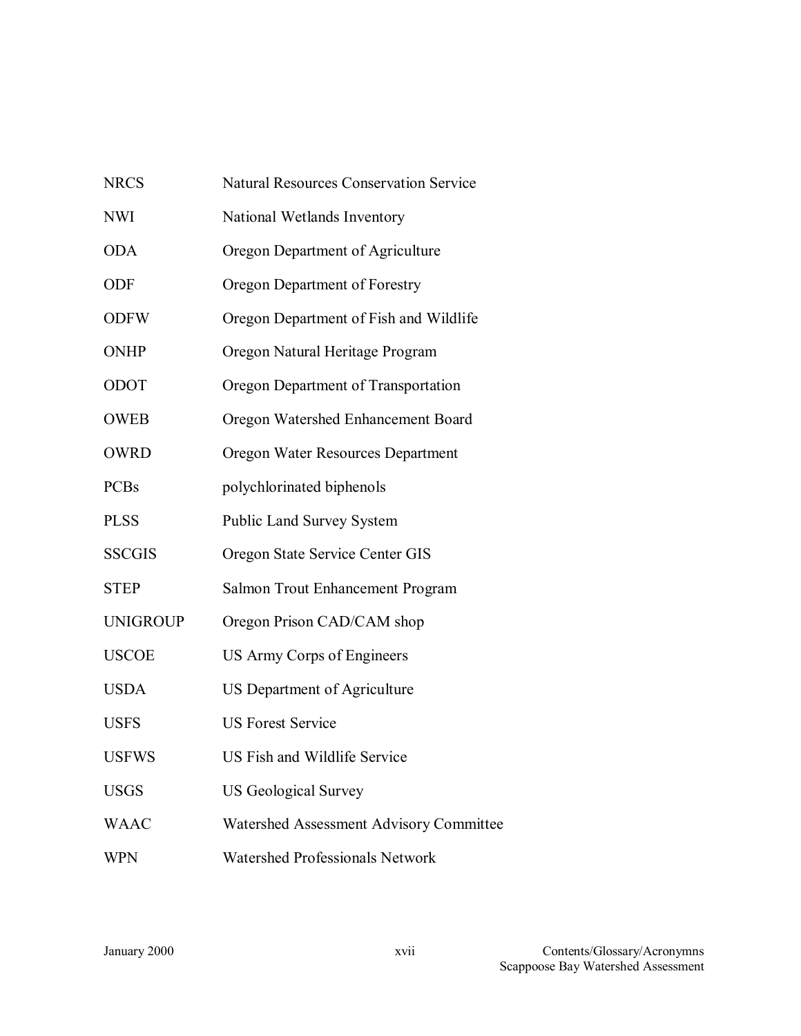| | |
|---|---|
| NRCS | Natural Resources Conservation Service |
| NWI | National Wetlands Inventory |
| ODA | Oregon Department of Agriculture |
| ODF | Oregon Department of Forestry |
| ODFW | Oregon Department of Fish and Wildlife |
| ONHP | Oregon Natural Heritage Program |
| ODOT | Oregon Department of Transportation |
| OWEB | Oregon Watershed Enhancement Board |
| OWRD | Oregon Water Resources Department |
| PCBs | polychlorinated biphenols |
| PLSS | Public Land Survey System |
| SSCGIS | Oregon State Service Center GIS |
| STEP | Salmon Trout Enhancement Program |
| UNIGROUP | Oregon Prison CAD/CAM shop |
| USCOE | US Army Corps of Engineers |
| USDA | US Department of Agriculture |
| USFS | US Forest Service |
| USFWS | US Fish and Wildlife Service |
| USGS | US Geological Survey |
| WAAC | Watershed Assessment Advisory Committee |
| WPN | Watershed Professionals Network |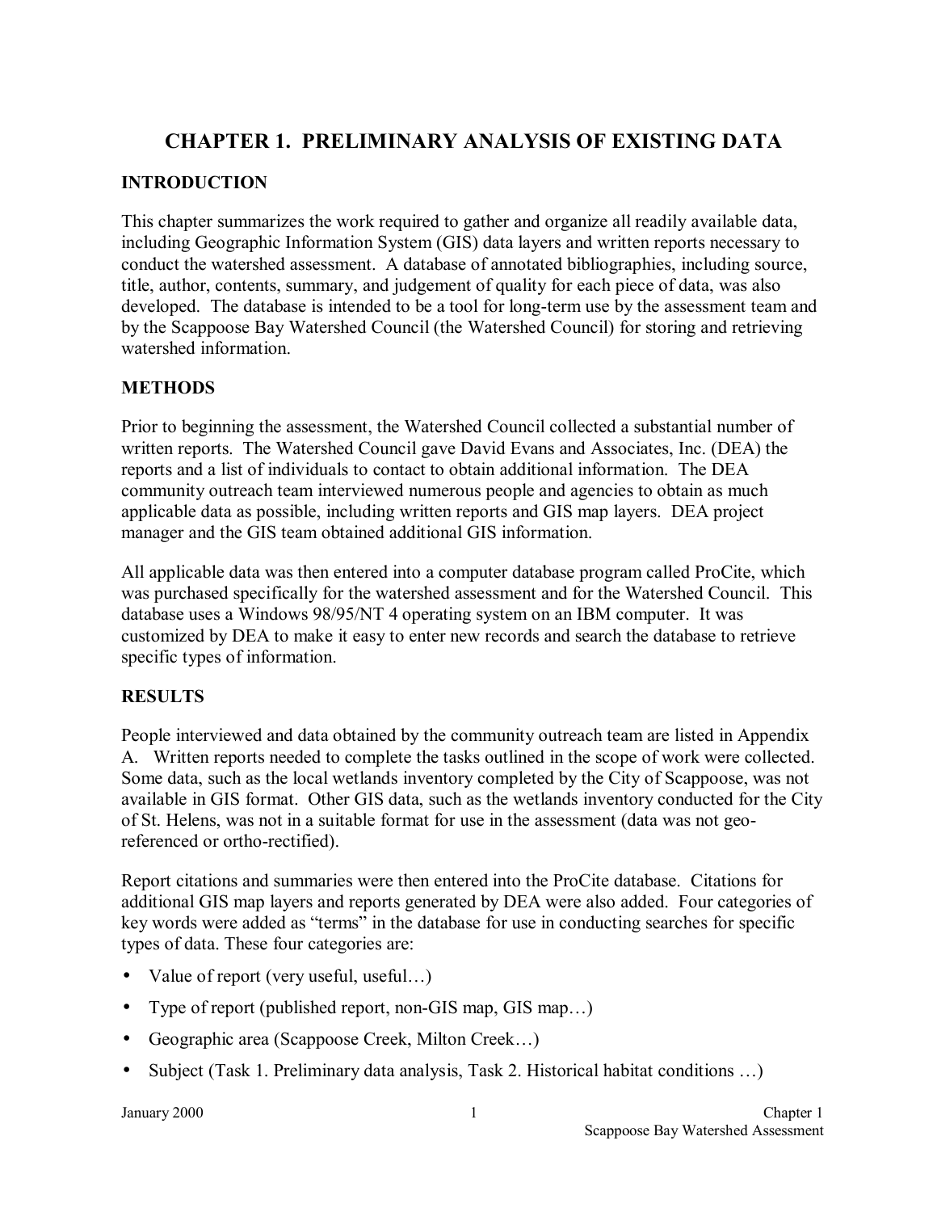# CHAPTER 1. PRELIMINARY ANALYSIS OF EXISTING DATA

## INTRODUCTION

This chapter summarizes the work required to gather and organize all readily available data, including Geographic Information System (GIS) data layers and written reports necessary to conduct the watershed assessment. A database of annotated bibliographies, including source, title, author, contents, summary, and judgement of quality for each piece of data, was also developed. The database is intended to be a tool for long-term use by the assessment team and by the Scappoose Bay Watershed Council (the Watershed Council) for storing and retrieving watershed information.

## METHODS

Prior to beginning the assessment, the Watershed Council collected a substantial number of written reports. The Watershed Council gave David Evans and Associates, Inc. (DEA) the reports and a list of individuals to contact to obtain additional information. The DEA community outreach team interviewed numerous people and agencies to obtain as much applicable data as possible, including written reports and GIS map layers. DEA project manager and the GIS team obtained additional GIS information.

All applicable data was then entered into a computer database program called ProCite, which was purchased specifically for the watershed assessment and for the Watershed Council. This database uses a Windows 98/95/NT 4 operating system on an IBM computer. It was customized by DEA to make it easy to enter new records and search the database to retrieve specific types of information.

## RESULTS

People interviewed and data obtained by the community outreach team are listed in Appendix A. Written reports needed to complete the tasks outlined in the scope of work were collected. Some data, such as the local wetlands inventory completed by the City of Scappoose, was not available in GIS format. Other GIS data, such as the wetlands inventory conducted for the City of St. Helens, was not in a suitable format for use in the assessment (data was not geo-referenced or ortho-rectified).

Report citations and summaries were then entered into the ProCite database. Citations for additional GIS map layers and reports generated by DEA were also added. Four categories of key words were added as "terms" in the database for use in conducting searches for specific types of data. These four categories are:

- Value of report (very useful, useful…)
- Type of report (published report, non-GIS map, GIS map…)
- Geographic area (Scappoose Creek, Milton Creek…)
- Subject (Task 1. Preliminary data analysis, Task 2. Historical habitat conditions …)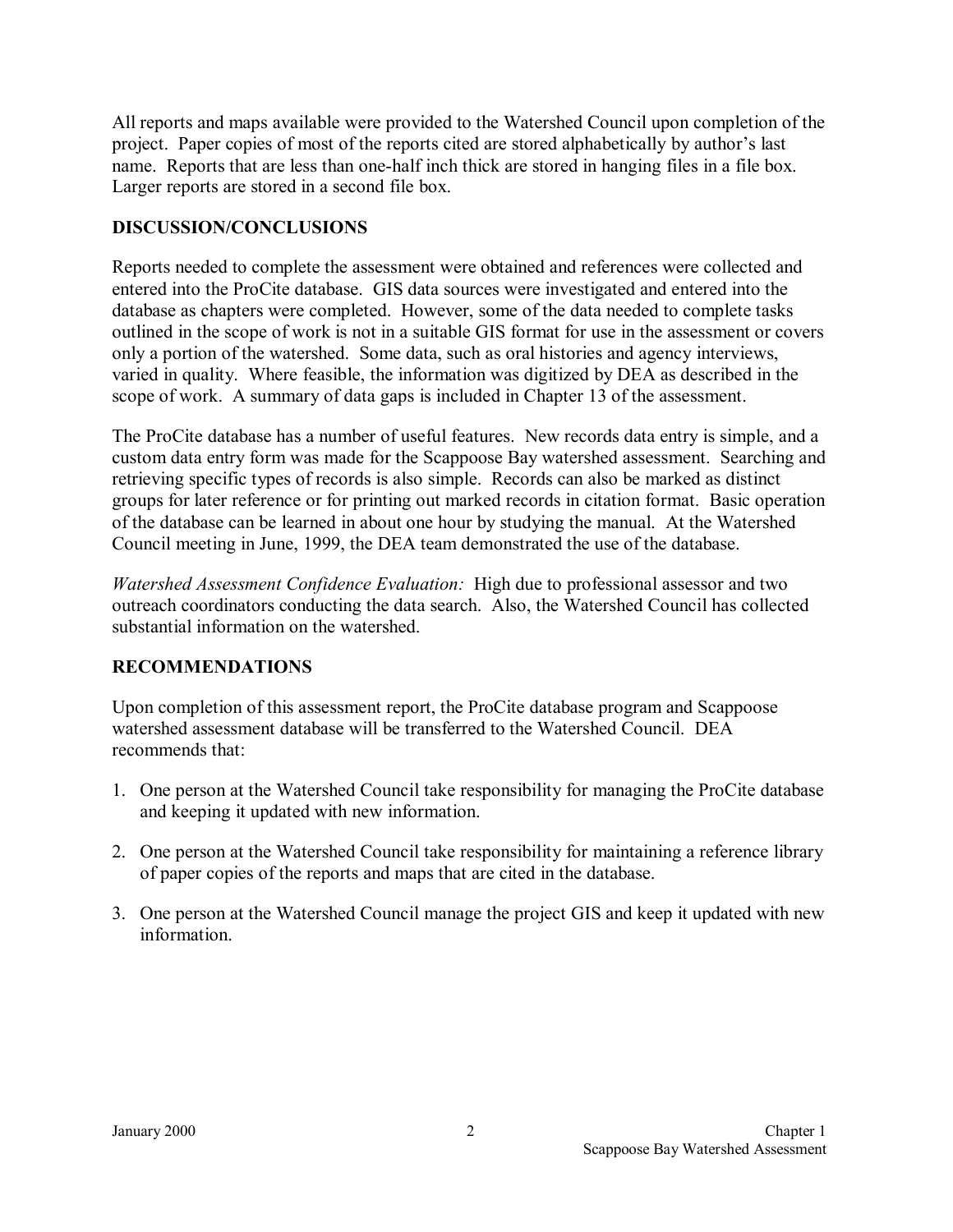All reports and maps available were provided to the Watershed Council upon completion of the project. Paper copies of most of the reports cited are stored alphabetically by author's last name. Reports that are less than one-half inch thick are stored in hanging files in a file box. Larger reports are stored in a second file box.

## DISCUSSION/CONCLUSIONS

Reports needed to complete the assessment were obtained and references were collected and entered into the ProCite database. GIS data sources were investigated and entered into the database as chapters were completed. However, some of the data needed to complete tasks outlined in the scope of work is not in a suitable GIS format for use in the assessment or covers only a portion of the watershed. Some data, such as oral histories and agency interviews, varied in quality. Where feasible, the information was digitized by DEA as described in the scope of work. A summary of data gaps is included in Chapter 13 of the assessment.

The ProCite database has a number of useful features. New records data entry is simple, and a custom data entry form was made for the Scappoose Bay watershed assessment. Searching and retrieving specific types of records is also simple. Records can also be marked as distinct groups for later reference or for printing out marked records in citation format. Basic operation of the database can be learned in about one hour by studying the manual. At the Watershed Council meeting in June, 1999, the DEA team demonstrated the use of the database.

*Watershed Assessment Confidence Evaluation:* High due to professional assessor and two outreach coordinators conducting the data search. Also, the Watershed Council has collected substantial information on the watershed.

## RECOMMENDATIONS

Upon completion of this assessment report, the ProCite database program and Scappoose watershed assessment database will be transferred to the Watershed Council. DEA recommends that:

1. One person at the Watershed Council take responsibility for managing the ProCite database and keeping it updated with new information.
2. One person at the Watershed Council take responsibility for maintaining a reference library of paper copies of the reports and maps that are cited in the database.
3. One person at the Watershed Council manage the project GIS and keep it updated with new information.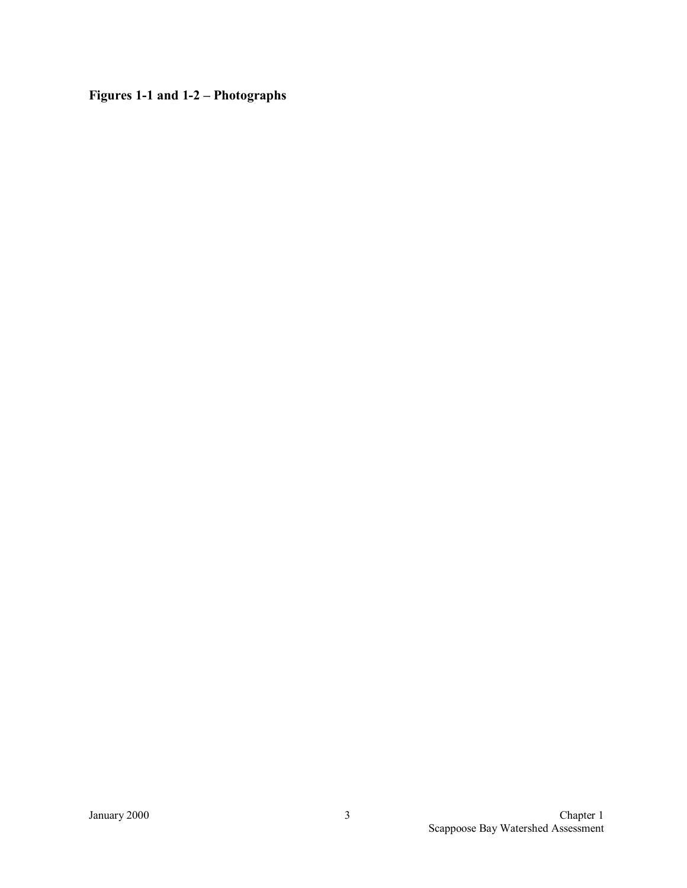**Figures 1-1 and 1-2 – Photographs**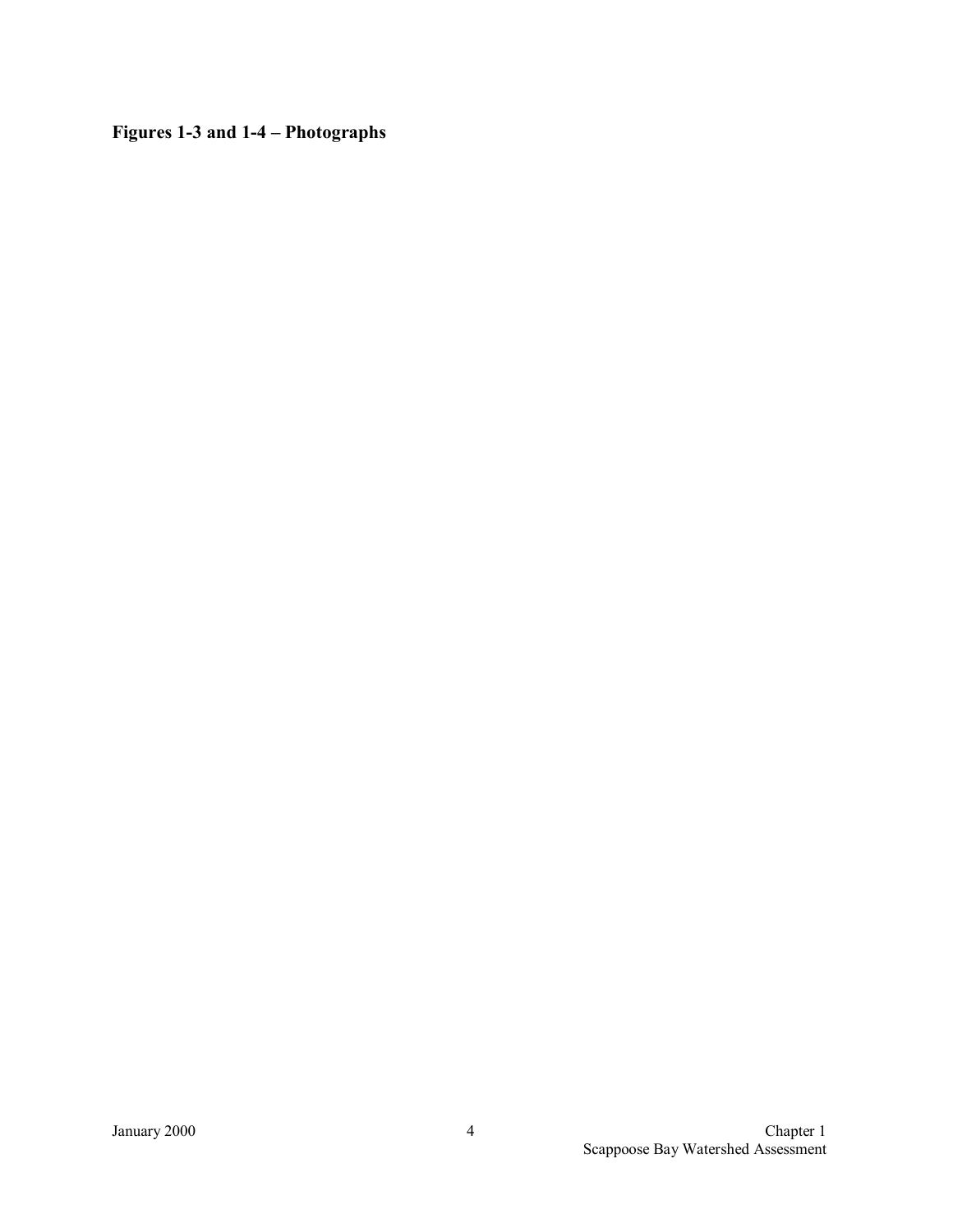**Figures 1-3 and 1-4 – Photographs**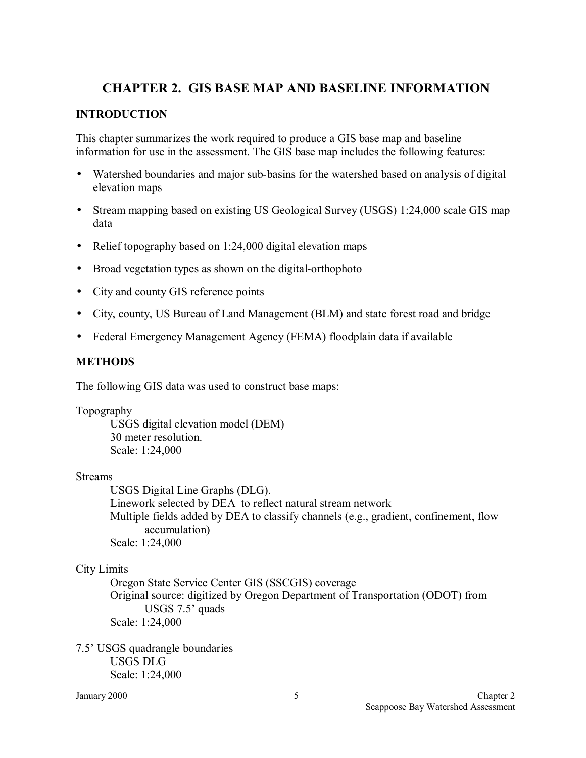# CHAPTER 2. GIS BASE MAP AND BASELINE INFORMATION

## INTRODUCTION

This chapter summarizes the work required to produce a GIS base map and baseline information for use in the assessment. The GIS base map includes the following features:

- Watershed boundaries and major sub-basins for the watershed based on analysis of digital elevation maps
- Stream mapping based on existing US Geological Survey (USGS) 1:24,000 scale GIS map data
- Relief topography based on 1:24,000 digital elevation maps
- Broad vegetation types as shown on the digital-orthophoto
- City and county GIS reference points
- City, county, US Bureau of Land Management (BLM) and state forest road and bridge
- Federal Emergency Management Agency (FEMA) floodplain data if available

## METHODS

The following GIS data was used to construct base maps:

Topography
    USGS digital elevation model (DEM)
    30 meter resolution.
    Scale: 1:24,000

Streams
    USGS Digital Line Graphs (DLG).
    Linework selected by DEA to reflect natural stream network
    Multiple fields added by DEA to classify channels (e.g., gradient, confinement, flow accumulation)
    Scale: 1:24,000

City Limits
    Oregon State Service Center GIS (SSCGIS) coverage
    Original source: digitized by Oregon Department of Transportation (ODOT) from USGS 7.5' quads
    Scale: 1:24,000

7.5' USGS quadrangle boundaries
    USGS DLG
    Scale: 1:24,000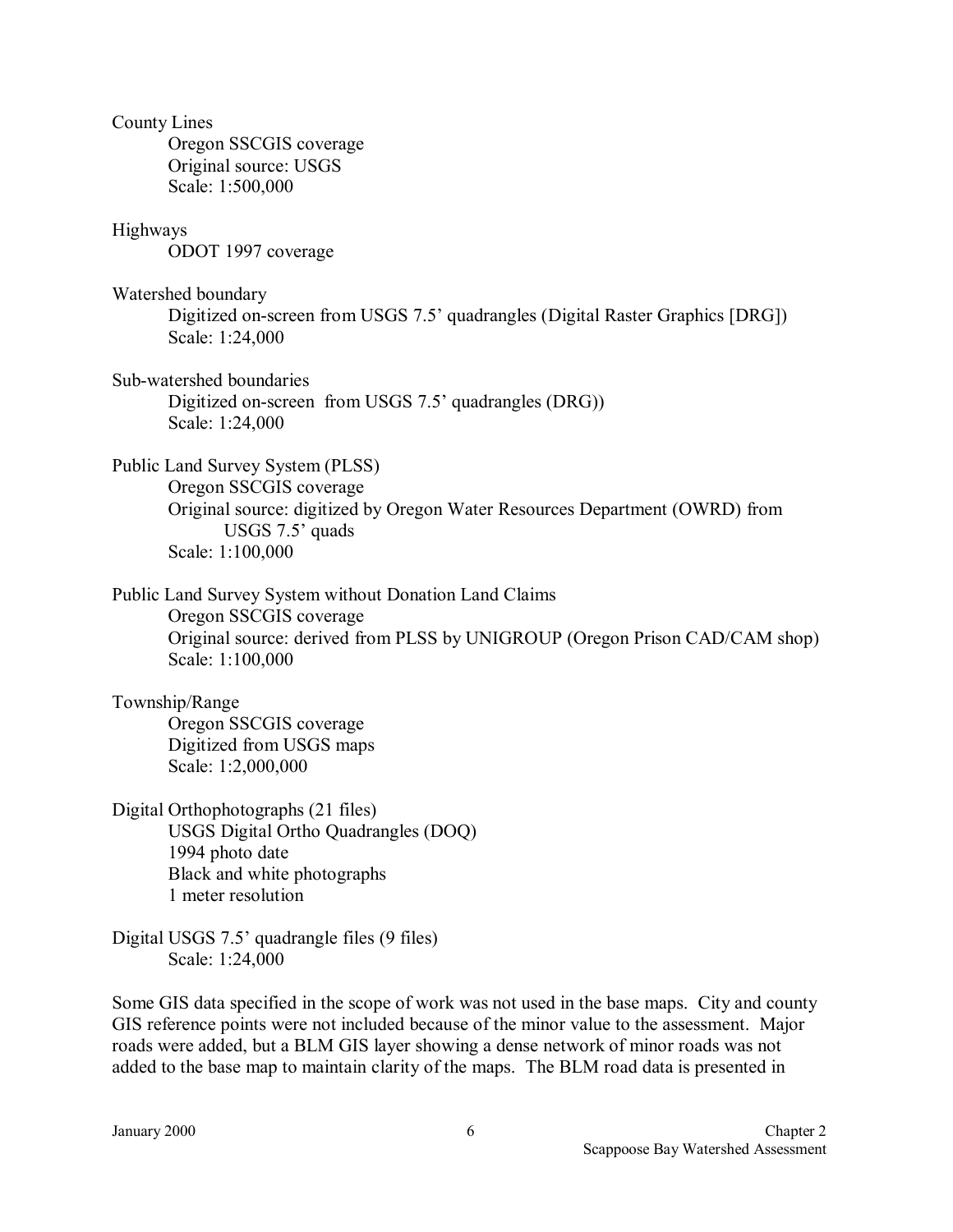County Lines

Oregon SSCGIS coverage
Original source: USGS
Scale: 1:500,000

Highways

ODOT 1997 coverage

Watershed boundary

Digitized on-screen from USGS 7.5' quadrangles (Digital Raster Graphics [DRG])
Scale: 1:24,000

Sub-watershed boundaries

Digitized on-screen from USGS 7.5' quadrangles (DRG))
Scale: 1:24,000

Public Land Survey System (PLSS)

Oregon SSCGIS coverage
Original source: digitized by Oregon Water Resources Department (OWRD) from USGS 7.5' quads
Scale: 1:100,000

Public Land Survey System without Donation Land Claims

Oregon SSCGIS coverage
Original source: derived from PLSS by UNIGROUP (Oregon Prison CAD/CAM shop)
Scale: 1:100,000

Township/Range

Oregon SSCGIS coverage
Digitized from USGS maps
Scale: 1:2,000,000

Digital Orthophotographs (21 files)

USGS Digital Ortho Quadrangles (DOQ)
1994 photo date
Black and white photographs
1 meter resolution

Digital USGS 7.5' quadrangle files (9 files)

Scale: 1:24,000

Some GIS data specified in the scope of work was not used in the base maps. City and county GIS reference points were not included because of the minor value to the assessment. Major roads were added, but a BLM GIS layer showing a dense network of minor roads was not added to the base map to maintain clarity of the maps. The BLM road data is presented in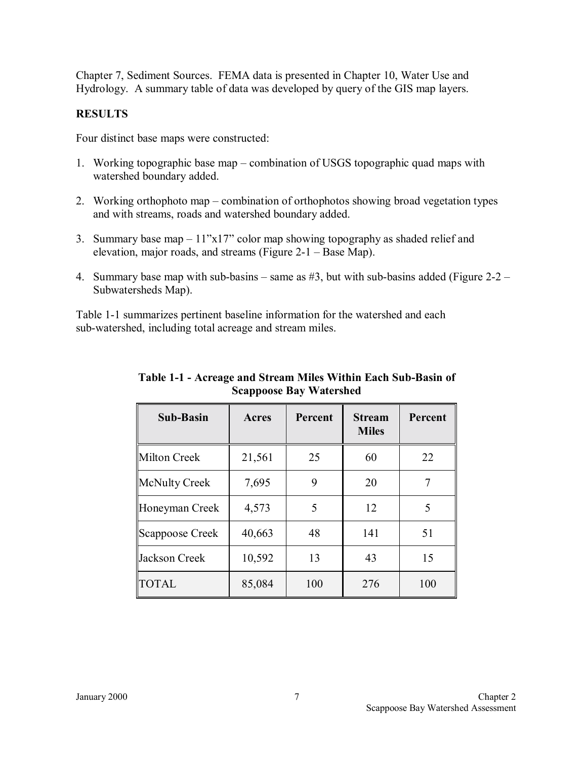Chapter 7, Sediment Sources. FEMA data is presented in Chapter 10, Water Use and Hydrology. A summary table of data was developed by query of the GIS map layers.

**RESULTS**

Four distinct base maps were constructed:

1. Working topographic base map – combination of USGS topographic quad maps with watershed boundary added.

2. Working orthophoto map – combination of orthophotos showing broad vegetation types and with streams, roads and watershed boundary added.

3. Summary base map – 11"x17" color map showing topography as shaded relief and elevation, major roads, and streams (Figure 2-1 – Base Map).

4. Summary base map with sub-basins – same as #3, but with sub-basins added (Figure 2-2 – Subwatersheds Map).

Table 1-1 summarizes pertinent baseline information for the watershed and each sub-watershed, including total acreage and stream miles.

**Table 1-1 - Acreage and Stream Miles Within Each Sub-Basin of Scappoose Bay Watershed**

| Sub-Basin | Acres | Percent | Stream Miles | Percent |
|---|---|---|---|---|
| Milton Creek | 21,561 | 25 | 60 | 22 |
| McNulty Creek | 7,695 | 9 | 20 | 7 |
| Honeyman Creek | 4,573 | 5 | 12 | 5 |
| Scappoose Creek | 40,663 | 48 | 141 | 51 |
| Jackson Creek | 10,592 | 13 | 43 | 15 |
| TOTAL | 85,084 | 100 | 276 | 100 |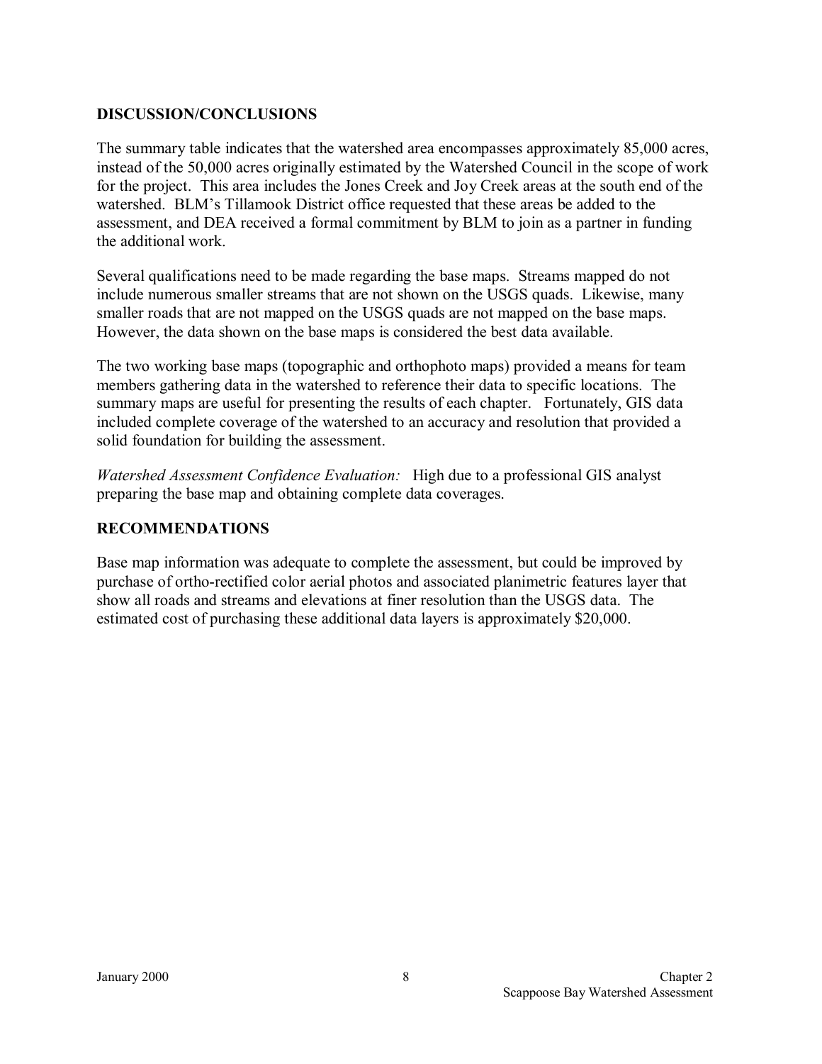## DISCUSSION/CONCLUSIONS

The summary table indicates that the watershed area encompasses approximately 85,000 acres, instead of the 50,000 acres originally estimated by the Watershed Council in the scope of work for the project. This area includes the Jones Creek and Joy Creek areas at the south end of the watershed. BLM's Tillamook District office requested that these areas be added to the assessment, and DEA received a formal commitment by BLM to join as a partner in funding the additional work.

Several qualifications need to be made regarding the base maps. Streams mapped do not include numerous smaller streams that are not shown on the USGS quads. Likewise, many smaller roads that are not mapped on the USGS quads are not mapped on the base maps. However, the data shown on the base maps is considered the best data available.

The two working base maps (topographic and orthophoto maps) provided a means for team members gathering data in the watershed to reference their data to specific locations. The summary maps are useful for presenting the results of each chapter. Fortunately, GIS data included complete coverage of the watershed to an accuracy and resolution that provided a solid foundation for building the assessment.

*Watershed Assessment Confidence Evaluation:* High due to a professional GIS analyst preparing the base map and obtaining complete data coverages.

## RECOMMENDATIONS

Base map information was adequate to complete the assessment, but could be improved by purchase of ortho-rectified color aerial photos and associated planimetric features layer that show all roads and streams and elevations at finer resolution than the USGS data. The estimated cost of purchasing these additional data layers is approximately $20,000.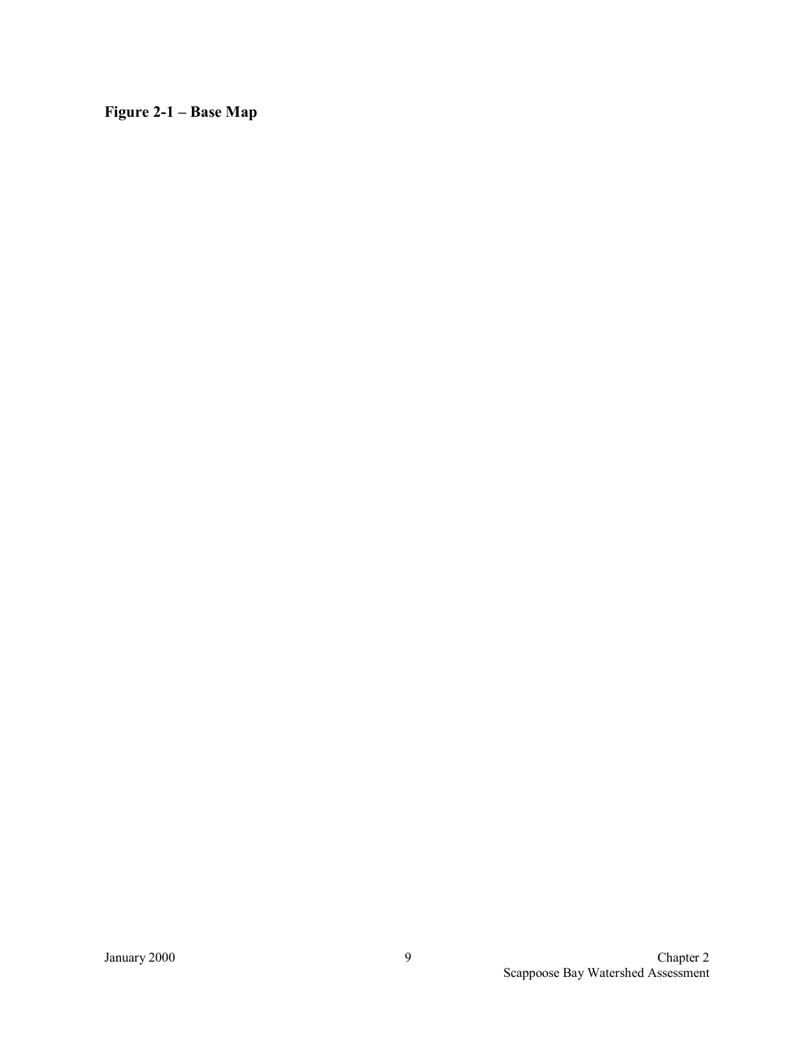**Figure 2-1 – Base Map**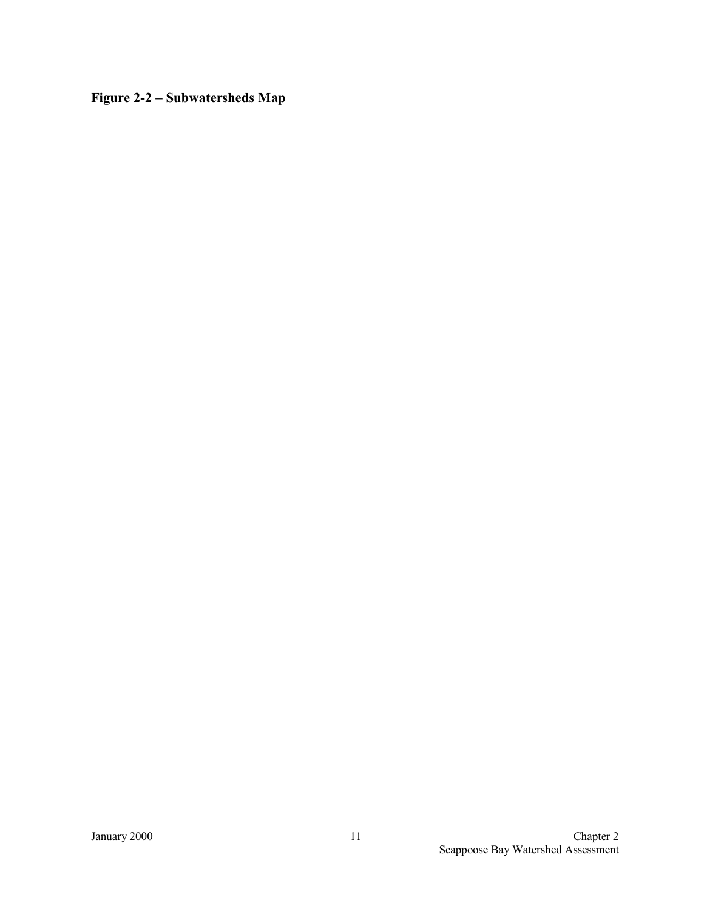**Figure 2-2 – Subwatersheds Map**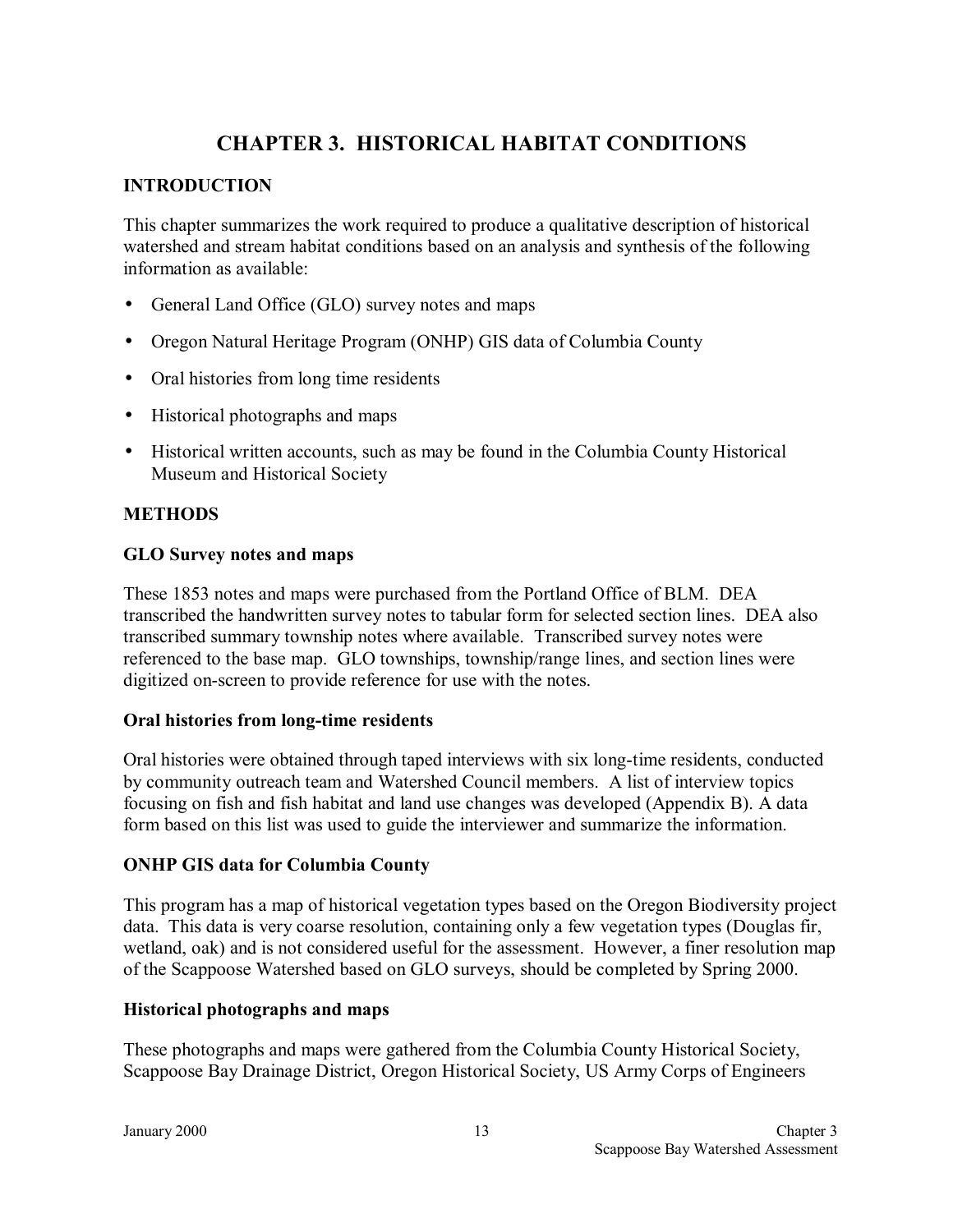# CHAPTER 3. HISTORICAL HABITAT CONDITIONS

## INTRODUCTION

This chapter summarizes the work required to produce a qualitative description of historical watershed and stream habitat conditions based on an analysis and synthesis of the following information as available:

- General Land Office (GLO) survey notes and maps
- Oregon Natural Heritage Program (ONHP) GIS data of Columbia County
- Oral histories from long time residents
- Historical photographs and maps
- Historical written accounts, such as may be found in the Columbia County Historical Museum and Historical Society

## METHODS

### GLO Survey notes and maps

These 1853 notes and maps were purchased from the Portland Office of BLM. DEA transcribed the handwritten survey notes to tabular form for selected section lines. DEA also transcribed summary township notes where available. Transcribed survey notes were referenced to the base map. GLO townships, township/range lines, and section lines were digitized on-screen to provide reference for use with the notes.

### Oral histories from long-time residents

Oral histories were obtained through taped interviews with six long-time residents, conducted by community outreach team and Watershed Council members. A list of interview topics focusing on fish and fish habitat and land use changes was developed (Appendix B). A data form based on this list was used to guide the interviewer and summarize the information.

### ONHP GIS data for Columbia County

This program has a map of historical vegetation types based on the Oregon Biodiversity project data. This data is very coarse resolution, containing only a few vegetation types (Douglas fir, wetland, oak) and is not considered useful for the assessment. However, a finer resolution map of the Scappoose Watershed based on GLO surveys, should be completed by Spring 2000.

### Historical photographs and maps

These photographs and maps were gathered from the Columbia County Historical Society, Scappoose Bay Drainage District, Oregon Historical Society, US Army Corps of Engineers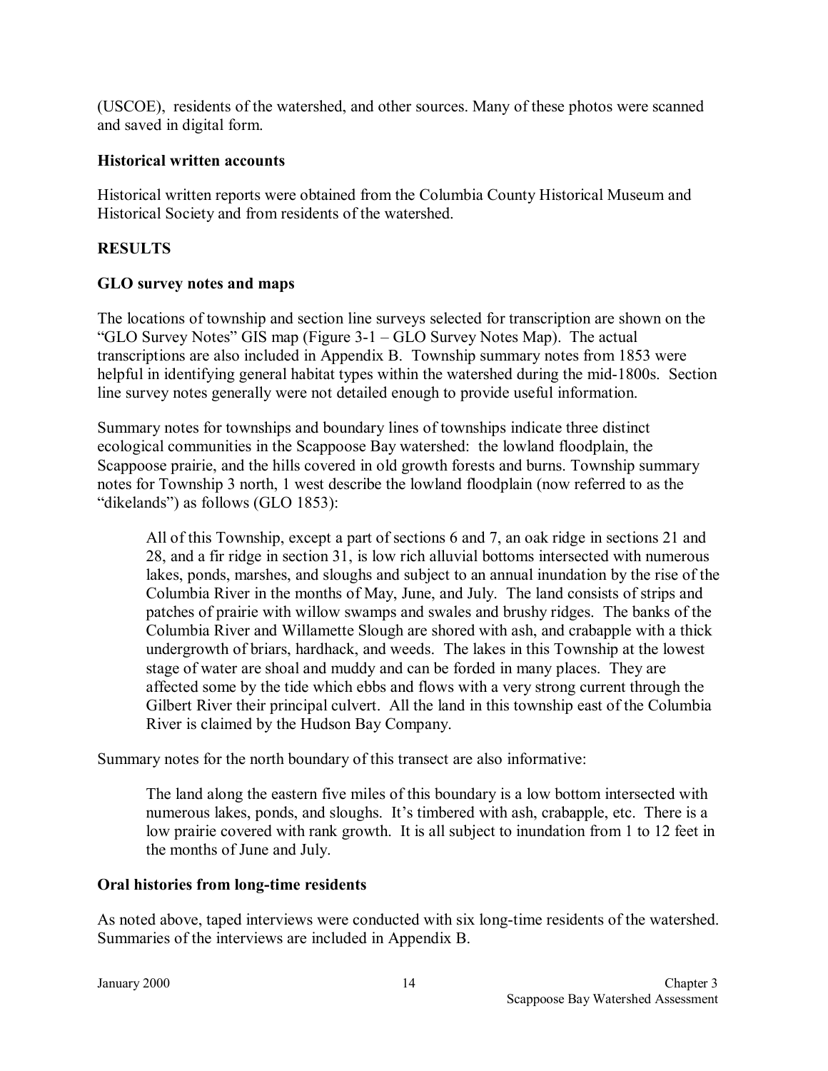(USCOE), residents of the watershed, and other sources. Many of these photos were scanned and saved in digital form.

### Historical written accounts

Historical written reports were obtained from the Columbia County Historical Museum and Historical Society and from residents of the watershed.

## RESULTS

### GLO survey notes and maps

The locations of township and section line surveys selected for transcription are shown on the "GLO Survey Notes" GIS map (Figure 3-1 – GLO Survey Notes Map). The actual transcriptions are also included in Appendix B. Township summary notes from 1853 were helpful in identifying general habitat types within the watershed during the mid-1800s. Section line survey notes generally were not detailed enough to provide useful information.

Summary notes for townships and boundary lines of townships indicate three distinct ecological communities in the Scappoose Bay watershed: the lowland floodplain, the Scappoose prairie, and the hills covered in old growth forests and burns. Township summary notes for Township 3 north, 1 west describe the lowland floodplain (now referred to as the "dikelands") as follows (GLO 1853):

> All of this Township, except a part of sections 6 and 7, an oak ridge in sections 21 and 28, and a fir ridge in section 31, is low rich alluvial bottoms intersected with numerous lakes, ponds, marshes, and sloughs and subject to an annual inundation by the rise of the Columbia River in the months of May, June, and July. The land consists of strips and patches of prairie with willow swamps and swales and brushy ridges. The banks of the Columbia River and Willamette Slough are shored with ash, and crabapple with a thick undergrowth of briars, hardhack, and weeds. The lakes in this Township at the lowest stage of water are shoal and muddy and can be forded in many places. They are affected some by the tide which ebbs and flows with a very strong current through the Gilbert River their principal culvert. All the land in this township east of the Columbia River is claimed by the Hudson Bay Company.

Summary notes for the north boundary of this transect are also informative:

> The land along the eastern five miles of this boundary is a low bottom intersected with numerous lakes, ponds, and sloughs. It's timbered with ash, crabapple, etc. There is a low prairie covered with rank growth. It is all subject to inundation from 1 to 12 feet in the months of June and July.

### Oral histories from long-time residents

As noted above, taped interviews were conducted with six long-time residents of the watershed. Summaries of the interviews are included in Appendix B.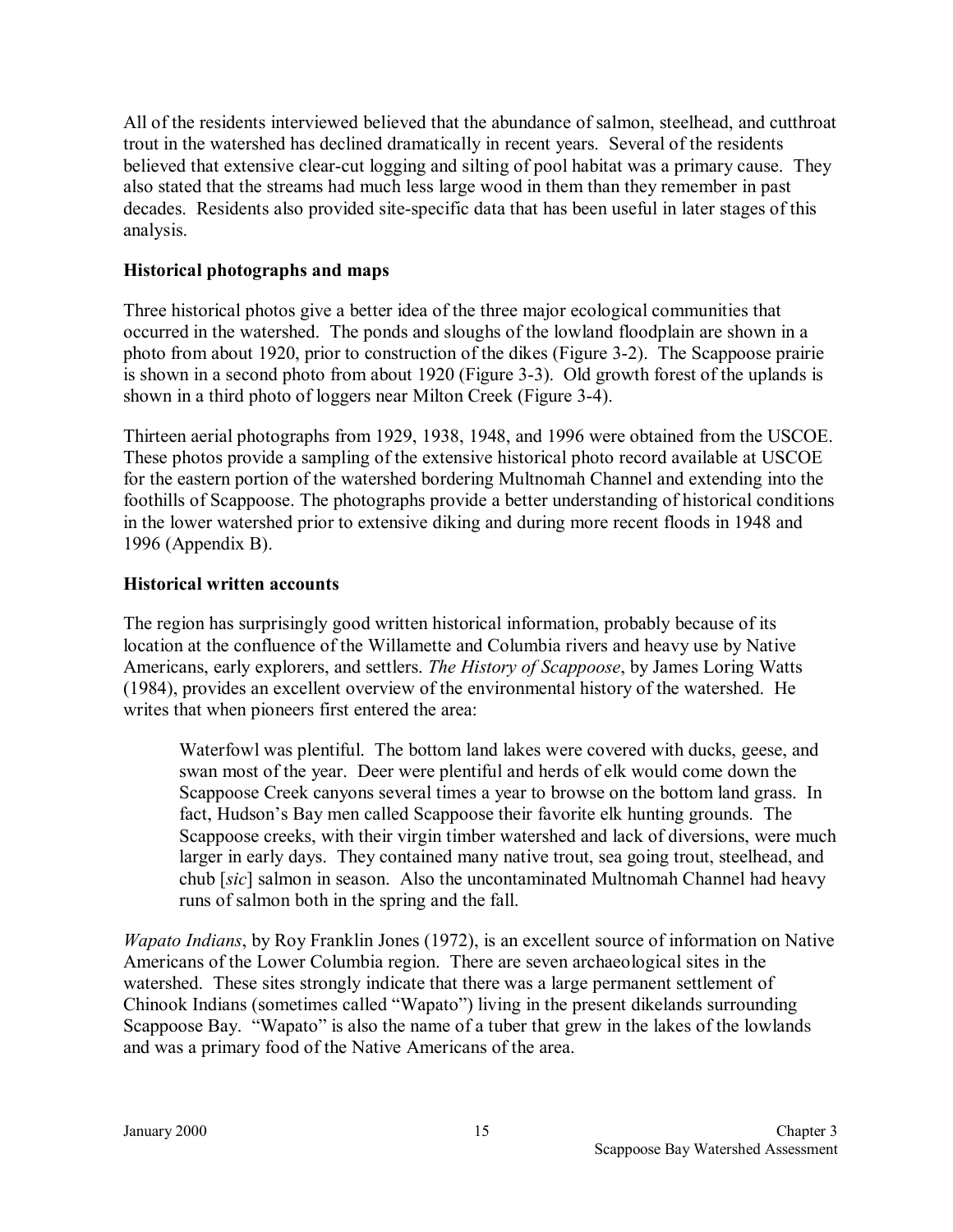All of the residents interviewed believed that the abundance of salmon, steelhead, and cutthroat trout in the watershed has declined dramatically in recent years. Several of the residents believed that extensive clear-cut logging and silting of pool habitat was a primary cause. They also stated that the streams had much less large wood in them than they remember in past decades. Residents also provided site-specific data that has been useful in later stages of this analysis.

### Historical photographs and maps

Three historical photos give a better idea of the three major ecological communities that occurred in the watershed. The ponds and sloughs of the lowland floodplain are shown in a photo from about 1920, prior to construction of the dikes (Figure 3-2). The Scappoose prairie is shown in a second photo from about 1920 (Figure 3-3). Old growth forest of the uplands is shown in a third photo of loggers near Milton Creek (Figure 3-4).

Thirteen aerial photographs from 1929, 1938, 1948, and 1996 were obtained from the USCOE. These photos provide a sampling of the extensive historical photo record available at USCOE for the eastern portion of the watershed bordering Multnomah Channel and extending into the foothills of Scappoose. The photographs provide a better understanding of historical conditions in the lower watershed prior to extensive diking and during more recent floods in 1948 and 1996 (Appendix B).

### Historical written accounts

The region has surprisingly good written historical information, probably because of its location at the confluence of the Willamette and Columbia rivers and heavy use by Native Americans, early explorers, and settlers. *The History of Scappoose*, by James Loring Watts (1984), provides an excellent overview of the environmental history of the watershed. He writes that when pioneers first entered the area:

> Waterfowl was plentiful. The bottom land lakes were covered with ducks, geese, and swan most of the year. Deer were plentiful and herds of elk would come down the Scappoose Creek canyons several times a year to browse on the bottom land grass. In fact, Hudson's Bay men called Scappoose their favorite elk hunting grounds. The Scappoose creeks, with their virgin timber watershed and lack of diversions, were much larger in early days. They contained many native trout, sea going trout, steelhead, and chub [*sic*] salmon in season. Also the uncontaminated Multnomah Channel had heavy runs of salmon both in the spring and the fall.

*Wapato Indians*, by Roy Franklin Jones (1972), is an excellent source of information on Native Americans of the Lower Columbia region. There are seven archaeological sites in the watershed. These sites strongly indicate that there was a large permanent settlement of Chinook Indians (sometimes called "Wapato") living in the present dikelands surrounding Scappoose Bay. "Wapato" is also the name of a tuber that grew in the lakes of the lowlands and was a primary food of the Native Americans of the area.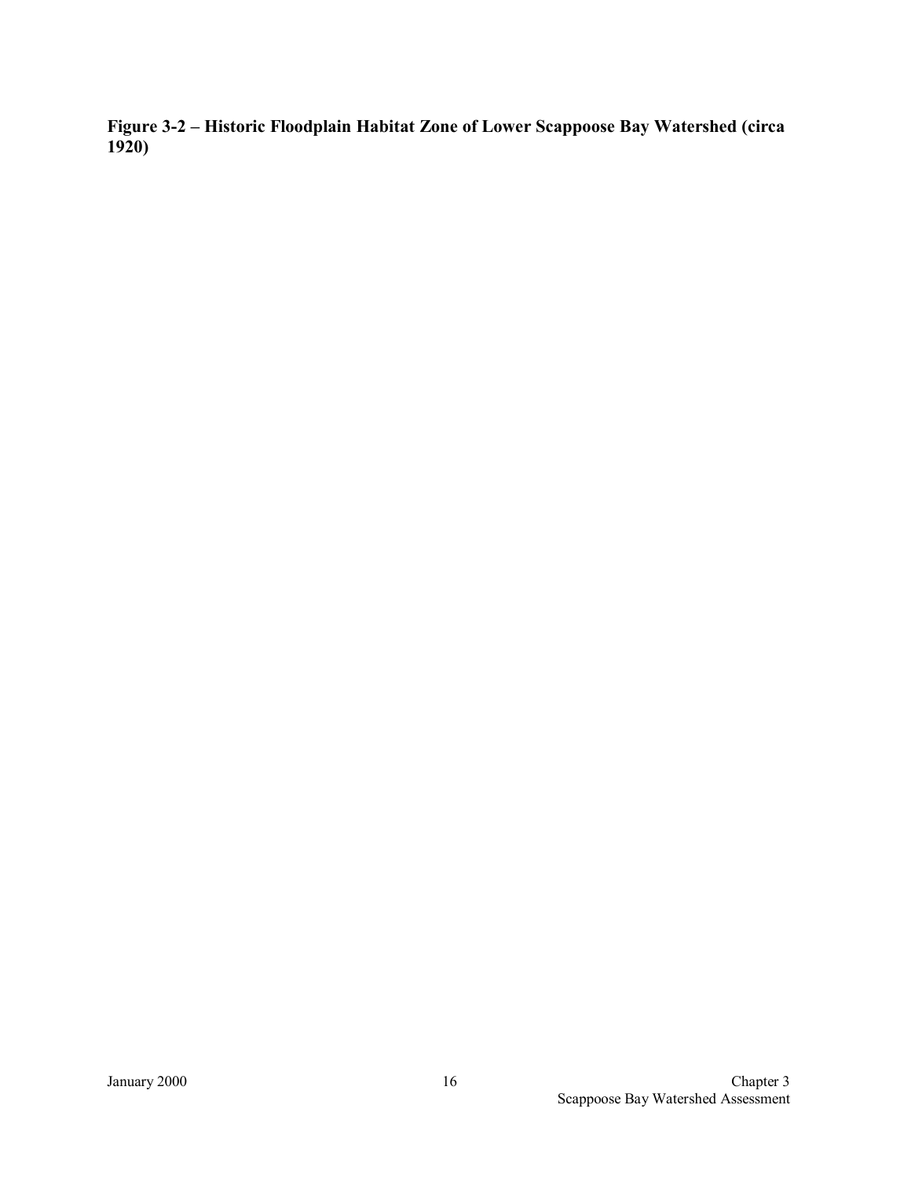**Figure 3-2 – Historic Floodplain Habitat Zone of Lower Scappoose Bay Watershed (circa 1920)**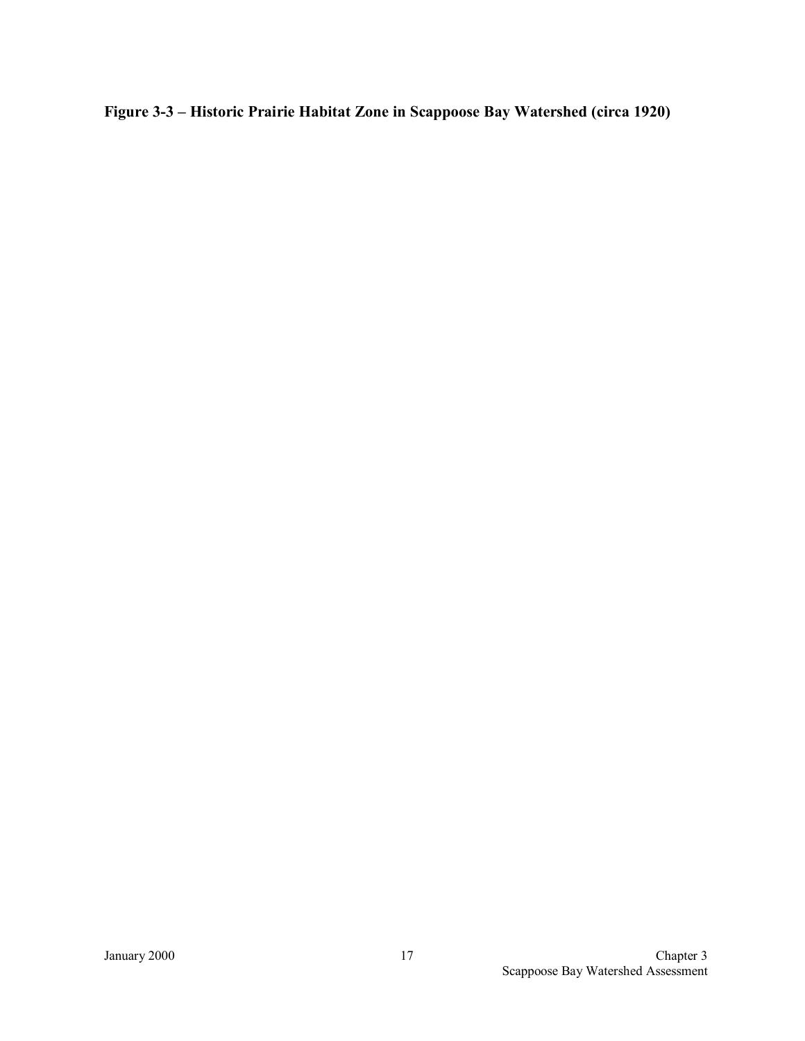**Figure 3-3 – Historic Prairie Habitat Zone in Scappoose Bay Watershed (circa 1920)**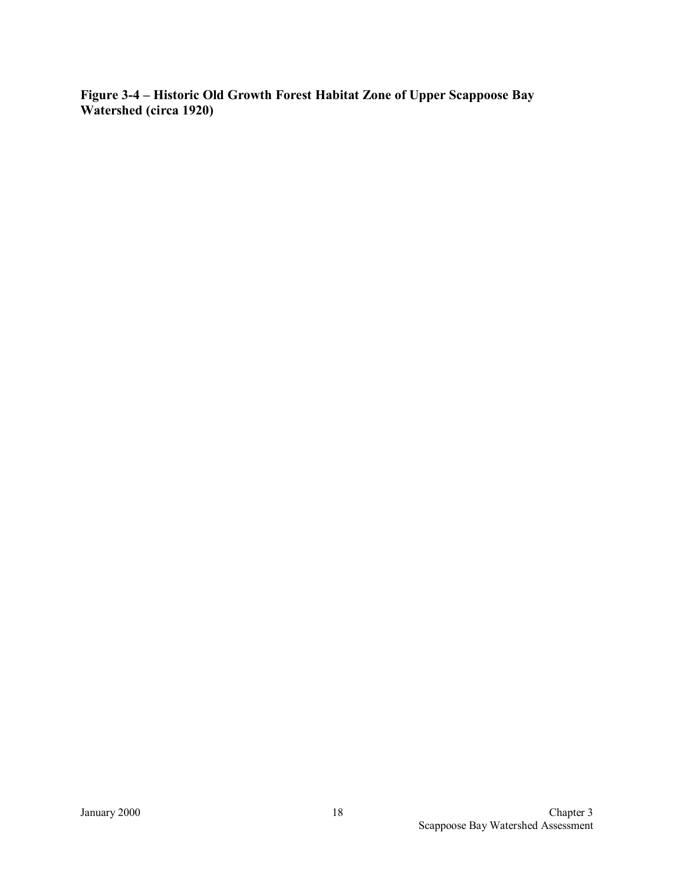**Figure 3-4 – Historic Old Growth Forest Habitat Zone of Upper Scappoose Bay Watershed (circa 1920)**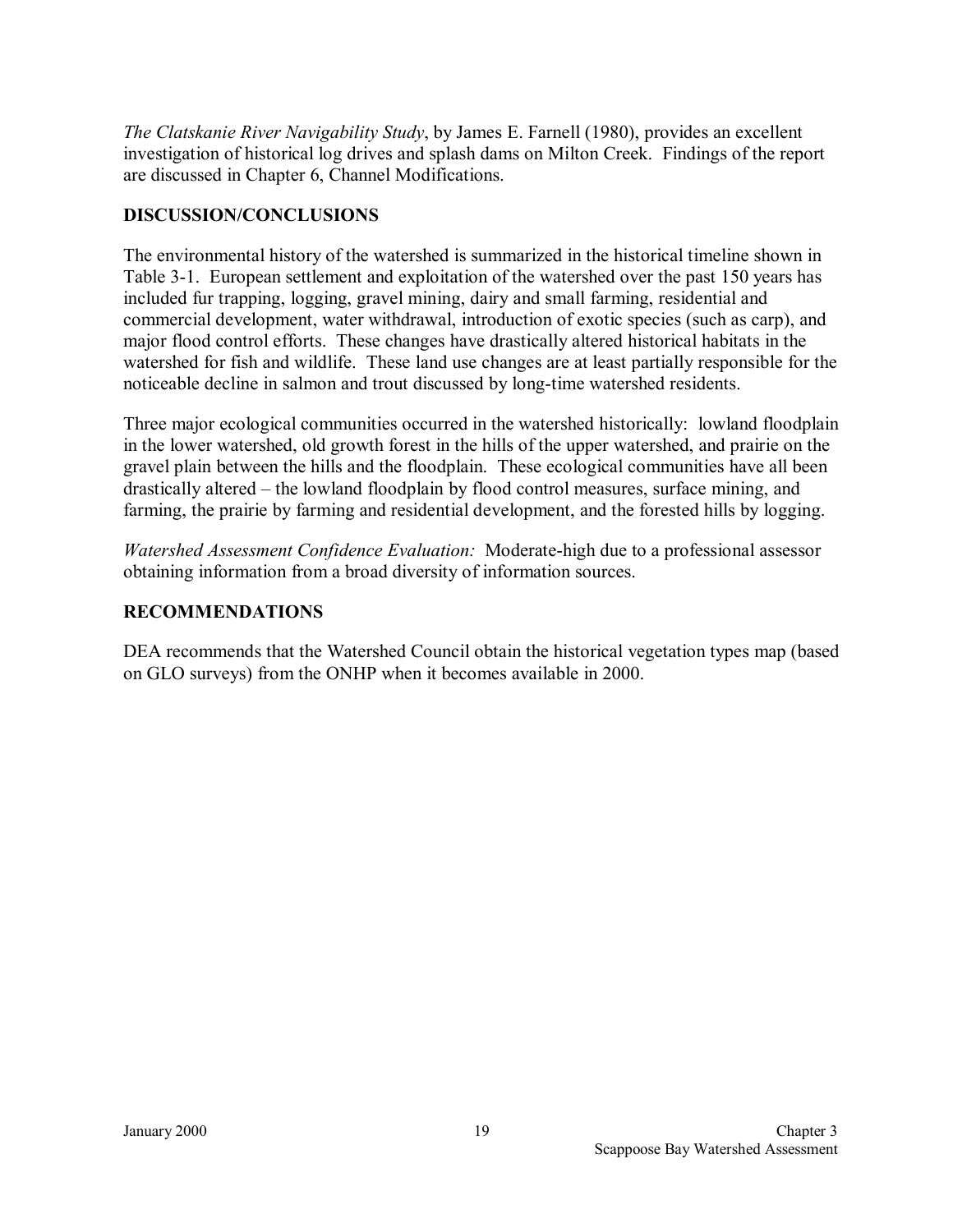*The Clatskanie River Navigability Study*, by James E. Farnell (1980), provides an excellent investigation of historical log drives and splash dams on Milton Creek. Findings of the report are discussed in Chapter 6, Channel Modifications.

## DISCUSSION/CONCLUSIONS

The environmental history of the watershed is summarized in the historical timeline shown in Table 3-1. European settlement and exploitation of the watershed over the past 150 years has included fur trapping, logging, gravel mining, dairy and small farming, residential and commercial development, water withdrawal, introduction of exotic species (such as carp), and major flood control efforts. These changes have drastically altered historical habitats in the watershed for fish and wildlife. These land use changes are at least partially responsible for the noticeable decline in salmon and trout discussed by long-time watershed residents.

Three major ecological communities occurred in the watershed historically: lowland floodplain in the lower watershed, old growth forest in the hills of the upper watershed, and prairie on the gravel plain between the hills and the floodplain. These ecological communities have all been drastically altered – the lowland floodplain by flood control measures, surface mining, and farming, the prairie by farming and residential development, and the forested hills by logging.

*Watershed Assessment Confidence Evaluation:* Moderate-high due to a professional assessor obtaining information from a broad diversity of information sources.

## RECOMMENDATIONS

DEA recommends that the Watershed Council obtain the historical vegetation types map (based on GLO surveys) from the ONHP when it becomes available in 2000.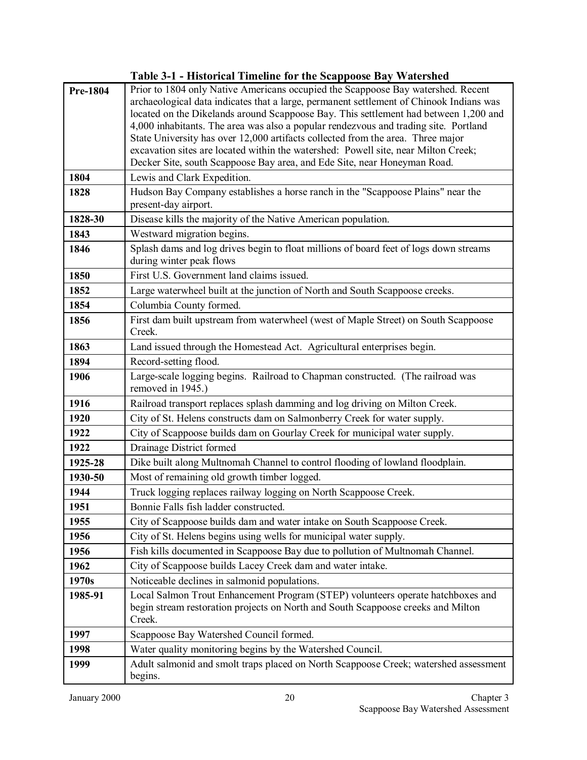**Table 3-1 - Historical Timeline for the Scappoose Bay Watershed**

| | |
|---|---|
| **Pre-1804** | Prior to 1804 only Native Americans occupied the Scappoose Bay watershed. Recent archaeological data indicates that a large, permanent settlement of Chinook Indians was located on the Dikelands around Scappoose Bay. This settlement had between 1,200 and 4,000 inhabitants. The area was also a popular rendezvous and trading site. Portland State University has over 12,000 artifacts collected from the area. Three major excavation sites are located within the watershed: Powell site, near Milton Creek; Decker Site, south Scappoose Bay area, and Ede Site, near Honeyman Road. |
| **1804** | Lewis and Clark Expedition. |
| **1828** | Hudson Bay Company establishes a horse ranch in the "Scappoose Plains" near the present-day airport. |
| **1828-30** | Disease kills the majority of the Native American population. |
| **1843** | Westward migration begins. |
| **1846** | Splash dams and log drives begin to float millions of board feet of logs down streams during winter peak flows |
| **1850** | First U.S. Government land claims issued. |
| **1852** | Large waterwheel built at the junction of North and South Scappoose creeks. |
| **1854** | Columbia County formed. |
| **1856** | First dam built upstream from waterwheel (west of Maple Street) on South Scappoose Creek. |
| **1863** | Land issued through the Homestead Act. Agricultural enterprises begin. |
| **1894** | Record-setting flood. |
| **1906** | Large-scale logging begins. Railroad to Chapman constructed. (The railroad was removed in 1945.) |
| **1916** | Railroad transport replaces splash damming and log driving on Milton Creek. |
| **1920** | City of St. Helens constructs dam on Salmonberry Creek for water supply. |
| **1922** | City of Scappoose builds dam on Gourlay Creek for municipal water supply. |
| **1922** | Drainage District formed |
| **1925-28** | Dike built along Multnomah Channel to control flooding of lowland floodplain. |
| **1930-50** | Most of remaining old growth timber logged. |
| **1944** | Truck logging replaces railway logging on North Scappoose Creek. |
| **1951** | Bonnie Falls fish ladder constructed. |
| **1955** | City of Scappoose builds dam and water intake on South Scappoose Creek. |
| **1956** | City of St. Helens begins using wells for municipal water supply. |
| **1956** | Fish kills documented in Scappoose Bay due to pollution of Multnomah Channel. |
| **1962** | City of Scappoose builds Lacey Creek dam and water intake. |
| **1970s** | Noticeable declines in salmonid populations. |
| **1985-91** | Local Salmon Trout Enhancement Program (STEP) volunteers operate hatchboxes and begin stream restoration projects on North and South Scappoose creeks and Milton Creek. |
| **1997** | Scappoose Bay Watershed Council formed. |
| **1998** | Water quality monitoring begins by the Watershed Council. |
| **1999** | Adult salmonid and smolt traps placed on North Scappoose Creek; watershed assessment begins. |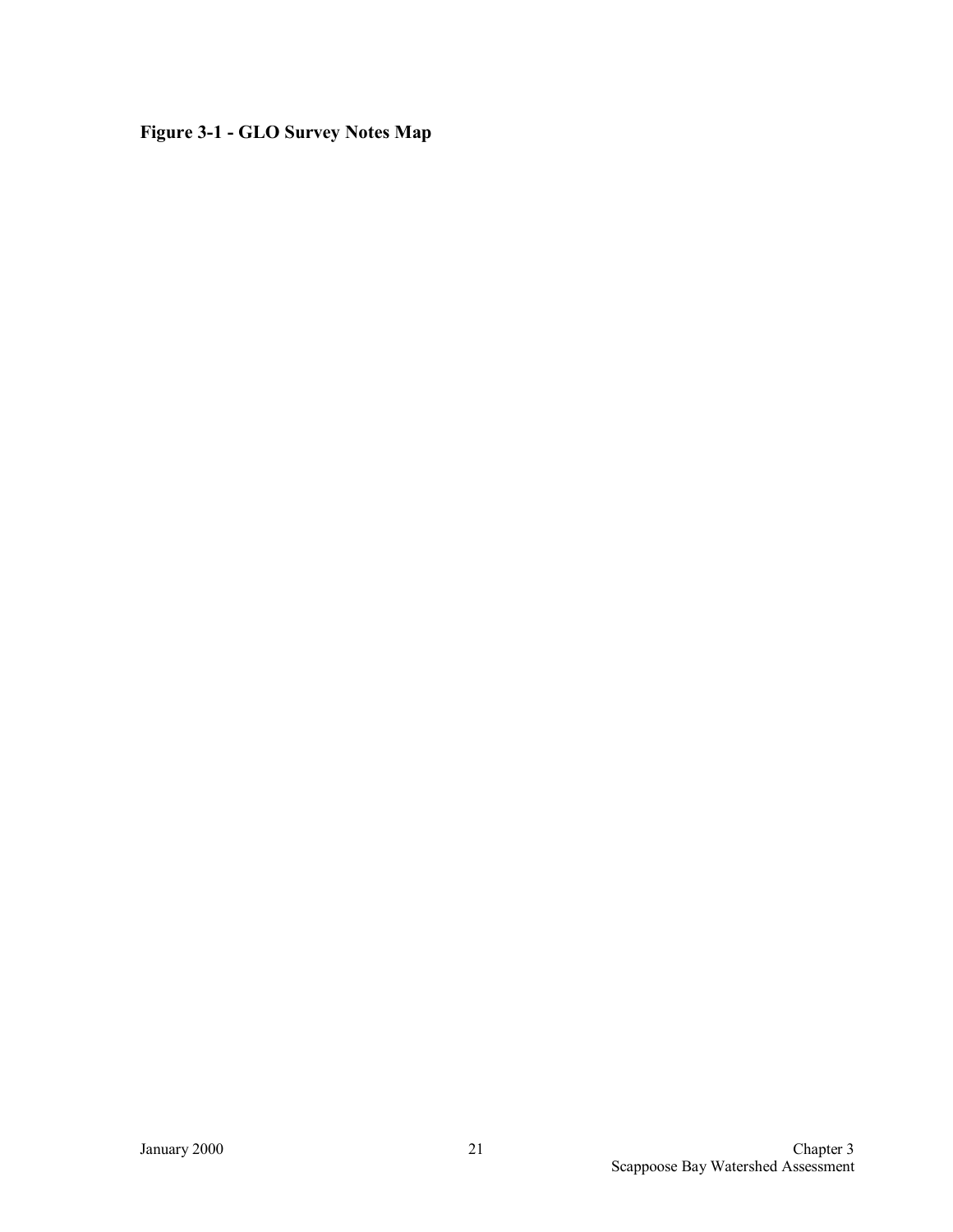**Figure 3-1 - GLO Survey Notes Map**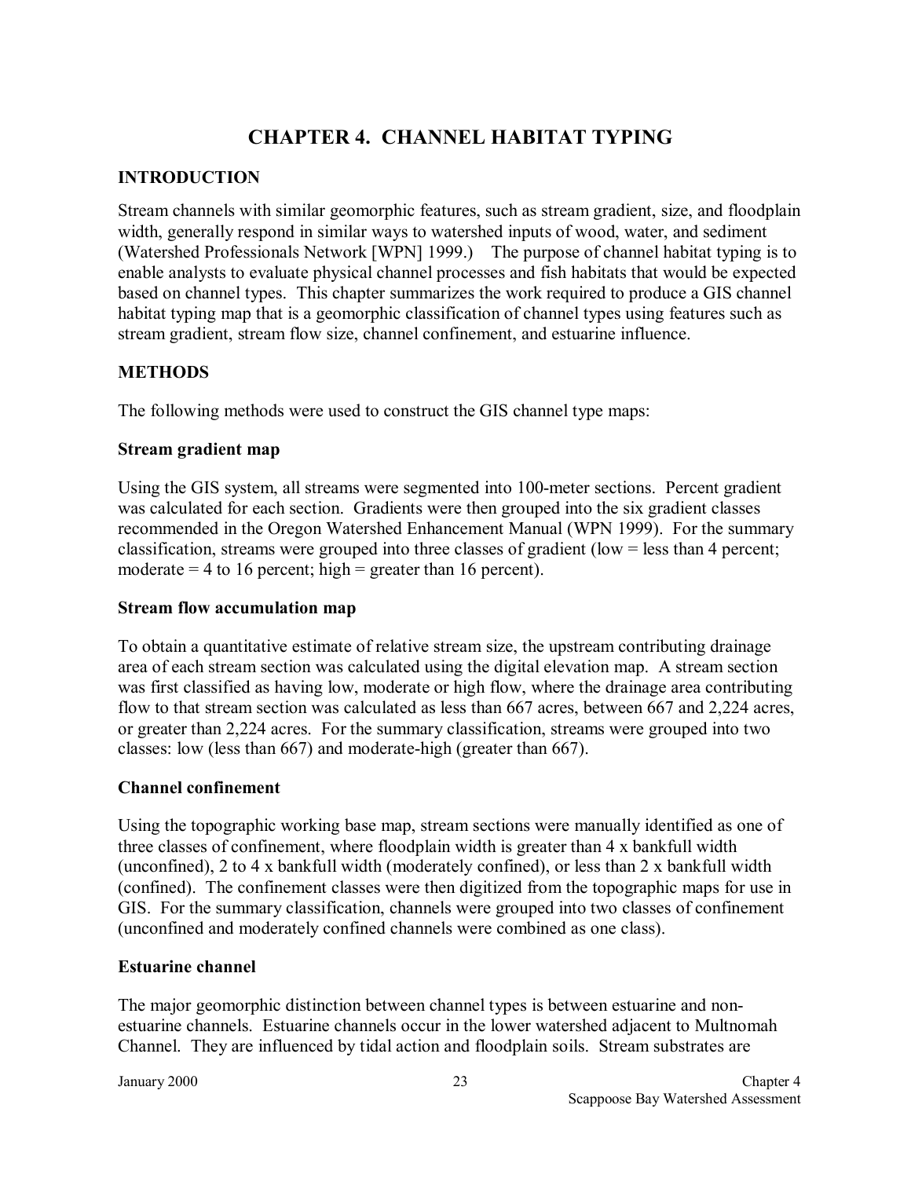# CHAPTER 4. CHANNEL HABITAT TYPING

## INTRODUCTION

Stream channels with similar geomorphic features, such as stream gradient, size, and floodplain width, generally respond in similar ways to watershed inputs of wood, water, and sediment (Watershed Professionals Network [WPN] 1999.) The purpose of channel habitat typing is to enable analysts to evaluate physical channel processes and fish habitats that would be expected based on channel types. This chapter summarizes the work required to produce a GIS channel habitat typing map that is a geomorphic classification of channel types using features such as stream gradient, stream flow size, channel confinement, and estuarine influence.

## METHODS

The following methods were used to construct the GIS channel type maps:

### Stream gradient map

Using the GIS system, all streams were segmented into 100-meter sections. Percent gradient was calculated for each section. Gradients were then grouped into the six gradient classes recommended in the Oregon Watershed Enhancement Manual (WPN 1999). For the summary classification, streams were grouped into three classes of gradient (low = less than 4 percent; moderate = 4 to 16 percent; high = greater than 16 percent).

### Stream flow accumulation map

To obtain a quantitative estimate of relative stream size, the upstream contributing drainage area of each stream section was calculated using the digital elevation map. A stream section was first classified as having low, moderate or high flow, where the drainage area contributing flow to that stream section was calculated as less than 667 acres, between 667 and 2,224 acres, or greater than 2,224 acres. For the summary classification, streams were grouped into two classes: low (less than 667) and moderate-high (greater than 667).

### Channel confinement

Using the topographic working base map, stream sections were manually identified as one of three classes of confinement, where floodplain width is greater than 4 x bankfull width (unconfined), 2 to 4 x bankfull width (moderately confined), or less than 2 x bankfull width (confined). The confinement classes were then digitized from the topographic maps for use in GIS. For the summary classification, channels were grouped into two classes of confinement (unconfined and moderately confined channels were combined as one class).

### Estuarine channel

The major geomorphic distinction between channel types is between estuarine and non-estuarine channels. Estuarine channels occur in the lower watershed adjacent to Multnomah Channel. They are influenced by tidal action and floodplain soils. Stream substrates are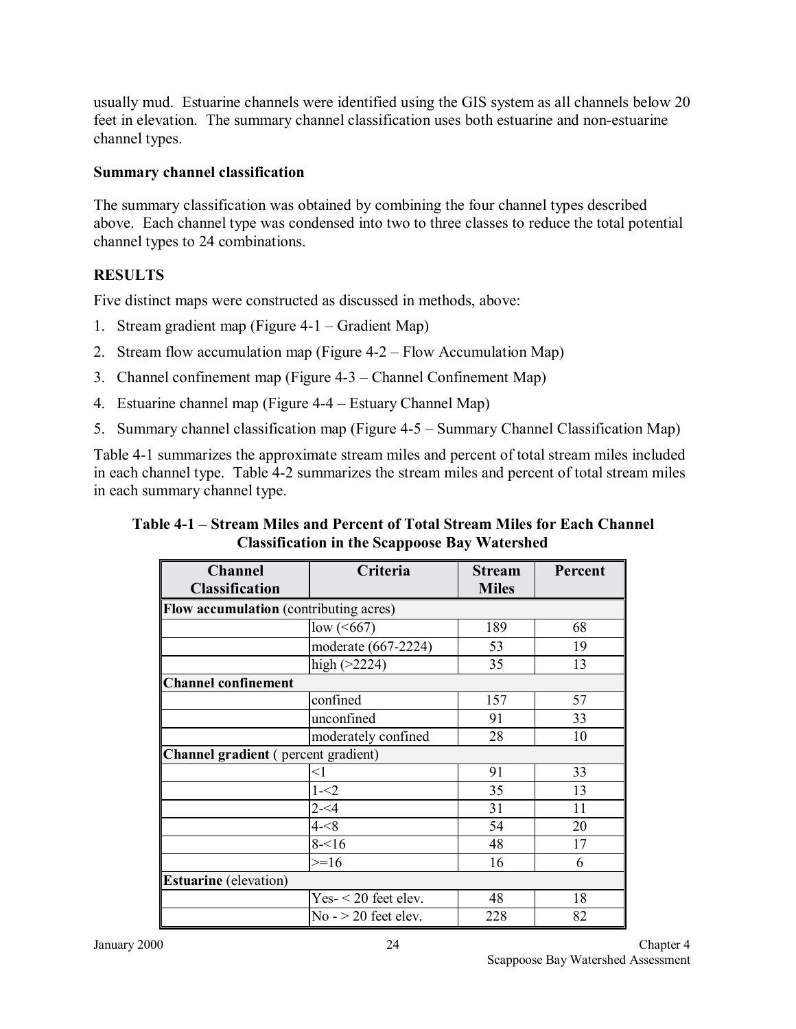usually mud. Estuarine channels were identified using the GIS system as all channels below 20 feet in elevation. The summary channel classification uses both estuarine and non-estuarine channel types.

**Summary channel classification**

The summary classification was obtained by combining the four channel types described above. Each channel type was condensed into two to three classes to reduce the total potential channel types to 24 combinations.

## RESULTS

Five distinct maps were constructed as discussed in methods, above:

1. Stream gradient map (Figure 4-1 – Gradient Map)
2. Stream flow accumulation map (Figure 4-2 – Flow Accumulation Map)
3. Channel confinement map (Figure 4-3 – Channel Confinement Map)
4. Estuarine channel map (Figure 4-4 – Estuary Channel Map)
5. Summary channel classification map (Figure 4-5 – Summary Channel Classification Map)

Table 4-1 summarizes the approximate stream miles and percent of total stream miles included in each channel type. Table 4-2 summarizes the stream miles and percent of total stream miles in each summary channel type.

**Table 4-1 – Stream Miles and Percent of Total Stream Miles for Each Channel Classification in the Scappoose Bay Watershed**

| Channel Classification | Criteria | Stream Miles | Percent |
|---|---|---|---|
| **Flow accumulation** (contributing acres) | | | |
| | low (<667) | 189 | 68 |
| | moderate (667-2224) | 53 | 19 |
| | high (>2224) | 35 | 13 |
| **Channel confinement** | | | |
| | confined | 157 | 57 |
| | unconfined | 91 | 33 |
| | moderately confined | 28 | 10 |
| **Channel gradient** ( percent gradient) | | | |
| | <1 | 91 | 33 |
| | 1-<2 | 35 | 13 |
| | 2-<4 | 31 | 11 |
| | 4-<8 | 54 | 20 |
| | 8-<16 | 48 | 17 |
| | >=16 | 16 | 6 |
| **Estuarine** (elevation) | | | |
| | Yes- < 20 feet elev. | 48 | 18 |
| | No - > 20 feet elev. | 228 | 82 |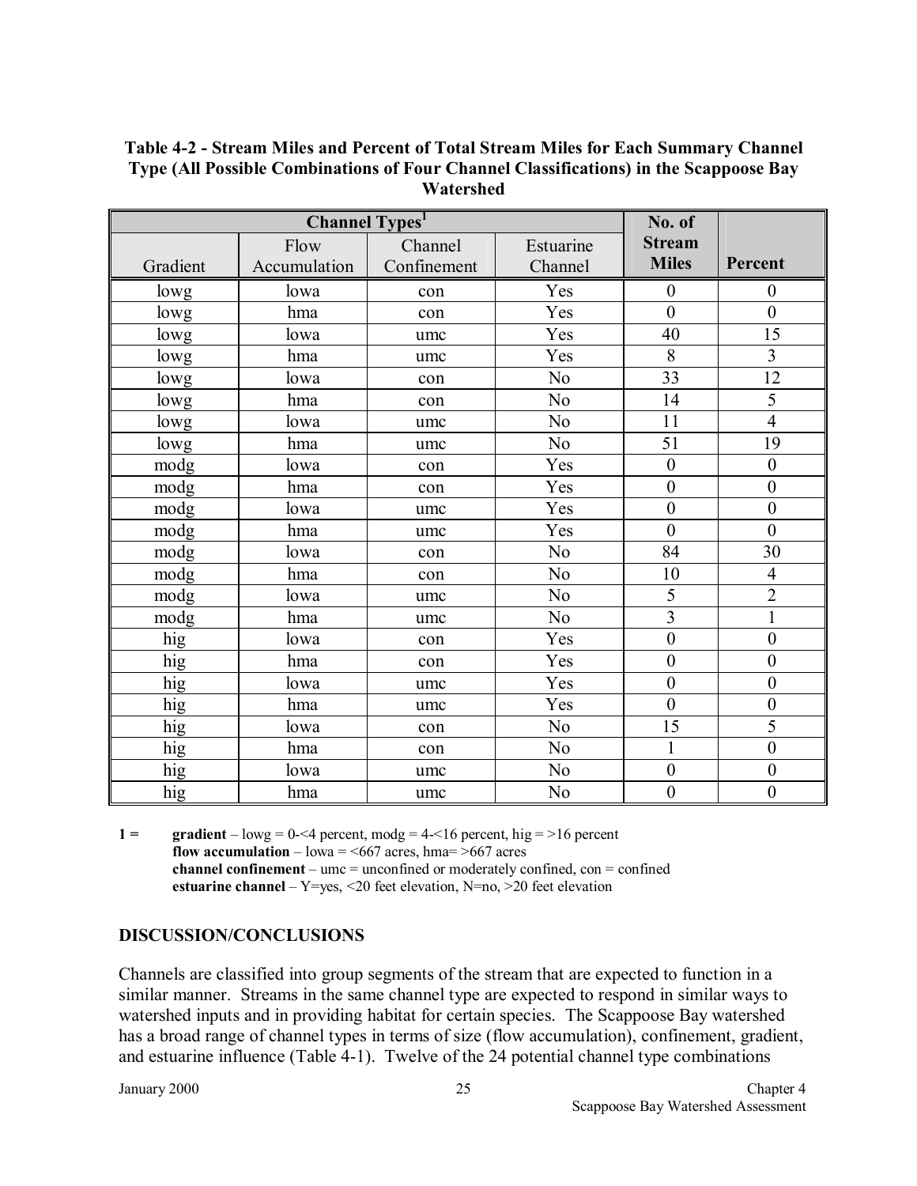**Table 4-2 - Stream Miles and Percent of Total Stream Miles for Each Summary Channel Type (All Possible Combinations of Four Channel Classifications) in the Scappoose Bay Watershed**

| Channel Types[1] | | | | No. of Stream Miles | Percent |
|---|---|---|---|---|---|
| Gradient | Flow Accumulation | Channel Confinement | Estuarine Channel | | |
| lowg | lowa | con | Yes | 0 | 0 |
| lowg | hma | con | Yes | 0 | 0 |
| lowg | lowa | umc | Yes | 40 | 15 |
| lowg | hma | umc | Yes | 8 | 3 |
| lowg | lowa | con | No | 33 | 12 |
| lowg | hma | con | No | 14 | 5 |
| lowg | lowa | umc | No | 11 | 4 |
| lowg | hma | umc | No | 51 | 19 |
| modg | lowa | con | Yes | 0 | 0 |
| modg | hma | con | Yes | 0 | 0 |
| modg | lowa | umc | Yes | 0 | 0 |
| modg | hma | umc | Yes | 0 | 0 |
| modg | lowa | con | No | 84 | 30 |
| modg | hma | con | No | 10 | 4 |
| modg | lowa | umc | No | 5 | 2 |
| modg | hma | umc | No | 3 | 1 |
| hig | lowa | con | Yes | 0 | 0 |
| hig | hma | con | Yes | 0 | 0 |
| hig | lowa | umc | Yes | 0 | 0 |
| hig | hma | umc | Yes | 0 | 0 |
| hig | lowa | con | No | 15 | 5 |
| hig | hma | con | No | 1 | 0 |
| hig | lowa | umc | No | 0 | 0 |
| hig | hma | umc | No | 0 | 0 |

1 = **gradient** – lowg = 0-<4 percent, modg = 4-<16 percent, hig = >16 percent
**flow accumulation** – lowa = <667 acres, hma= >667 acres
**channel confinement** – umc = unconfined or moderately confined, con = confined
**estuarine channel** – Y=yes, <20 feet elevation, N=no, >20 feet elevation

## DISCUSSION/CONCLUSIONS

Channels are classified into group segments of the stream that are expected to function in a similar manner. Streams in the same channel type are expected to respond in similar ways to watershed inputs and in providing habitat for certain species. The Scappoose Bay watershed has a broad range of channel types in terms of size (flow accumulation), confinement, gradient, and estuarine influence (Table 4-1). Twelve of the 24 potential channel type combinations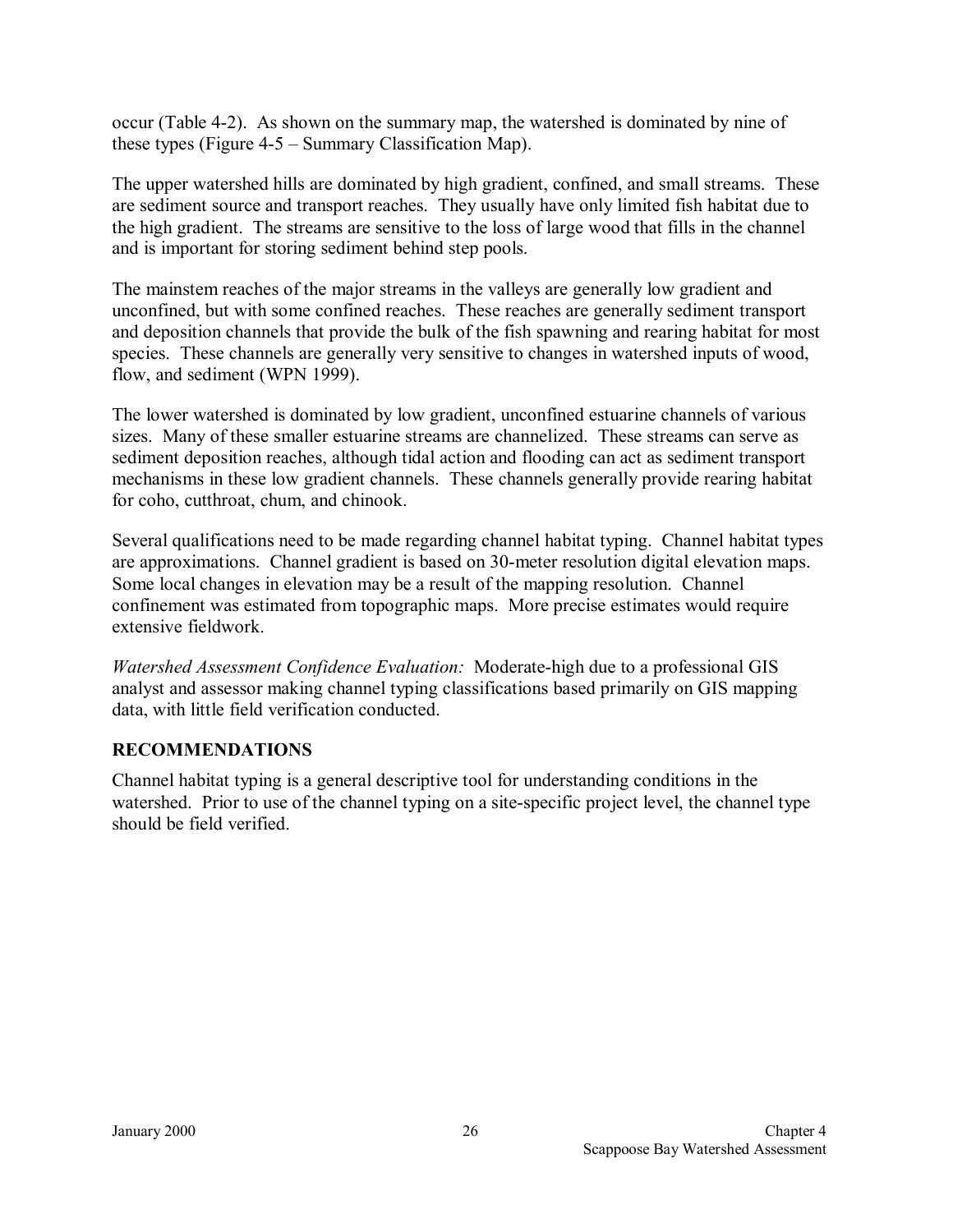occur (Table 4-2). As shown on the summary map, the watershed is dominated by nine of these types (Figure 4-5 – Summary Classification Map).

The upper watershed hills are dominated by high gradient, confined, and small streams. These are sediment source and transport reaches. They usually have only limited fish habitat due to the high gradient. The streams are sensitive to the loss of large wood that fills in the channel and is important for storing sediment behind step pools.

The mainstem reaches of the major streams in the valleys are generally low gradient and unconfined, but with some confined reaches. These reaches are generally sediment transport and deposition channels that provide the bulk of the fish spawning and rearing habitat for most species. These channels are generally very sensitive to changes in watershed inputs of wood, flow, and sediment (WPN 1999).

The lower watershed is dominated by low gradient, unconfined estuarine channels of various sizes. Many of these smaller estuarine streams are channelized. These streams can serve as sediment deposition reaches, although tidal action and flooding can act as sediment transport mechanisms in these low gradient channels. These channels generally provide rearing habitat for coho, cutthroat, chum, and chinook.

Several qualifications need to be made regarding channel habitat typing. Channel habitat types are approximations. Channel gradient is based on 30-meter resolution digital elevation maps. Some local changes in elevation may be a result of the mapping resolution. Channel confinement was estimated from topographic maps. More precise estimates would require extensive fieldwork.

*Watershed Assessment Confidence Evaluation:* Moderate-high due to a professional GIS analyst and assessor making channel typing classifications based primarily on GIS mapping data, with little field verification conducted.

## RECOMMENDATIONS

Channel habitat typing is a general descriptive tool for understanding conditions in the watershed. Prior to use of the channel typing on a site-specific project level, the channel type should be field verified.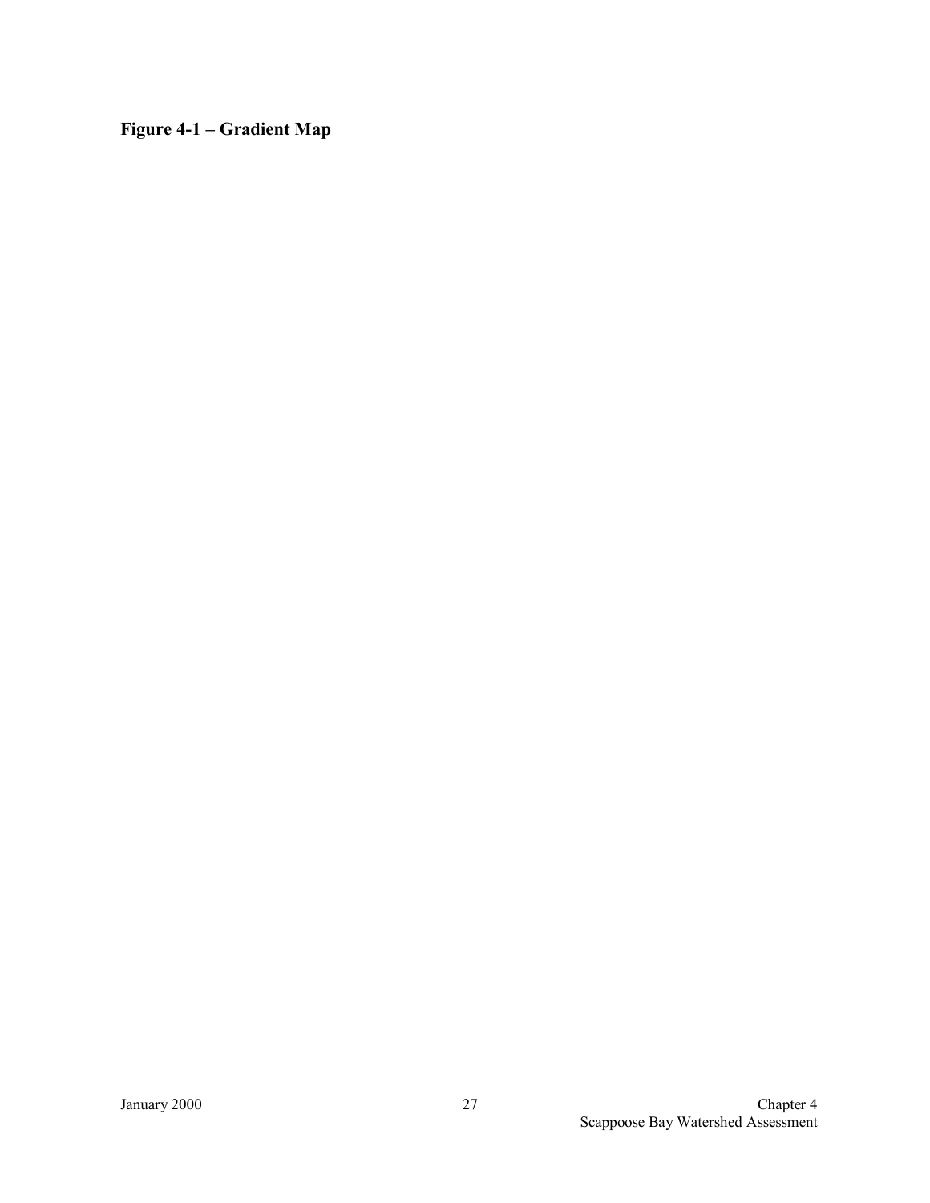**Figure 4-1 – Gradient Map**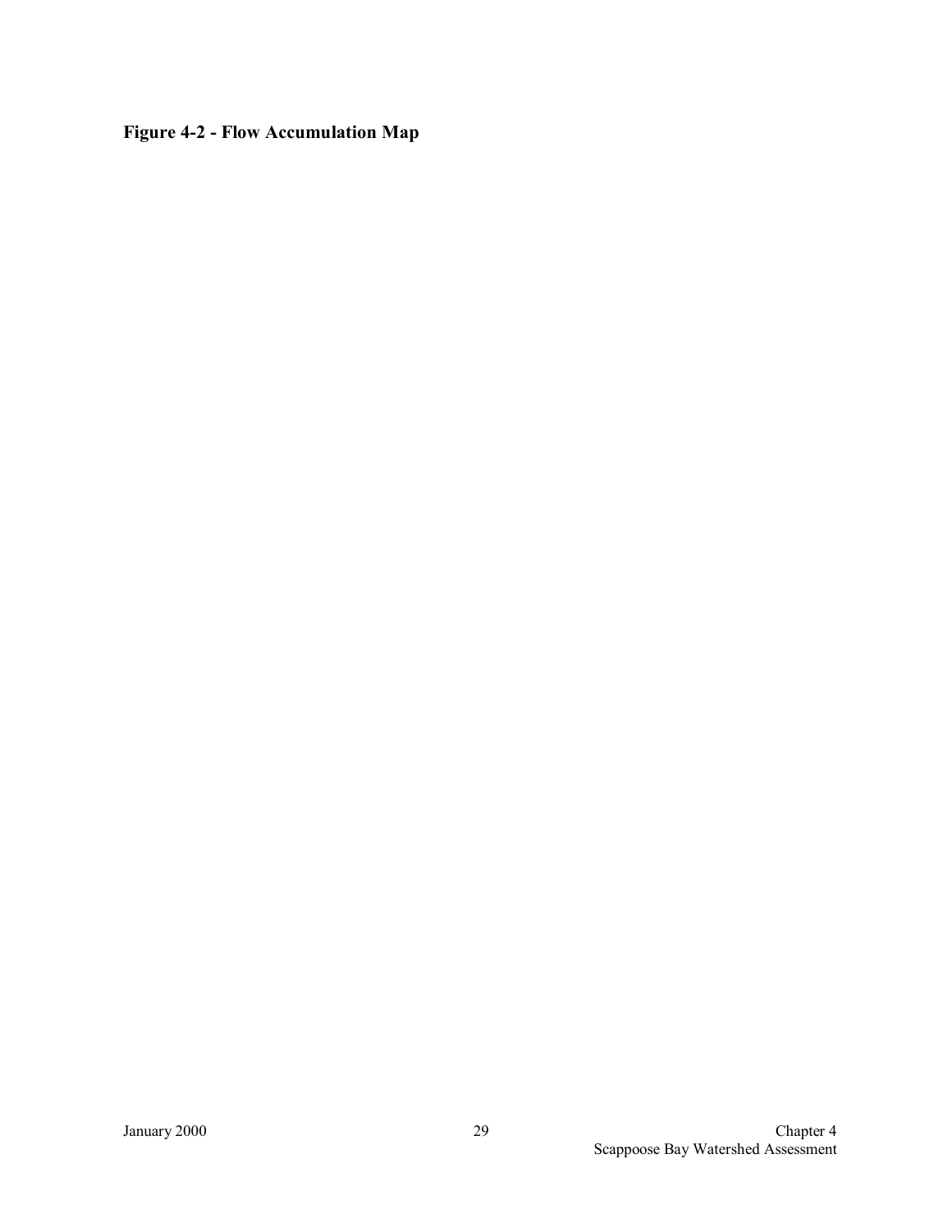**Figure 4-2 - Flow Accumulation Map**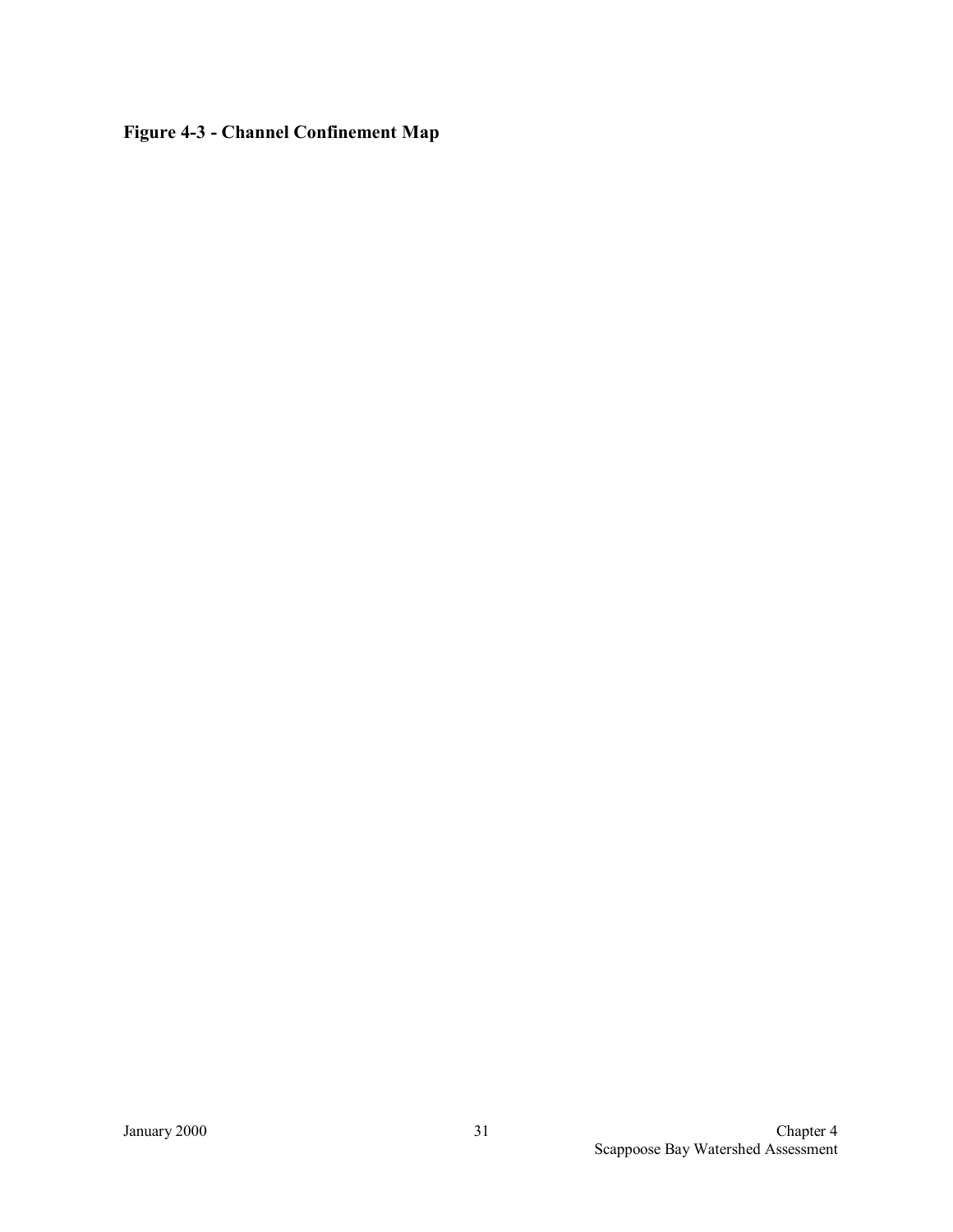**Figure 4-3 - Channel Confinement Map**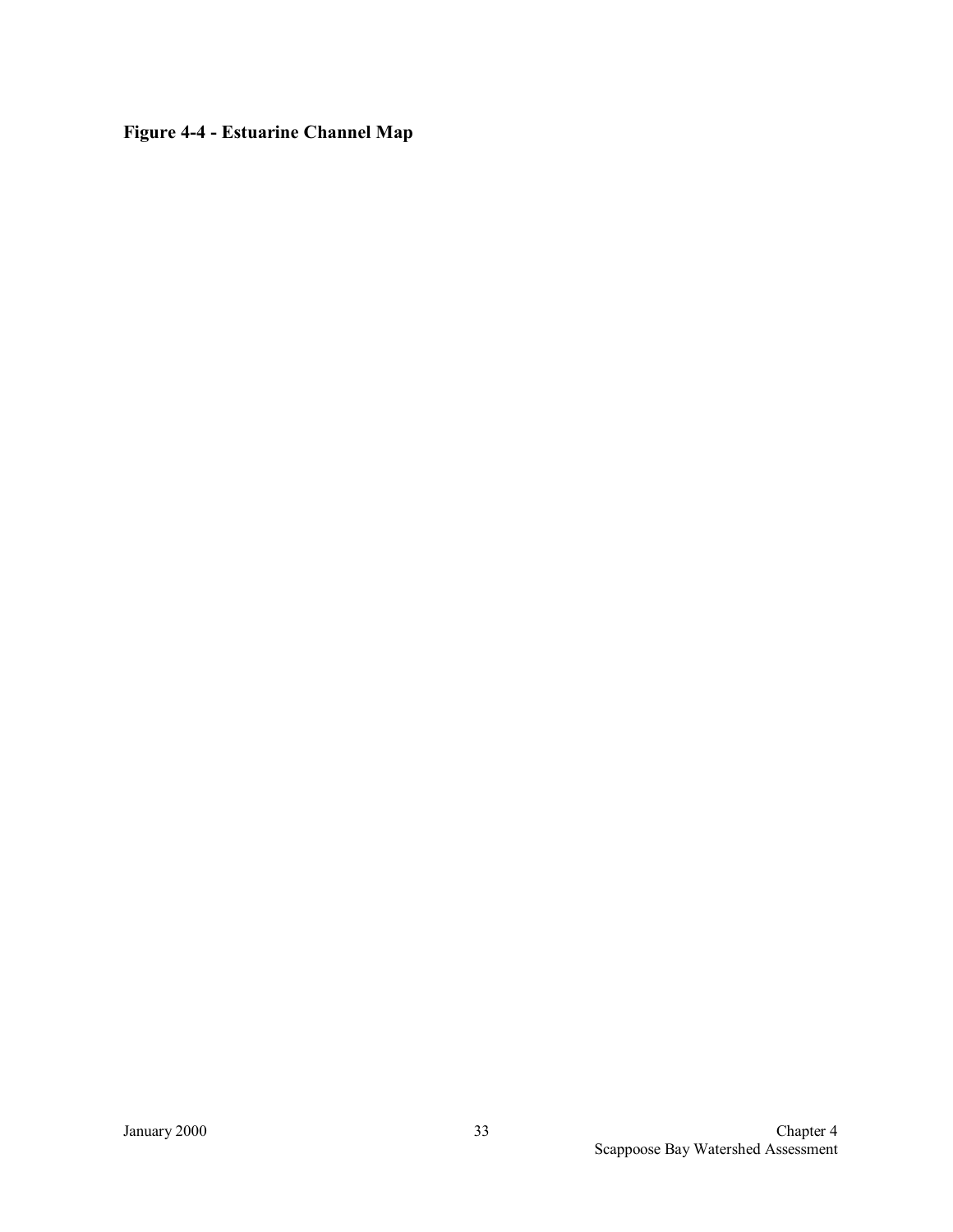**Figure 4-4 - Estuarine Channel Map**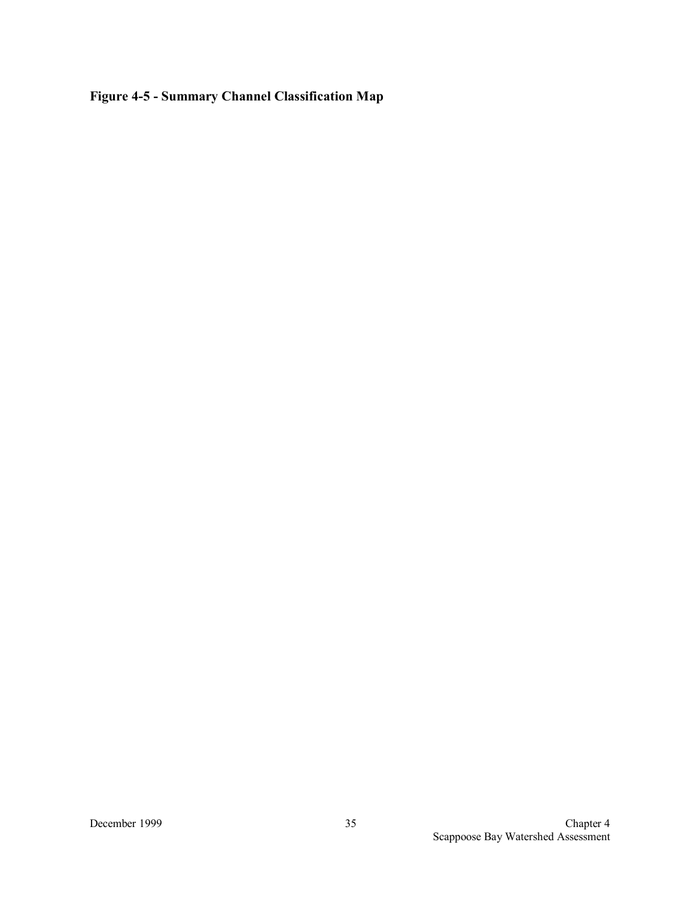**Figure 4-5 - Summary Channel Classification Map**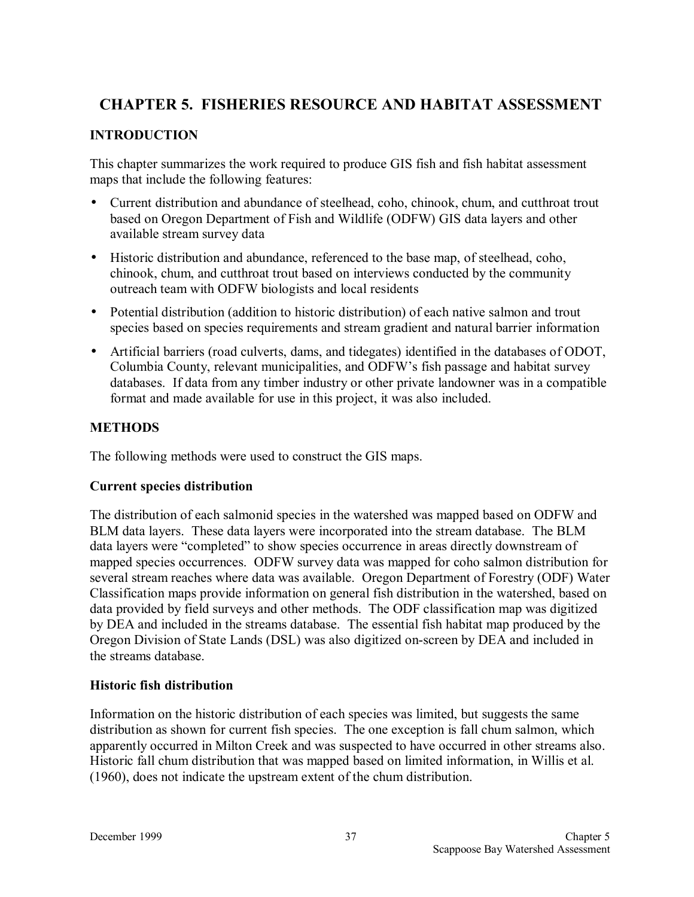# CHAPTER 5. FISHERIES RESOURCE AND HABITAT ASSESSMENT

## INTRODUCTION

This chapter summarizes the work required to produce GIS fish and fish habitat assessment maps that include the following features:

- Current distribution and abundance of steelhead, coho, chinook, chum, and cutthroat trout based on Oregon Department of Fish and Wildlife (ODFW) GIS data layers and other available stream survey data
- Historic distribution and abundance, referenced to the base map, of steelhead, coho, chinook, chum, and cutthroat trout based on interviews conducted by the community outreach team with ODFW biologists and local residents
- Potential distribution (addition to historic distribution) of each native salmon and trout species based on species requirements and stream gradient and natural barrier information
- Artificial barriers (road culverts, dams, and tidegates) identified in the databases of ODOT, Columbia County, relevant municipalities, and ODFW's fish passage and habitat survey databases. If data from any timber industry or other private landowner was in a compatible format and made available for use in this project, it was also included.

## METHODS

The following methods were used to construct the GIS maps.

### Current species distribution

The distribution of each salmonid species in the watershed was mapped based on ODFW and BLM data layers. These data layers were incorporated into the stream database. The BLM data layers were "completed" to show species occurrence in areas directly downstream of mapped species occurrences. ODFW survey data was mapped for coho salmon distribution for several stream reaches where data was available. Oregon Department of Forestry (ODF) Water Classification maps provide information on general fish distribution in the watershed, based on data provided by field surveys and other methods. The ODF classification map was digitized by DEA and included in the streams database. The essential fish habitat map produced by the Oregon Division of State Lands (DSL) was also digitized on-screen by DEA and included in the streams database.

### Historic fish distribution

Information on the historic distribution of each species was limited, but suggests the same distribution as shown for current fish species. The one exception is fall chum salmon, which apparently occurred in Milton Creek and was suspected to have occurred in other streams also. Historic fall chum distribution that was mapped based on limited information, in Willis et al. (1960), does not indicate the upstream extent of the chum distribution.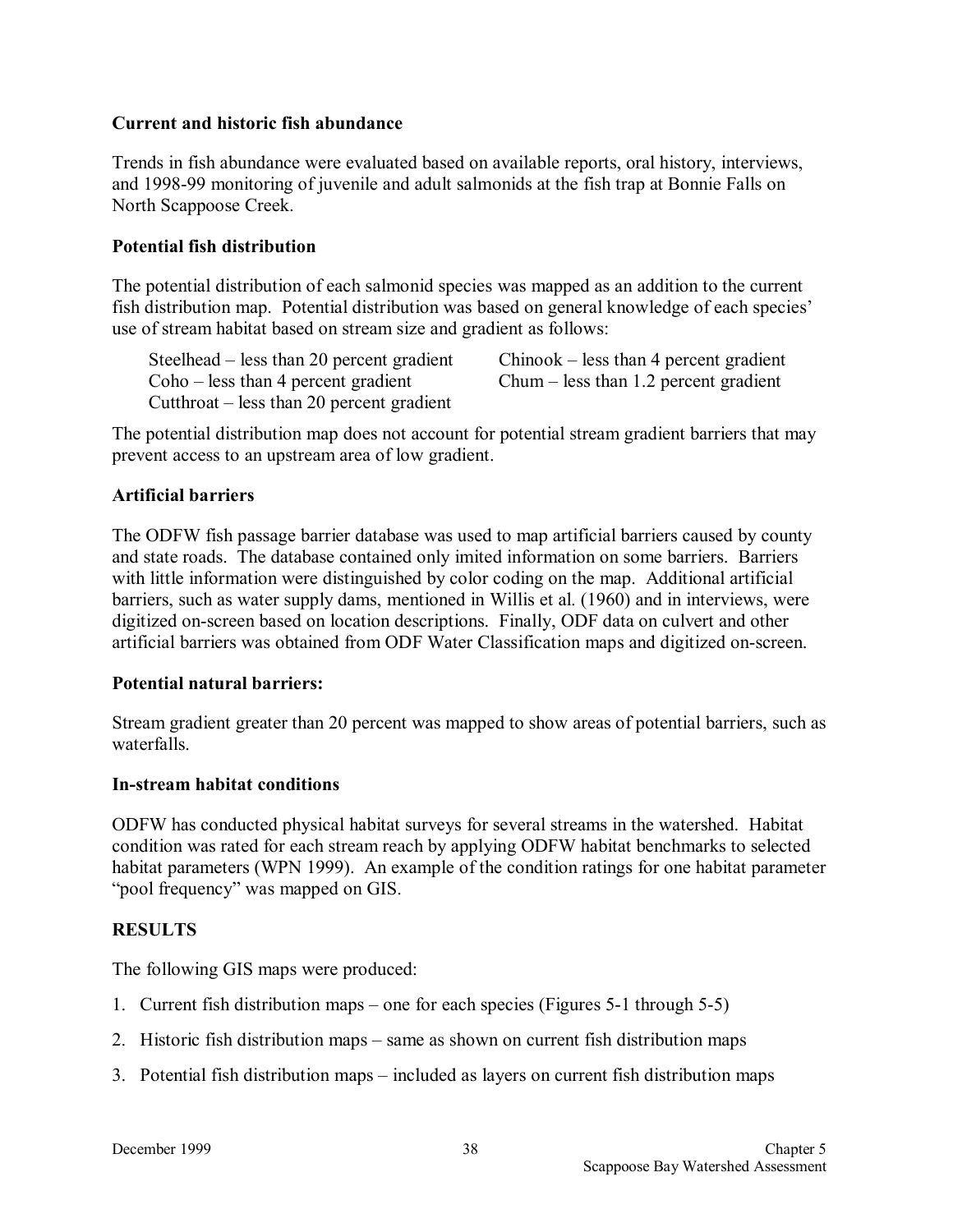**Current and historic fish abundance**

Trends in fish abundance were evaluated based on available reports, oral history, interviews, and 1998-99 monitoring of juvenile and adult salmonids at the fish trap at Bonnie Falls on North Scappoose Creek.

**Potential fish distribution**

The potential distribution of each salmonid species was mapped as an addition to the current fish distribution map. Potential distribution was based on general knowledge of each species' use of stream habitat based on stream size and gradient as follows:

Steelhead – less than 20 percent gradient
Coho – less than 4 percent gradient
Cutthroat – less than 20 percent gradient
Chinook – less than 4 percent gradient
Chum – less than 1.2 percent gradient

The potential distribution map does not account for potential stream gradient barriers that may prevent access to an upstream area of low gradient.

**Artificial barriers**

The ODFW fish passage barrier database was used to map artificial barriers caused by county and state roads. The database contained only imited information on some barriers. Barriers with little information were distinguished by color coding on the map. Additional artificial barriers, such as water supply dams, mentioned in Willis et al. (1960) and in interviews, were digitized on-screen based on location descriptions. Finally, ODF data on culvert and other artificial barriers was obtained from ODF Water Classification maps and digitized on-screen.

**Potential natural barriers:**

Stream gradient greater than 20 percent was mapped to show areas of potential barriers, such as waterfalls.

**In-stream habitat conditions**

ODFW has conducted physical habitat surveys for several streams in the watershed. Habitat condition was rated for each stream reach by applying ODFW habitat benchmarks to selected habitat parameters (WPN 1999). An example of the condition ratings for one habitat parameter "pool frequency" was mapped on GIS.

**RESULTS**

The following GIS maps were produced:

1. Current fish distribution maps – one for each species (Figures 5-1 through 5-5)
2. Historic fish distribution maps – same as shown on current fish distribution maps
3. Potential fish distribution maps – included as layers on current fish distribution maps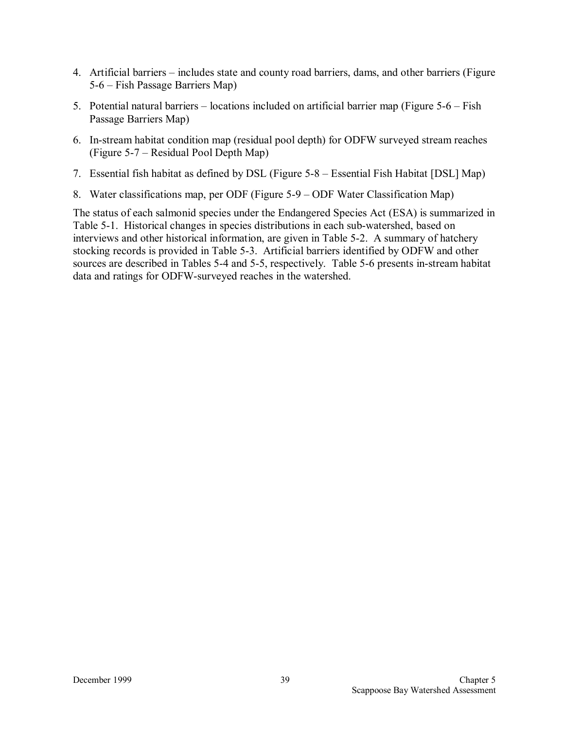4. Artificial barriers – includes state and county road barriers, dams, and other barriers (Figure 5-6 – Fish Passage Barriers Map)
5. Potential natural barriers – locations included on artificial barrier map (Figure 5-6 – Fish Passage Barriers Map)
6. In-stream habitat condition map (residual pool depth) for ODFW surveyed stream reaches (Figure 5-7 – Residual Pool Depth Map)
7. Essential fish habitat as defined by DSL (Figure 5-8 – Essential Fish Habitat [DSL] Map)
8. Water classifications map, per ODF (Figure 5-9 – ODF Water Classification Map)

The status of each salmonid species under the Endangered Species Act (ESA) is summarized in Table 5-1. Historical changes in species distributions in each sub-watershed, based on interviews and other historical information, are given in Table 5-2. A summary of hatchery stocking records is provided in Table 5-3. Artificial barriers identified by ODFW and other sources are described in Tables 5-4 and 5-5, respectively. Table 5-6 presents in-stream habitat data and ratings for ODFW-surveyed reaches in the watershed.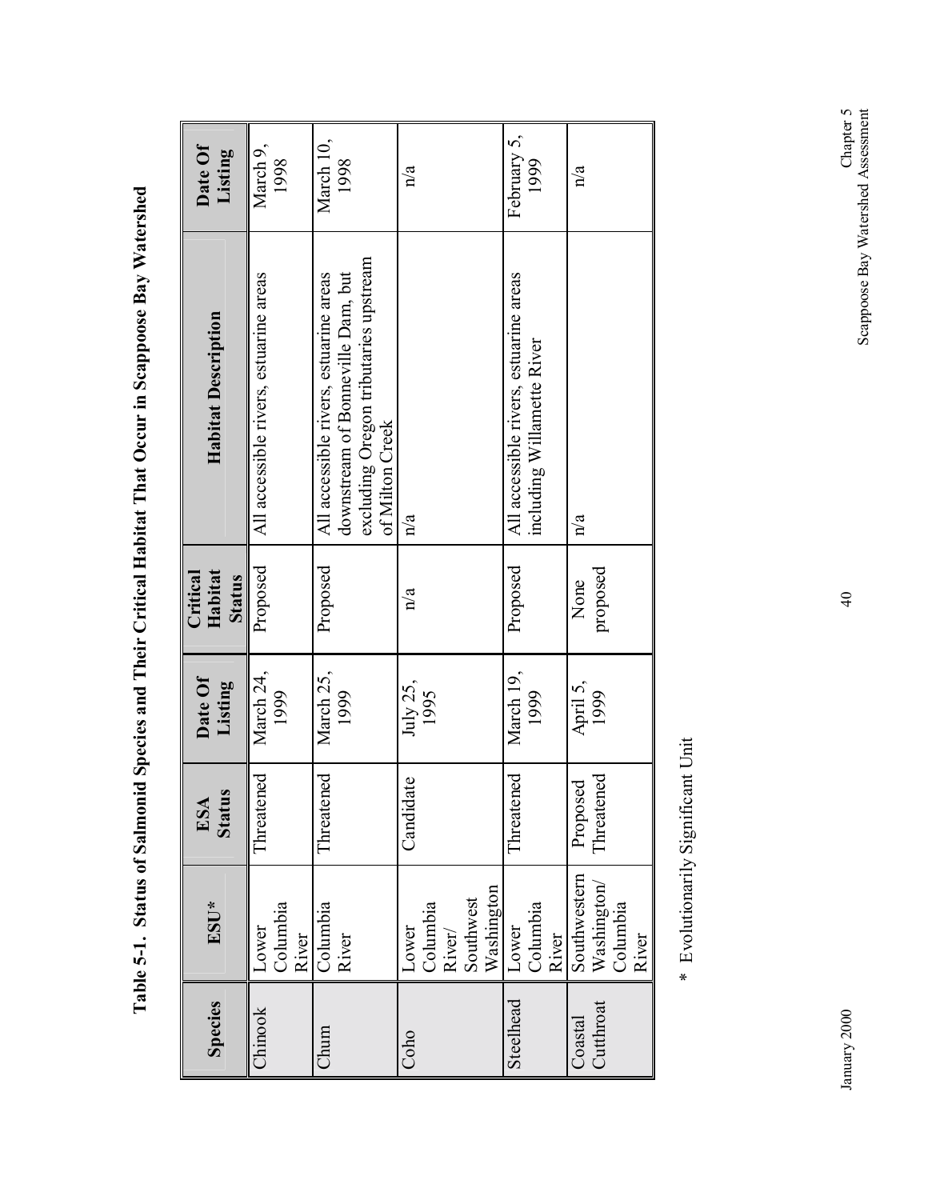**Table 5-1. Status of Salmonid Species and Their Critical Habitat That Occur in Scappoose Bay Watershed**

| Species | ESU* | ESA Status | Date Of Listing | Critical Habitat Status | Habitat Description | Date Of Listing |
|---|---|---|---|---|---|---|
| Chinook | Lower Columbia River | Threatened | March 24, 1999 | Proposed | All accessible rivers, estuarine areas | March 9, 1998 |
| Chum | Columbia River | Threatened | March 25, 1999 | Proposed | All accessible rivers, estuarine areas downstream of Bonneville Dam, but excluding Oregon tributaries upstream of Milton Creek | March 10, 1998 |
| Coho | Lower Columbia River/ Southwest Washington | Candidate | July 25, 1995 | n/a | n/a | n/a |
| Steelhead | Lower Columbia River | Threatened | March 19, 1999 | Proposed | All accessible rivers, estuarine areas including Willamette River | February 5, 1999 |
| Coastal Cutthroat | Southwestern Washington/ Columbia River | Proposed Threatened | April 5, 1999 | None proposed | n/a | n/a |

\* Evolutionarily Significant Unit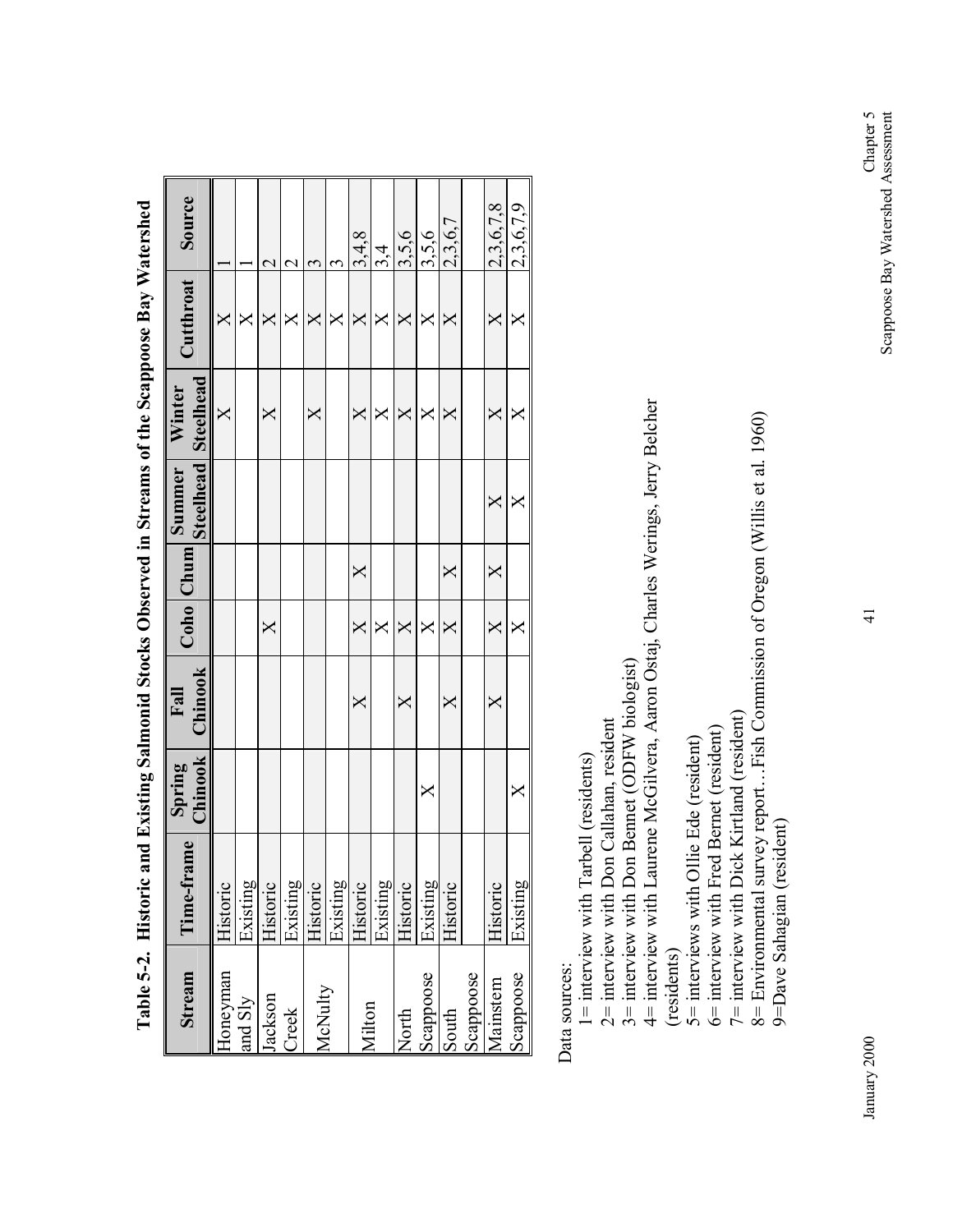**Table 5-2. Historic and Existing Salmonid Stocks Observed in Streams of the Scappoose Bay Watershed**

| Stream | Time-frame | Spring Chinook | Fall Chinook | Coho | Chum | Summer Steelhead | Winter Steelhead | Cutthroat | Source |
|---|---|---|---|---|---|---|---|---|---|
| Honeyman and Sly | Historic | | | | | | X | X | 1 |
| | Existing | | | | | | | X | 1 |
| Jackson Creek | Historic | | | X | | | X | X | 2 |
| | Existing | | | | | | | X | 2 |
| McNulty | Historic | | | | | | X | X | 3 |
| | Existing | | | | | | | X | 3 |
| Milton | Historic | | X | X | X | | X | X | 3,4,8 |
| | Existing | | | X | | | X | X | 3,4 |
| North Scappoose | Historic | | X | X | | | X | X | 3,5,6 |
| | Existing | X | | X | | | X | X | 3,5,6 |
| South Scappoose | Historic | | X | X | X | | X | X | 2,3,6,7 |
| | | | | | | | | | |
| Mainstem Scappoose | Historic | | X | X | X | X | X | X | 2,3,6,7,8 |
| | Existing | X | | X | | X | X | X | 2,3,6,7,9 |

Data sources:

1= interview with Tarbell (residents)
2= interview with Don Callahan, resident
3= interview with Don Bennet (ODFW biologist)
4= interview with Laurene McGilvera, Aaron Ostaj, Charles Werings, Jerry Belcher (residents)
5= interviews with Ollie Ede (resident)
6= interview with Fred Bernet (resident)
7= interview with Dick Kirtland (resident)
8= Environmental survey report…Fish Commission of Oregon (Willis et al. 1960)
9=Dave Sahagian (resident)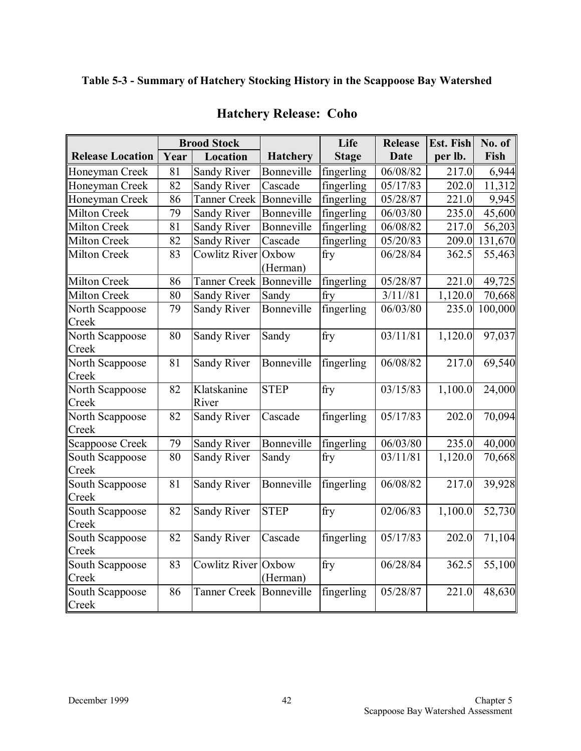**Table 5-3 - Summary of Hatchery Stocking History in the Scappoose Bay Watershed**

## Hatchery Release: Coho

| | Brood Stock | | | Life | Release | Est. Fish | No. of |
|---|---|---|---|---|---|---|---|
| **Release Location** | **Year** | **Location** | **Hatchery** | **Stage** | **Date** | **per lb.** | **Fish** |
| Honeyman Creek | 81 | Sandy River | Bonneville | fingerling | 06/08/82 | 217.0 | 6,944 |
| Honeyman Creek | 82 | Sandy River | Cascade | fingerling | 05/17/83 | 202.0 | 11,312 |
| Honeyman Creek | 86 | Tanner Creek | Bonneville | fingerling | 05/28/87 | 221.0 | 9,945 |
| Milton Creek | 79 | Sandy River | Bonneville | fingerling | 06/03/80 | 235.0 | 45,600 |
| Milton Creek | 81 | Sandy River | Bonneville | fingerling | 06/08/82 | 217.0 | 56,203 |
| Milton Creek | 82 | Sandy River | Cascade | fingerling | 05/20/83 | 209.0 | 131,670 |
| Milton Creek | 83 | Cowlitz River | Oxbow (Herman) | fry | 06/28/84 | 362.5 | 55,463 |
| Milton Creek | 86 | Tanner Creek | Bonneville | fingerling | 05/28/87 | 221.0 | 49,725 |
| Milton Creek | 80 | Sandy River | Sandy | fry | 3/11//81 | 1,120.0 | 70,668 |
| North Scappoose Creek | 79 | Sandy River | Bonneville | fingerling | 06/03/80 | 235.0 | 100,000 |
| North Scappoose Creek | 80 | Sandy River | Sandy | fry | 03/11/81 | 1,120.0 | 97,037 |
| North Scappoose Creek | 81 | Sandy River | Bonneville | fingerling | 06/08/82 | 217.0 | 69,540 |
| North Scappoose Creek | 82 | Klatskanine River | STEP | fry | 03/15/83 | 1,100.0 | 24,000 |
| North Scappoose Creek | 82 | Sandy River | Cascade | fingerling | 05/17/83 | 202.0 | 70,094 |
| Scappoose Creek | 79 | Sandy River | Bonneville | fingerling | 06/03/80 | 235.0 | 40,000 |
| South Scappoose Creek | 80 | Sandy River | Sandy | fry | 03/11/81 | 1,120.0 | 70,668 |
| South Scappoose Creek | 81 | Sandy River | Bonneville | fingerling | 06/08/82 | 217.0 | 39,928 |
| South Scappoose Creek | 82 | Sandy River | STEP | fry | 02/06/83 | 1,100.0 | 52,730 |
| South Scappoose Creek | 82 | Sandy River | Cascade | fingerling | 05/17/83 | 202.0 | 71,104 |
| South Scappoose Creek | 83 | Cowlitz River | Oxbow (Herman) | fry | 06/28/84 | 362.5 | 55,100 |
| South Scappoose Creek | 86 | Tanner Creek | Bonneville | fingerling | 05/28/87 | 221.0 | 48,630 |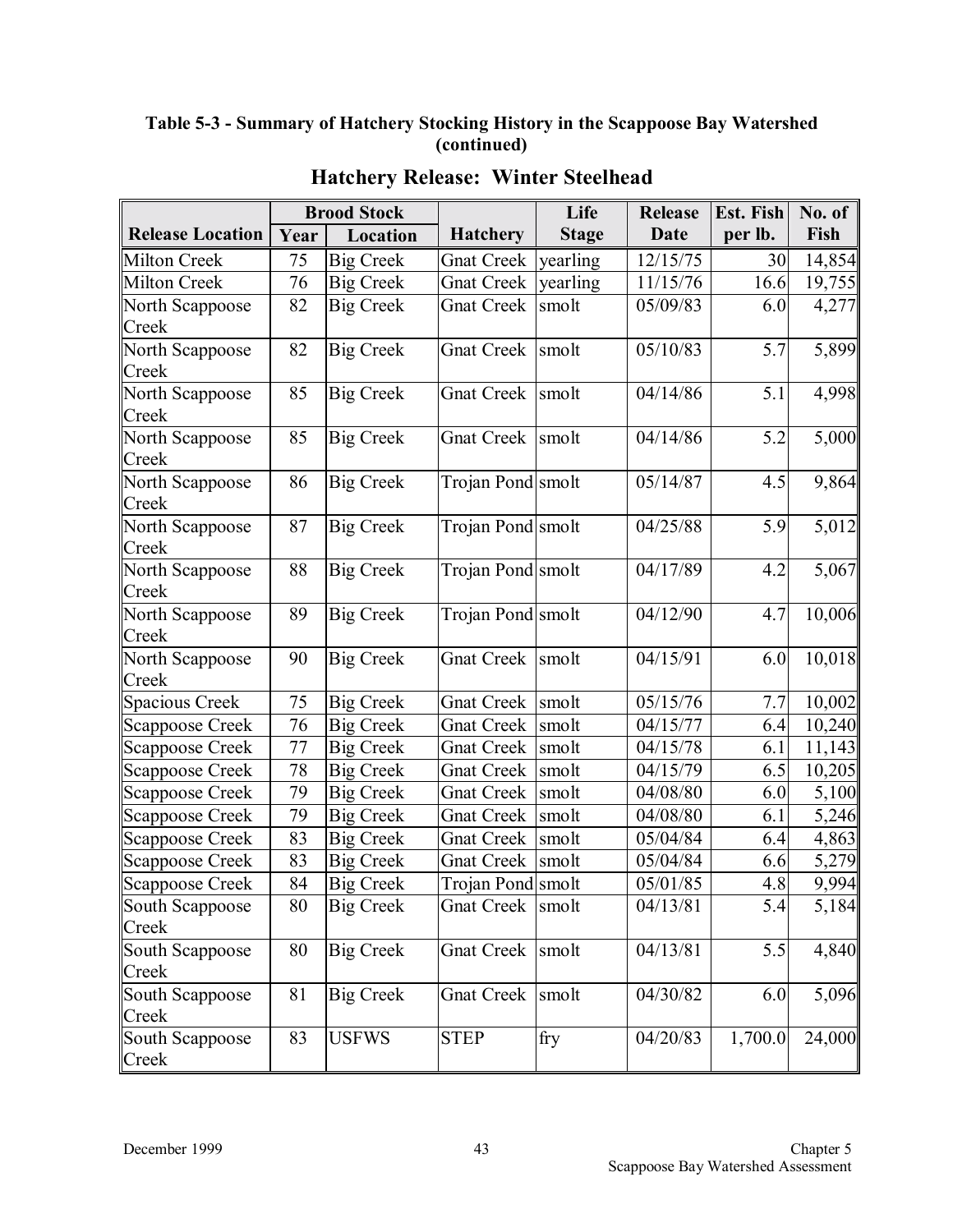**Table 5-3 - Summary of Hatchery Stocking History in the Scappoose Bay Watershed (continued)**

## Hatchery Release: Winter Steelhead

| Release Location | Brood Stock | | Hatchery | Life Stage | Release Date | Est. Fish per lb. | No. of Fish |
|---|---|---|---|---|---|---|---|
| | Year | Location | | | | | |
| Milton Creek | 75 | Big Creek | Gnat Creek | yearling | 12/15/75 | 30 | 14,854 |
| Milton Creek | 76 | Big Creek | Gnat Creek | yearling | 11/15/76 | 16.6 | 19,755 |
| North Scappoose Creek | 82 | Big Creek | Gnat Creek | smolt | 05/09/83 | 6.0 | 4,277 |
| North Scappoose Creek | 82 | Big Creek | Gnat Creek | smolt | 05/10/83 | 5.7 | 5,899 |
| North Scappoose Creek | 85 | Big Creek | Gnat Creek | smolt | 04/14/86 | 5.1 | 4,998 |
| North Scappoose Creek | 85 | Big Creek | Gnat Creek | smolt | 04/14/86 | 5.2 | 5,000 |
| North Scappoose Creek | 86 | Big Creek | Trojan Pond | smolt | 05/14/87 | 4.5 | 9,864 |
| North Scappoose Creek | 87 | Big Creek | Trojan Pond | smolt | 04/25/88 | 5.9 | 5,012 |
| North Scappoose Creek | 88 | Big Creek | Trojan Pond | smolt | 04/17/89 | 4.2 | 5,067 |
| North Scappoose Creek | 89 | Big Creek | Trojan Pond | smolt | 04/12/90 | 4.7 | 10,006 |
| North Scappoose Creek | 90 | Big Creek | Gnat Creek | smolt | 04/15/91 | 6.0 | 10,018 |
| Spacious Creek | 75 | Big Creek | Gnat Creek | smolt | 05/15/76 | 7.7 | 10,002 |
| Scappoose Creek | 76 | Big Creek | Gnat Creek | smolt | 04/15/77 | 6.4 | 10,240 |
| Scappoose Creek | 77 | Big Creek | Gnat Creek | smolt | 04/15/78 | 6.1 | 11,143 |
| Scappoose Creek | 78 | Big Creek | Gnat Creek | smolt | 04/15/79 | 6.5 | 10,205 |
| Scappoose Creek | 79 | Big Creek | Gnat Creek | smolt | 04/08/80 | 6.0 | 5,100 |
| Scappoose Creek | 79 | Big Creek | Gnat Creek | smolt | 04/08/80 | 6.1 | 5,246 |
| Scappoose Creek | 83 | Big Creek | Gnat Creek | smolt | 05/04/84 | 6.4 | 4,863 |
| Scappoose Creek | 83 | Big Creek | Gnat Creek | smolt | 05/04/84 | 6.6 | 5,279 |
| Scappoose Creek | 84 | Big Creek | Trojan Pond | smolt | 05/01/85 | 4.8 | 9,994 |
| South Scappoose Creek | 80 | Big Creek | Gnat Creek | smolt | 04/13/81 | 5.4 | 5,184 |
| South Scappoose Creek | 80 | Big Creek | Gnat Creek | smolt | 04/13/81 | 5.5 | 4,840 |
| South Scappoose Creek | 81 | Big Creek | Gnat Creek | smolt | 04/30/82 | 6.0 | 5,096 |
| South Scappoose Creek | 83 | USFWS | STEP | fry | 04/20/83 | 1,700.0 | 24,000 |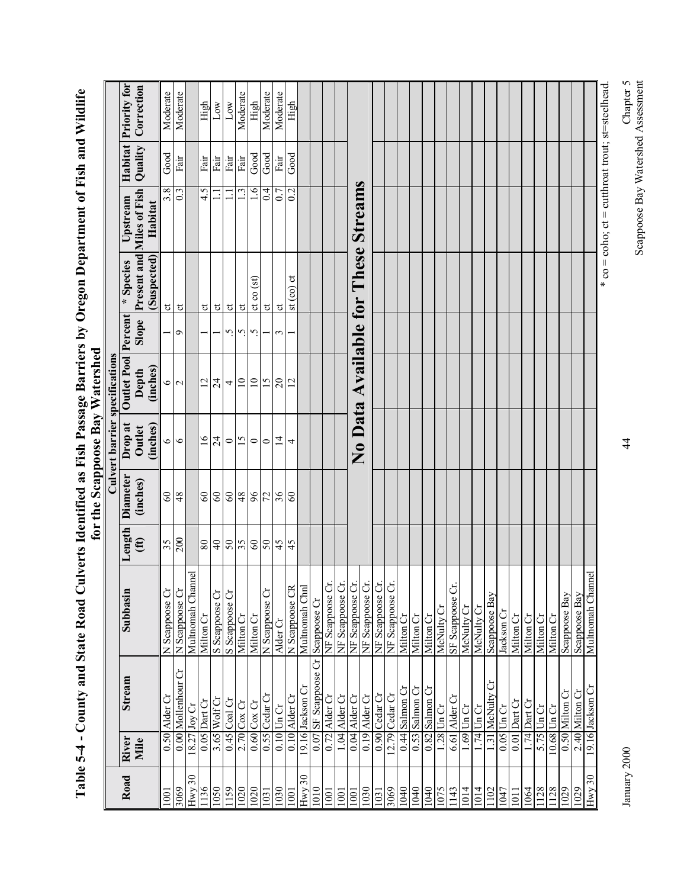# Table 5-4 - County and State Road Culverts Identified as Fish Passage Barriers by Oregon Department of Fish and Wildlife for the Scappoose Bay Watershed

| Road | River Mile | Stream | Subbasin | Culvert barrier specifications | | | | | * Species Present and (Suspected) | Upstream Miles of Fish Habitat | Habitat Quality | Priority for Correction |
|---|---|---|---|---|---|---|---|---|---|---|---|---|
| | | | | Length (ft) | Diameter (inches) | Drop at Outlet (inches) | Outlet Pool Depth (inches) | Percent Slope | | | | |
| 1001 | 0.50 | Alder Cr | N Scappoose Cr | 35 | 60 | 6 | 6 | 1 | ct | 3.8 | Good | Moderate |
| 3069 | 0.00 | Mollenhour Cr | N Scappoose Cr | 200 | 48 | 6 | 2 | 9 | ct | 0.3 | Fair | Moderate |
| Hwy 30 | 18.27 | Joy Cr | Multnomah Channel | | | | | | | | | |
| 1136 | 0.05 | Dart Cr | Milton Cr | 80 | 60 | 16 | 12 | 1 | ct | 4.5 | Fair | High |
| 1050 | 3.65 | Wolf Cr | S Scappoose Cr | 40 | 60 | 24 | 24 | 1 | ct | 1.1 | Fair | Low |
| 1159 | 0.45 | Coal Cr | S Scappoose Cr | 50 | 60 | 0 | 4 | .5 | ct | 1.1 | Fair | Low |
| 1020 | 2.70 | Cox Cr | Milton Cr | 35 | 48 | 15 | 10 | .5 | ct | 1.3 | Fair | Moderate |
| 1020 | 0.60 | Cox Cr | Milton Cr | 60 | 96 | 0 | 10 | .5 | ct co (st) | 1.6 | Good | High |
| 1031 | 0.55 | Cedar Cr | N Scappoose Cr | 50 | 72 | 0 | 15 | 1 | ct | 0.4 | Good | Moderate |
| 1030 | 0.10 | Un Cr | Alder Cr | 45 | 36 | 14 | 20 | 3 | ct | 0.7 | Fair | Moderate |
| 1001 | 0.10 | Alder Cr | N Scappoose CR | 45 | 60 | 4 | 12 | 1 | st (co) ct | 0.2 | Good | High |
| Hwy 30 | 19.16 | Jackson Cr | Multnomah Chnl | | | | | | | | | |
| 1010 | 0.07 | SF Scappoose Cr | Scappoose Cr | | | | | | | | | |
| 1001 | 0.72 | Alder Cr | NF Scappoose Cr. | | | | | | | | | |
| 1001 | 1.04 | Alder Cr | NF Scappoose Cr. | | | | | | | | | |
| 1001 | 0.04 | Alder Cr | NF Scappoose Cr. | No Data Available for These Streams | | | | | | | | |
| 1030 | 0.19 | Alder Cr | NF Scappoose Cr. | | | | | | | | | |
| 1031 | 0.90 | Cedar Cr | NF Scappoose Cr. | | | | | | | | | |
| 3069 | 12.79 | Cedar Cr | NF Scappoose Cr. | | | | | | | | | |
| 1040 | 0.44 | Salmon Cr | Milton Cr | | | | | | | | | |
| 1040 | 0.53 | Salmon Cr | Milton Cr | | | | | | | | | |
| 1040 | 0.82 | Salmon Cr | Milton Cr | | | | | | | | | |
| 1075 | 1.28 | Un Cr | McNulty Cr | | | | | | | | | |
| 1143 | 6.61 | Alder Cr | SF Scappoose Cr. | | | | | | | | | |
| 1014 | 1.69 | Un Cr | McNulty Cr | | | | | | | | | |
| 1014 | 1.74 | Un Cr | McNulty Cr | | | | | | | | | |
| 1102 | 1.31 | McNulty Cr | Scappoose Bay | | | | | | | | | |
| 1047 | 0.05 | Un Cr | Jackson Cr | | | | | | | | | |
| 1011 | 0.01 | Dart Cr | Milton Cr | | | | | | | | | |
| 1064 | 1.74 | Dart Cr | Milton Cr | | | | | | | | | |
| 1128 | 5.75 | Un Cr | Milton Cr | | | | | | | | | |
| 1128 | 10.68 | Un Cr | Milton Cr | | | | | | | | | |
| 1029 | 0.50 | Milton Cr | Scappoose Bay | | | | | | | | | |
| 1029 | 2.40 | Milton Cr | Scappoose Bay | | | | | | | | | |
| Hwy 30 | 19.16 | Jackson Cr | Multnomah Channel | | | | | | | | | |

* co = coho; ct = cutthroat trout; st=steelhead.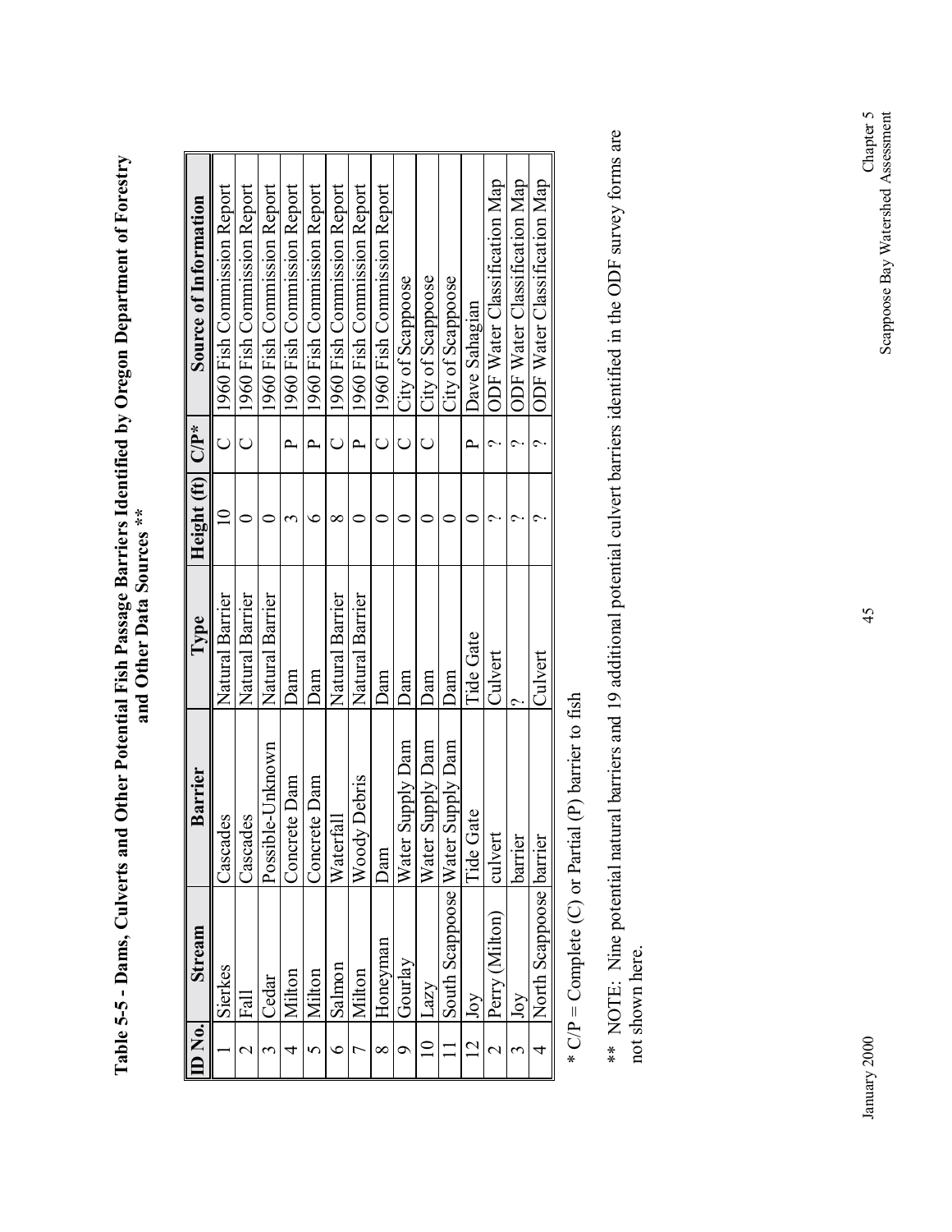**Table 5-5 - Dams, Culverts and Other Potential Fish Passage Barriers Identified by Oregon Department of Forestry and Other Data Sources \*\***

| ID No. | Stream | Barrier | Type | Height (ft) | C/P* | Source of Information |
|---|---|---|---|---|---|---|
| 1 | Sierkes | Cascades | Natural Barrier | 10 | C | 1960 Fish Commission Report |
| 2 | Fall | Cascades | Natural Barrier | 0 | C | 1960 Fish Commission Report |
| 3 | Cedar | Possible-Unknown | Natural Barrier | 0 | | 1960 Fish Commission Report |
| 4 | Milton | Concrete Dam | Dam | 3 | P | 1960 Fish Commission Report |
| 5 | Milton | Concrete Dam | Dam | 6 | P | 1960 Fish Commission Report |
| 6 | Salmon | Waterfall | Natural Barrier | 8 | C | 1960 Fish Commission Report |
| 7 | Milton | Woody Debris | Natural Barrier | 0 | P | 1960 Fish Commission Report |
| 8 | Honeyman | Dam | Dam | 0 | C | 1960 Fish Commission Report |
| 9 | Gourlay | Water Supply Dam | Dam | 0 | C | City of Scappoose |
| 10 | Lazy | Water Supply Dam | Dam | 0 | C | City of Scappoose |
| 11 | South Scappoose | Water Supply Dam | Dam | 0 | | City of Scappoose |
| 12 | Joy | Tide Gate | Tide Gate | 0 | P | Dave Sahagian |
| 2 | Perry (Milton) | culvert | Culvert | ? | ? | ODF Water Classification Map |
| 3 | Joy | barrier | ? | ? | ? | ODF Water Classification Map |
| 4 | North Scappoose | barrier | Culvert | ? | ? | ODF Water Classification Map |

\* C/P = Complete (C) or Partial (P) barrier to fish

\*\* NOTE: Nine potential natural barriers and 19 additional potential culvert barriers identified in the ODF survey forms are not shown here.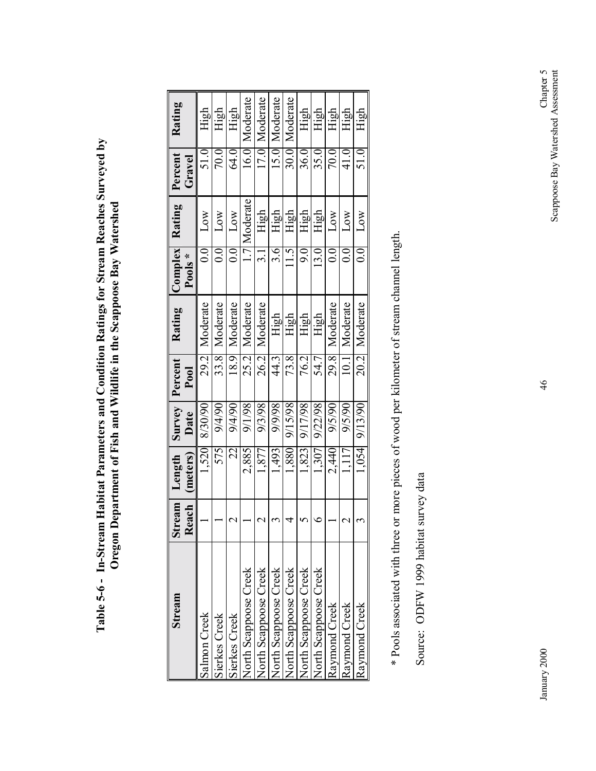# Table 5-6 - In-Stream Habitat Parameters and Condition Ratings for Stream Reaches Surveyed by Oregon Department of Fish and Wildlife in the Scappoose Bay Watershed

| Stream | Stream Reach | Length (meters) | Survey Date | Percent Pool | Rating | Complex Pools * | Rating | Percent Gravel | Rating |
|---|---|---|---|---|---|---|---|---|---|
| Salmon Creek | 1 | 1,520 | 8/30/90 | 29.2 | Moderate | 0.0 | Low | 51.0 | High |
| Sierkes Creek | 1 | 575 | 9/4/90 | 33.8 | Moderate | 0.0 | Low | 70.0 | High |
| Sierkes Creek | 2 | 22 | 9/4/90 | 18.9 | Moderate | 0.0 | Low | 64.0 | High |
| North Scappoose Creek | 1 | 2,885 | 9/1/98 | 25.2 | Moderate | 1.7 | Moderate | 16.0 | Moderate |
| North Scappoose Creek | 2 | 1,877 | 9/3/98 | 26.2 | Moderate | 3.1 | High | 17.0 | Moderate |
| North Scappoose Creek | 3 | 1,493 | 9/9/98 | 44.3 | High | 3.6 | High | 15.0 | Moderate |
| North Scappoose Creek | 4 | 1,880 | 9/15/98 | 73.8 | High | 11.5 | High | 30.0 | Moderate |
| North Scappoose Creek | 5 | 1,823 | 9/17/98 | 76.2 | High | 9.0 | High | 36.0 | High |
| North Scappoose Creek | 6 | 1,307 | 9/22/98 | 54.7 | High | 13.0 | High | 35.0 | High |
| Raymond Creek | 1 | 2,440 | 9/5/90 | 29.8 | Moderate | 0.0 | Low | 70.0 | High |
| Raymond Creek | 2 | 1,117 | 9/5/90 | 10.1 | Moderate | 0.0 | Low | 41.0 | High |
| Raymond Creek | 3 | 1,054 | 9/13/90 | 20.2 | Moderate | 0.0 | Low | 51.0 | High |

* Pools associated with three or more pieces of wood per kilometer of stream channel length.

Source: ODFW 1999 habitat survey data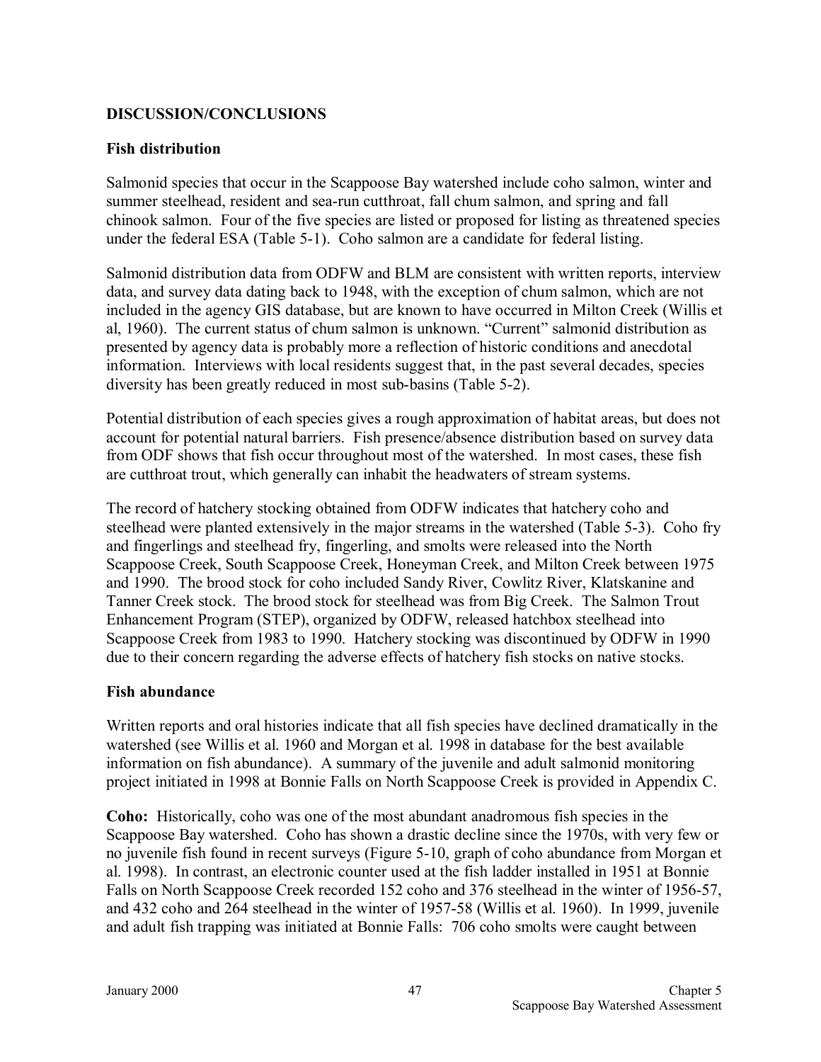## DISCUSSION/CONCLUSIONS

### Fish distribution

Salmonid species that occur in the Scappoose Bay watershed include coho salmon, winter and summer steelhead, resident and sea-run cutthroat, fall chum salmon, and spring and fall chinook salmon. Four of the five species are listed or proposed for listing as threatened species under the federal ESA (Table 5-1). Coho salmon are a candidate for federal listing.

Salmonid distribution data from ODFW and BLM are consistent with written reports, interview data, and survey data dating back to 1948, with the exception of chum salmon, which are not included in the agency GIS database, but are known to have occurred in Milton Creek (Willis et al, 1960). The current status of chum salmon is unknown. "Current" salmonid distribution as presented by agency data is probably more a reflection of historic conditions and anecdotal information. Interviews with local residents suggest that, in the past several decades, species diversity has been greatly reduced in most sub-basins (Table 5-2).

Potential distribution of each species gives a rough approximation of habitat areas, but does not account for potential natural barriers. Fish presence/absence distribution based on survey data from ODF shows that fish occur throughout most of the watershed. In most cases, these fish are cutthroat trout, which generally can inhabit the headwaters of stream systems.

The record of hatchery stocking obtained from ODFW indicates that hatchery coho and steelhead were planted extensively in the major streams in the watershed (Table 5-3). Coho fry and fingerlings and steelhead fry, fingerling, and smolts were released into the North Scappoose Creek, South Scappoose Creek, Honeyman Creek, and Milton Creek between 1975 and 1990. The brood stock for coho included Sandy River, Cowlitz River, Klatskanine and Tanner Creek stock. The brood stock for steelhead was from Big Creek. The Salmon Trout Enhancement Program (STEP), organized by ODFW, released hatchbox steelhead into Scappoose Creek from 1983 to 1990. Hatchery stocking was discontinued by ODFW in 1990 due to their concern regarding the adverse effects of hatchery fish stocks on native stocks.

### Fish abundance

Written reports and oral histories indicate that all fish species have declined dramatically in the watershed (see Willis et al. 1960 and Morgan et al. 1998 in database for the best available information on fish abundance). A summary of the juvenile and adult salmonid monitoring project initiated in 1998 at Bonnie Falls on North Scappoose Creek is provided in Appendix C.

**Coho:** Historically, coho was one of the most abundant anadromous fish species in the Scappoose Bay watershed. Coho has shown a drastic decline since the 1970s, with very few or no juvenile fish found in recent surveys (Figure 5-10, graph of coho abundance from Morgan et al. 1998). In contrast, an electronic counter used at the fish ladder installed in 1951 at Bonnie Falls on North Scappoose Creek recorded 152 coho and 376 steelhead in the winter of 1956-57, and 432 coho and 264 steelhead in the winter of 1957-58 (Willis et al. 1960). In 1999, juvenile and adult fish trapping was initiated at Bonnie Falls: 706 coho smolts were caught between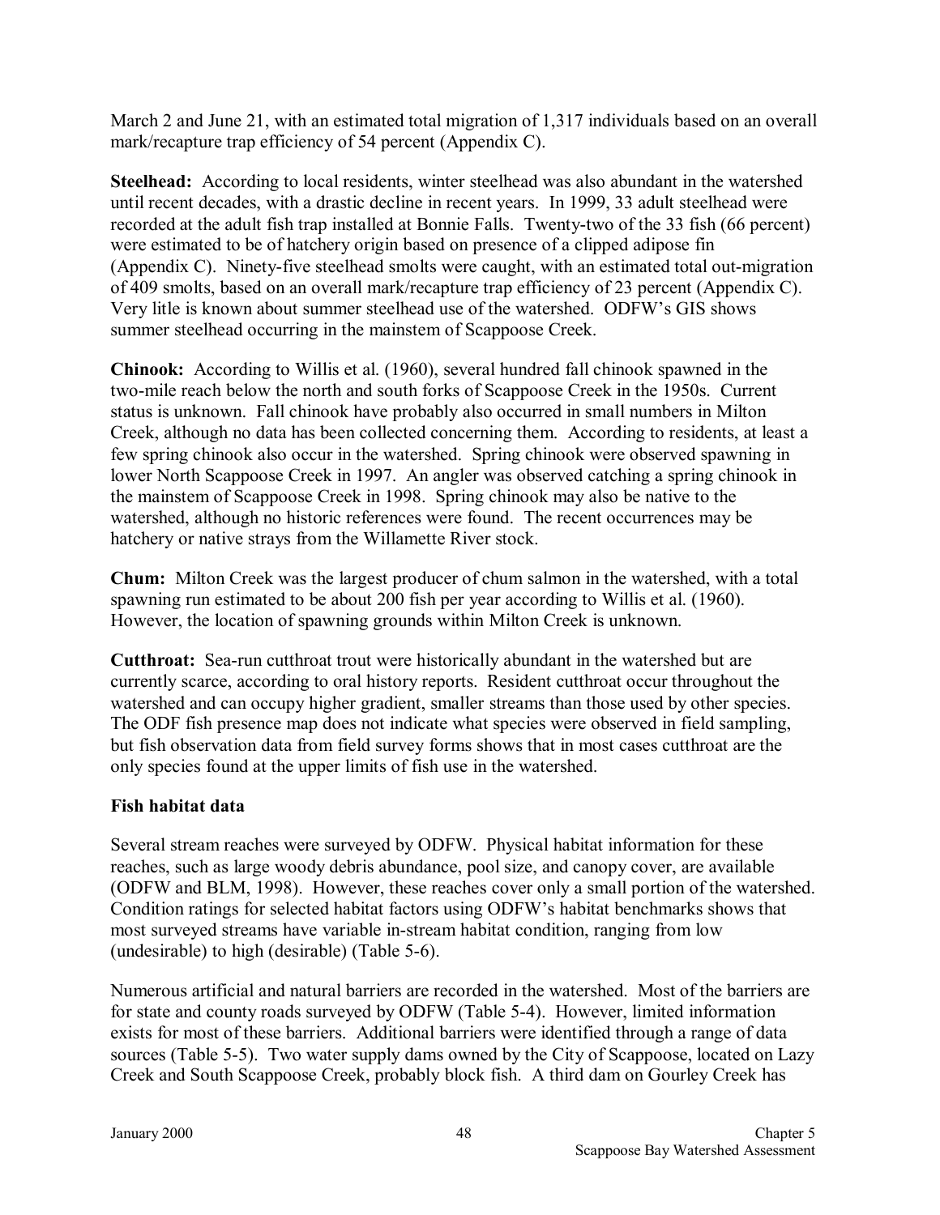March 2 and June 21, with an estimated total migration of 1,317 individuals based on an overall mark/recapture trap efficiency of 54 percent (Appendix C).

**Steelhead:** According to local residents, winter steelhead was also abundant in the watershed until recent decades, with a drastic decline in recent years. In 1999, 33 adult steelhead were recorded at the adult fish trap installed at Bonnie Falls. Twenty-two of the 33 fish (66 percent) were estimated to be of hatchery origin based on presence of a clipped adipose fin (Appendix C). Ninety-five steelhead smolts were caught, with an estimated total out-migration of 409 smolts, based on an overall mark/recapture trap efficiency of 23 percent (Appendix C). Very litle is known about summer steelhead use of the watershed. ODFW's GIS shows summer steelhead occurring in the mainstem of Scappoose Creek.

**Chinook:** According to Willis et al. (1960), several hundred fall chinook spawned in the two-mile reach below the north and south forks of Scappoose Creek in the 1950s. Current status is unknown. Fall chinook have probably also occurred in small numbers in Milton Creek, although no data has been collected concerning them. According to residents, at least a few spring chinook also occur in the watershed. Spring chinook were observed spawning in lower North Scappoose Creek in 1997. An angler was observed catching a spring chinook in the mainstem of Scappoose Creek in 1998. Spring chinook may also be native to the watershed, although no historic references were found. The recent occurrences may be hatchery or native strays from the Willamette River stock.

**Chum:** Milton Creek was the largest producer of chum salmon in the watershed, with a total spawning run estimated to be about 200 fish per year according to Willis et al. (1960). However, the location of spawning grounds within Milton Creek is unknown.

**Cutthroat:** Sea-run cutthroat trout were historically abundant in the watershed but are currently scarce, according to oral history reports. Resident cutthroat occur throughout the watershed and can occupy higher gradient, smaller streams than those used by other species. The ODF fish presence map does not indicate what species were observed in field sampling, but fish observation data from field survey forms shows that in most cases cutthroat are the only species found at the upper limits of fish use in the watershed.

### Fish habitat data

Several stream reaches were surveyed by ODFW. Physical habitat information for these reaches, such as large woody debris abundance, pool size, and canopy cover, are available (ODFW and BLM, 1998). However, these reaches cover only a small portion of the watershed. Condition ratings for selected habitat factors using ODFW's habitat benchmarks shows that most surveyed streams have variable in-stream habitat condition, ranging from low (undesirable) to high (desirable) (Table 5-6).

Numerous artificial and natural barriers are recorded in the watershed. Most of the barriers are for state and county roads surveyed by ODFW (Table 5-4). However, limited information exists for most of these barriers. Additional barriers were identified through a range of data sources (Table 5-5). Two water supply dams owned by the City of Scappoose, located on Lazy Creek and South Scappoose Creek, probably block fish. A third dam on Gourley Creek has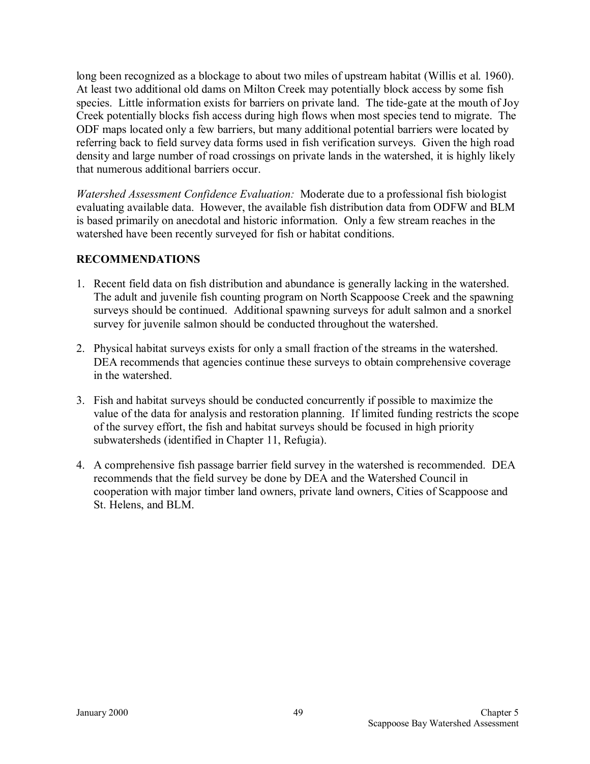long been recognized as a blockage to about two miles of upstream habitat (Willis et al. 1960). At least two additional old dams on Milton Creek may potentially block access by some fish species. Little information exists for barriers on private land. The tide-gate at the mouth of Joy Creek potentially blocks fish access during high flows when most species tend to migrate. The ODF maps located only a few barriers, but many additional potential barriers were located by referring back to field survey data forms used in fish verification surveys. Given the high road density and large number of road crossings on private lands in the watershed, it is highly likely that numerous additional barriers occur.

*Watershed Assessment Confidence Evaluation:* Moderate due to a professional fish biologist evaluating available data. However, the available fish distribution data from ODFW and BLM is based primarily on anecdotal and historic information. Only a few stream reaches in the watershed have been recently surveyed for fish or habitat conditions.

## RECOMMENDATIONS

1. Recent field data on fish distribution and abundance is generally lacking in the watershed. The adult and juvenile fish counting program on North Scappoose Creek and the spawning surveys should be continued. Additional spawning surveys for adult salmon and a snorkel survey for juvenile salmon should be conducted throughout the watershed.

2. Physical habitat surveys exists for only a small fraction of the streams in the watershed. DEA recommends that agencies continue these surveys to obtain comprehensive coverage in the watershed.

3. Fish and habitat surveys should be conducted concurrently if possible to maximize the value of the data for analysis and restoration planning. If limited funding restricts the scope of the survey effort, the fish and habitat surveys should be focused in high priority subwatersheds (identified in Chapter 11, Refugia).

4. A comprehensive fish passage barrier field survey in the watershed is recommended. DEA recommends that the field survey be done by DEA and the Watershed Council in cooperation with major timber land owners, private land owners, Cities of Scappoose and St. Helens, and BLM.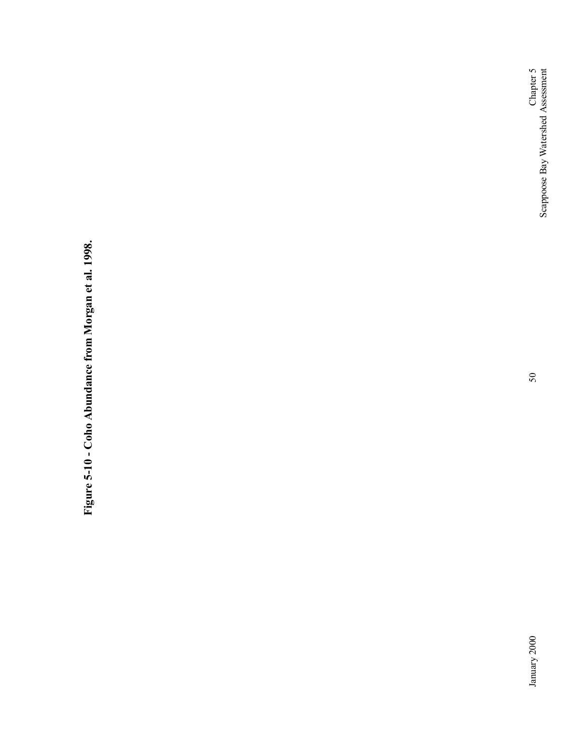**Figure 5-10 - Coho Abundance from Morgan et al. 1998.**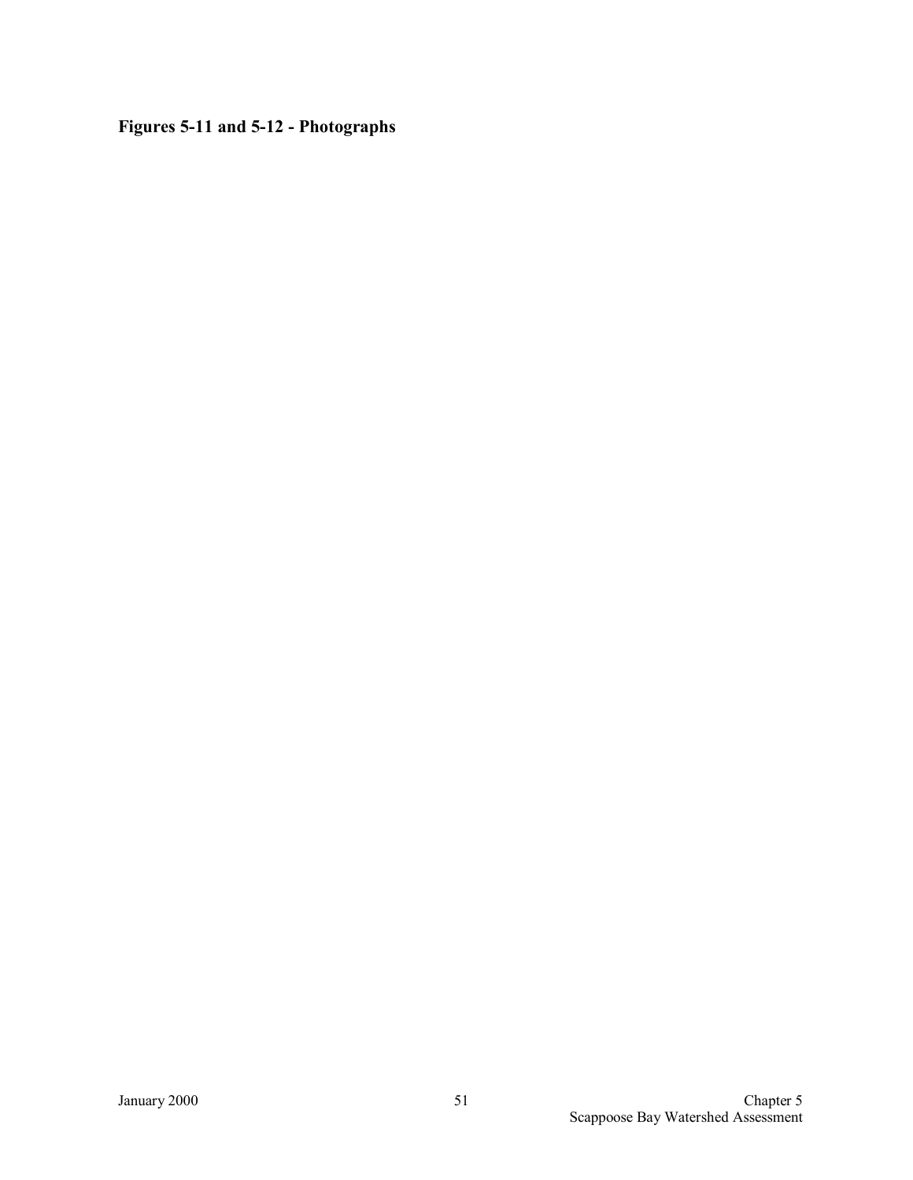**Figures 5-11 and 5-12 - Photographs**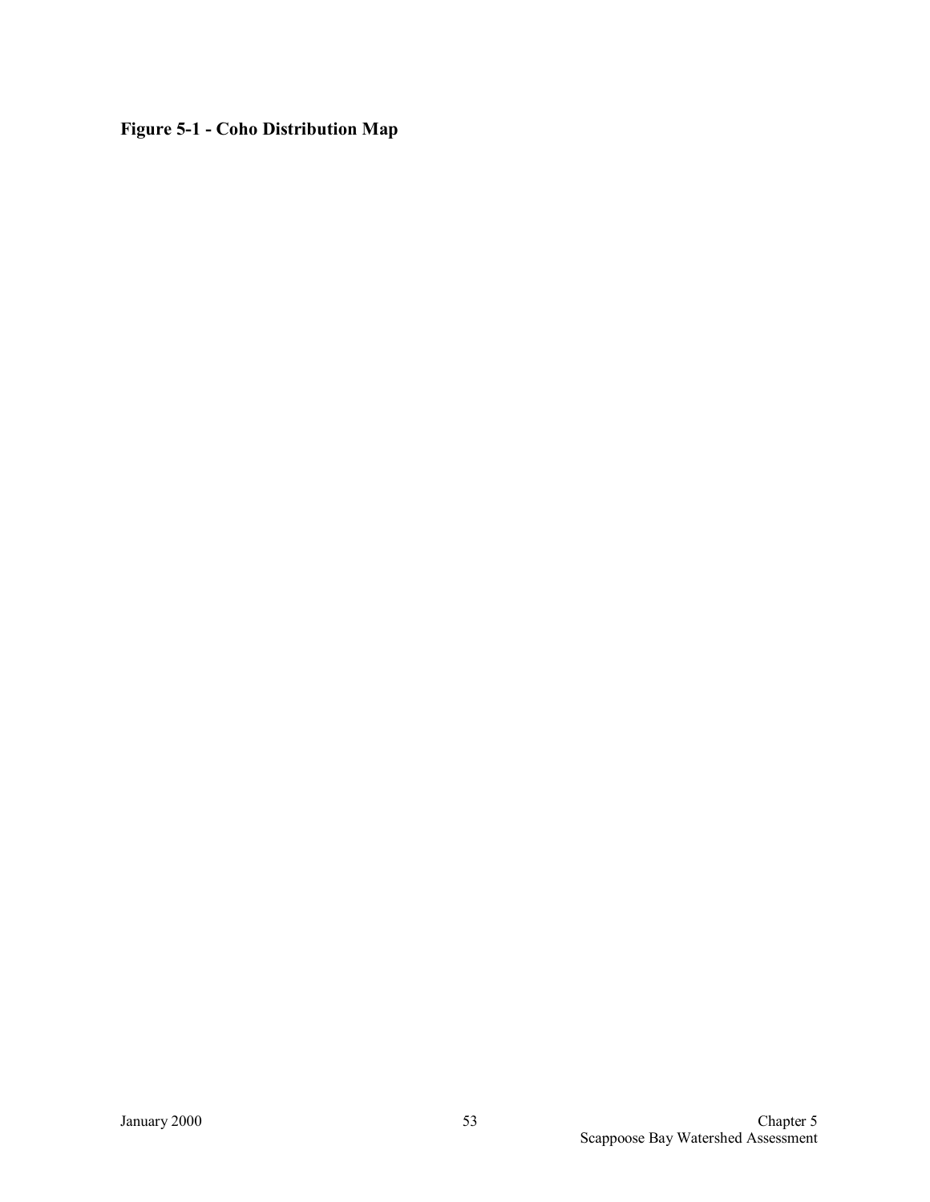**Figure 5-1 - Coho Distribution Map**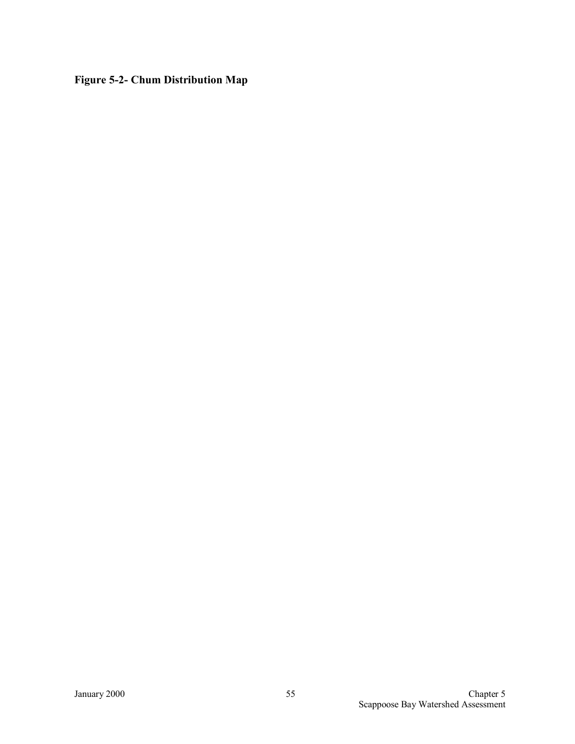**Figure 5-2- Chum Distribution Map**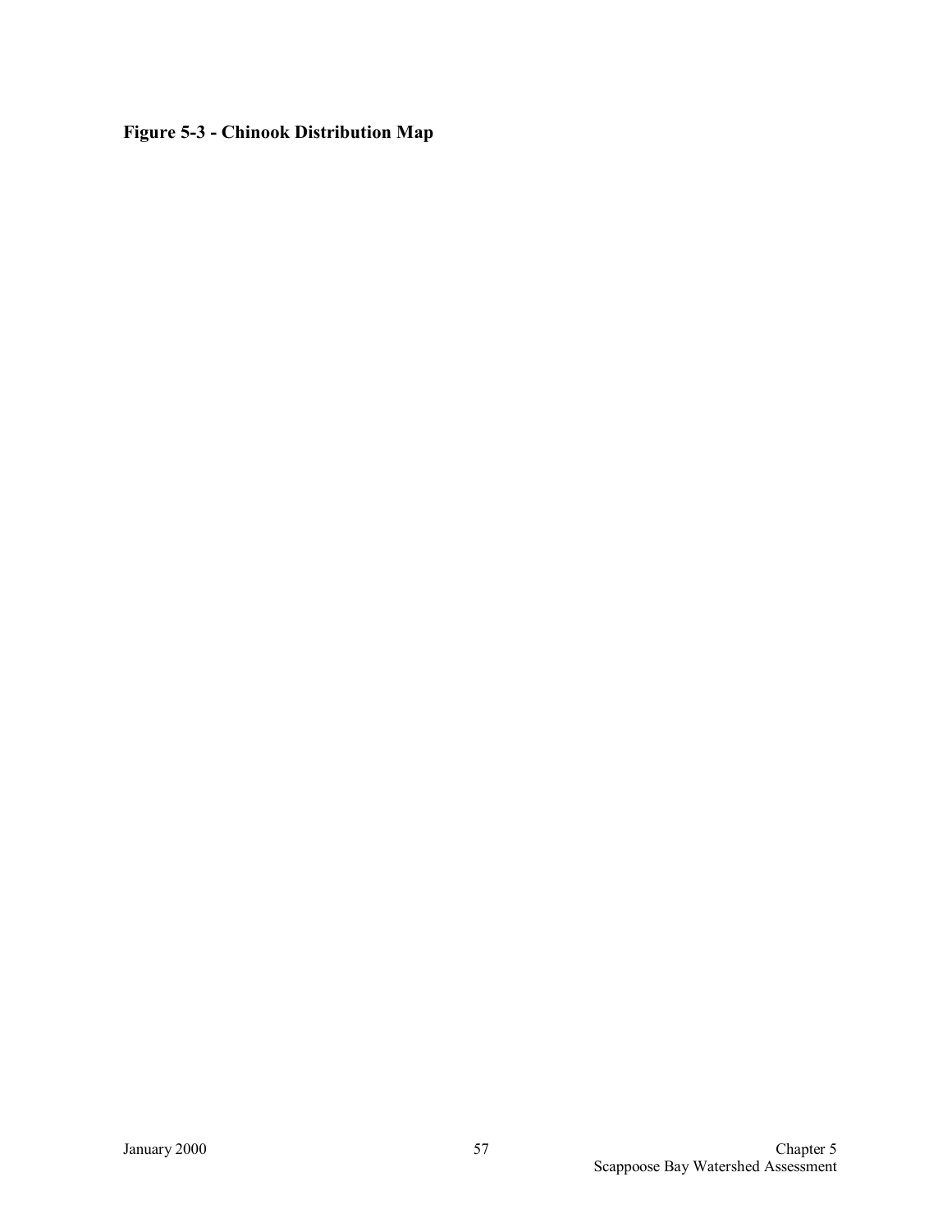**Figure 5-3 - Chinook Distribution Map**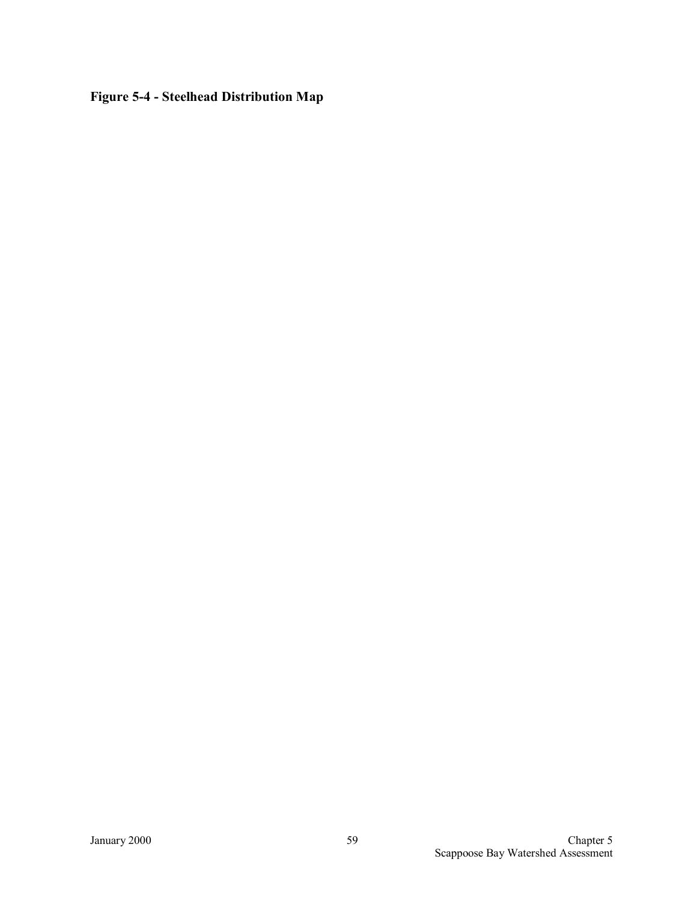**Figure 5-4 - Steelhead Distribution Map**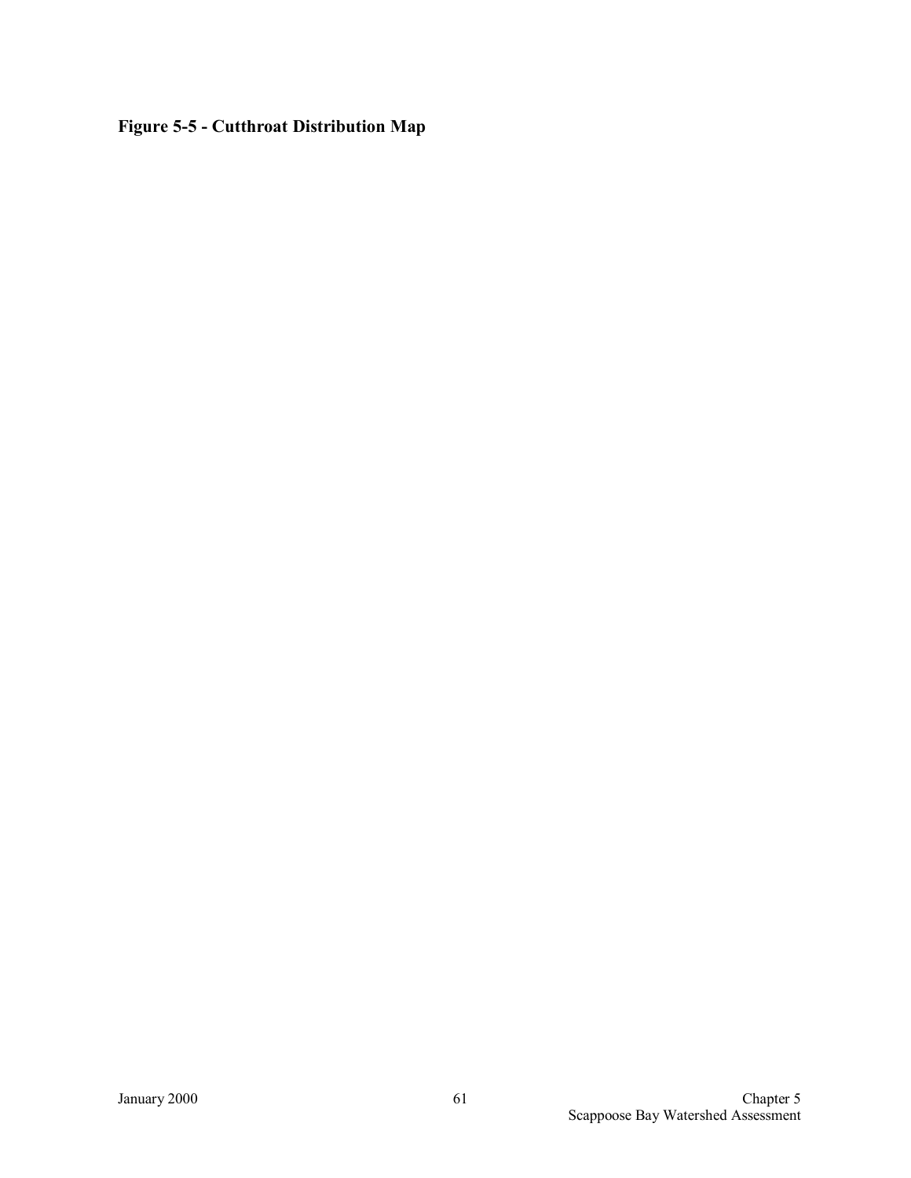**Figure 5-5 - Cutthroat Distribution Map**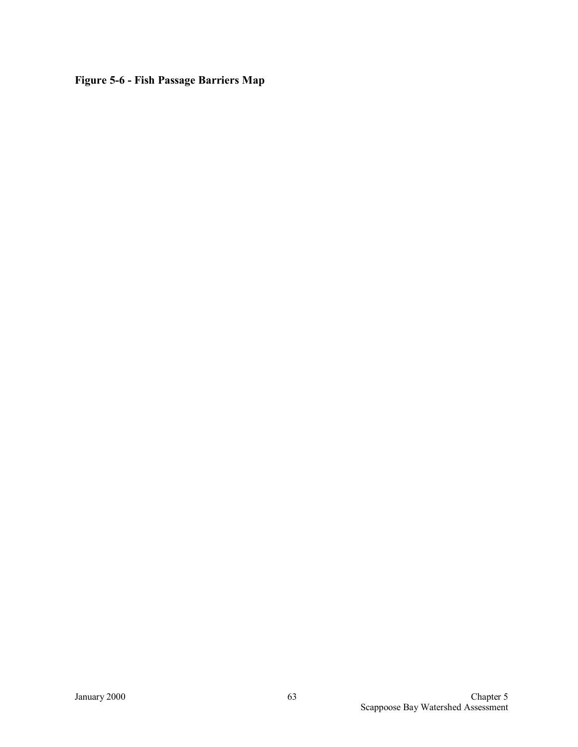**Figure 5-6 - Fish Passage Barriers Map**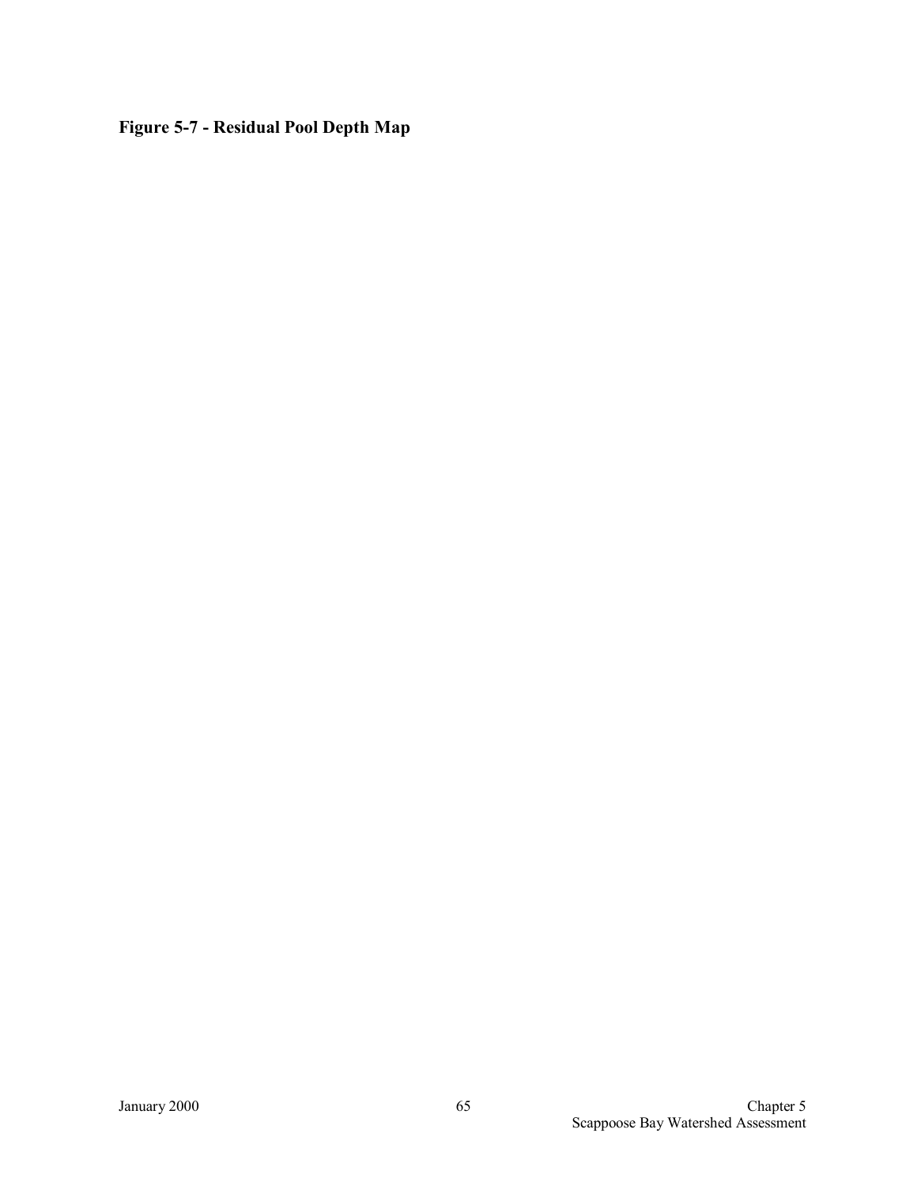**Figure 5-7 - Residual Pool Depth Map**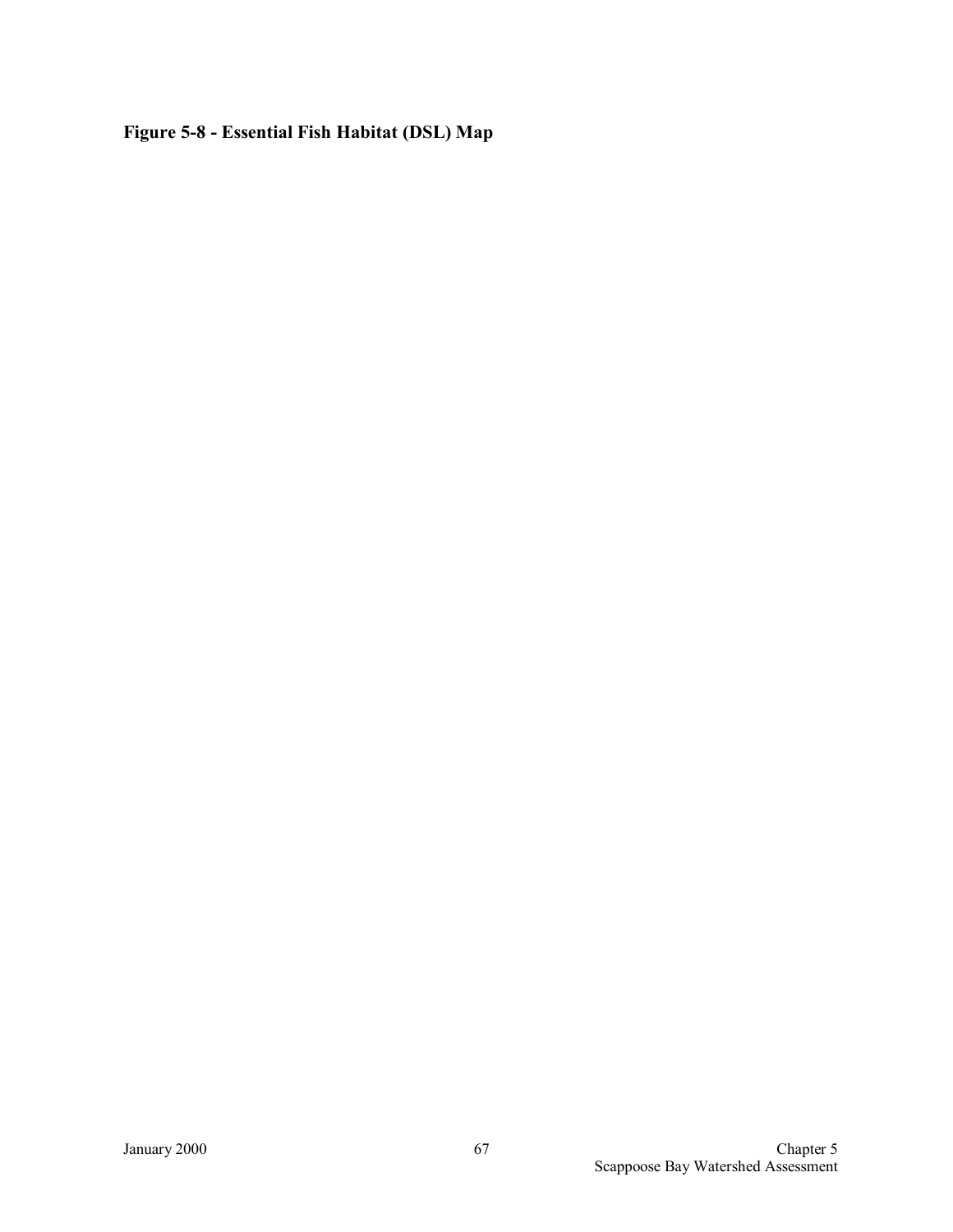**Figure 5-8 - Essential Fish Habitat (DSL) Map**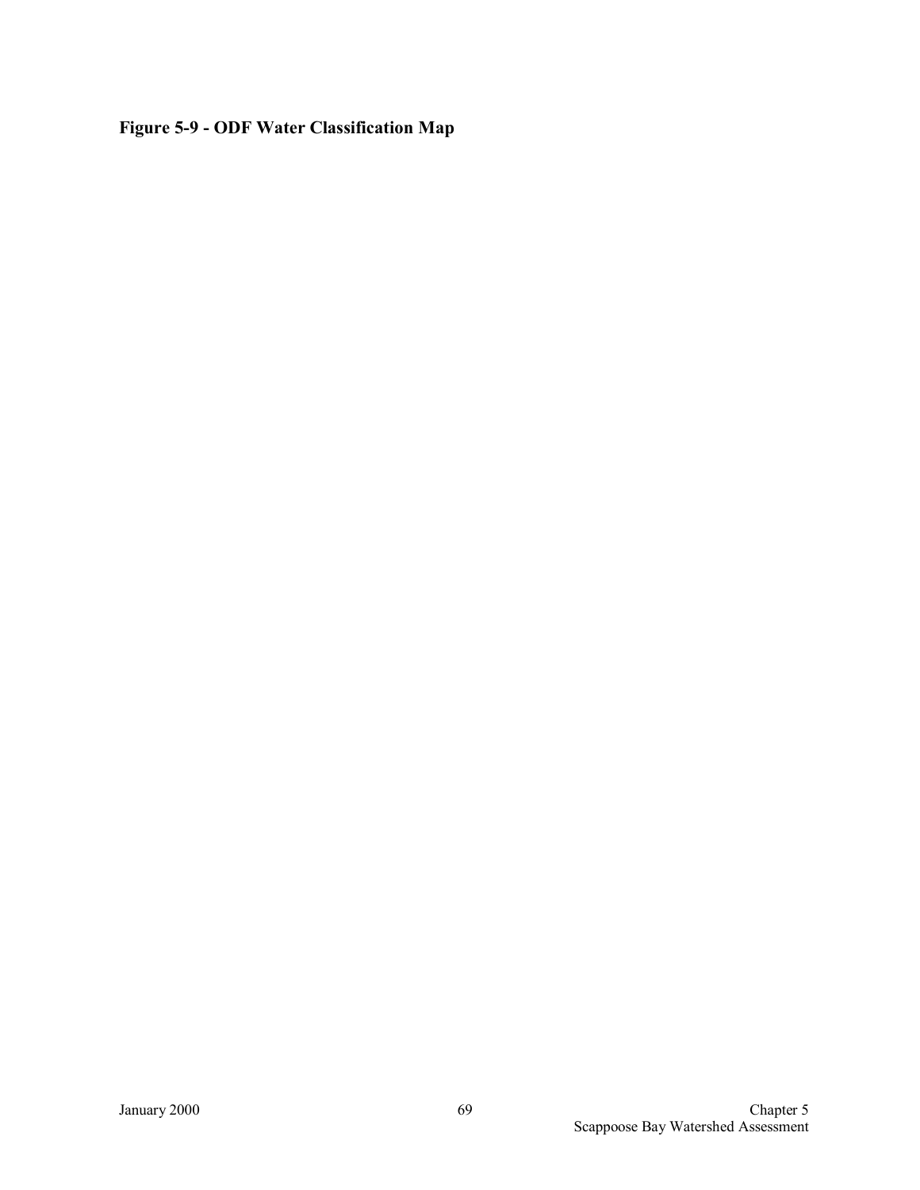**Figure 5-9 - ODF Water Classification Map**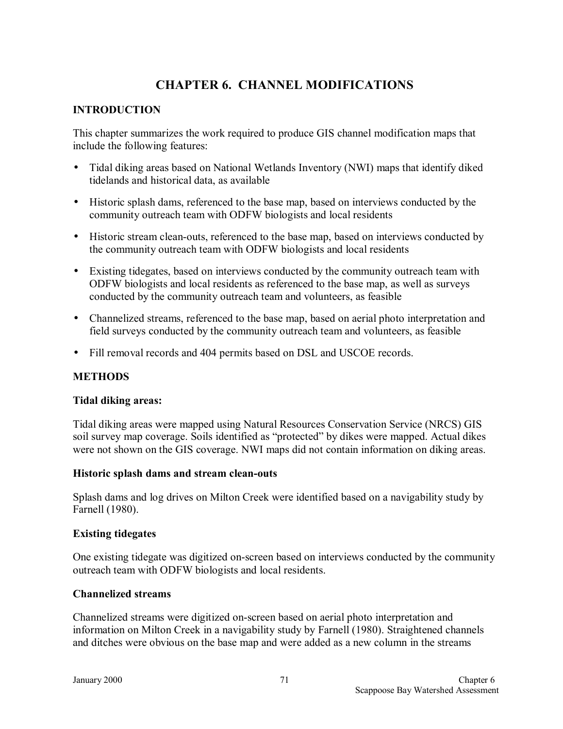# CHAPTER 6. CHANNEL MODIFICATIONS

## INTRODUCTION

This chapter summarizes the work required to produce GIS channel modification maps that include the following features:

- Tidal diking areas based on National Wetlands Inventory (NWI) maps that identify diked tidelands and historical data, as available
- Historic splash dams, referenced to the base map, based on interviews conducted by the community outreach team with ODFW biologists and local residents
- Historic stream clean-outs, referenced to the base map, based on interviews conducted by the community outreach team with ODFW biologists and local residents
- Existing tidegates, based on interviews conducted by the community outreach team with ODFW biologists and local residents as referenced to the base map, as well as surveys conducted by the community outreach team and volunteers, as feasible
- Channelized streams, referenced to the base map, based on aerial photo interpretation and field surveys conducted by the community outreach team and volunteers, as feasible
- Fill removal records and 404 permits based on DSL and USCOE records.

## METHODS

### Tidal diking areas:

Tidal diking areas were mapped using Natural Resources Conservation Service (NRCS) GIS soil survey map coverage. Soils identified as "protected" by dikes were mapped. Actual dikes were not shown on the GIS coverage. NWI maps did not contain information on diking areas.

### Historic splash dams and stream clean-outs

Splash dams and log drives on Milton Creek were identified based on a navigability study by Farnell (1980).

### Existing tidegates

One existing tidegate was digitized on-screen based on interviews conducted by the community outreach team with ODFW biologists and local residents.

### Channelized streams

Channelized streams were digitized on-screen based on aerial photo interpretation and information on Milton Creek in a navigability study by Farnell (1980). Straightened channels and ditches were obvious on the base map and were added as a new column in the streams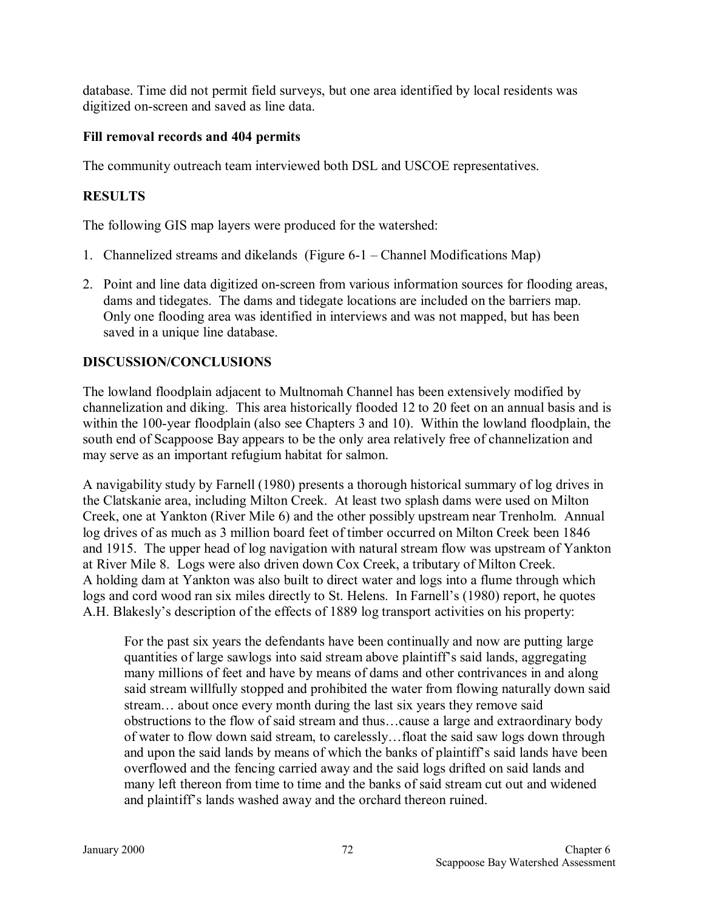database. Time did not permit field surveys, but one area identified by local residents was digitized on-screen and saved as line data.

**Fill removal records and 404 permits**

The community outreach team interviewed both DSL and USCOE representatives.

## RESULTS

The following GIS map layers were produced for the watershed:

1. Channelized streams and dikelands (Figure 6-1 – Channel Modifications Map)
2. Point and line data digitized on-screen from various information sources for flooding areas, dams and tidegates. The dams and tidegate locations are included on the barriers map. Only one flooding area was identified in interviews and was not mapped, but has been saved in a unique line database.

## DISCUSSION/CONCLUSIONS

The lowland floodplain adjacent to Multnomah Channel has been extensively modified by channelization and diking. This area historically flooded 12 to 20 feet on an annual basis and is within the 100-year floodplain (also see Chapters 3 and 10). Within the lowland floodplain, the south end of Scappoose Bay appears to be the only area relatively free of channelization and may serve as an important refugium habitat for salmon.

A navigability study by Farnell (1980) presents a thorough historical summary of log drives in the Clatskanie area, including Milton Creek. At least two splash dams were used on Milton Creek, one at Yankton (River Mile 6) and the other possibly upstream near Trenholm. Annual log drives of as much as 3 million board feet of timber occurred on Milton Creek been 1846 and 1915. The upper head of log navigation with natural stream flow was upstream of Yankton at River Mile 8. Logs were also driven down Cox Creek, a tributary of Milton Creek. A holding dam at Yankton was also built to direct water and logs into a flume through which logs and cord wood ran six miles directly to St. Helens. In Farnell's (1980) report, he quotes A.H. Blakesly's description of the effects of 1889 log transport activities on his property:

> For the past six years the defendants have been continually and now are putting large quantities of large sawlogs into said stream above plaintiff's said lands, aggregating many millions of feet and have by means of dams and other contrivances in and along said stream willfully stopped and prohibited the water from flowing naturally down said stream… about once every month during the last six years they remove said obstructions to the flow of said stream and thus…cause a large and extraordinary body of water to flow down said stream, to carelessly…float the said saw logs down through and upon the said lands by means of which the banks of plaintiff's said lands have been overflowed and the fencing carried away and the said logs drifted on said lands and many left thereon from time to time and the banks of said stream cut out and widened and plaintiff's lands washed away and the orchard thereon ruined.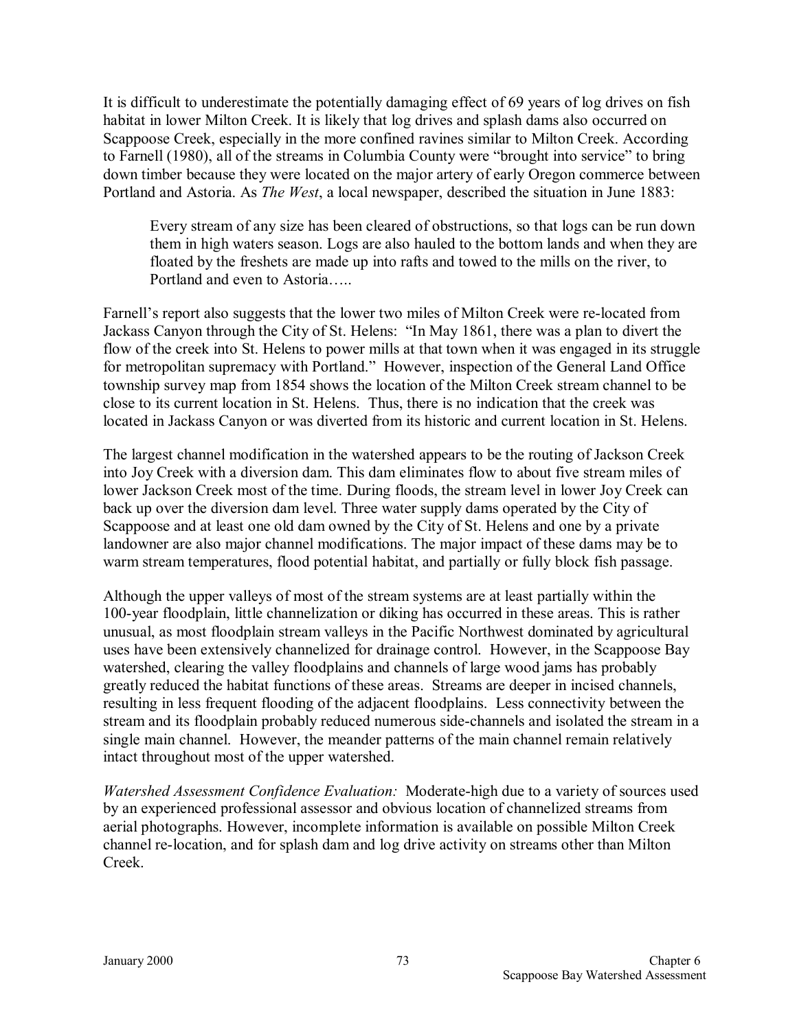It is difficult to underestimate the potentially damaging effect of 69 years of log drives on fish habitat in lower Milton Creek. It is likely that log drives and splash dams also occurred on Scappoose Creek, especially in the more confined ravines similar to Milton Creek. According to Farnell (1980), all of the streams in Columbia County were "brought into service" to bring down timber because they were located on the major artery of early Oregon commerce between Portland and Astoria. As *The West*, a local newspaper, described the situation in June 1883:

> Every stream of any size has been cleared of obstructions, so that logs can be run down them in high waters season. Logs are also hauled to the bottom lands and when they are floated by the freshets are made up into rafts and towed to the mills on the river, to Portland and even to Astoria…..

Farnell's report also suggests that the lower two miles of Milton Creek were re-located from Jackass Canyon through the City of St. Helens: "In May 1861, there was a plan to divert the flow of the creek into St. Helens to power mills at that town when it was engaged in its struggle for metropolitan supremacy with Portland." However, inspection of the General Land Office township survey map from 1854 shows the location of the Milton Creek stream channel to be close to its current location in St. Helens. Thus, there is no indication that the creek was located in Jackass Canyon or was diverted from its historic and current location in St. Helens.

The largest channel modification in the watershed appears to be the routing of Jackson Creek into Joy Creek with a diversion dam. This dam eliminates flow to about five stream miles of lower Jackson Creek most of the time. During floods, the stream level in lower Joy Creek can back up over the diversion dam level. Three water supply dams operated by the City of Scappoose and at least one old dam owned by the City of St. Helens and one by a private landowner are also major channel modifications. The major impact of these dams may be to warm stream temperatures, flood potential habitat, and partially or fully block fish passage.

Although the upper valleys of most of the stream systems are at least partially within the 100-year floodplain, little channelization or diking has occurred in these areas. This is rather unusual, as most floodplain stream valleys in the Pacific Northwest dominated by agricultural uses have been extensively channelized for drainage control. However, in the Scappoose Bay watershed, clearing the valley floodplains and channels of large wood jams has probably greatly reduced the habitat functions of these areas. Streams are deeper in incised channels, resulting in less frequent flooding of the adjacent floodplains. Less connectivity between the stream and its floodplain probably reduced numerous side-channels and isolated the stream in a single main channel. However, the meander patterns of the main channel remain relatively intact throughout most of the upper watershed.

*Watershed Assessment Confidence Evaluation:* Moderate-high due to a variety of sources used by an experienced professional assessor and obvious location of channelized streams from aerial photographs. However, incomplete information is available on possible Milton Creek channel re-location, and for splash dam and log drive activity on streams other than Milton Creek.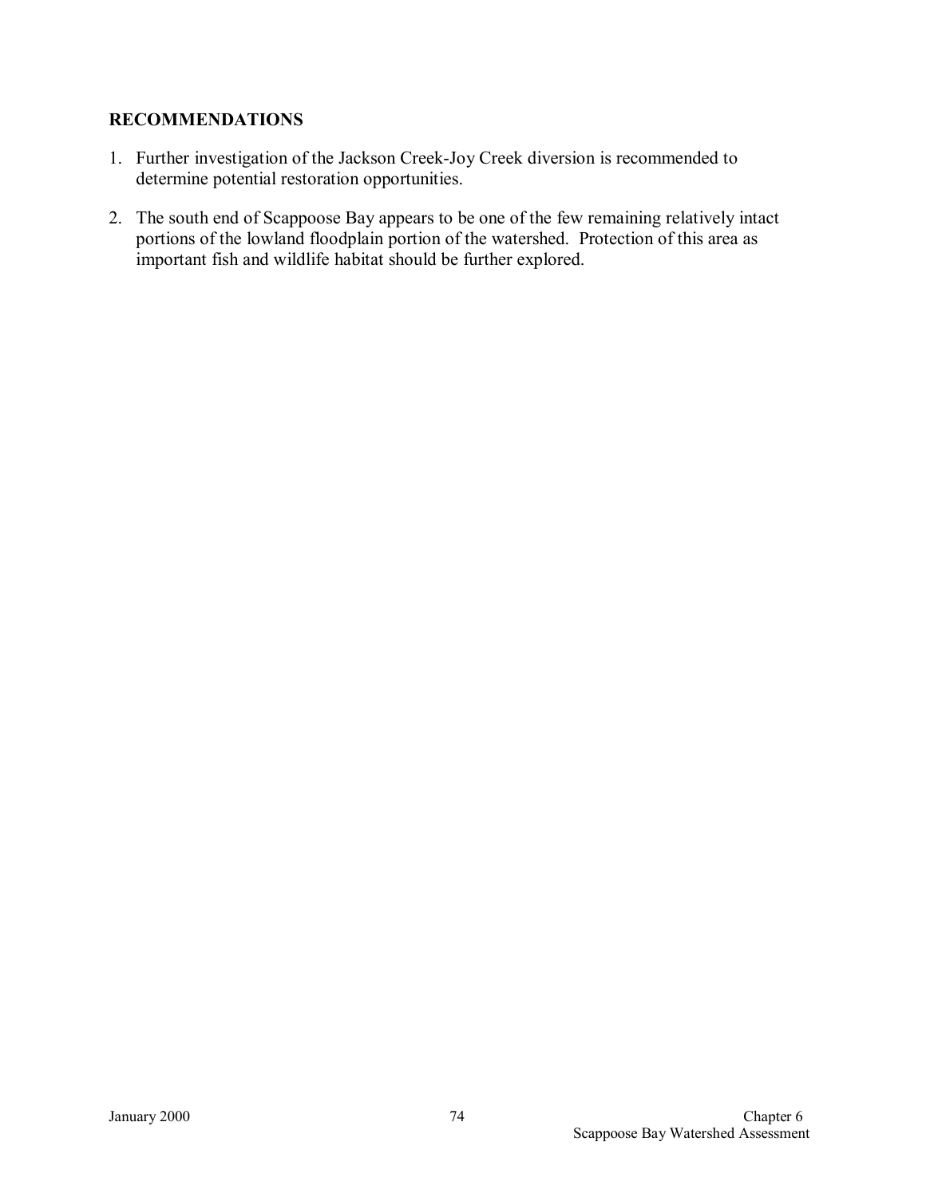## RECOMMENDATIONS

1. Further investigation of the Jackson Creek-Joy Creek diversion is recommended to determine potential restoration opportunities.
2. The south end of Scappoose Bay appears to be one of the few remaining relatively intact portions of the lowland floodplain portion of the watershed. Protection of this area as important fish and wildlife habitat should be further explored.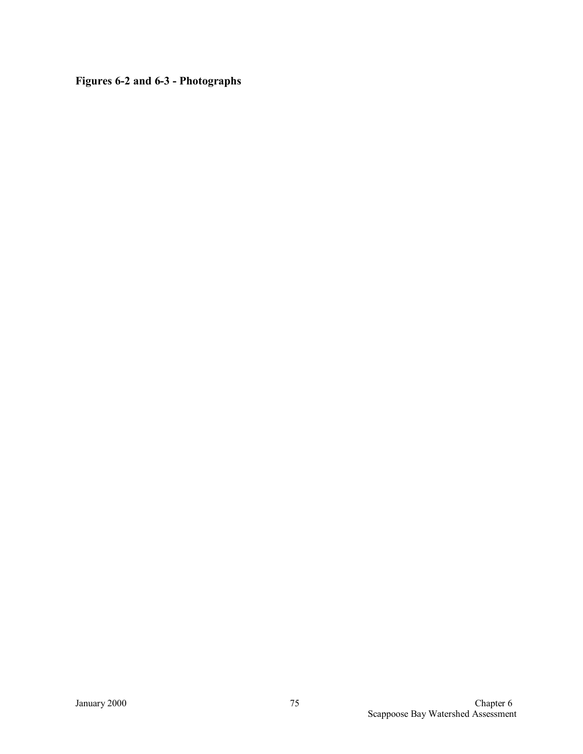**Figures 6-2 and 6-3 - Photographs**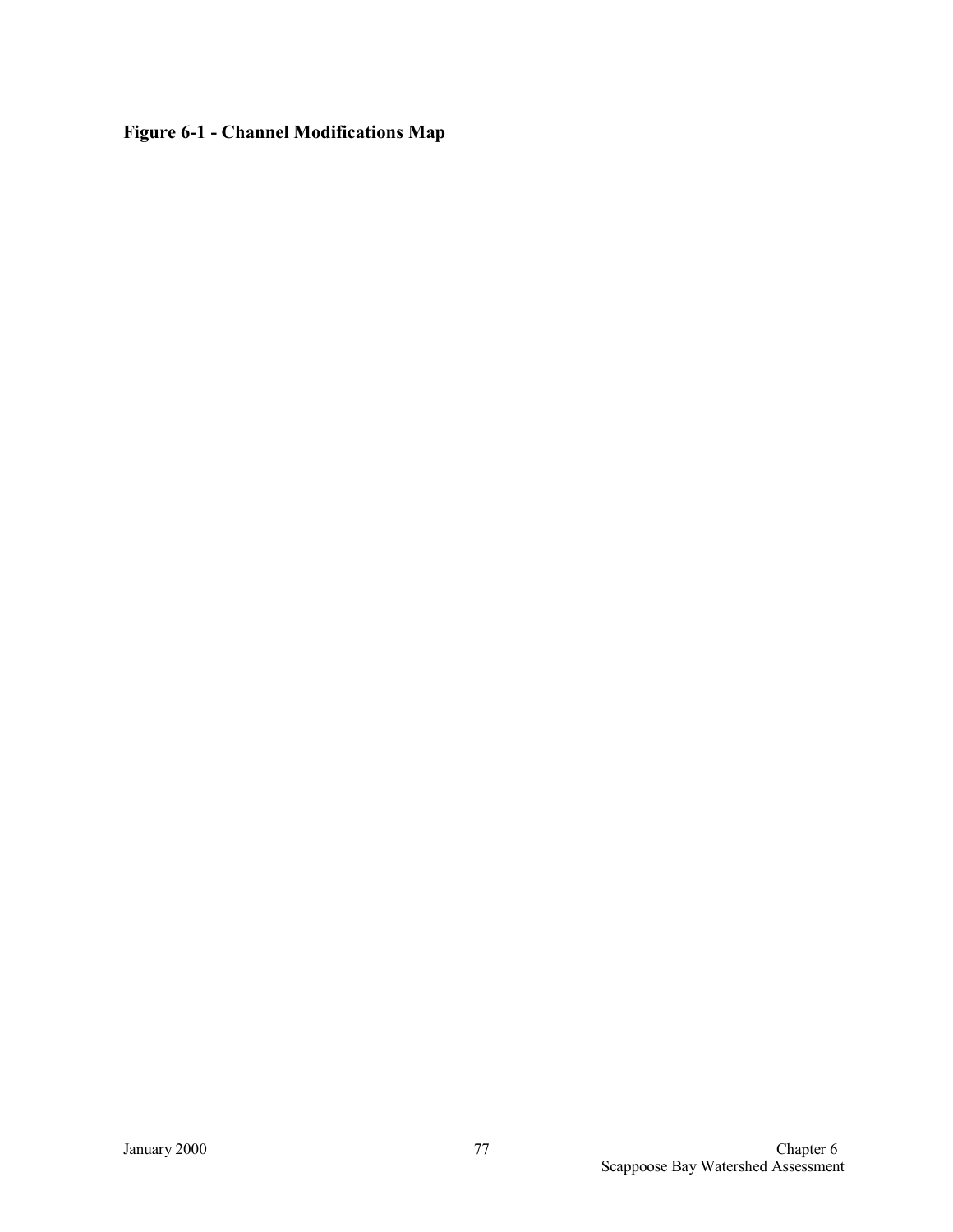**Figure 6-1 - Channel Modifications Map**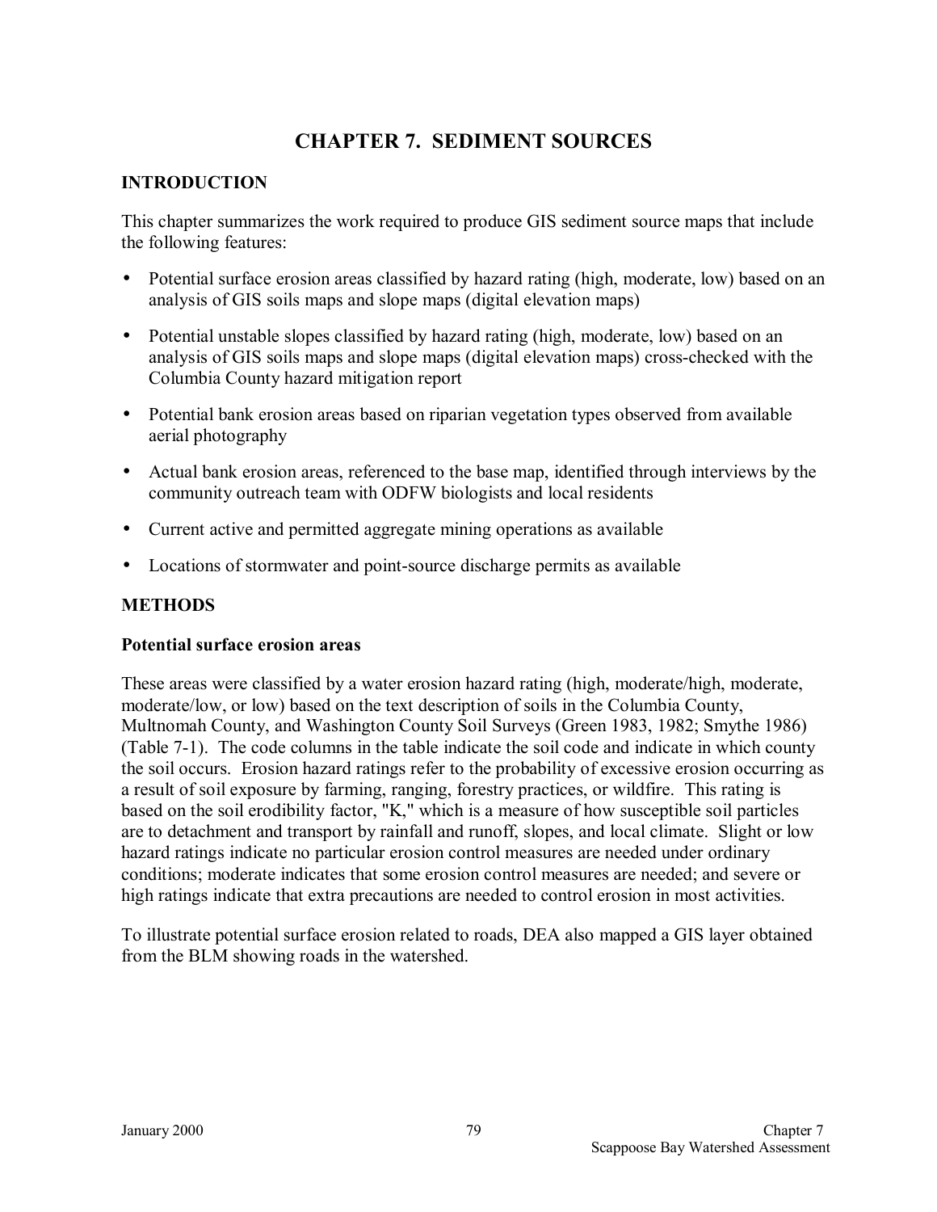# CHAPTER 7. SEDIMENT SOURCES

## INTRODUCTION

This chapter summarizes the work required to produce GIS sediment source maps that include the following features:

- Potential surface erosion areas classified by hazard rating (high, moderate, low) based on an analysis of GIS soils maps and slope maps (digital elevation maps)
- Potential unstable slopes classified by hazard rating (high, moderate, low) based on an analysis of GIS soils maps and slope maps (digital elevation maps) cross-checked with the Columbia County hazard mitigation report
- Potential bank erosion areas based on riparian vegetation types observed from available aerial photography
- Actual bank erosion areas, referenced to the base map, identified through interviews by the community outreach team with ODFW biologists and local residents
- Current active and permitted aggregate mining operations as available
- Locations of stormwater and point-source discharge permits as available

## METHODS

### Potential surface erosion areas

These areas were classified by a water erosion hazard rating (high, moderate/high, moderate, moderate/low, or low) based on the text description of soils in the Columbia County, Multnomah County, and Washington County Soil Surveys (Green 1983, 1982; Smythe 1986) (Table 7-1). The code columns in the table indicate the soil code and indicate in which county the soil occurs. Erosion hazard ratings refer to the probability of excessive erosion occurring as a result of soil exposure by farming, ranging, forestry practices, or wildfire. This rating is based on the soil erodibility factor, "K," which is a measure of how susceptible soil particles are to detachment and transport by rainfall and runoff, slopes, and local climate. Slight or low hazard ratings indicate no particular erosion control measures are needed under ordinary conditions; moderate indicates that some erosion control measures are needed; and severe or high ratings indicate that extra precautions are needed to control erosion in most activities.

To illustrate potential surface erosion related to roads, DEA also mapped a GIS layer obtained from the BLM showing roads in the watershed.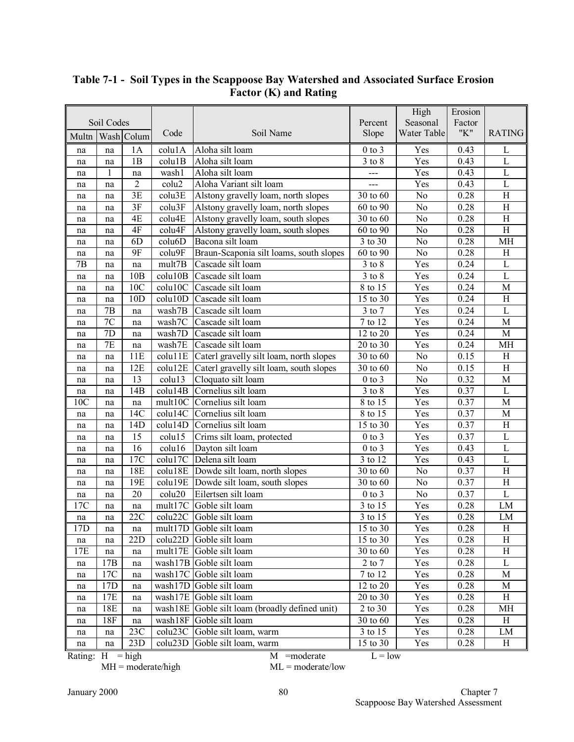**Table 7-1 - Soil Types in the Scappoose Bay Watershed and Associated Surface Erosion Factor (K) and Rating**

| Soil Codes | | | Code | Soil Name | Percent Slope | High Seasonal Water Table | Erosion Factor "K" | RATING |
|---|---|---|---|---|---|---|---|---|
| Multn | Wash | Colum | | | | | | |
| na | na | 1A | colu1A | Aloha silt loam | 0 to 3 | Yes | 0.43 | L |
| na | na | 1B | colu1B | Aloha silt loam | 3 to 8 | Yes | 0.43 | L |
| na | 1 | na | wash1 | Aloha silt loam | --- | Yes | 0.43 | L |
| na | na | 2 | colu2 | Aloha Variant silt loam | --- | Yes | 0.43 | L |
| na | na | 3E | colu3E | Alstony gravelly loam, north slopes | 30 to 60 | No | 0.28 | H |
| na | na | 3F | colu3F | Alstony gravelly loam, north slopes | 60 to 90 | No | 0.28 | H |
| na | na | 4E | colu4E | Alstony gravelly loam, south slopes | 30 to 60 | No | 0.28 | H |
| na | na | 4F | colu4F | Alstony gravelly loam, south slopes | 60 to 90 | No | 0.28 | H |
| na | na | 6D | colu6D | Bacona silt loam | 3 to 30 | No | 0.28 | MH |
| na | na | 9F | colu9F | Braun-Scaponia silt loams, south slopes | 60 to 90 | No | 0.28 | H |
| 7B | na | na | mult7B | Cascade silt loam | 3 to 8 | Yes | 0.24 | L |
| na | na | 10B | colu10B | Cascade silt loam | 3 to 8 | Yes | 0.24 | L |
| na | na | 10C | colu10C | Cascade silt loam | 8 to 15 | Yes | 0.24 | M |
| na | na | 10D | colu10D | Cascade silt loam | 15 to 30 | Yes | 0.24 | H |
| na | 7B | na | wash7B | Cascade silt loam | 3 to 7 | Yes | 0.24 | L |
| na | 7C | na | wash7C | Cascade silt loam | 7 to 12 | Yes | 0.24 | M |
| na | 7D | na | wash7D | Cascade silt loam | 12 to 20 | Yes | 0.24 | M |
| na | 7E | na | wash7E | Cascade silt loam | 20 to 30 | Yes | 0.24 | MH |
| na | na | 11E | colu11E | Caterl gravelly silt loam, north slopes | 30 to 60 | No | 0.15 | H |
| na | na | 12E | colu12E | Caterl gravelly silt loam, south slopes | 30 to 60 | No | 0.15 | H |
| na | na | 13 | colu13 | Cloquato silt loam | 0 to 3 | No | 0.32 | M |
| na | na | 14B | colu14B | Cornelius silt loam | 3 to 8 | Yes | 0.37 | L |
| 10C | na | na | mult10C | Cornelius silt loam | 8 to 15 | Yes | 0.37 | M |
| na | na | 14C | colu14C | Cornelius silt loam | 8 to 15 | Yes | 0.37 | M |
| na | na | 14D | colu14D | Cornelius silt loam | 15 to 30 | Yes | 0.37 | H |
| na | na | 15 | colu15 | Crims silt loam, protected | 0 to 3 | Yes | 0.37 | L |
| na | na | 16 | colu16 | Dayton silt loam | 0 to 3 | Yes | 0.43 | L |
| na | na | 17C | colu17C | Delena silt loam | 3 to 12 | Yes | 0.43 | L |
| na | na | 18E | colu18E | Dowde silt loam, north slopes | 30 to 60 | No | 0.37 | H |
| na | na | 19E | colu19E | Dowde silt loam, south slopes | 30 to 60 | No | 0.37 | H |
| na | na | 20 | colu20 | Eilertsen silt loam | 0 to 3 | No | 0.37 | L |
| 17C | na | na | mult17C | Goble silt loam | 3 to 15 | Yes | 0.28 | LM |
| na | na | 22C | colu22C | Goble silt loam | 3 to 15 | Yes | 0.28 | LM |
| 17D | na | na | mult17D | Goble silt loam | 15 to 30 | Yes | 0.28 | H |
| na | na | 22D | colu22D | Goble silt loam | 15 to 30 | Yes | 0.28 | H |
| 17E | na | na | mult17E | Goble silt loam | 30 to 60 | Yes | 0.28 | H |
| na | 17B | na | wash17B | Goble silt loam | 2 to 7 | Yes | 0.28 | L |
| na | 17C | na | wash17C | Goble silt loam | 7 to 12 | Yes | 0.28 | M |
| na | 17D | na | wash17D | Goble silt loam | 12 to 20 | Yes | 0.28 | M |
| na | 17E | na | wash17E | Goble silt loam | 20 to 30 | Yes | 0.28 | H |
| na | 18E | na | wash18E | Goble silt loam (broadly defined unit) | 2 to 30 | Yes | 0.28 | MH |
| na | 18F | na | wash18F | Goble silt loam | 30 to 60 | Yes | 0.28 | H |
| na | na | 23C | colu23C | Goble silt loam, warm | 3 to 15 | Yes | 0.28 | LM |
| na | na | 23D | colu23D | Goble silt loam, warm | 15 to 30 | Yes | 0.28 | H |

Rating: H = high; M = moderate; L = low; MH = moderate/high; ML = moderate/low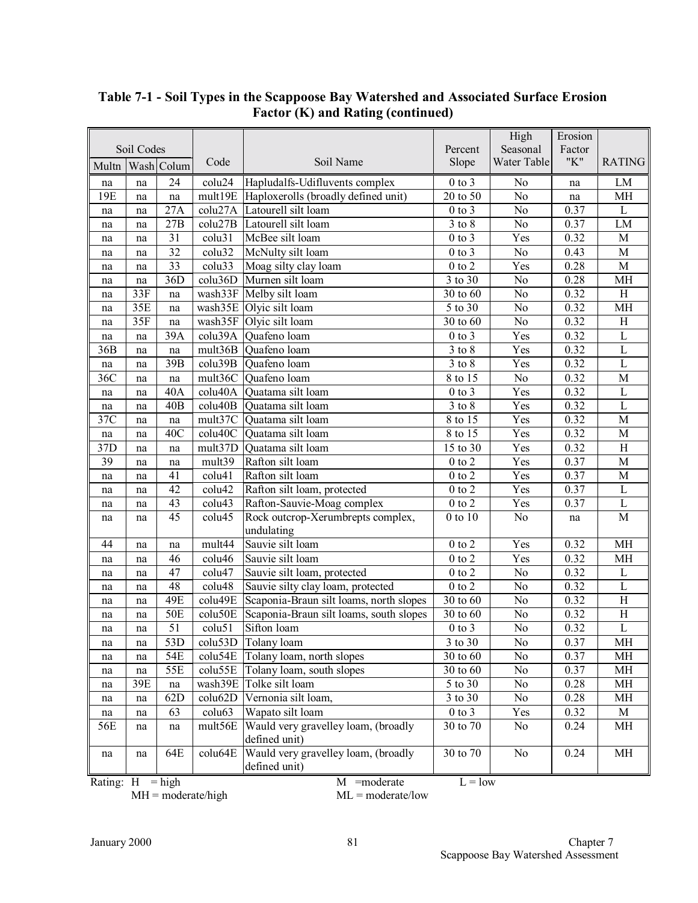### Table 7-1 - Soil Types in the Scappoose Bay Watershed and Associated Surface Erosion Factor (K) and Rating (continued)

| Soil Codes | | | Code | Soil Name | Percent Slope | High Seasonal Water Table | Erosion Factor "K" | RATING |
|---|---|---|---|---|---|---|---|---|
| Multn | Wash | Colum | | | | | | |
| na | na | 24 | colu24 | Hapludalfs-Udifluvents complex | 0 to 3 | No | na | LM |
| 19E | na | na | mult19E | Haploxerolls (broadly defined unit) | 20 to 50 | No | na | MH |
| na | na | 27A | colu27A | Latourell silt loam | 0 to 3 | No | 0.37 | L |
| na | na | 27B | colu27B | Latourell silt loam | 3 to 8 | No | 0.37 | LM |
| na | na | 31 | colu31 | McBee silt loam | 0 to 3 | Yes | 0.32 | M |
| na | na | 32 | colu32 | McNulty silt loam | 0 to 3 | No | 0.43 | M |
| na | na | 33 | colu33 | Moag silty clay loam | 0 to 2 | Yes | 0.28 | M |
| na | na | 36D | colu36D | Murnen silt loam | 3 to 30 | No | 0.28 | MH |
| na | 33F | na | wash33F | Melby silt loam | 30 to 60 | No | 0.32 | H |
| na | 35E | na | wash35E | Olyic silt loam | 5 to 30 | No | 0.32 | MH |
| na | 35F | na | wash35F | Olyic silt loam | 30 to 60 | No | 0.32 | H |
| na | na | 39A | colu39A | Quafeno loam | 0 to 3 | Yes | 0.32 | L |
| 36B | na | na | mult36B | Quafeno loam | 3 to 8 | Yes | 0.32 | L |
| na | na | 39B | colu39B | Quafeno loam | 3 to 8 | Yes | 0.32 | L |
| 36C | na | na | mult36C | Quafeno loam | 8 to 15 | No | 0.32 | M |
| na | na | 40A | colu40A | Quatama silt loam | 0 to 3 | Yes | 0.32 | L |
| na | na | 40B | colu40B | Quatama silt loam | 3 to 8 | Yes | 0.32 | L |
| 37C | na | na | mult37C | Quatama silt loam | 8 to 15 | Yes | 0.32 | M |
| na | na | 40C | colu40C | Quatama silt loam | 8 to 15 | Yes | 0.32 | M |
| 37D | na | na | mult37D | Quatama silt loam | 15 to 30 | Yes | 0.32 | H |
| 39 | na | na | mult39 | Rafton silt loam | 0 to 2 | Yes | 0.37 | M |
| na | na | 41 | colu41 | Rafton silt loam | 0 to 2 | Yes | 0.37 | M |
| na | na | 42 | colu42 | Rafton silt loam, protected | 0 to 2 | Yes | 0.37 | L |
| na | na | 43 | colu43 | Rafton-Sauvie-Moag complex | 0 to 2 | Yes | 0.37 | L |
| na | na | 45 | colu45 | Rock outcrop-Xerumbrepts complex, undulating | 0 to 10 | No | na | M |
| 44 | na | na | mult44 | Sauvie silt loam | 0 to 2 | Yes | 0.32 | MH |
| na | na | 46 | colu46 | Sauvie silt loam | 0 to 2 | Yes | 0.32 | MH |
| na | na | 47 | colu47 | Sauvie silt loam, protected | 0 to 2 | No | 0.32 | L |
| na | na | 48 | colu48 | Sauvie silty clay loam, protected | 0 to 2 | No | 0.32 | L |
| na | na | 49E | colu49E | Scaponia-Braun silt loams, north slopes | 30 to 60 | No | 0.32 | H |
| na | na | 50E | colu50E | Scaponia-Braun silt loams, south slopes | 30 to 60 | No | 0.32 | H |
| na | na | 51 | colu51 | Sifton loam | 0 to 3 | No | 0.32 | L |
| na | na | 53D | colu53D | Tolany loam | 3 to 30 | No | 0.37 | MH |
| na | na | 54E | colu54E | Tolany loam, north slopes | 30 to 60 | No | 0.37 | MH |
| na | na | 55E | colu55E | Tolany loam, south slopes | 30 to 60 | No | 0.37 | MH |
| na | 39E | na | wash39E | Tolke silt loam | 5 to 30 | No | 0.28 | MH |
| na | na | 62D | colu62D | Vernonia silt loam, | 3 to 30 | No | 0.28 | MH |
| na | na | 63 | colu63 | Wapato silt loam | 0 to 3 | Yes | 0.32 | M |
| 56E | na | na | mult56E | Wauld very gravelley loam, (broadly defined unit) | 30 to 70 | No | 0.24 | MH |
| na | na | 64E | colu64E | Wauld very gravelley loam, (broadly defined unit) | 30 to 70 | No | 0.24 | MH |

Rating: H = high, M = moderate, L = low, MH = moderate/high, ML = moderate/low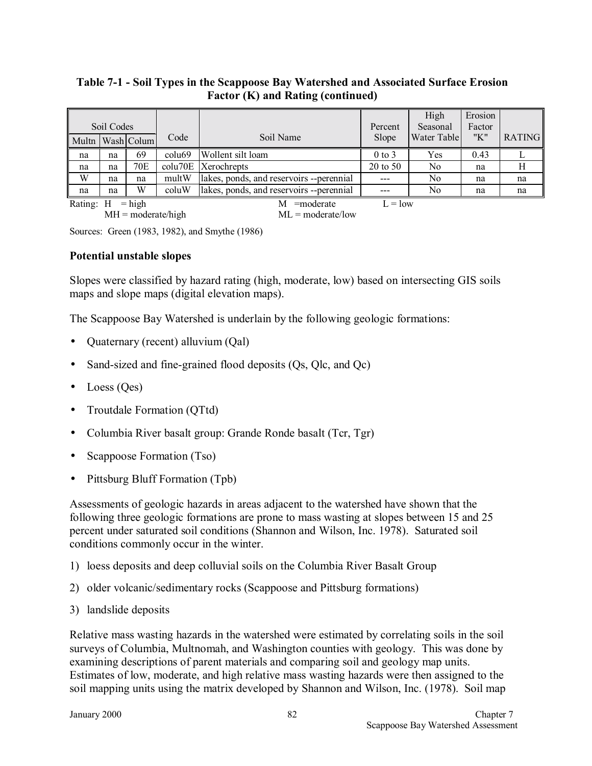**Table 7-1 - Soil Types in the Scappoose Bay Watershed and Associated Surface Erosion Factor (K) and Rating (continued)**

| Soil Codes | | | Code | Soil Name | Percent Slope | High Seasonal Water Table | Erosion Factor "K" | RATING |
|---|---|---|---|---|---|---|---|---|
| Multn | Wash | Colum | | | | | | |
| na | na | 69 | colu69 | Wollent silt loam | 0 to 3 | Yes | 0.43 | L |
| na | na | 70E | colu70E | Xerochrepts | 20 to 50 | No | na | H |
| W | na | na | multW | lakes, ponds, and reservoirs --perennial | --- | No | na | na |
| na | na | W | coluW | lakes, ponds, and reservoirs --perennial | --- | No | na | na |

Rating: H = high; MH = moderate/high; M = moderate; ML = moderate/low; L = low

Sources: Green (1983, 1982), and Smythe (1986)

### Potential unstable slopes

Slopes were classified by hazard rating (high, moderate, low) based on intersecting GIS soils maps and slope maps (digital elevation maps).

The Scappoose Bay Watershed is underlain by the following geologic formations:

- Quaternary (recent) alluvium (Qal)
- Sand-sized and fine-grained flood deposits (Qs, Qlc, and Qc)
- Loess (Qes)
- Troutdale Formation (QTtd)
- Columbia River basalt group: Grande Ronde basalt (Tcr, Tgr)
- Scappoose Formation (Tso)
- Pittsburg Bluff Formation (Tpb)

Assessments of geologic hazards in areas adjacent to the watershed have shown that the following three geologic formations are prone to mass wasting at slopes between 15 and 25 percent under saturated soil conditions (Shannon and Wilson, Inc. 1978). Saturated soil conditions commonly occur in the winter.

1) loess deposits and deep colluvial soils on the Columbia River Basalt Group
2) older volcanic/sedimentary rocks (Scappoose and Pittsburg formations)
3) landslide deposits

Relative mass wasting hazards in the watershed were estimated by correlating soils in the soil surveys of Columbia, Multnomah, and Washington counties with geology. This was done by examining descriptions of parent materials and comparing soil and geology map units. Estimates of low, moderate, and high relative mass wasting hazards were then assigned to the soil mapping units using the matrix developed by Shannon and Wilson, Inc. (1978). Soil map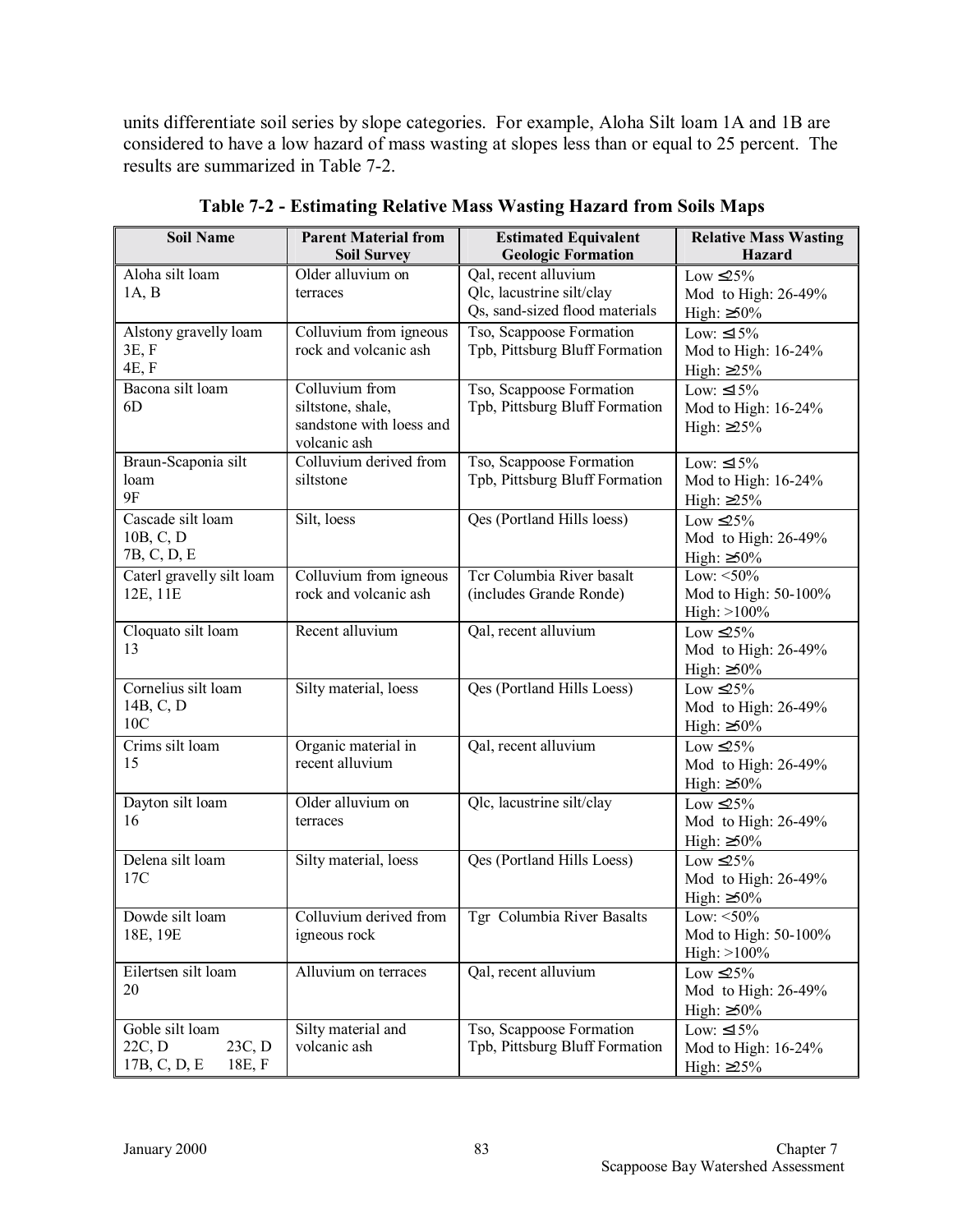units differentiate soil series by slope categories. For example, Aloha Silt loam 1A and 1B are considered to have a low hazard of mass wasting at slopes less than or equal to 25 percent. The results are summarized in Table 7-2.

**Table 7-2 - Estimating Relative Mass Wasting Hazard from Soils Maps**

| Soil Name | Parent Material from Soil Survey | Estimated Equivalent Geologic Formation | Relative Mass Wasting Hazard |
|---|---|---|---|
| Aloha silt loam<br>1A, B | Older alluvium on terraces | Qal, recent alluvium<br>Qlc, lacustrine silt/clay<br>Qs, sand-sized flood materials | Low ≤25%<br>Mod to High: 26-49%<br>High: ≥50% |
| Alstony gravelly loam<br>3E, F<br>4E, F | Colluvium from igneous rock and volcanic ash | Tso, Scappoose Formation<br>Tpb, Pittsburg Bluff Formation | Low: ≤15%<br>Mod to High: 16-24%<br>High: ≥25% |
| Bacona silt loam<br>6D | Colluvium from siltstone, shale, sandstone with loess and volcanic ash | Tso, Scappoose Formation<br>Tpb, Pittsburg Bluff Formation | Low: ≤15%<br>Mod to High: 16-24%<br>High: ≥25% |
| Braun-Scaponia silt loam<br>9F | Colluvium derived from siltstone | Tso, Scappoose Formation<br>Tpb, Pittsburg Bluff Formation | Low: ≤15%<br>Mod to High: 16-24%<br>High: ≥25% |
| Cascade silt loam<br>10B, C, D<br>7B, C, D, E | Silt, loess | Qes (Portland Hills loess) | Low ≤25%<br>Mod to High: 26-49%<br>High: ≥50% |
| Caterl gravelly silt loam<br>12E, 11E | Colluvium from igneous rock and volcanic ash | Tcr Columbia River basalt (includes Grande Ronde) | Low: <50%<br>Mod to High: 50-100%<br>High: >100% |
| Cloquato silt loam<br>13 | Recent alluvium | Qal, recent alluvium | Low ≤25%<br>Mod to High: 26-49%<br>High: ≥50% |
| Cornelius silt loam<br>14B, C, D<br>10C | Silty material, loess | Qes (Portland Hills Loess) | Low ≤25%<br>Mod to High: 26-49%<br>High: ≥50% |
| Crims silt loam<br>15 | Organic material in recent alluvium | Qal, recent alluvium | Low ≤25%<br>Mod to High: 26-49%<br>High: ≥50% |
| Dayton silt loam<br>16 | Older alluvium on terraces | Qlc, lacustrine silt/clay | Low ≤25%<br>Mod to High: 26-49%<br>High: ≥50% |
| Delena silt loam<br>17C | Silty material, loess | Qes (Portland Hills Loess) | Low ≤25%<br>Mod to High: 26-49%<br>High: ≥50% |
| Dowde silt loam<br>18E, 19E | Colluvium derived from igneous rock | Tgr Columbia River Basalts | Low: <50%<br>Mod to High: 50-100%<br>High: >100% |
| Eilertsen silt loam<br>20 | Alluvium on terraces | Qal, recent alluvium | Low ≤25%<br>Mod to High: 26-49%<br>High: ≥50% |
| Goble silt loam<br>22C, D 23C, D<br>17B, C, D, E 18E, F | Silty material and volcanic ash | Tso, Scappoose Formation<br>Tpb, Pittsburg Bluff Formation | Low: ≤15%<br>Mod to High: 16-24%<br>High: ≥25% |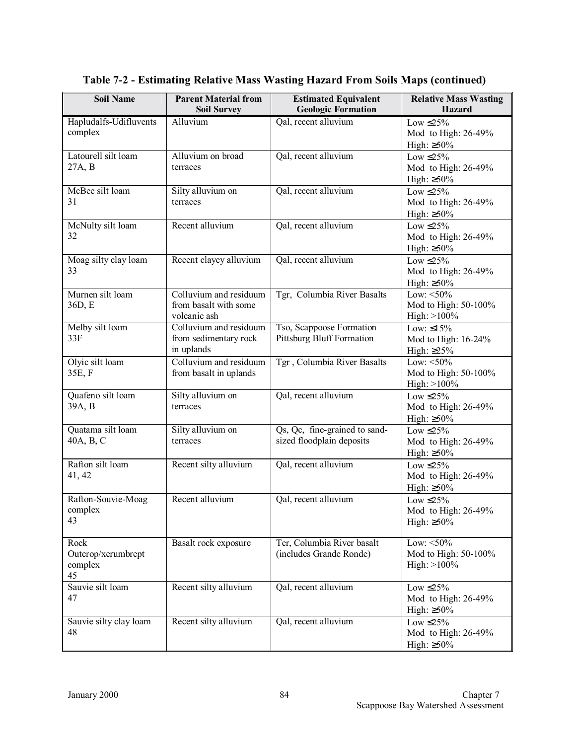**Table 7-2 - Estimating Relative Mass Wasting Hazard From Soils Maps (continued)**

| Soil Name | Parent Material from Soil Survey | Estimated Equivalent Geologic Formation | Relative Mass Wasting Hazard |
|---|---|---|---|
| Hapludalfs-Udifluvents complex | Alluvium | Qal, recent alluvium | Low ≤25%<br>Mod to High: 26-49%<br>High: ≥50% |
| Latourell silt loam 27A, B | Alluvium on broad terraces | Qal, recent alluvium | Low ≤25%<br>Mod to High: 26-49%<br>High: ≥50% |
| McBee silt loam 31 | Silty alluvium on terraces | Qal, recent alluvium | Low ≤25%<br>Mod to High: 26-49%<br>High: ≥50% |
| McNulty silt loam 32 | Recent alluvium | Qal, recent alluvium | Low ≤25%<br>Mod to High: 26-49%<br>High: ≥50% |
| Moag silty clay loam 33 | Recent clayey alluvium | Qal, recent alluvium | Low ≤25%<br>Mod to High: 26-49%<br>High: ≥50% |
| Murnen silt loam 36D, E | Colluvium and residuum from basalt with some volcanic ash | Tgr, Columbia River Basalts | Low: <50%<br>Mod to High: 50-100%<br>High: >100% |
| Melby silt loam 33F | Colluvium and residuum from sedimentary rock in uplands | Tso, Scappoose Formation Pittsburg Bluff Formation | Low: ≤15%<br>Mod to High: 16-24%<br>High: ≥25% |
| Olyic silt loam 35E, F | Colluvium and residuum from basalt in uplands | Tgr , Columbia River Basalts | Low: <50%<br>Mod to High: 50-100%<br>High: >100% |
| Quafeno silt loam 39A, B | Silty alluvium on terraces | Qal, recent alluvium | Low ≤25%<br>Mod to High: 26-49%<br>High: ≥50% |
| Quatama silt loam 40A, B, C | Silty alluvium on terraces | Qs, Qc, fine-grained to sand-sized floodplain deposits | Low ≤25%<br>Mod to High: 26-49%<br>High: ≥50% |
| Rafton silt loam 41, 42 | Recent silty alluvium | Qal, recent alluvium | Low ≤25%<br>Mod to High: 26-49%<br>High: ≥50% |
| Rafton-Souvie-Moag complex 43 | Recent alluvium | Qal, recent alluvium | Low ≤25%<br>Mod to High: 26-49%<br>High: ≥50% |
| Rock Outcrop/xerumbrept complex 45 | Basalt rock exposure | Tcr, Columbia River basalt (includes Grande Ronde) | Low: <50%<br>Mod to High: 50-100%<br>High: >100% |
| Sauvie silt loam 47 | Recent silty alluvium | Qal, recent alluvium | Low ≤25%<br>Mod to High: 26-49%<br>High: ≥50% |
| Sauvie silty clay loam 48 | Recent silty alluvium | Qal, recent alluvium | Low ≤25%<br>Mod to High: 26-49%<br>High: ≥50% |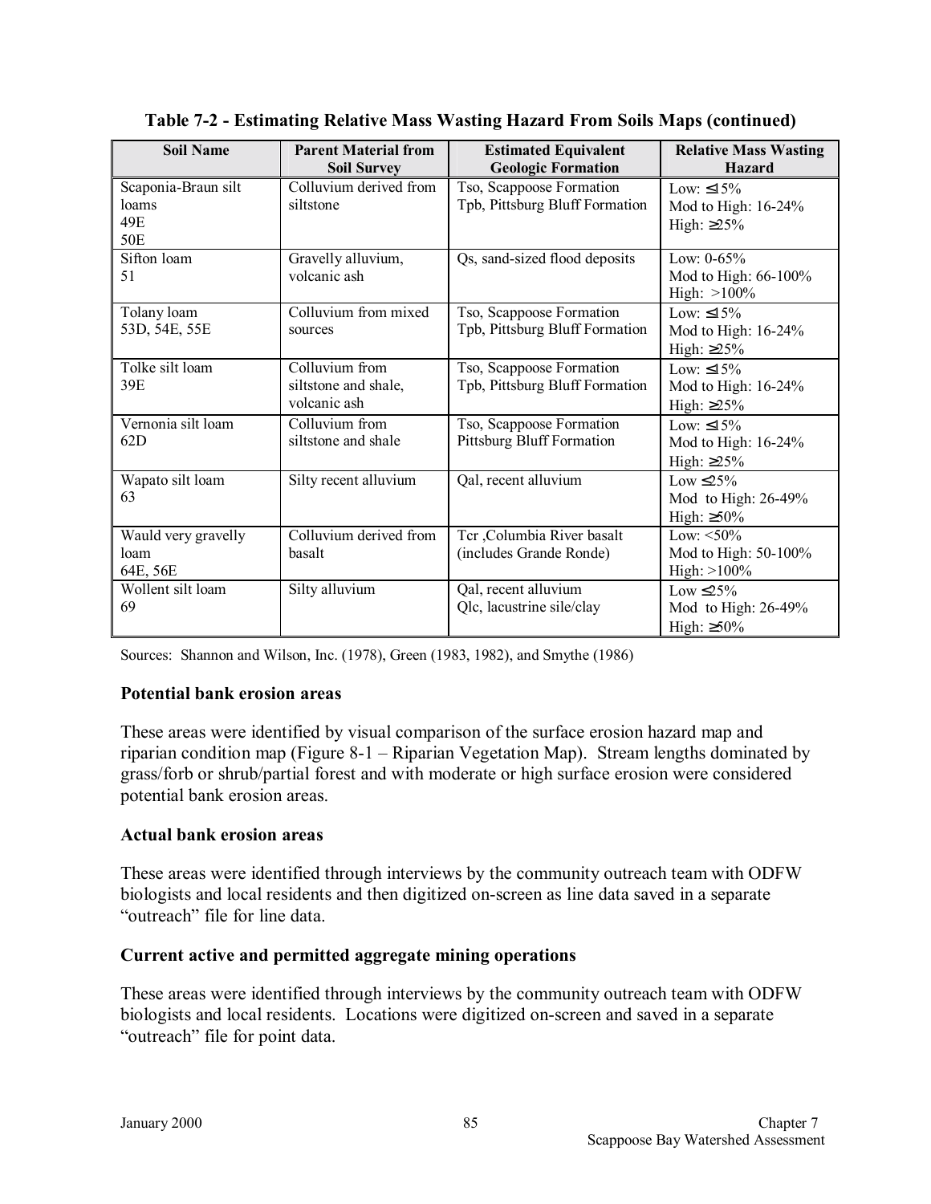**Table 7-2 - Estimating Relative Mass Wasting Hazard From Soils Maps (continued)**

| Soil Name | Parent Material from Soil Survey | Estimated Equivalent Geologic Formation | Relative Mass Wasting Hazard |
|---|---|---|---|
| Scaponia-Braun silt loams<br>49E<br>50E | Colluvium derived from siltstone | Tso, Scappoose Formation<br>Tpb, Pittsburg Bluff Formation | Low: ≤15%<br>Mod to High: 16-24%<br>High: ≥25% |
| Sifton loam<br>51 | Gravelly alluvium, volcanic ash | Qs, sand-sized flood deposits | Low: 0-65%<br>Mod to High: 66-100%<br>High: >100% |
| Tolany loam<br>53D, 54E, 55E | Colluvium from mixed sources | Tso, Scappoose Formation<br>Tpb, Pittsburg Bluff Formation | Low: ≤15%<br>Mod to High: 16-24%<br>High: ≥25% |
| Tolke silt loam<br>39E | Colluvium from siltstone and shale, volcanic ash | Tso, Scappoose Formation<br>Tpb, Pittsburg Bluff Formation | Low: ≤15%<br>Mod to High: 16-24%<br>High: ≥25% |
| Vernonia silt loam<br>62D | Colluvium from siltstone and shale | Tso, Scappoose Formation<br>Pittsburg Bluff Formation | Low: ≤15%<br>Mod to High: 16-24%<br>High: ≥25% |
| Wapato silt loam<br>63 | Silty recent alluvium | Qal, recent alluvium | Low ≤25%<br>Mod to High: 26-49%<br>High: ≥50% |
| Wauld very gravelly loam<br>64E, 56E | Colluvium derived from basalt | Tcr ,Columbia River basalt (includes Grande Ronde) | Low: <50%<br>Mod to High: 50-100%<br>High: >100% |
| Wollent silt loam<br>69 | Silty alluvium | Qal, recent alluvium<br>Qlc, lacustrine sile/clay | Low ≤25%<br>Mod to High: 26-49%<br>High: ≥50% |

Sources: Shannon and Wilson, Inc. (1978), Green (1983, 1982), and Smythe (1986)

### Potential bank erosion areas

These areas were identified by visual comparison of the surface erosion hazard map and riparian condition map (Figure 8-1 – Riparian Vegetation Map). Stream lengths dominated by grass/forb or shrub/partial forest and with moderate or high surface erosion were considered potential bank erosion areas.

### Actual bank erosion areas

These areas were identified through interviews by the community outreach team with ODFW biologists and local residents and then digitized on-screen as line data saved in a separate "outreach" file for line data.

### Current active and permitted aggregate mining operations

These areas were identified through interviews by the community outreach team with ODFW biologists and local residents. Locations were digitized on-screen and saved in a separate "outreach" file for point data.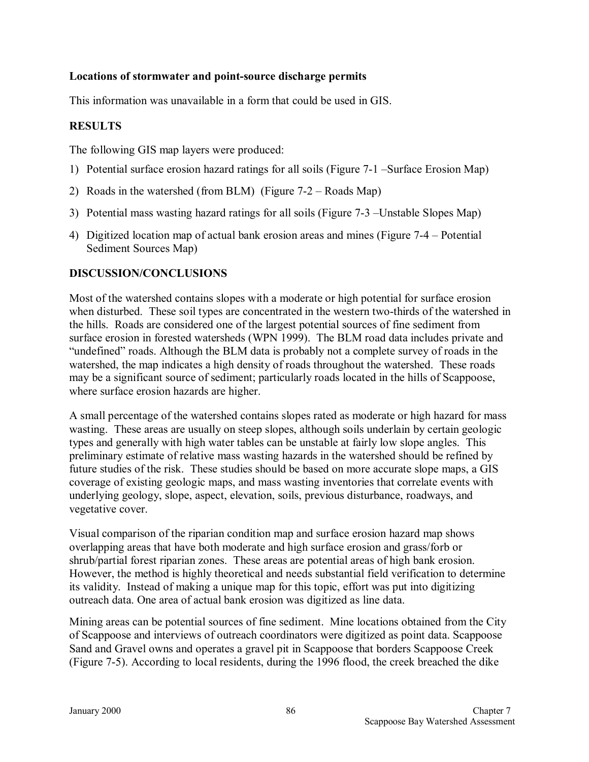**Locations of stormwater and point-source discharge permits**

This information was unavailable in a form that could be used in GIS.

## RESULTS

The following GIS map layers were produced:

1) Potential surface erosion hazard ratings for all soils (Figure 7-1 –Surface Erosion Map)
2) Roads in the watershed (from BLM) (Figure 7-2 – Roads Map)
3) Potential mass wasting hazard ratings for all soils (Figure 7-3 –Unstable Slopes Map)
4) Digitized location map of actual bank erosion areas and mines (Figure 7-4 – Potential Sediment Sources Map)

## DISCUSSION/CONCLUSIONS

Most of the watershed contains slopes with a moderate or high potential for surface erosion when disturbed. These soil types are concentrated in the western two-thirds of the watershed in the hills. Roads are considered one of the largest potential sources of fine sediment from surface erosion in forested watersheds (WPN 1999). The BLM road data includes private and "undefined" roads. Although the BLM data is probably not a complete survey of roads in the watershed, the map indicates a high density of roads throughout the watershed. These roads may be a significant source of sediment; particularly roads located in the hills of Scappoose, where surface erosion hazards are higher.

A small percentage of the watershed contains slopes rated as moderate or high hazard for mass wasting. These areas are usually on steep slopes, although soils underlain by certain geologic types and generally with high water tables can be unstable at fairly low slope angles. This preliminary estimate of relative mass wasting hazards in the watershed should be refined by future studies of the risk. These studies should be based on more accurate slope maps, a GIS coverage of existing geologic maps, and mass wasting inventories that correlate events with underlying geology, slope, aspect, elevation, soils, previous disturbance, roadways, and vegetative cover.

Visual comparison of the riparian condition map and surface erosion hazard map shows overlapping areas that have both moderate and high surface erosion and grass/forb or shrub/partial forest riparian zones. These areas are potential areas of high bank erosion. However, the method is highly theoretical and needs substantial field verification to determine its validity. Instead of making a unique map for this topic, effort was put into digitizing outreach data. One area of actual bank erosion was digitized as line data.

Mining areas can be potential sources of fine sediment. Mine locations obtained from the City of Scappoose and interviews of outreach coordinators were digitized as point data. Scappoose Sand and Gravel owns and operates a gravel pit in Scappoose that borders Scappoose Creek (Figure 7-5). According to local residents, during the 1996 flood, the creek breached the dike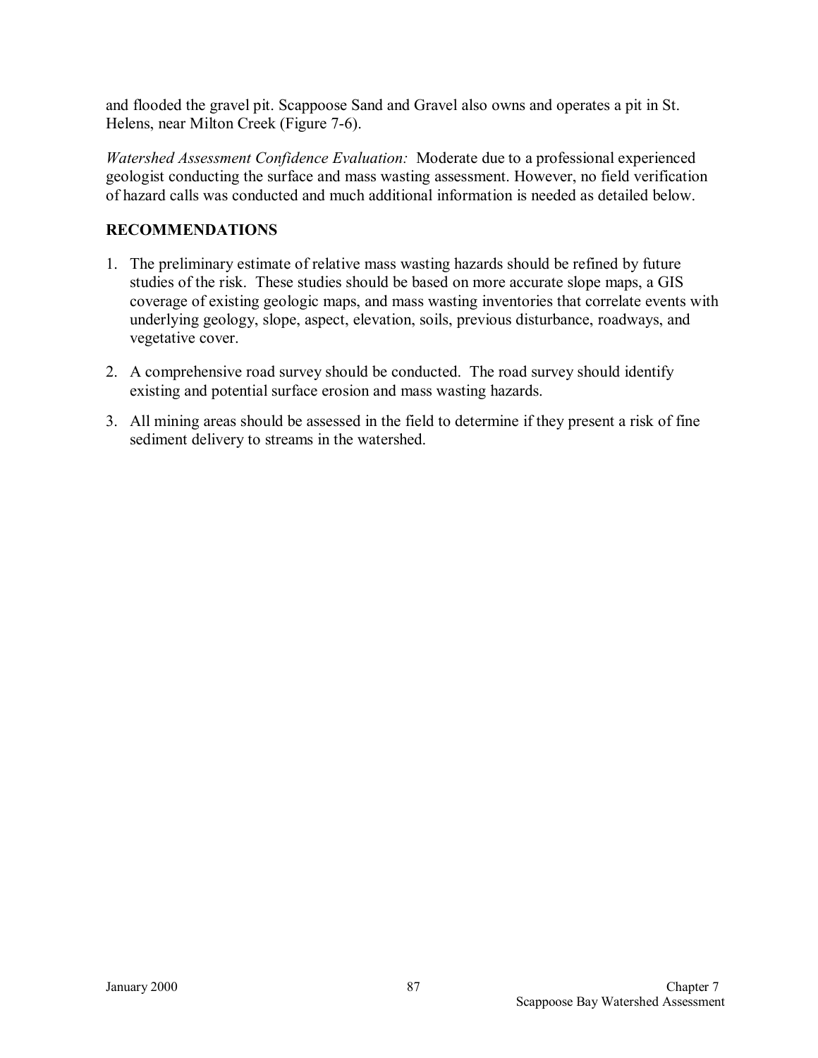and flooded the gravel pit. Scappoose Sand and Gravel also owns and operates a pit in St. Helens, near Milton Creek (Figure 7-6).

*Watershed Assessment Confidence Evaluation:* Moderate due to a professional experienced geologist conducting the surface and mass wasting assessment. However, no field verification of hazard calls was conducted and much additional information is needed as detailed below.

## RECOMMENDATIONS

1. The preliminary estimate of relative mass wasting hazards should be refined by future studies of the risk. These studies should be based on more accurate slope maps, a GIS coverage of existing geologic maps, and mass wasting inventories that correlate events with underlying geology, slope, aspect, elevation, soils, previous disturbance, roadways, and vegetative cover.
2. A comprehensive road survey should be conducted. The road survey should identify existing and potential surface erosion and mass wasting hazards.
3. All mining areas should be assessed in the field to determine if they present a risk of fine sediment delivery to streams in the watershed.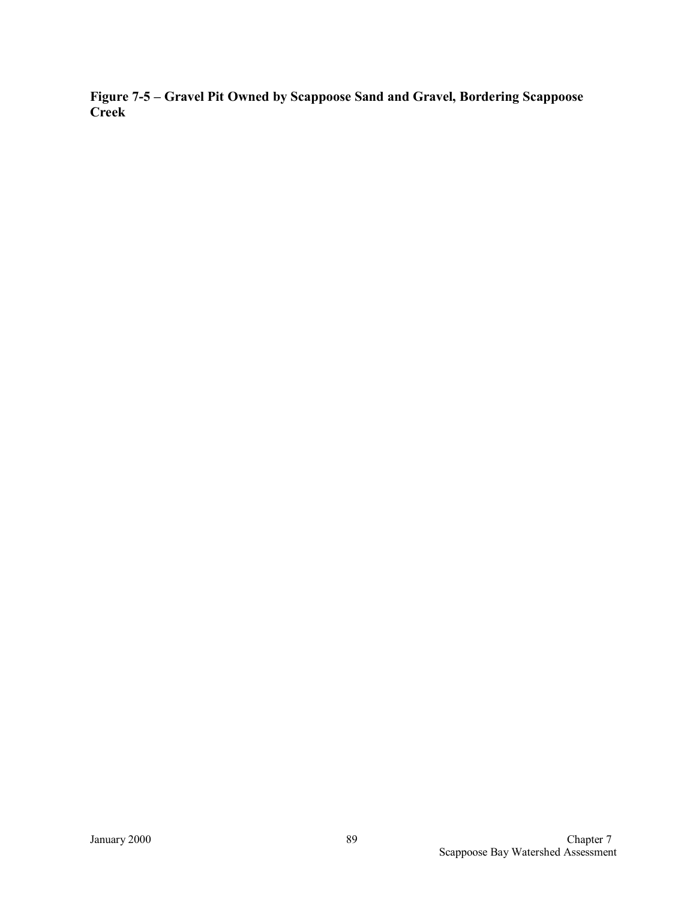**Figure 7-5 – Gravel Pit Owned by Scappoose Sand and Gravel, Bordering Scappoose Creek**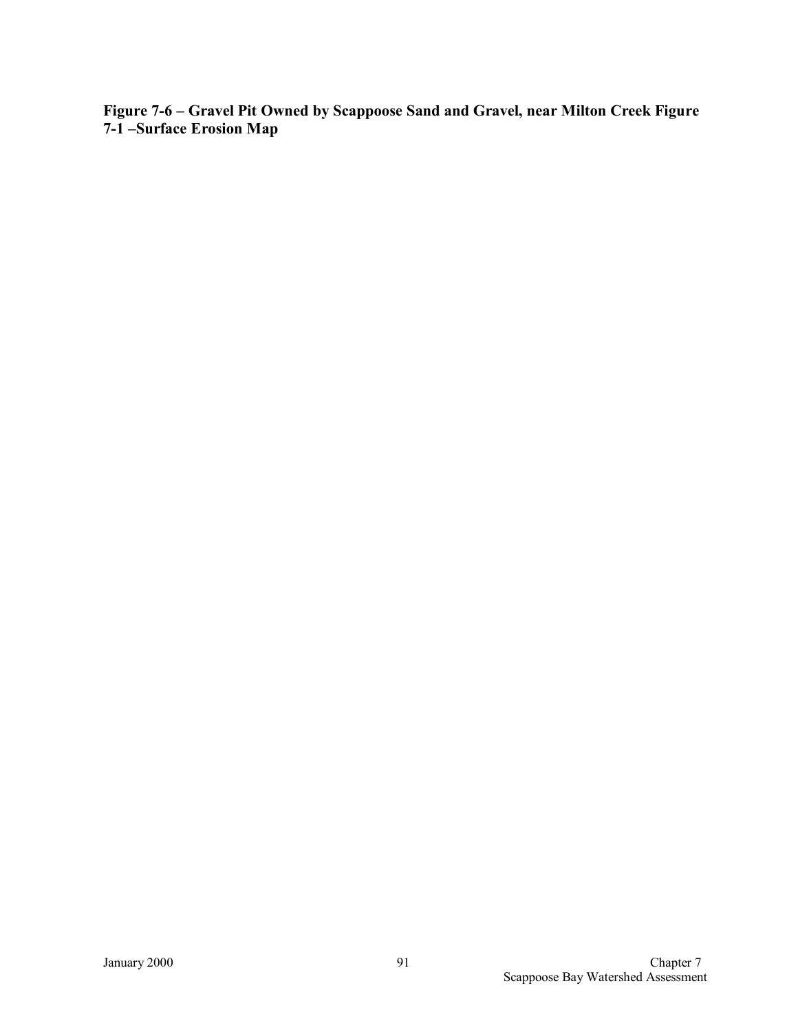**Figure 7-6 – Gravel Pit Owned by Scappoose Sand and Gravel, near Milton Creek Figure 7-1 –Surface Erosion Map**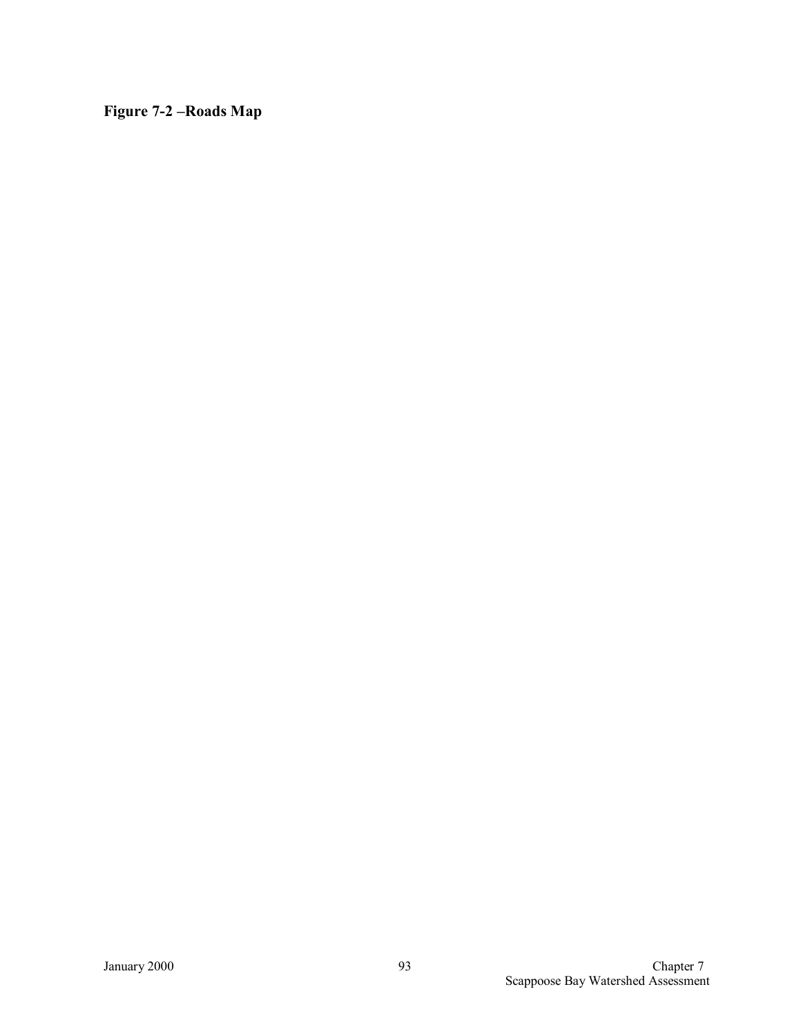**Figure 7-2 –Roads Map**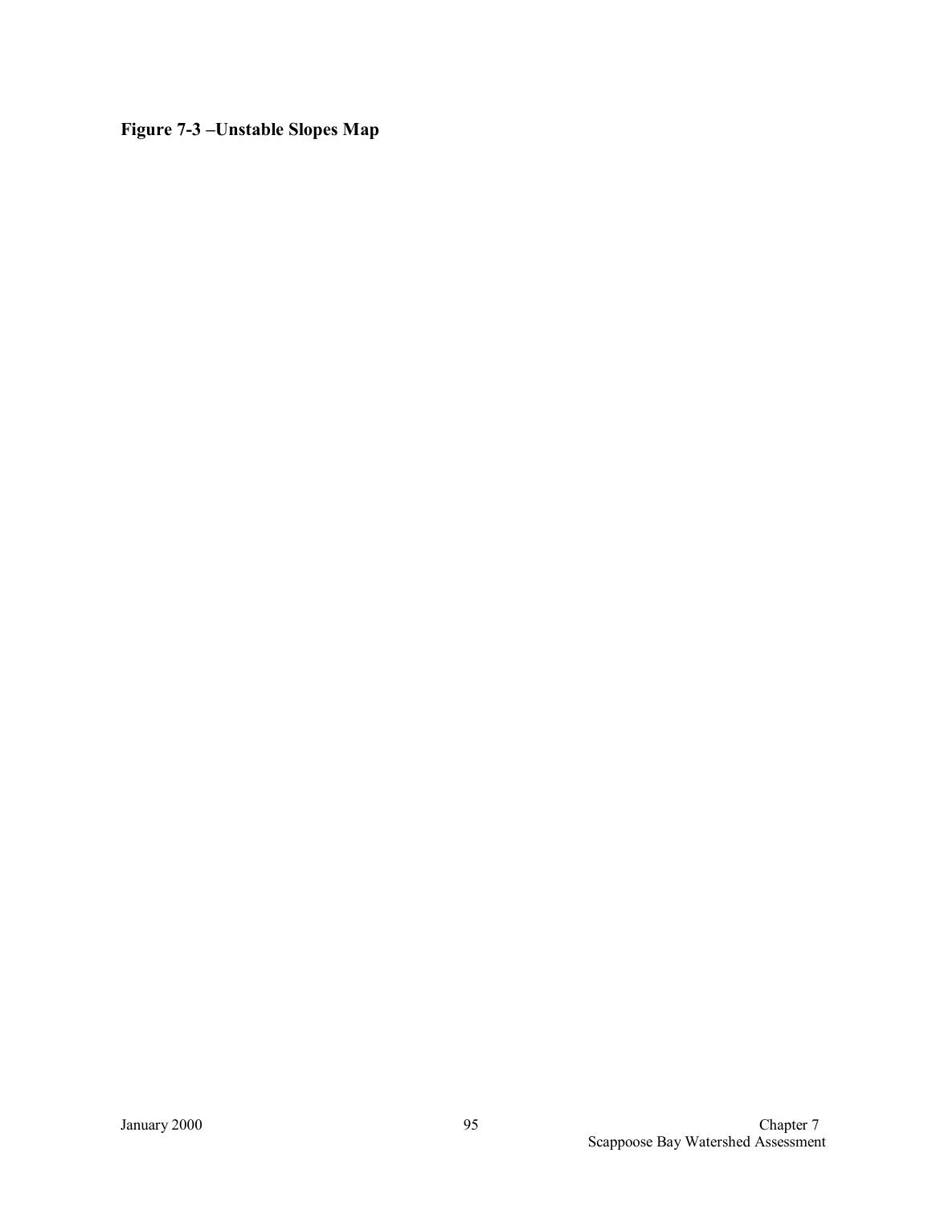**Figure 7-3 –Unstable Slopes Map**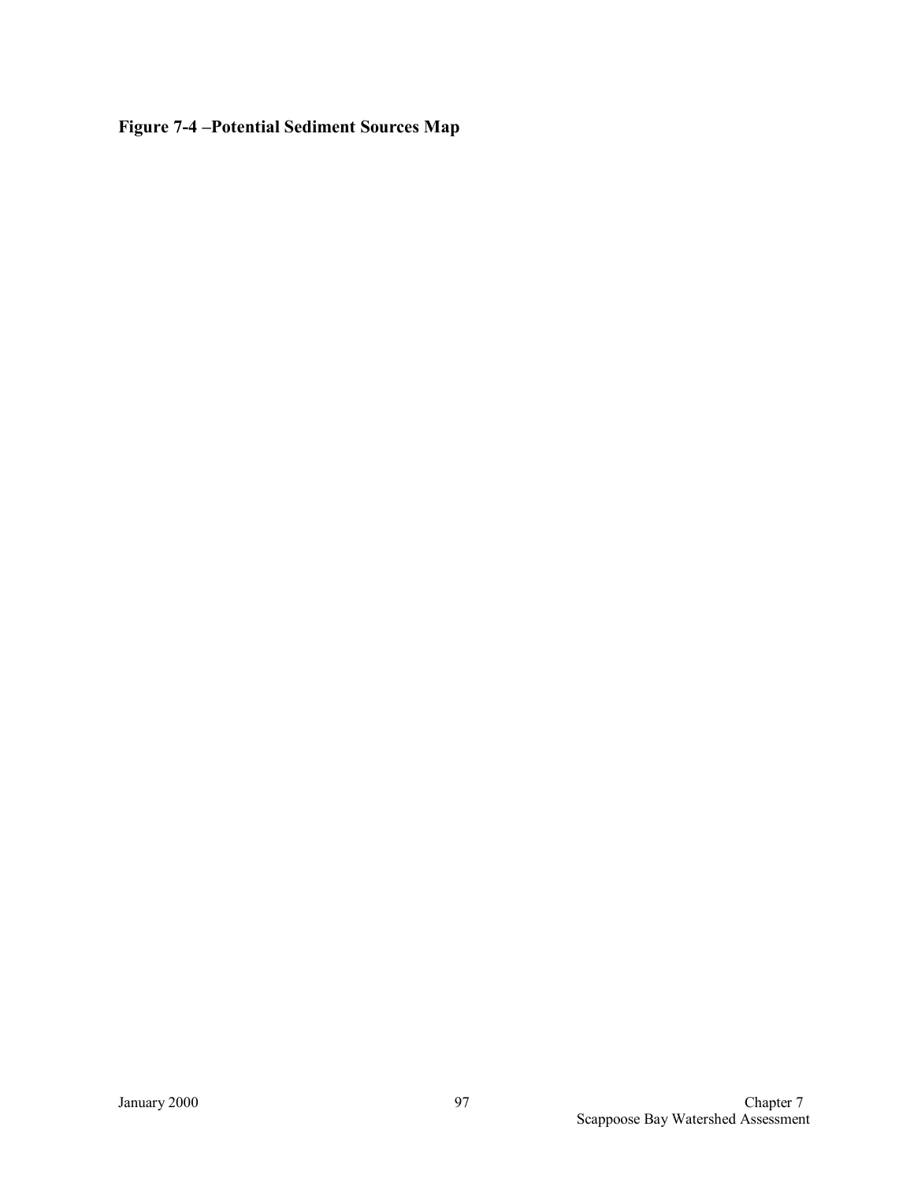**Figure 7-4 –Potential Sediment Sources Map**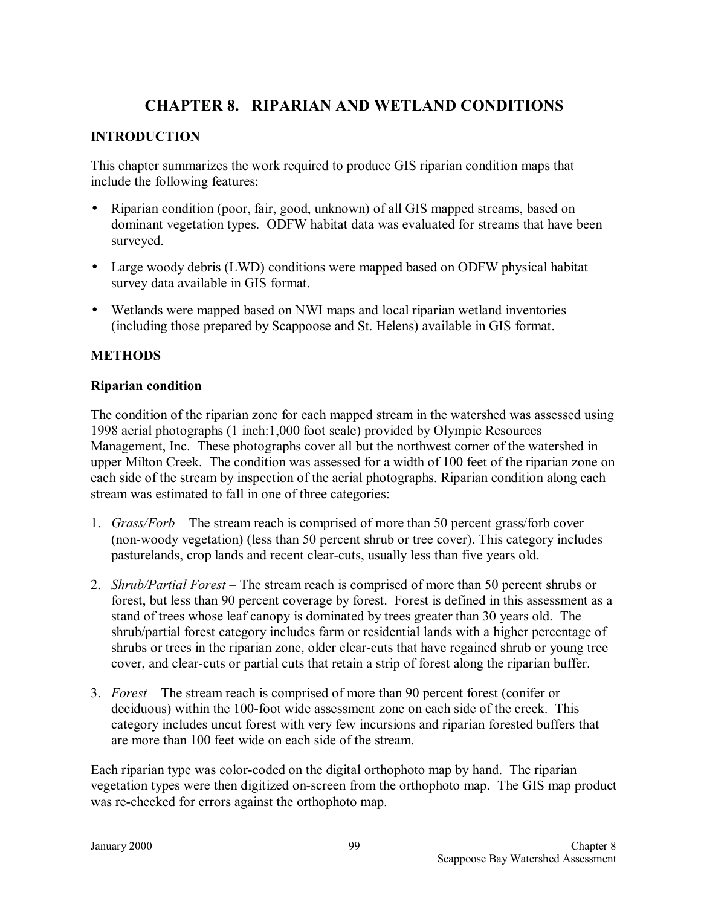# CHAPTER 8. RIPARIAN AND WETLAND CONDITIONS

## INTRODUCTION

This chapter summarizes the work required to produce GIS riparian condition maps that include the following features:

- Riparian condition (poor, fair, good, unknown) of all GIS mapped streams, based on dominant vegetation types. ODFW habitat data was evaluated for streams that have been surveyed.
- Large woody debris (LWD) conditions were mapped based on ODFW physical habitat survey data available in GIS format.
- Wetlands were mapped based on NWI maps and local riparian wetland inventories (including those prepared by Scappoose and St. Helens) available in GIS format.

## METHODS

### Riparian condition

The condition of the riparian zone for each mapped stream in the watershed was assessed using 1998 aerial photographs (1 inch:1,000 foot scale) provided by Olympic Resources Management, Inc. These photographs cover all but the northwest corner of the watershed in upper Milton Creek. The condition was assessed for a width of 100 feet of the riparian zone on each side of the stream by inspection of the aerial photographs. Riparian condition along each stream was estimated to fall in one of three categories:

1. *Grass/Forb* – The stream reach is comprised of more than 50 percent grass/forb cover (non-woody vegetation) (less than 50 percent shrub or tree cover). This category includes pasturelands, crop lands and recent clear-cuts, usually less than five years old.
2. *Shrub/Partial Forest* – The stream reach is comprised of more than 50 percent shrubs or forest, but less than 90 percent coverage by forest. Forest is defined in this assessment as a stand of trees whose leaf canopy is dominated by trees greater than 30 years old. The shrub/partial forest category includes farm or residential lands with a higher percentage of shrubs or trees in the riparian zone, older clear-cuts that have regained shrub or young tree cover, and clear-cuts or partial cuts that retain a strip of forest along the riparian buffer.
3. *Forest* – The stream reach is comprised of more than 90 percent forest (conifer or deciduous) within the 100-foot wide assessment zone on each side of the creek. This category includes uncut forest with very few incursions and riparian forested buffers that are more than 100 feet wide on each side of the stream.

Each riparian type was color-coded on the digital orthophoto map by hand. The riparian vegetation types were then digitized on-screen from the orthophoto map. The GIS map product was re-checked for errors against the orthophoto map.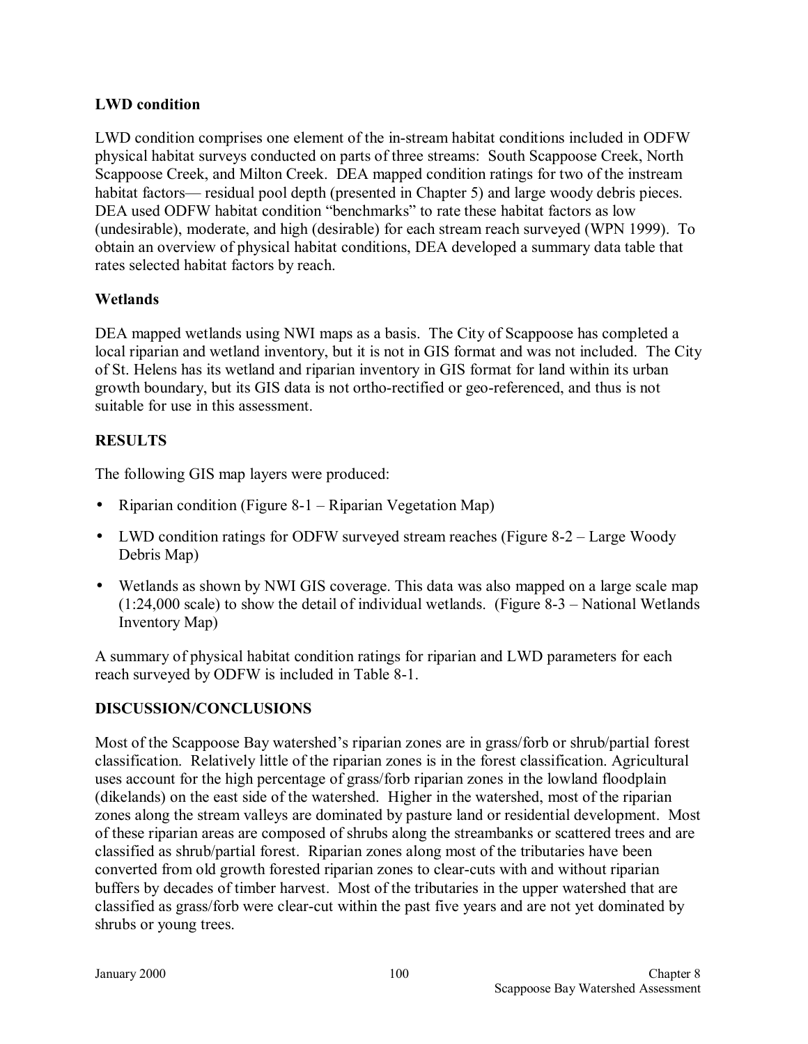### LWD condition

LWD condition comprises one element of the in-stream habitat conditions included in ODFW physical habitat surveys conducted on parts of three streams: South Scappoose Creek, North Scappoose Creek, and Milton Creek. DEA mapped condition ratings for two of the instream habitat factors— residual pool depth (presented in Chapter 5) and large woody debris pieces. DEA used ODFW habitat condition "benchmarks" to rate these habitat factors as low (undesirable), moderate, and high (desirable) for each stream reach surveyed (WPN 1999). To obtain an overview of physical habitat conditions, DEA developed a summary data table that rates selected habitat factors by reach.

### Wetlands

DEA mapped wetlands using NWI maps as a basis. The City of Scappoose has completed a local riparian and wetland inventory, but it is not in GIS format and was not included. The City of St. Helens has its wetland and riparian inventory in GIS format for land within its urban growth boundary, but its GIS data is not ortho-rectified or geo-referenced, and thus is not suitable for use in this assessment.

## RESULTS

The following GIS map layers were produced:

- Riparian condition (Figure 8-1 – Riparian Vegetation Map)
- LWD condition ratings for ODFW surveyed stream reaches (Figure 8-2 – Large Woody Debris Map)
- Wetlands as shown by NWI GIS coverage. This data was also mapped on a large scale map (1:24,000 scale) to show the detail of individual wetlands. (Figure 8-3 – National Wetlands Inventory Map)

A summary of physical habitat condition ratings for riparian and LWD parameters for each reach surveyed by ODFW is included in Table 8-1.

## DISCUSSION/CONCLUSIONS

Most of the Scappoose Bay watershed's riparian zones are in grass/forb or shrub/partial forest classification. Relatively little of the riparian zones is in the forest classification. Agricultural uses account for the high percentage of grass/forb riparian zones in the lowland floodplain (dikelands) on the east side of the watershed. Higher in the watershed, most of the riparian zones along the stream valleys are dominated by pasture land or residential development. Most of these riparian areas are composed of shrubs along the streambanks or scattered trees and are classified as shrub/partial forest. Riparian zones along most of the tributaries have been converted from old growth forested riparian zones to clear-cuts with and without riparian buffers by decades of timber harvest. Most of the tributaries in the upper watershed that are classified as grass/forb were clear-cut within the past five years and are not yet dominated by shrubs or young trees.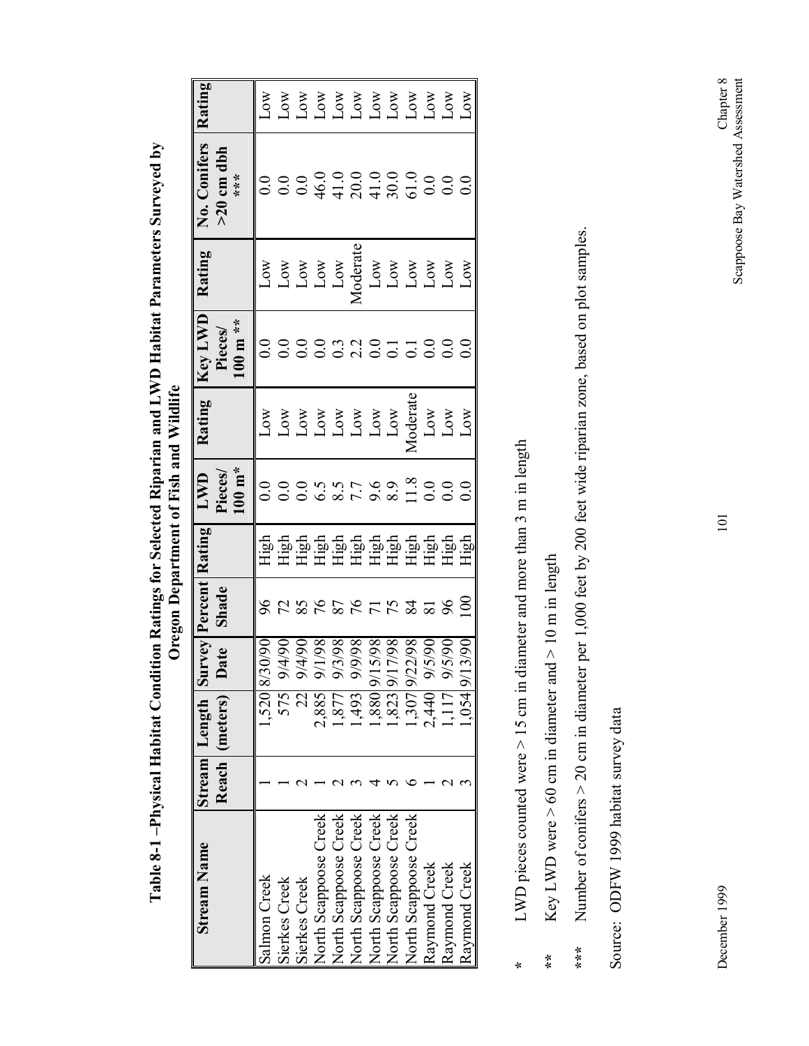# Table 8-1 –Physical Habitat Condition Ratings for Selected Riparian and LWD Habitat Parameters Surveyed by Oregon Department of Fish and Wildlife

| Stream Name | Stream Reach | Length (meters) | Survey Date | Percent Shade | Rating | LWD Pieces/ 100 m* | Rating | Key LWD Pieces/ 100 m ** | Rating | No. Conifers >20 cm dbh *** | Rating |
|---|---|---|---|---|---|---|---|---|---|---|---|
| Salmon Creek | 1 | 1,520 | 8/30/90 | 96 | High | 0.0 | Low | 0.0 | Low | 0.0 | Low |
| Sierkes Creek | 1 | 575 | 9/4/90 | 72 | High | 0.0 | Low | 0.0 | Low | 0.0 | Low |
| Sierkes Creek | 2 | 22 | 9/4/90 | 85 | High | 0.0 | Low | 0.0 | Low | 0.0 | Low |
| North Scappoose Creek | 1 | 2,885 | 9/1/98 | 76 | High | 6.5 | Low | 0.0 | Low | 46.0 | Low |
| North Scappoose Creek | 2 | 1,877 | 9/3/98 | 87 | High | 8.5 | Low | 0.3 | Low | 41.0 | Low |
| North Scappoose Creek | 3 | 1,493 | 9/9/98 | 76 | High | 7.7 | Low | 2.2 | Moderate | 20.0 | Low |
| North Scappoose Creek | 4 | 1,880 | 9/15/98 | 71 | High | 9.6 | Low | 0.0 | Low | 41.0 | Low |
| North Scappoose Creek | 5 | 1,823 | 9/17/98 | 75 | High | 8.9 | Low | 0.1 | Low | 30.0 | Low |
| North Scappoose Creek | 6 | 1,307 | 9/22/98 | 84 | High | 11.8 | Moderate | 0.1 | Low | 61.0 | Low |
| Raymond Creek | 1 | 2,440 | 9/5/90 | 81 | High | 0.0 | Low | 0.0 | Low | 0.0 | Low |
| Raymond Creek | 2 | 1,117 | 9/5/90 | 96 | High | 0.0 | Low | 0.0 | Low | 0.0 | Low |
| Raymond Creek | 3 | 1,054 | 9/13/90 | 100 | High | 0.0 | Low | 0.0 | Low | 0.0 | Low |

\* LWD pieces counted were > 15 cm in diameter and more than 3 m in length

\** Key LWD were > 60 cm in diameter and > 10 m in length

\*** Number of conifers > 20 cm in diameter per 1,000 feet by 200 feet wide riparian zone, based on plot samples.

Source: ODFW 1999 habitat survey data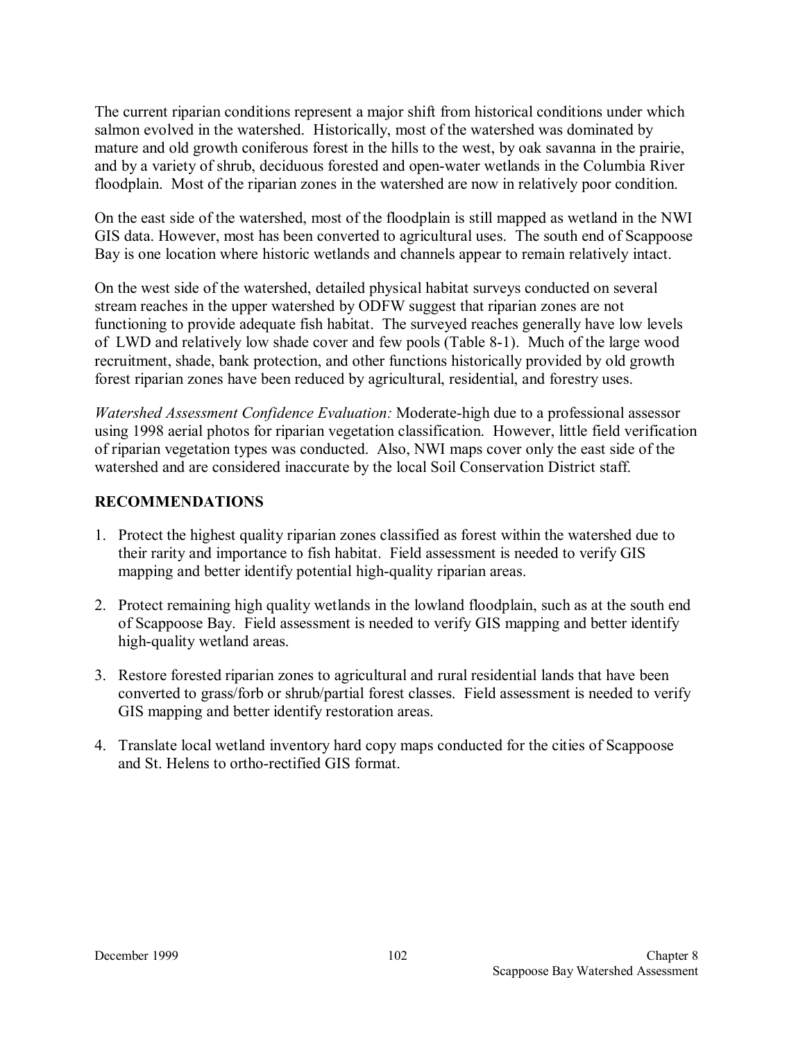The current riparian conditions represent a major shift from historical conditions under which salmon evolved in the watershed. Historically, most of the watershed was dominated by mature and old growth coniferous forest in the hills to the west, by oak savanna in the prairie, and by a variety of shrub, deciduous forested and open-water wetlands in the Columbia River floodplain. Most of the riparian zones in the watershed are now in relatively poor condition.

On the east side of the watershed, most of the floodplain is still mapped as wetland in the NWI GIS data. However, most has been converted to agricultural uses. The south end of Scappoose Bay is one location where historic wetlands and channels appear to remain relatively intact.

On the west side of the watershed, detailed physical habitat surveys conducted on several stream reaches in the upper watershed by ODFW suggest that riparian zones are not functioning to provide adequate fish habitat. The surveyed reaches generally have low levels of LWD and relatively low shade cover and few pools (Table 8-1). Much of the large wood recruitment, shade, bank protection, and other functions historically provided by old growth forest riparian zones have been reduced by agricultural, residential, and forestry uses.

*Watershed Assessment Confidence Evaluation:* Moderate-high due to a professional assessor using 1998 aerial photos for riparian vegetation classification. However, little field verification of riparian vegetation types was conducted. Also, NWI maps cover only the east side of the watershed and are considered inaccurate by the local Soil Conservation District staff.

## RECOMMENDATIONS

1. Protect the highest quality riparian zones classified as forest within the watershed due to their rarity and importance to fish habitat. Field assessment is needed to verify GIS mapping and better identify potential high-quality riparian areas.
2. Protect remaining high quality wetlands in the lowland floodplain, such as at the south end of Scappoose Bay. Field assessment is needed to verify GIS mapping and better identify high-quality wetland areas.
3. Restore forested riparian zones to agricultural and rural residential lands that have been converted to grass/forb or shrub/partial forest classes. Field assessment is needed to verify GIS mapping and better identify restoration areas.
4. Translate local wetland inventory hard copy maps conducted for the cities of Scappoose and St. Helens to ortho-rectified GIS format.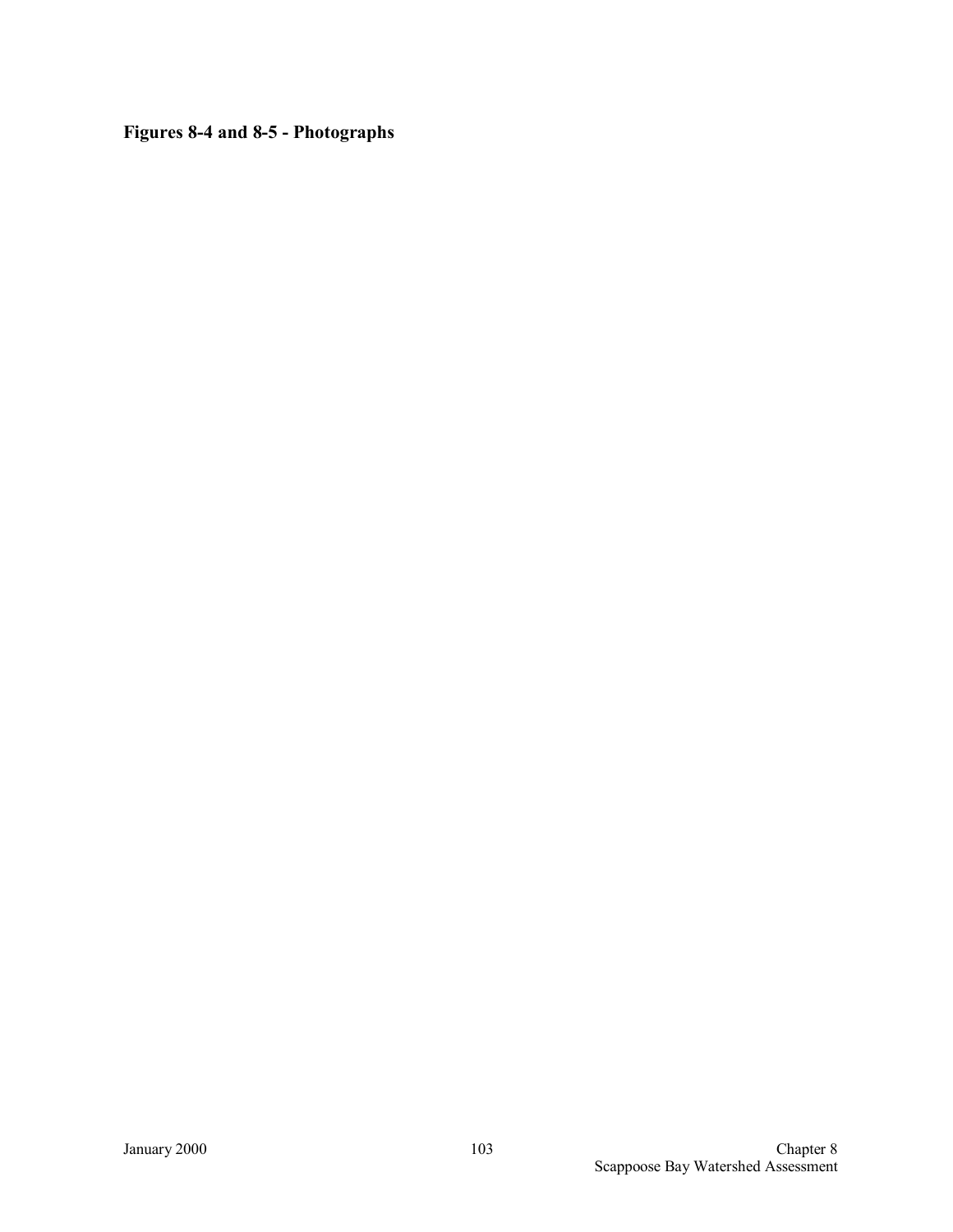**Figures 8-4 and 8-5 - Photographs**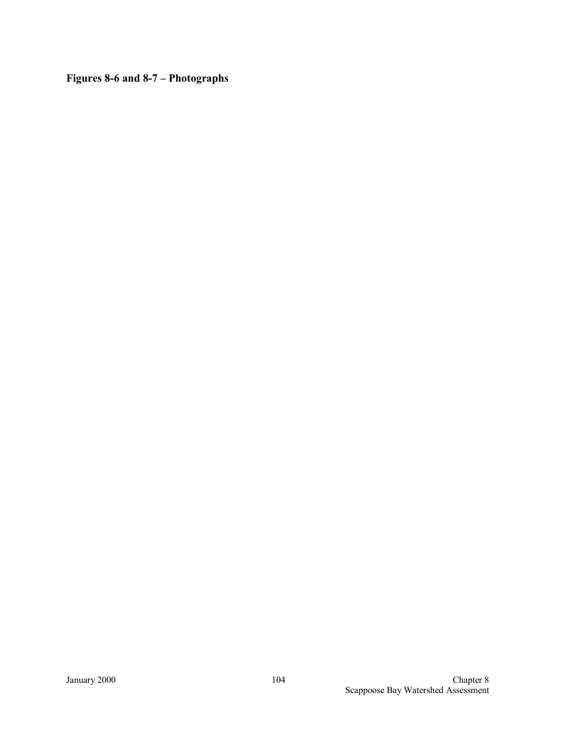**Figures 8-6 and 8-7 – Photographs**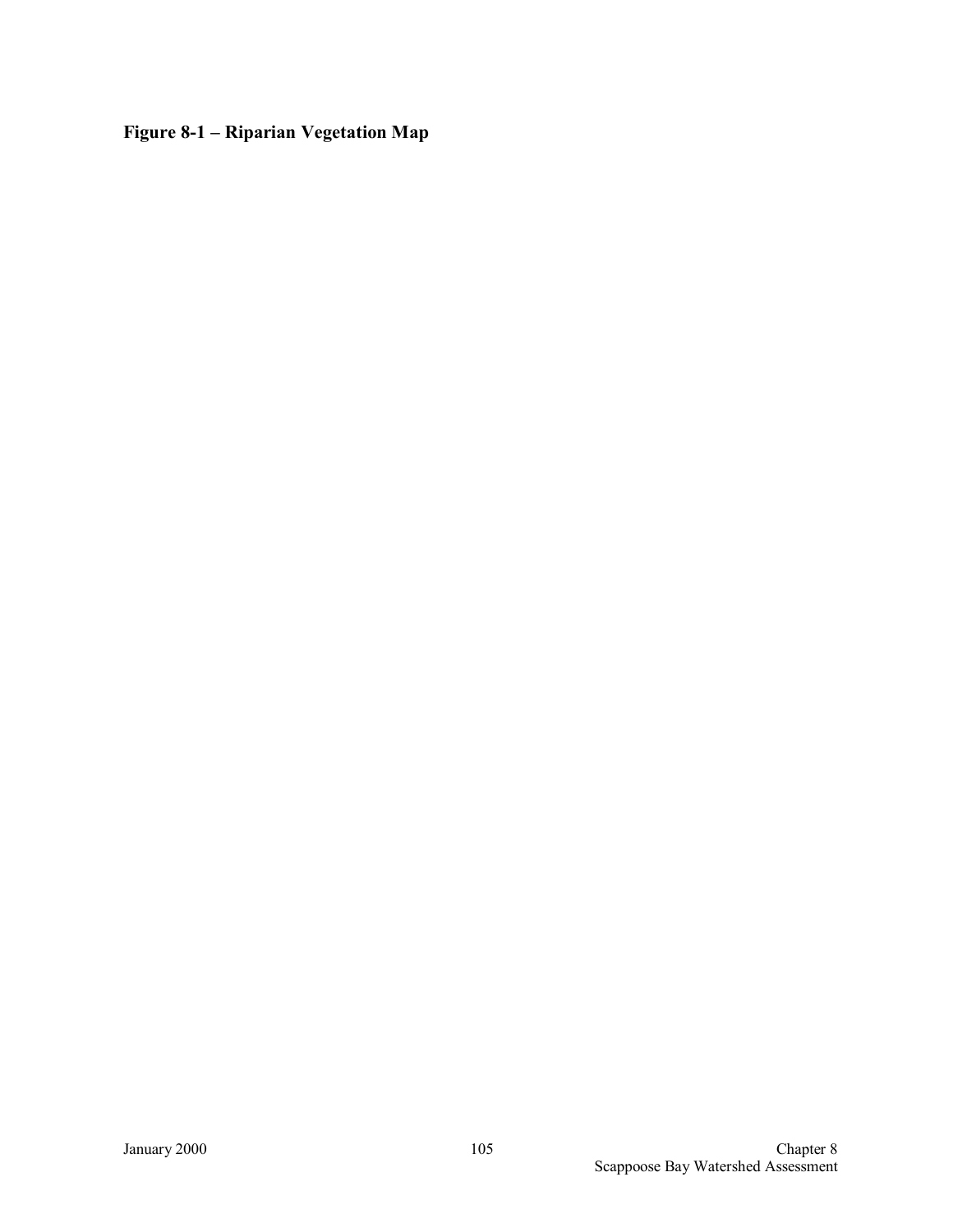**Figure 8-1 – Riparian Vegetation Map**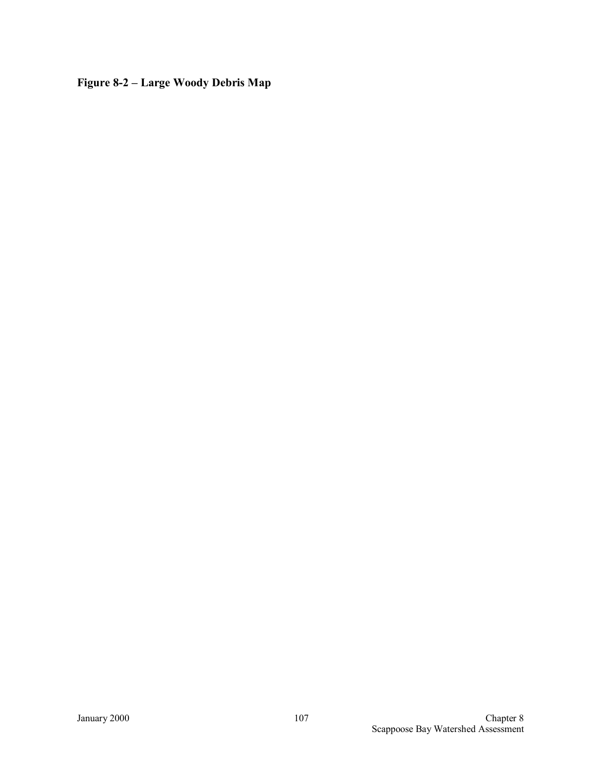**Figure 8-2 – Large Woody Debris Map**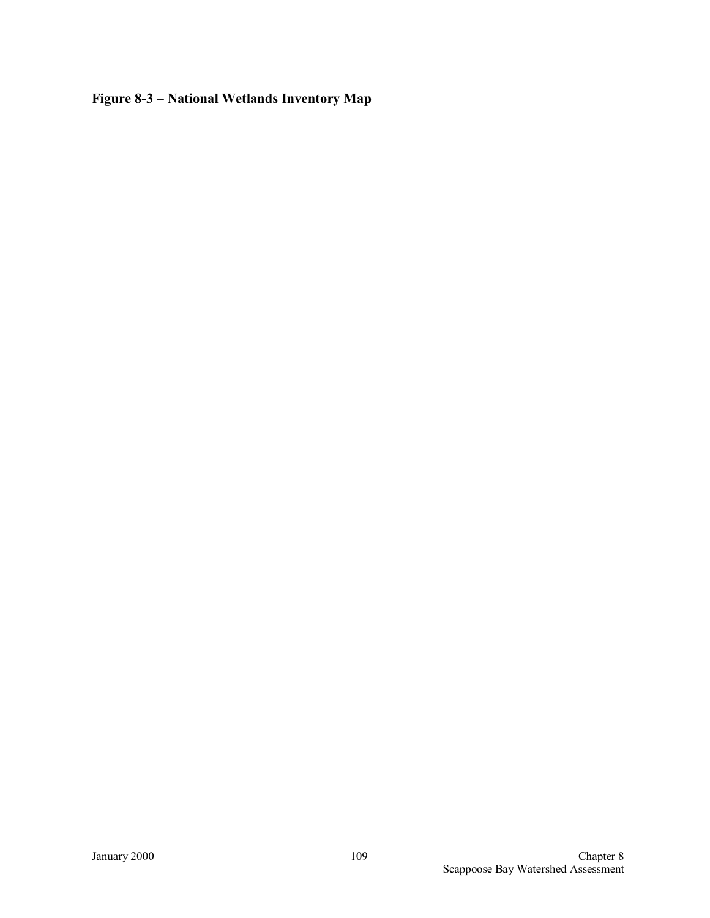**Figure 8-3 – National Wetlands Inventory Map**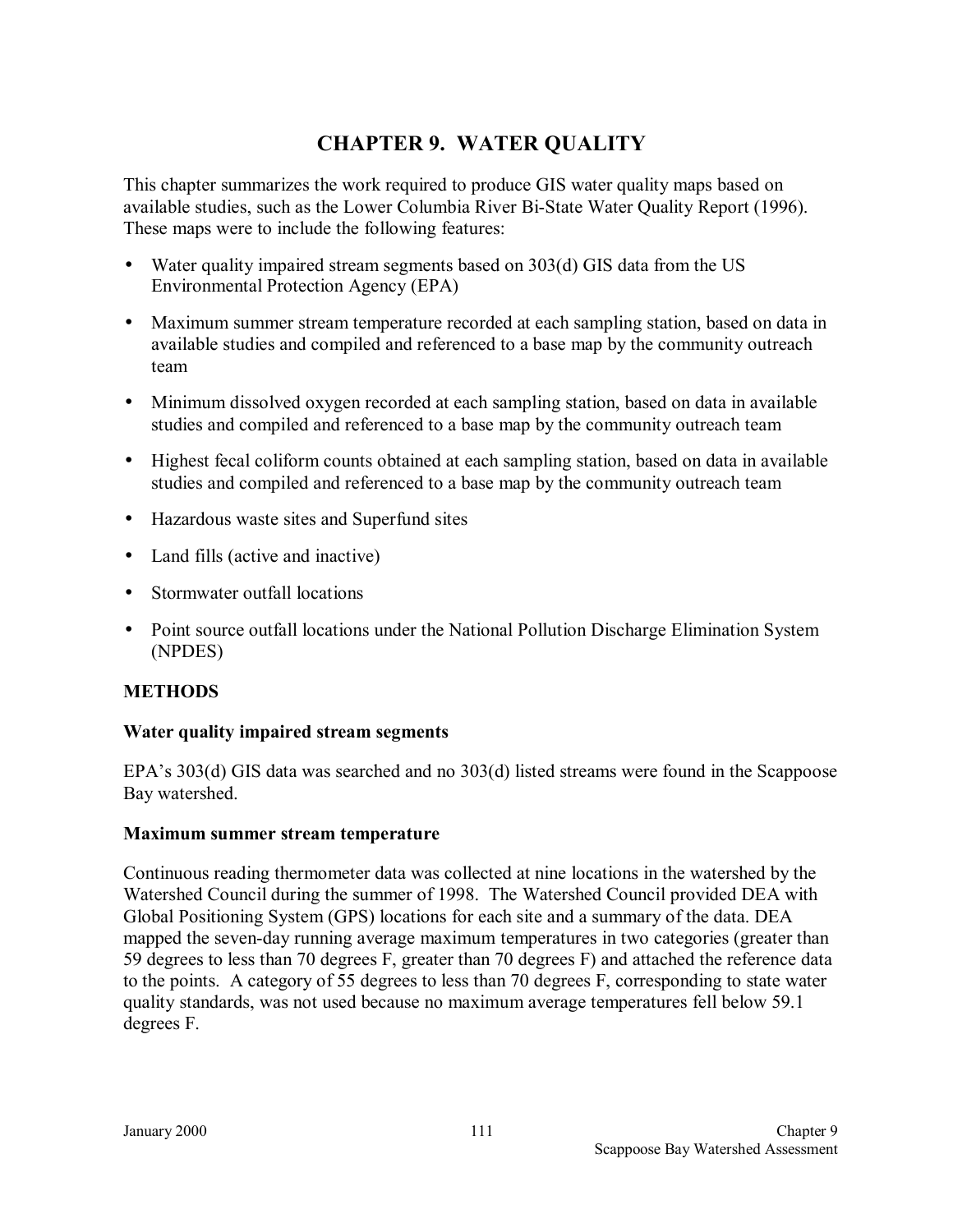# CHAPTER 9. WATER QUALITY

This chapter summarizes the work required to produce GIS water quality maps based on available studies, such as the Lower Columbia River Bi-State Water Quality Report (1996). These maps were to include the following features:

- Water quality impaired stream segments based on 303(d) GIS data from the US Environmental Protection Agency (EPA)
- Maximum summer stream temperature recorded at each sampling station, based on data in available studies and compiled and referenced to a base map by the community outreach team
- Minimum dissolved oxygen recorded at each sampling station, based on data in available studies and compiled and referenced to a base map by the community outreach team
- Highest fecal coliform counts obtained at each sampling station, based on data in available studies and compiled and referenced to a base map by the community outreach team
- Hazardous waste sites and Superfund sites
- Land fills (active and inactive)
- Stormwater outfall locations
- Point source outfall locations under the National Pollution Discharge Elimination System (NPDES)

## METHODS

### Water quality impaired stream segments

EPA's 303(d) GIS data was searched and no 303(d) listed streams were found in the Scappoose Bay watershed.

### Maximum summer stream temperature

Continuous reading thermometer data was collected at nine locations in the watershed by the Watershed Council during the summer of 1998. The Watershed Council provided DEA with Global Positioning System (GPS) locations for each site and a summary of the data. DEA mapped the seven-day running average maximum temperatures in two categories (greater than 59 degrees to less than 70 degrees F, greater than 70 degrees F) and attached the reference data to the points. A category of 55 degrees to less than 70 degrees F, corresponding to state water quality standards, was not used because no maximum average temperatures fell below 59.1 degrees F.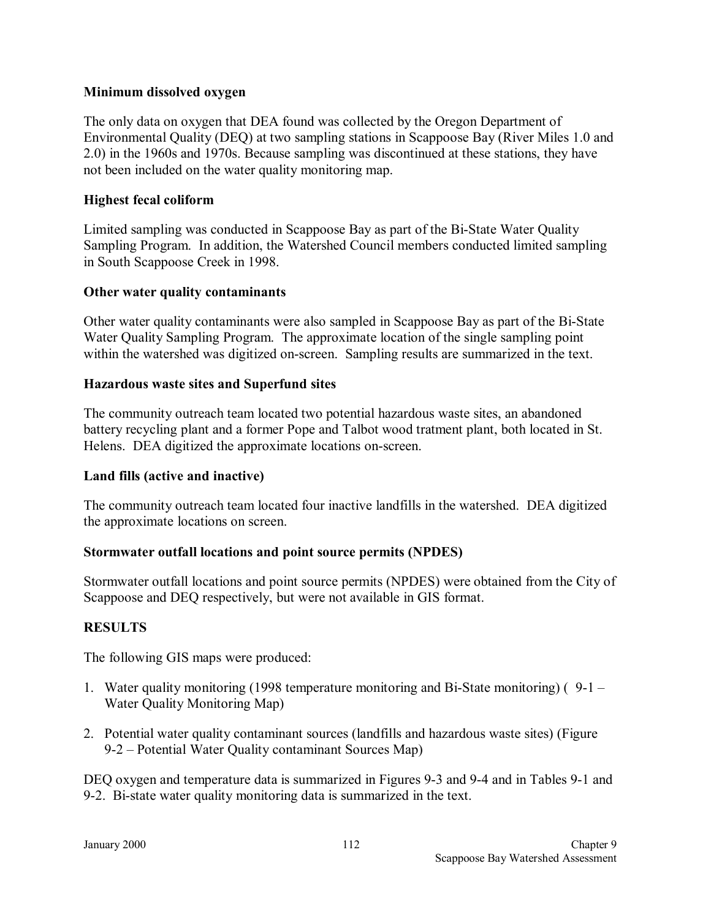**Minimum dissolved oxygen**

The only data on oxygen that DEA found was collected by the Oregon Department of Environmental Quality (DEQ) at two sampling stations in Scappoose Bay (River Miles 1.0 and 2.0) in the 1960s and 1970s. Because sampling was discontinued at these stations, they have not been included on the water quality monitoring map.

**Highest fecal coliform**

Limited sampling was conducted in Scappoose Bay as part of the Bi-State Water Quality Sampling Program. In addition, the Watershed Council members conducted limited sampling in South Scappoose Creek in 1998.

**Other water quality contaminants**

Other water quality contaminants were also sampled in Scappoose Bay as part of the Bi-State Water Quality Sampling Program. The approximate location of the single sampling point within the watershed was digitized on-screen. Sampling results are summarized in the text.

**Hazardous waste sites and Superfund sites**

The community outreach team located two potential hazardous waste sites, an abandoned battery recycling plant and a former Pope and Talbot wood tratment plant, both located in St. Helens. DEA digitized the approximate locations on-screen.

**Land fills (active and inactive)**

The community outreach team located four inactive landfills in the watershed. DEA digitized the approximate locations on screen.

**Stormwater outfall locations and point source permits (NPDES)**

Stormwater outfall locations and point source permits (NPDES) were obtained from the City of Scappoose and DEQ respectively, but were not available in GIS format.

**RESULTS**

The following GIS maps were produced:

1. Water quality monitoring (1998 temperature monitoring and Bi-State monitoring) ( 9-1 – Water Quality Monitoring Map)
2. Potential water quality contaminant sources (landfills and hazardous waste sites) (Figure 9-2 – Potential Water Quality contaminant Sources Map)

DEQ oxygen and temperature data is summarized in Figures 9-3 and 9-4 and in Tables 9-1 and 9-2. Bi-state water quality monitoring data is summarized in the text.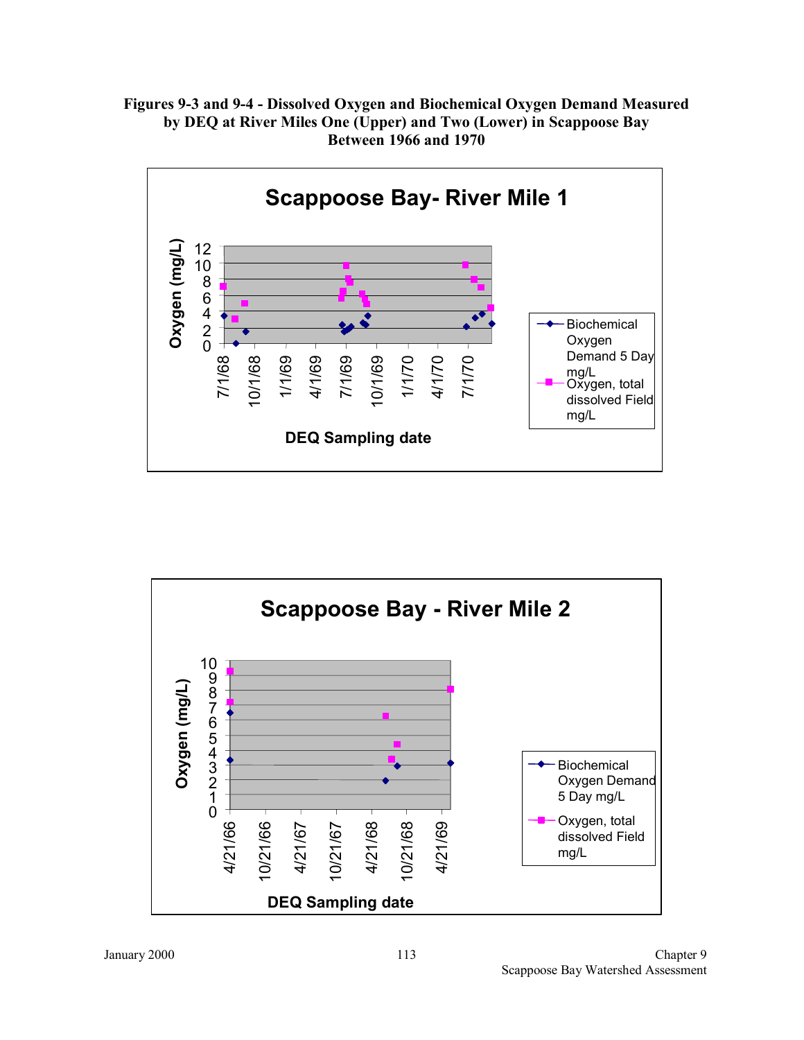**Figures 9-3 and 9-4 - Dissolved Oxygen and Biochemical Oxygen Demand Measured by DEQ at River Miles One (Upper) and Two (Lower) in Scappoose Bay Between 1966 and 1970**

## Scappoose Bay- River Mile 1

Oxygen (mg/L)

0, 2, 4, 6, 8, 10, 12

7/1/68, 10/1/68, 1/1/69, 4/1/69, 7/1/69, 10/1/69, 1/1/70, 4/1/70, 7/1/70

DEQ Sampling date

- Biochemical Oxygen Demand 5 Day mg/L
- Oxygen, total dissolved Field mg/L

## Scappoose Bay - River Mile 2

Oxygen (mg/L)

0, 1, 2, 3, 4, 5, 6, 7, 8, 9, 10

4/21/66, 10/21/66, 4/21/67, 10/21/67, 4/21/68, 10/21/68, 4/21/69

DEQ Sampling date

- Biochemical Oxygen Demand 5 Day mg/L
- Oxygen, total dissolved Field mg/L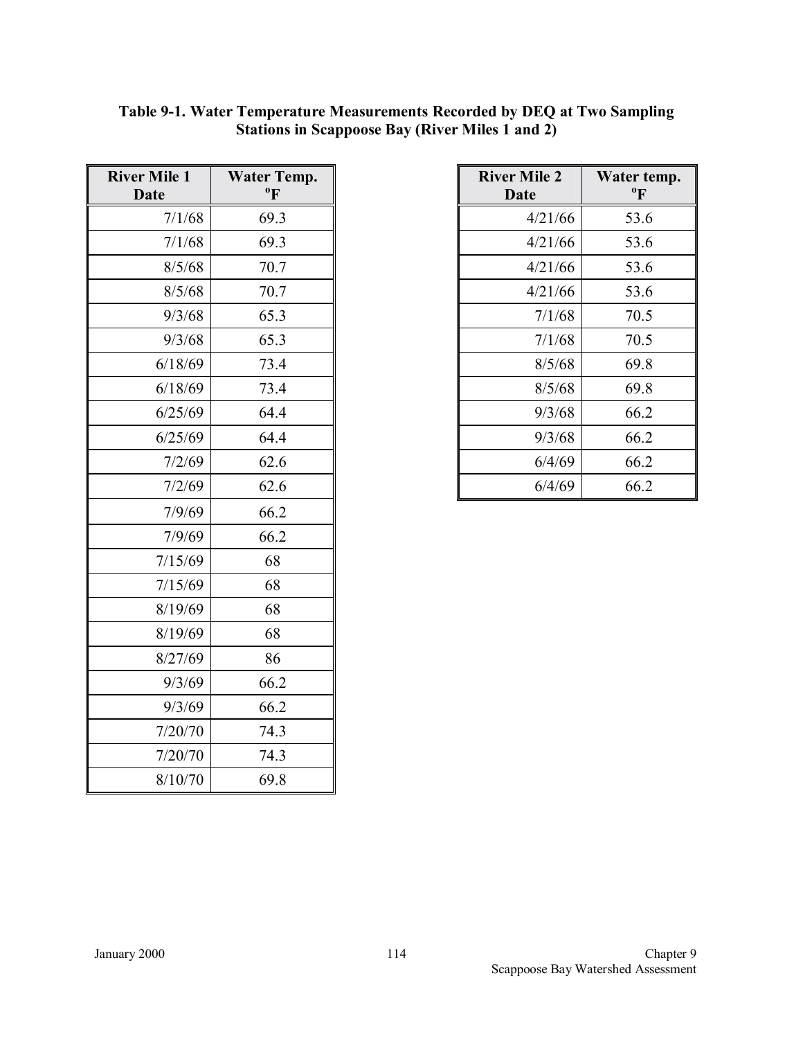**Table 9-1. Water Temperature Measurements Recorded by DEQ at Two Sampling Stations in Scappoose Bay (River Miles 1 and 2)**

| River Mile 1 Date | Water Temp. °F |
|---|---|
| 7/1/68 | 69.3 |
| 7/1/68 | 69.3 |
| 8/5/68 | 70.7 |
| 8/5/68 | 70.7 |
| 9/3/68 | 65.3 |
| 9/3/68 | 65.3 |
| 6/18/69 | 73.4 |
| 6/18/69 | 73.4 |
| 6/25/69 | 64.4 |
| 6/25/69 | 64.4 |
| 7/2/69 | 62.6 |
| 7/2/69 | 62.6 |
| 7/9/69 | 66.2 |
| 7/9/69 | 66.2 |
| 7/15/69 | 68 |
| 7/15/69 | 68 |
| 8/19/69 | 68 |
| 8/19/69 | 68 |
| 8/27/69 | 86 |
| 9/3/69 | 66.2 |
| 9/3/69 | 66.2 |
| 7/20/70 | 74.3 |
| 7/20/70 | 74.3 |
| 8/10/70 | 69.8 |

| River Mile 2 Date | Water temp. °F |
|---|---|
| 4/21/66 | 53.6 |
| 4/21/66 | 53.6 |
| 4/21/66 | 53.6 |
| 4/21/66 | 53.6 |
| 7/1/68 | 70.5 |
| 7/1/68 | 70.5 |
| 8/5/68 | 69.8 |
| 8/5/68 | 69.8 |
| 9/3/68 | 66.2 |
| 9/3/68 | 66.2 |
| 6/4/69 | 66.2 |
| 6/4/69 | 66.2 |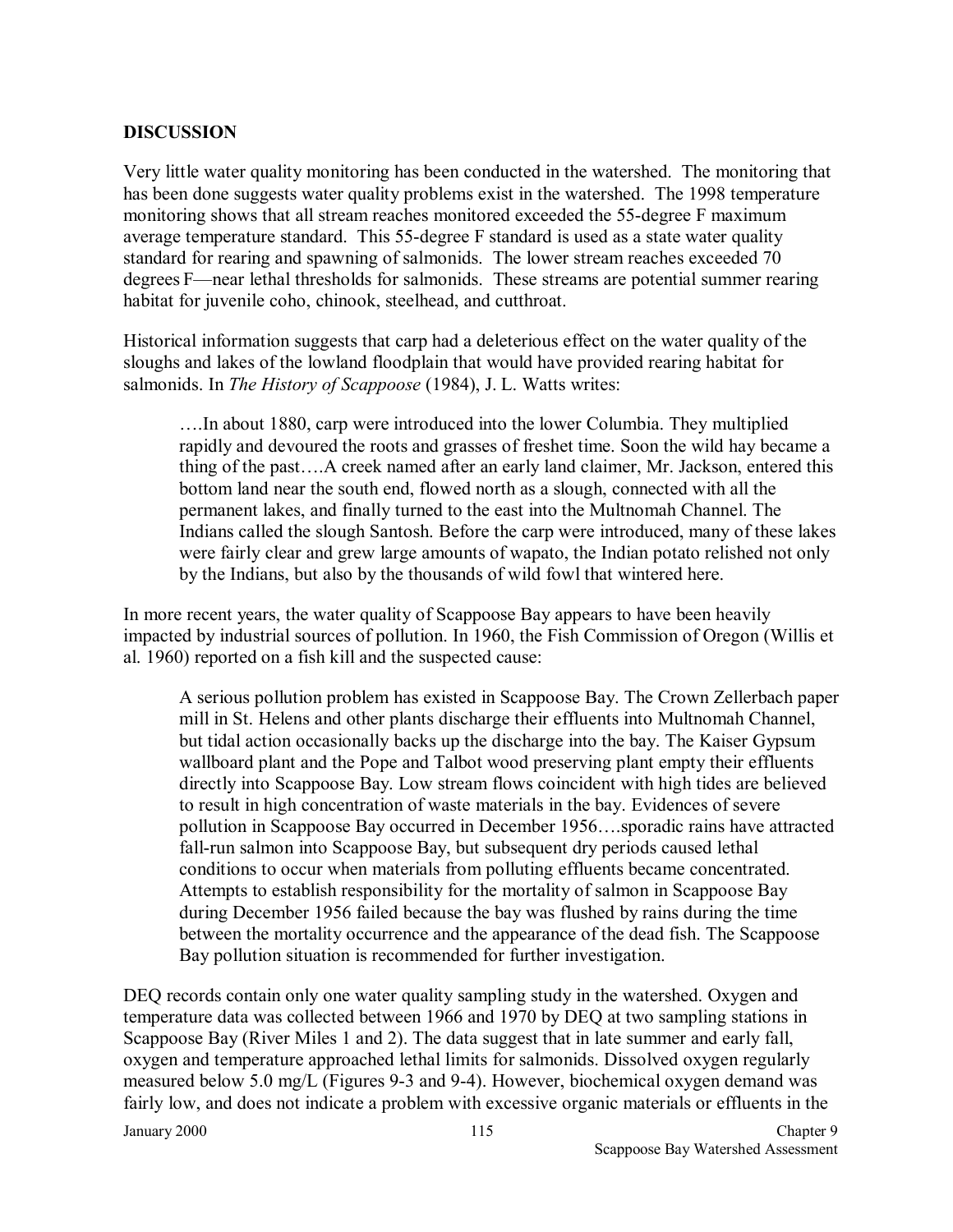## DISCUSSION

Very little water quality monitoring has been conducted in the watershed. The monitoring that has been done suggests water quality problems exist in the watershed. The 1998 temperature monitoring shows that all stream reaches monitored exceeded the 55-degree F maximum average temperature standard. This 55-degree F standard is used as a state water quality standard for rearing and spawning of salmonids. The lower stream reaches exceeded 70 degrees F—near lethal thresholds for salmonids. These streams are potential summer rearing habitat for juvenile coho, chinook, steelhead, and cutthroat.

Historical information suggests that carp had a deleterious effect on the water quality of the sloughs and lakes of the lowland floodplain that would have provided rearing habitat for salmonids. In *The History of Scappoose* (1984), J. L. Watts writes:

> ….In about 1880, carp were introduced into the lower Columbia. They multiplied rapidly and devoured the roots and grasses of freshet time. Soon the wild hay became a thing of the past….A creek named after an early land claimer, Mr. Jackson, entered this bottom land near the south end, flowed north as a slough, connected with all the permanent lakes, and finally turned to the east into the Multnomah Channel. The Indians called the slough Santosh. Before the carp were introduced, many of these lakes were fairly clear and grew large amounts of wapato, the Indian potato relished not only by the Indians, but also by the thousands of wild fowl that wintered here.

In more recent years, the water quality of Scappoose Bay appears to have been heavily impacted by industrial sources of pollution. In 1960, the Fish Commission of Oregon (Willis et al. 1960) reported on a fish kill and the suspected cause:

> A serious pollution problem has existed in Scappoose Bay. The Crown Zellerbach paper mill in St. Helens and other plants discharge their effluents into Multnomah Channel, but tidal action occasionally backs up the discharge into the bay. The Kaiser Gypsum wallboard plant and the Pope and Talbot wood preserving plant empty their effluents directly into Scappoose Bay. Low stream flows coincident with high tides are believed to result in high concentration of waste materials in the bay. Evidences of severe pollution in Scappoose Bay occurred in December 1956….sporadic rains have attracted fall-run salmon into Scappoose Bay, but subsequent dry periods caused lethal conditions to occur when materials from polluting effluents became concentrated. Attempts to establish responsibility for the mortality of salmon in Scappoose Bay during December 1956 failed because the bay was flushed by rains during the time between the mortality occurrence and the appearance of the dead fish. The Scappoose Bay pollution situation is recommended for further investigation.

DEQ records contain only one water quality sampling study in the watershed. Oxygen and temperature data was collected between 1966 and 1970 by DEQ at two sampling stations in Scappoose Bay (River Miles 1 and 2). The data suggest that in late summer and early fall, oxygen and temperature approached lethal limits for salmonids. Dissolved oxygen regularly measured below 5.0 mg/L (Figures 9-3 and 9-4). However, biochemical oxygen demand was fairly low, and does not indicate a problem with excessive organic materials or effluents in the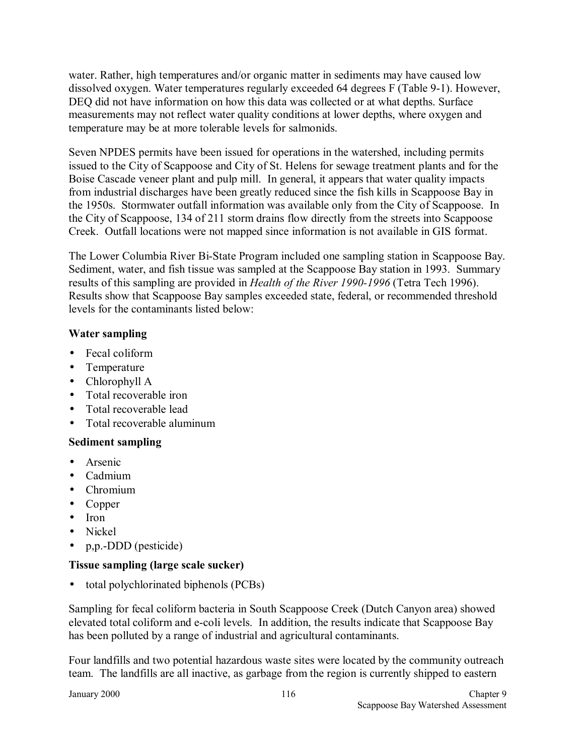water. Rather, high temperatures and/or organic matter in sediments may have caused low dissolved oxygen. Water temperatures regularly exceeded 64 degrees F (Table 9-1). However, DEQ did not have information on how this data was collected or at what depths. Surface measurements may not reflect water quality conditions at lower depths, where oxygen and temperature may be at more tolerable levels for salmonids.

Seven NPDES permits have been issued for operations in the watershed, including permits issued to the City of Scappoose and City of St. Helens for sewage treatment plants and for the Boise Cascade veneer plant and pulp mill. In general, it appears that water quality impacts from industrial discharges have been greatly reduced since the fish kills in Scappoose Bay in the 1950s. Stormwater outfall information was available only from the City of Scappoose. In the City of Scappoose, 134 of 211 storm drains flow directly from the streets into Scappoose Creek. Outfall locations were not mapped since information is not available in GIS format.

The Lower Columbia River Bi-State Program included one sampling station in Scappoose Bay. Sediment, water, and fish tissue was sampled at the Scappoose Bay station in 1993. Summary results of this sampling are provided in *Health of the River 1990-1996* (Tetra Tech 1996). Results show that Scappoose Bay samples exceeded state, federal, or recommended threshold levels for the contaminants listed below:

**Water sampling**

- Fecal coliform
- Temperature
- Chlorophyll A
- Total recoverable iron
- Total recoverable lead
- Total recoverable aluminum

**Sediment sampling**

- Arsenic
- Cadmium
- Chromium
- Copper
- Iron
- Nickel
- p,p.-DDD (pesticide)

**Tissue sampling (large scale sucker)**

- total polychlorinated biphenols (PCBs)

Sampling for fecal coliform bacteria in South Scappoose Creek (Dutch Canyon area) showed elevated total coliform and e-coli levels. In addition, the results indicate that Scappoose Bay has been polluted by a range of industrial and agricultural contaminants.

Four landfills and two potential hazardous waste sites were located by the community outreach team. The landfills are all inactive, as garbage from the region is currently shipped to eastern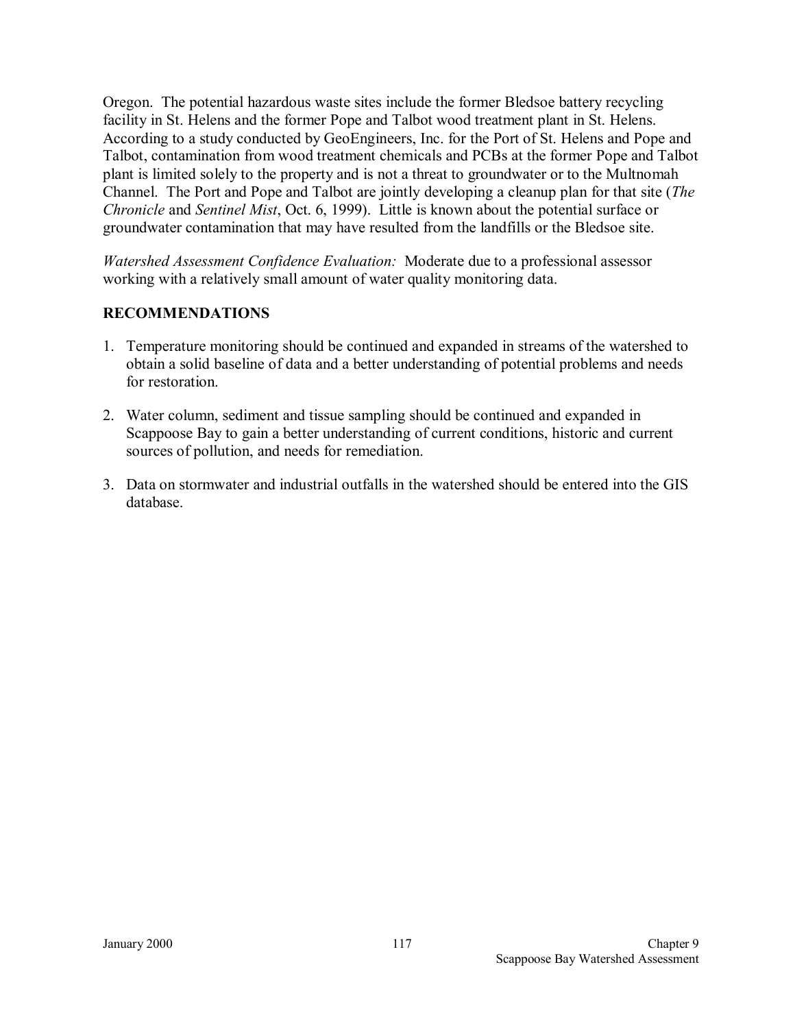Oregon. The potential hazardous waste sites include the former Bledsoe battery recycling facility in St. Helens and the former Pope and Talbot wood treatment plant in St. Helens. According to a study conducted by GeoEngineers, Inc. for the Port of St. Helens and Pope and Talbot, contamination from wood treatment chemicals and PCBs at the former Pope and Talbot plant is limited solely to the property and is not a threat to groundwater or to the Multnomah Channel. The Port and Pope and Talbot are jointly developing a cleanup plan for that site (*The Chronicle* and *Sentinel Mist*, Oct. 6, 1999). Little is known about the potential surface or groundwater contamination that may have resulted from the landfills or the Bledsoe site.

*Watershed Assessment Confidence Evaluation:* Moderate due to a professional assessor working with a relatively small amount of water quality monitoring data.

**RECOMMENDATIONS**

1. Temperature monitoring should be continued and expanded in streams of the watershed to obtain a solid baseline of data and a better understanding of potential problems and needs for restoration.

2. Water column, sediment and tissue sampling should be continued and expanded in Scappoose Bay to gain a better understanding of current conditions, historic and current sources of pollution, and needs for remediation.

3. Data on stormwater and industrial outfalls in the watershed should be entered into the GIS database.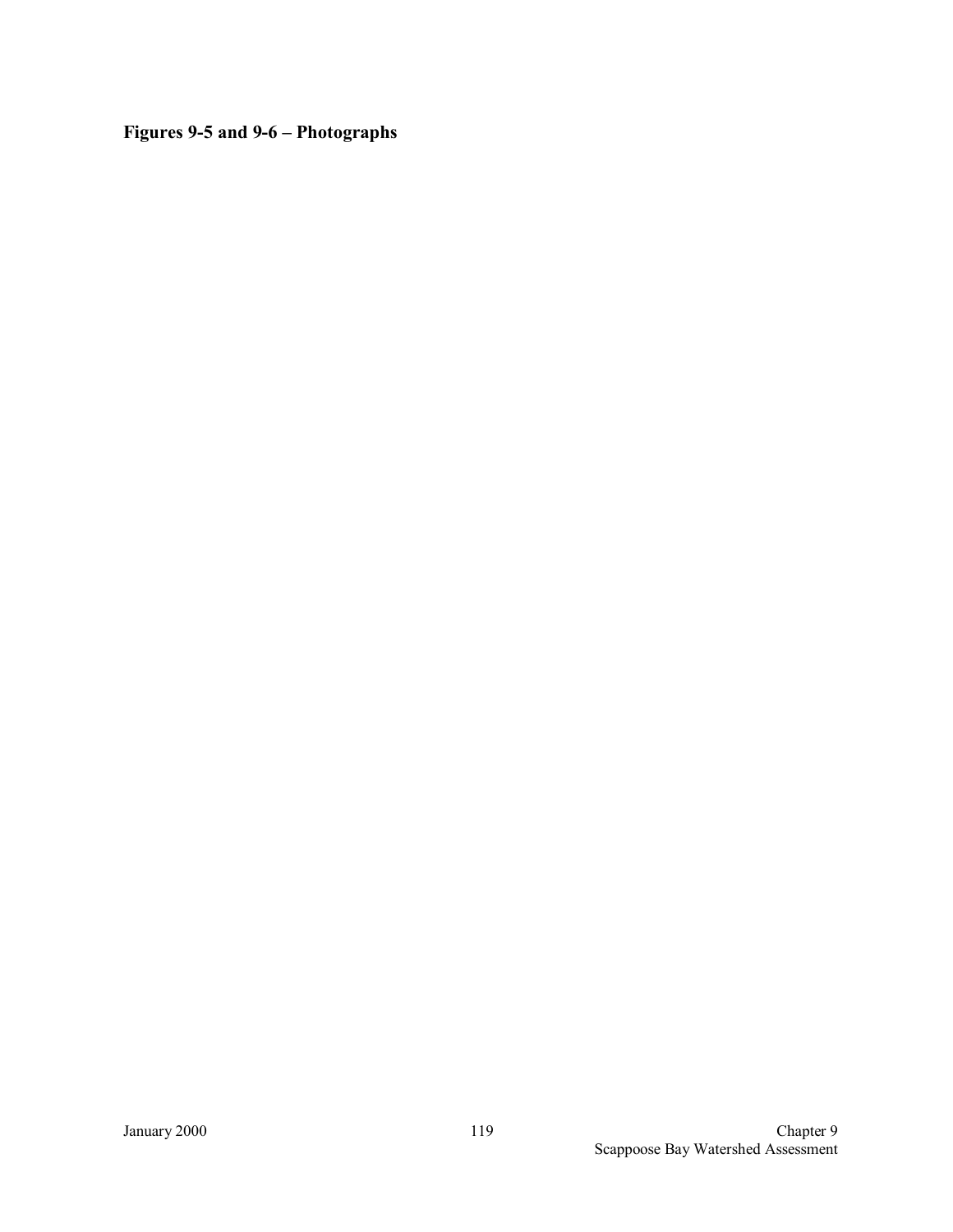**Figures 9-5 and 9-6 – Photographs**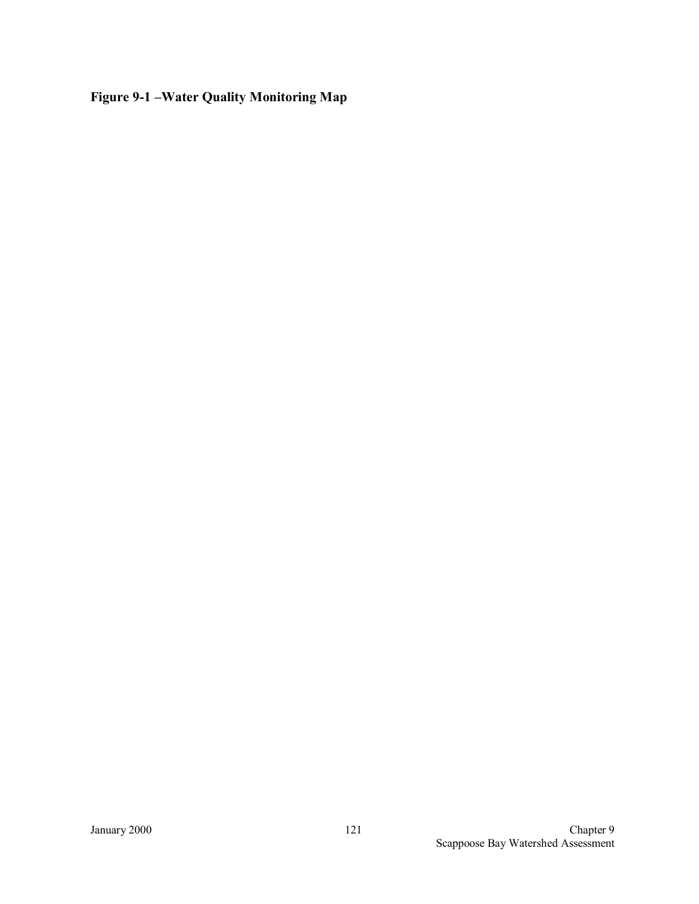**Figure 9-1 –Water Quality Monitoring Map**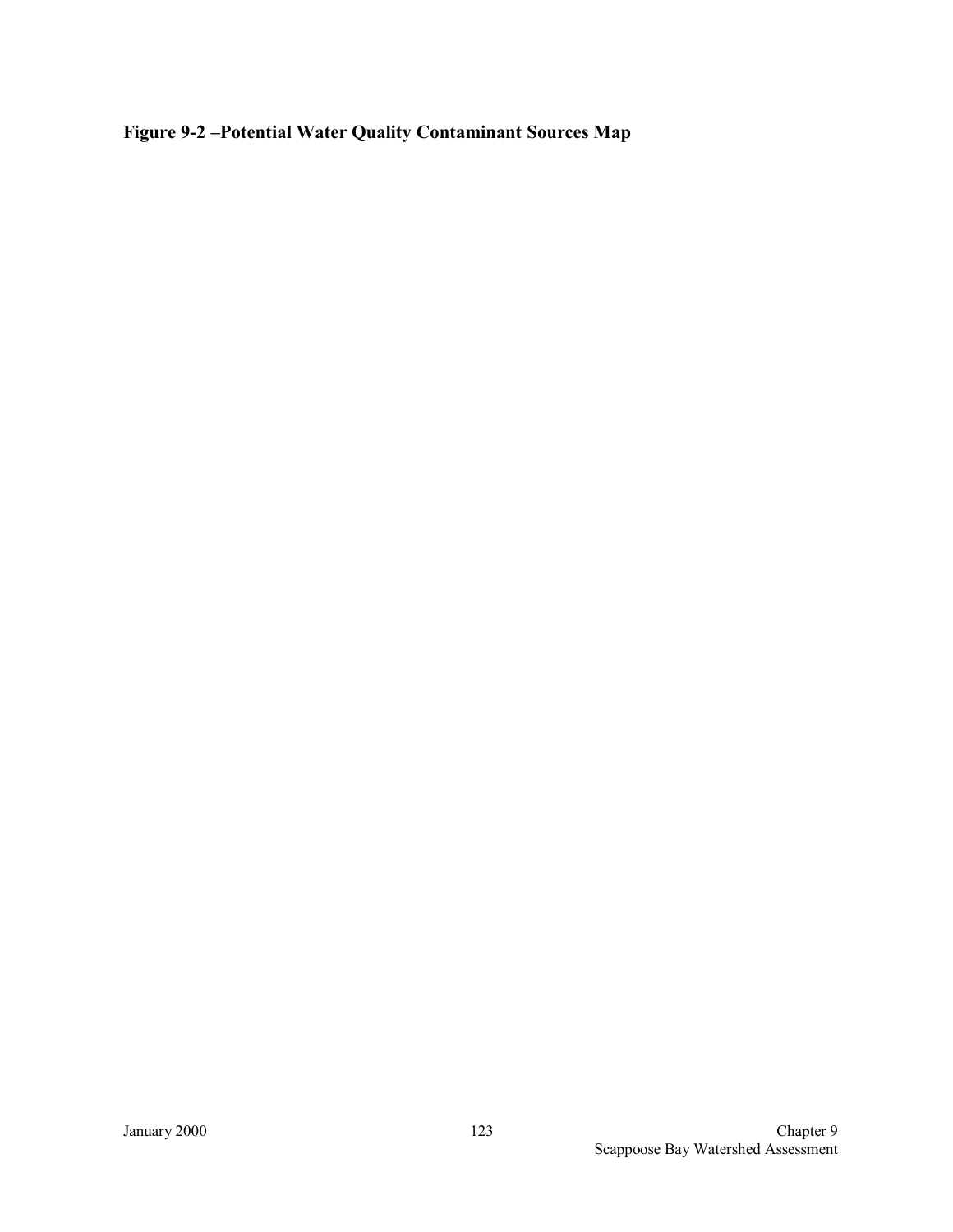**Figure 9-2 –Potential Water Quality Contaminant Sources Map**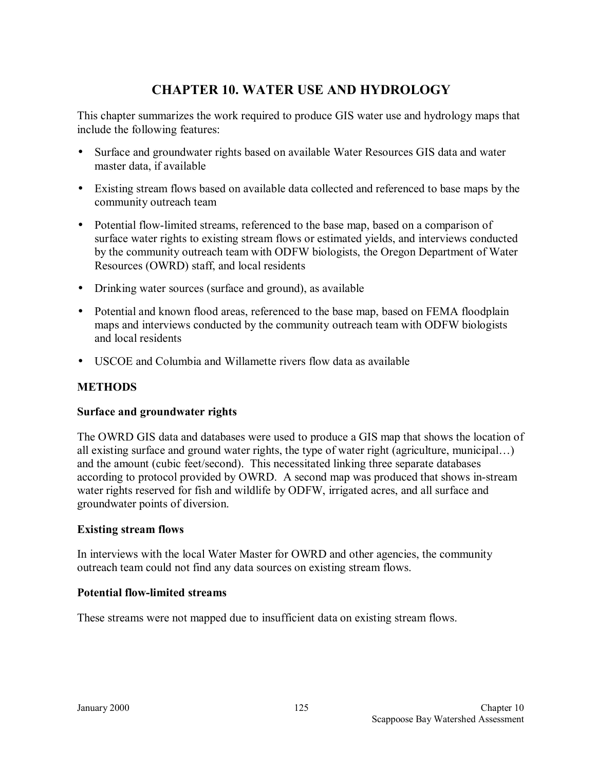# CHAPTER 10. WATER USE AND HYDROLOGY

This chapter summarizes the work required to produce GIS water use and hydrology maps that include the following features:

- Surface and groundwater rights based on available Water Resources GIS data and water master data, if available
- Existing stream flows based on available data collected and referenced to base maps by the community outreach team
- Potential flow-limited streams, referenced to the base map, based on a comparison of surface water rights to existing stream flows or estimated yields, and interviews conducted by the community outreach team with ODFW biologists, the Oregon Department of Water Resources (OWRD) staff, and local residents
- Drinking water sources (surface and ground), as available
- Potential and known flood areas, referenced to the base map, based on FEMA floodplain maps and interviews conducted by the community outreach team with ODFW biologists and local residents
- USCOE and Columbia and Willamette rivers flow data as available

## METHODS

### Surface and groundwater rights

The OWRD GIS data and databases were used to produce a GIS map that shows the location of all existing surface and ground water rights, the type of water right (agriculture, municipal…) and the amount (cubic feet/second). This necessitated linking three separate databases according to protocol provided by OWRD. A second map was produced that shows in-stream water rights reserved for fish and wildlife by ODFW, irrigated acres, and all surface and groundwater points of diversion.

### Existing stream flows

In interviews with the local Water Master for OWRD and other agencies, the community outreach team could not find any data sources on existing stream flows.

### Potential flow-limited streams

These streams were not mapped due to insufficient data on existing stream flows.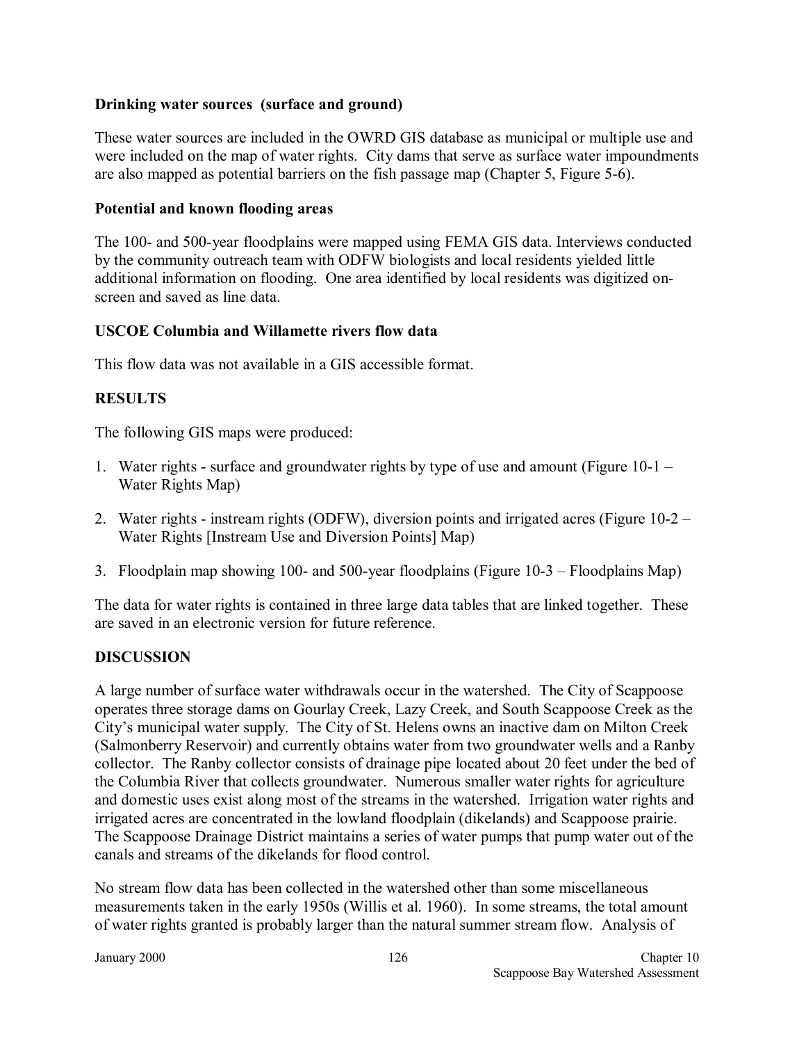**Drinking water sources (surface and ground)**

These water sources are included in the OWRD GIS database as municipal or multiple use and were included on the map of water rights. City dams that serve as surface water impoundments are also mapped as potential barriers on the fish passage map (Chapter 5, Figure 5-6).

**Potential and known flooding areas**

The 100- and 500-year floodplains were mapped using FEMA GIS data. Interviews conducted by the community outreach team with ODFW biologists and local residents yielded little additional information on flooding. One area identified by local residents was digitized on-screen and saved as line data.

**USCOE Columbia and Willamette rivers flow data**

This flow data was not available in a GIS accessible format.

## RESULTS

The following GIS maps were produced:

1. Water rights - surface and groundwater rights by type of use and amount (Figure 10-1 – Water Rights Map)
2. Water rights - instream rights (ODFW), diversion points and irrigated acres (Figure 10-2 – Water Rights [Instream Use and Diversion Points] Map)
3. Floodplain map showing 100- and 500-year floodplains (Figure 10-3 – Floodplains Map)

The data for water rights is contained in three large data tables that are linked together. These are saved in an electronic version for future reference.

## DISCUSSION

A large number of surface water withdrawals occur in the watershed. The City of Scappoose operates three storage dams on Gourlay Creek, Lazy Creek, and South Scappoose Creek as the City's municipal water supply. The City of St. Helens owns an inactive dam on Milton Creek (Salmonberry Reservoir) and currently obtains water from two groundwater wells and a Ranby collector. The Ranby collector consists of drainage pipe located about 20 feet under the bed of the Columbia River that collects groundwater. Numerous smaller water rights for agriculture and domestic uses exist along most of the streams in the watershed. Irrigation water rights and irrigated acres are concentrated in the lowland floodplain (dikelands) and Scappoose prairie. The Scappoose Drainage District maintains a series of water pumps that pump water out of the canals and streams of the dikelands for flood control.

No stream flow data has been collected in the watershed other than some miscellaneous measurements taken in the early 1950s (Willis et al. 1960). In some streams, the total amount of water rights granted is probably larger than the natural summer stream flow. Analysis of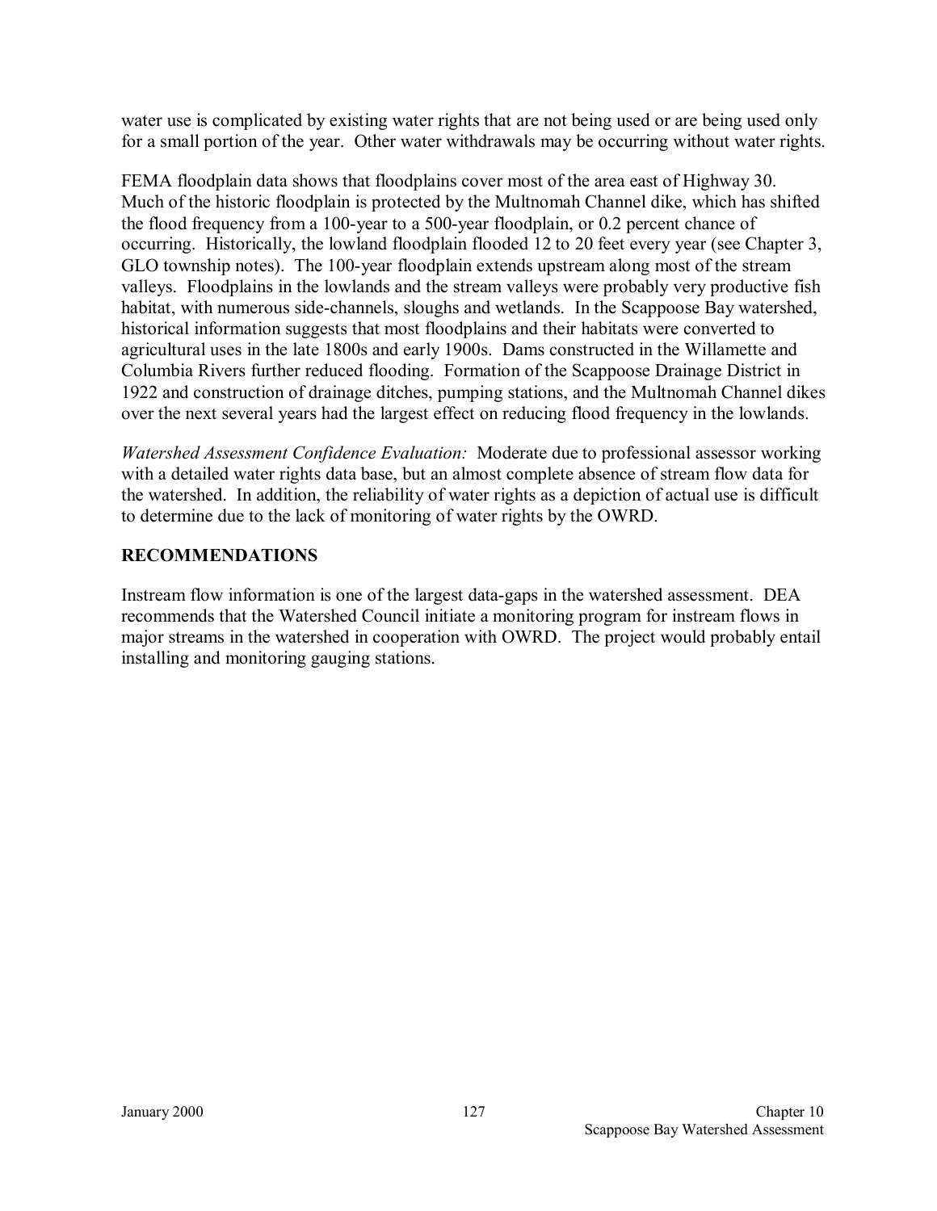water use is complicated by existing water rights that are not being used or are being used only for a small portion of the year. Other water withdrawals may be occurring without water rights.

FEMA floodplain data shows that floodplains cover most of the area east of Highway 30. Much of the historic floodplain is protected by the Multnomah Channel dike, which has shifted the flood frequency from a 100-year to a 500-year floodplain, or 0.2 percent chance of occurring. Historically, the lowland floodplain flooded 12 to 20 feet every year (see Chapter 3, GLO township notes). The 100-year floodplain extends upstream along most of the stream valleys. Floodplains in the lowlands and the stream valleys were probably very productive fish habitat, with numerous side-channels, sloughs and wetlands. In the Scappoose Bay watershed, historical information suggests that most floodplains and their habitats were converted to agricultural uses in the late 1800s and early 1900s. Dams constructed in the Willamette and Columbia Rivers further reduced flooding. Formation of the Scappoose Drainage District in 1922 and construction of drainage ditches, pumping stations, and the Multnomah Channel dikes over the next several years had the largest effect on reducing flood frequency in the lowlands.

*Watershed Assessment Confidence Evaluation:* Moderate due to professional assessor working with a detailed water rights data base, but an almost complete absence of stream flow data for the watershed. In addition, the reliability of water rights as a depiction of actual use is difficult to determine due to the lack of monitoring of water rights by the OWRD.

## RECOMMENDATIONS

Instream flow information is one of the largest data-gaps in the watershed assessment. DEA recommends that the Watershed Council initiate a monitoring program for instream flows in major streams in the watershed in cooperation with OWRD. The project would probably entail installing and monitoring gauging stations.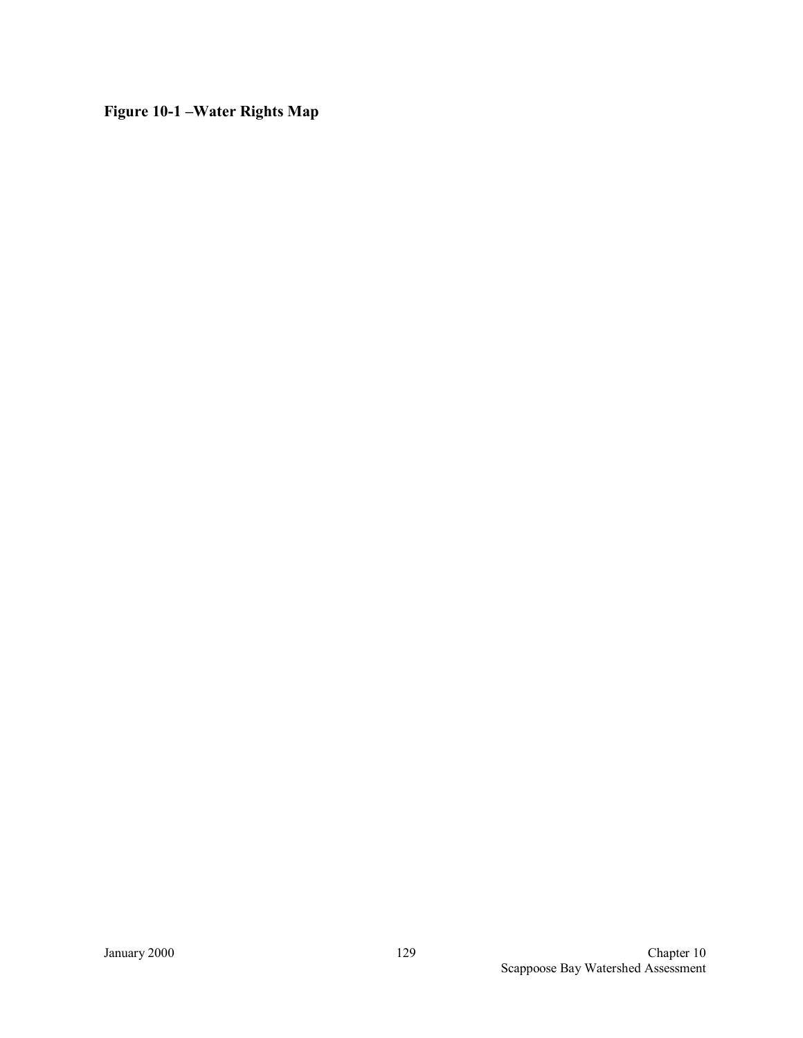**Figure 10-1 –Water Rights Map**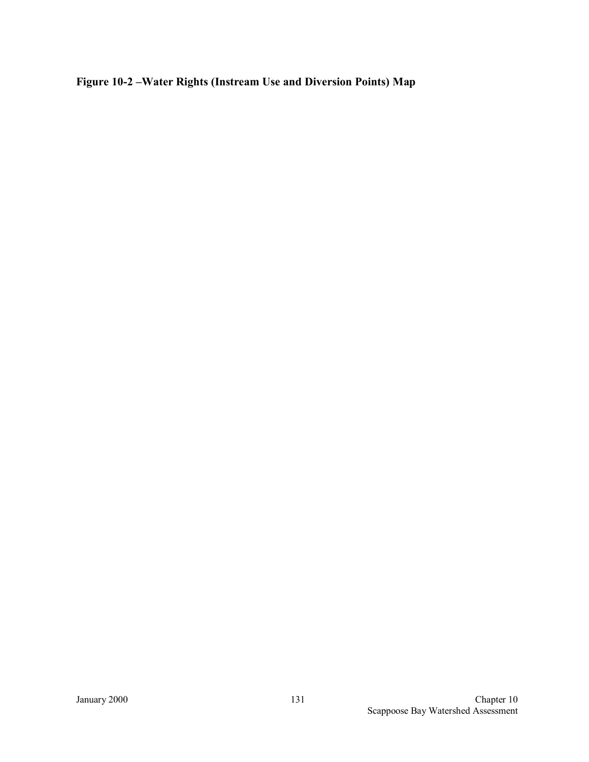**Figure 10-2 –Water Rights (Instream Use and Diversion Points) Map**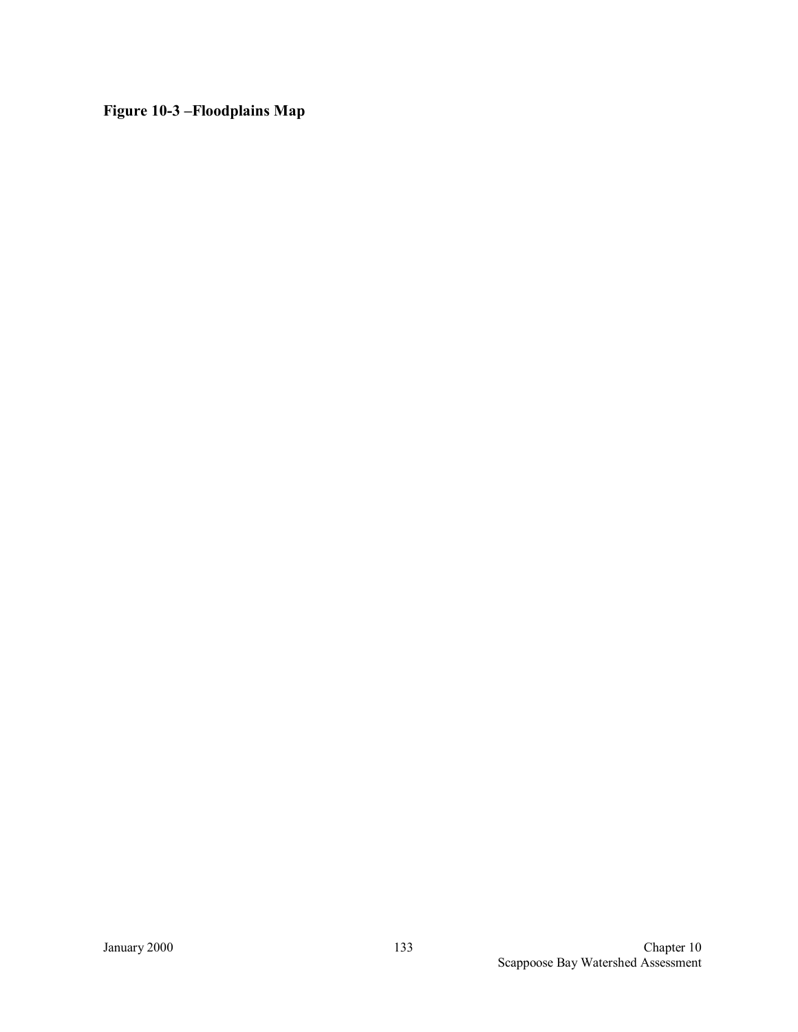**Figure 10-3 –Floodplains Map**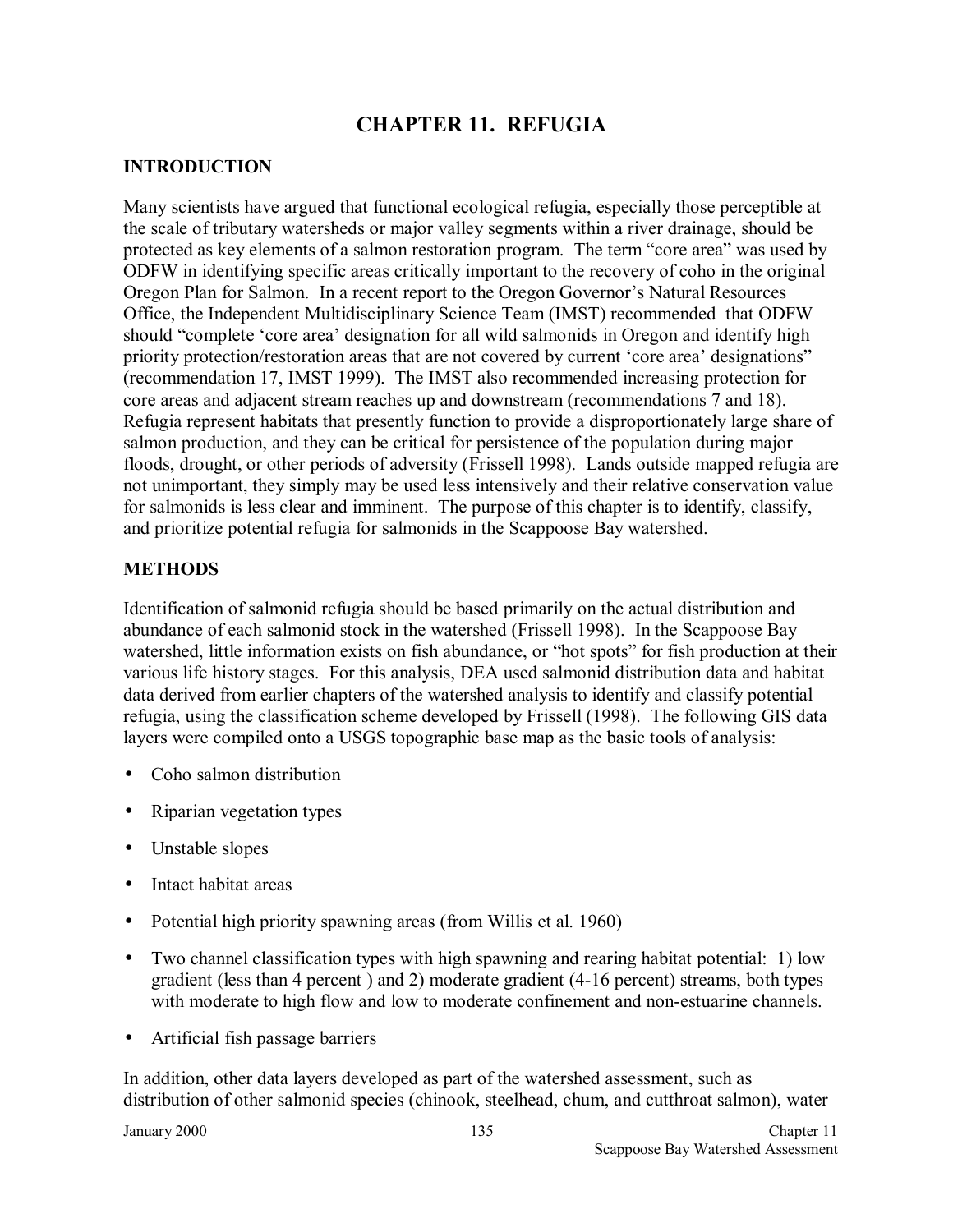# CHAPTER 11. REFUGIA

## INTRODUCTION

Many scientists have argued that functional ecological refugia, especially those perceptible at the scale of tributary watersheds or major valley segments within a river drainage, should be protected as key elements of a salmon restoration program. The term "core area" was used by ODFW in identifying specific areas critically important to the recovery of coho in the original Oregon Plan for Salmon. In a recent report to the Oregon Governor's Natural Resources Office, the Independent Multidisciplinary Science Team (IMST) recommended that ODFW should "complete 'core area' designation for all wild salmonids in Oregon and identify high priority protection/restoration areas that are not covered by current 'core area' designations" (recommendation 17, IMST 1999). The IMST also recommended increasing protection for core areas and adjacent stream reaches up and downstream (recommendations 7 and 18). Refugia represent habitats that presently function to provide a disproportionately large share of salmon production, and they can be critical for persistence of the population during major floods, drought, or other periods of adversity (Frissell 1998). Lands outside mapped refugia are not unimportant, they simply may be used less intensively and their relative conservation value for salmonids is less clear and imminent. The purpose of this chapter is to identify, classify, and prioritize potential refugia for salmonids in the Scappoose Bay watershed.

## METHODS

Identification of salmonid refugia should be based primarily on the actual distribution and abundance of each salmonid stock in the watershed (Frissell 1998). In the Scappoose Bay watershed, little information exists on fish abundance, or "hot spots" for fish production at their various life history stages. For this analysis, DEA used salmonid distribution data and habitat data derived from earlier chapters of the watershed analysis to identify and classify potential refugia, using the classification scheme developed by Frissell (1998). The following GIS data layers were compiled onto a USGS topographic base map as the basic tools of analysis:

- Coho salmon distribution
- Riparian vegetation types
- Unstable slopes
- Intact habitat areas
- Potential high priority spawning areas (from Willis et al. 1960)
- Two channel classification types with high spawning and rearing habitat potential: 1) low gradient (less than 4 percent ) and 2) moderate gradient (4-16 percent) streams, both types with moderate to high flow and low to moderate confinement and non-estuarine channels.
- Artificial fish passage barriers

In addition, other data layers developed as part of the watershed assessment, such as distribution of other salmonid species (chinook, steelhead, chum, and cutthroat salmon), water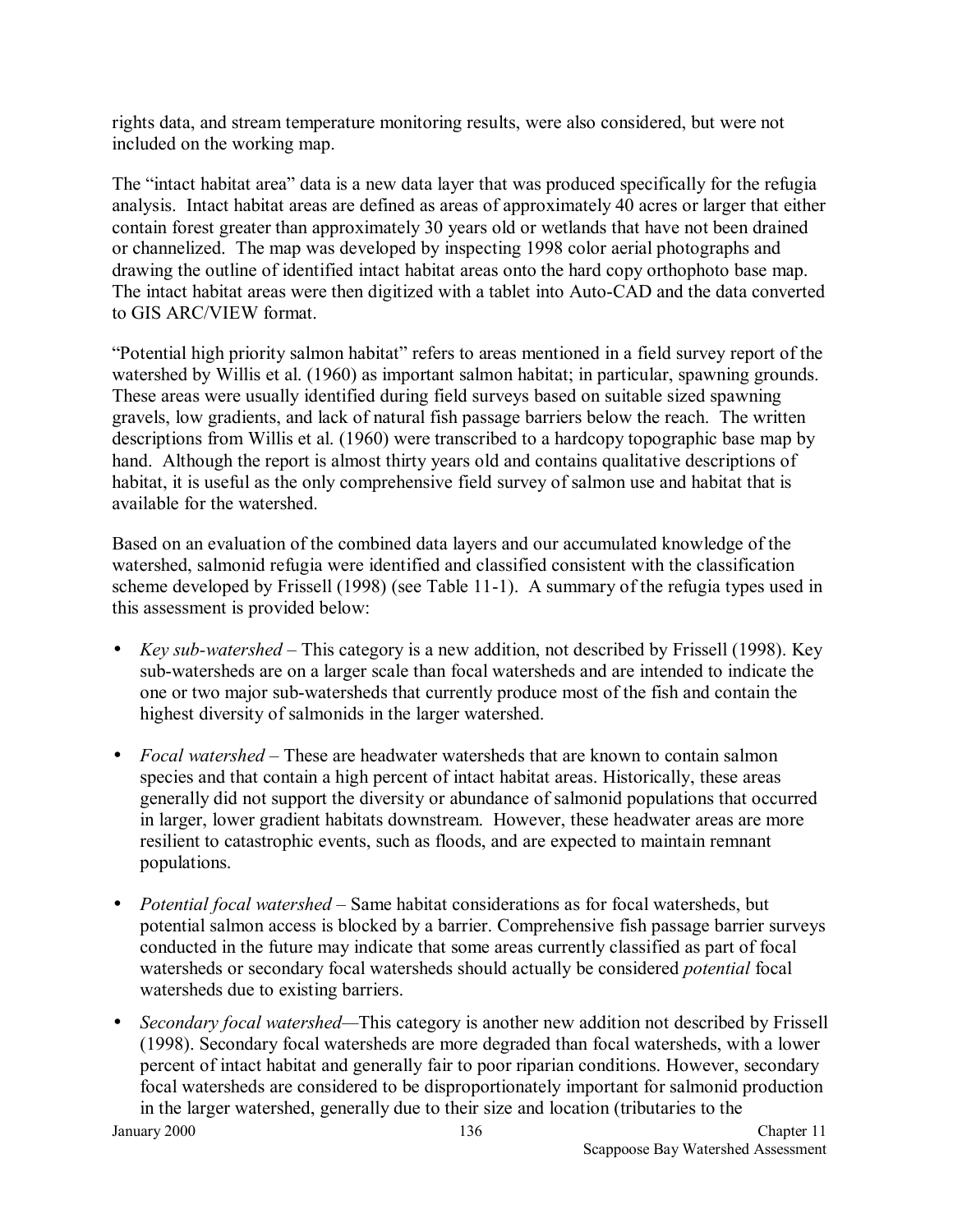rights data, and stream temperature monitoring results, were also considered, but were not included on the working map.

The "intact habitat area" data is a new data layer that was produced specifically for the refugia analysis. Intact habitat areas are defined as areas of approximately 40 acres or larger that either contain forest greater than approximately 30 years old or wetlands that have not been drained or channelized. The map was developed by inspecting 1998 color aerial photographs and drawing the outline of identified intact habitat areas onto the hard copy orthophoto base map. The intact habitat areas were then digitized with a tablet into Auto-CAD and the data converted to GIS ARC/VIEW format.

"Potential high priority salmon habitat" refers to areas mentioned in a field survey report of the watershed by Willis et al. (1960) as important salmon habitat; in particular, spawning grounds. These areas were usually identified during field surveys based on suitable sized spawning gravels, low gradients, and lack of natural fish passage barriers below the reach. The written descriptions from Willis et al. (1960) were transcribed to a hardcopy topographic base map by hand. Although the report is almost thirty years old and contains qualitative descriptions of habitat, it is useful as the only comprehensive field survey of salmon use and habitat that is available for the watershed.

Based on an evaluation of the combined data layers and our accumulated knowledge of the watershed, salmonid refugia were identified and classified consistent with the classification scheme developed by Frissell (1998) (see Table 11-1). A summary of the refugia types used in this assessment is provided below:

- *Key sub-watershed* – This category is a new addition, not described by Frissell (1998). Key sub-watersheds are on a larger scale than focal watersheds and are intended to indicate the one or two major sub-watersheds that currently produce most of the fish and contain the highest diversity of salmonids in the larger watershed.

- *Focal watershed* – These are headwater watersheds that are known to contain salmon species and that contain a high percent of intact habitat areas. Historically, these areas generally did not support the diversity or abundance of salmonid populations that occurred in larger, lower gradient habitats downstream. However, these headwater areas are more resilient to catastrophic events, such as floods, and are expected to maintain remnant populations.

- *Potential focal watershed* – Same habitat considerations as for focal watersheds, but potential salmon access is blocked by a barrier. Comprehensive fish passage barrier surveys conducted in the future may indicate that some areas currently classified as part of focal watersheds or secondary focal watersheds should actually be considered *potential* focal watersheds due to existing barriers.

- *Secondary focal watershed*—This category is another new addition not described by Frissell (1998). Secondary focal watersheds are more degraded than focal watersheds, with a lower percent of intact habitat and generally fair to poor riparian conditions. However, secondary focal watersheds are considered to be disproportionately important for salmonid production in the larger watershed, generally due to their size and location (tributaries to the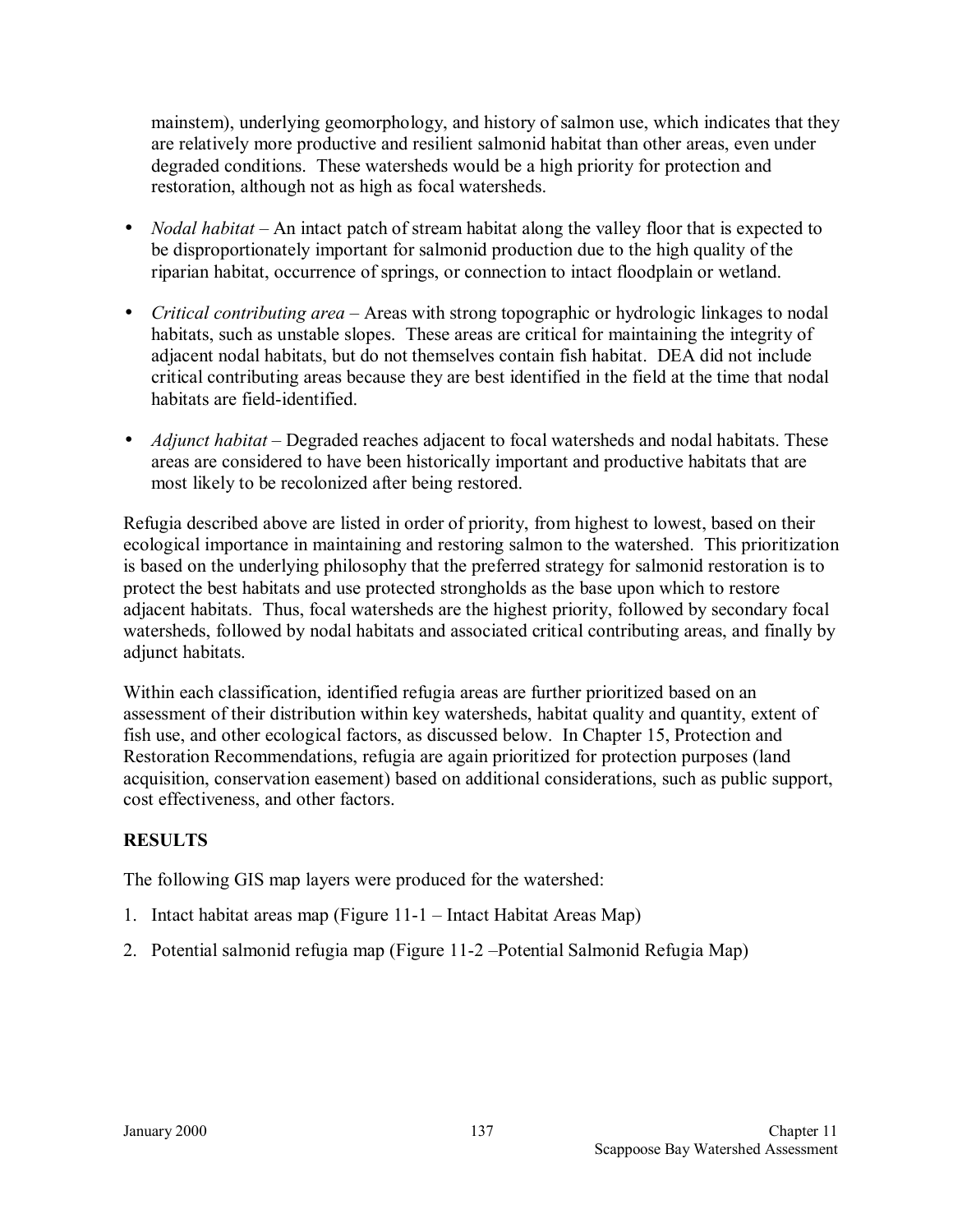mainstem), underlying geomorphology, and history of salmon use, which indicates that they are relatively more productive and resilient salmonid habitat than other areas, even under degraded conditions. These watersheds would be a high priority for protection and restoration, although not as high as focal watersheds.

- *Nodal habitat* – An intact patch of stream habitat along the valley floor that is expected to be disproportionately important for salmonid production due to the high quality of the riparian habitat, occurrence of springs, or connection to intact floodplain or wetland.
- *Critical contributing area* – Areas with strong topographic or hydrologic linkages to nodal habitats, such as unstable slopes. These areas are critical for maintaining the integrity of adjacent nodal habitats, but do not themselves contain fish habitat. DEA did not include critical contributing areas because they are best identified in the field at the time that nodal habitats are field-identified.
- *Adjunct habitat* – Degraded reaches adjacent to focal watersheds and nodal habitats. These areas are considered to have been historically important and productive habitats that are most likely to be recolonized after being restored.

Refugia described above are listed in order of priority, from highest to lowest, based on their ecological importance in maintaining and restoring salmon to the watershed. This prioritization is based on the underlying philosophy that the preferred strategy for salmonid restoration is to protect the best habitats and use protected strongholds as the base upon which to restore adjacent habitats. Thus, focal watersheds are the highest priority, followed by secondary focal watersheds, followed by nodal habitats and associated critical contributing areas, and finally by adjunct habitats.

Within each classification, identified refugia areas are further prioritized based on an assessment of their distribution within key watersheds, habitat quality and quantity, extent of fish use, and other ecological factors, as discussed below. In Chapter 15, Protection and Restoration Recommendations, refugia are again prioritized for protection purposes (land acquisition, conservation easement) based on additional considerations, such as public support, cost effectiveness, and other factors.

## RESULTS

The following GIS map layers were produced for the watershed:

1. Intact habitat areas map (Figure 11-1 – Intact Habitat Areas Map)
2. Potential salmonid refugia map (Figure 11-2 –Potential Salmonid Refugia Map)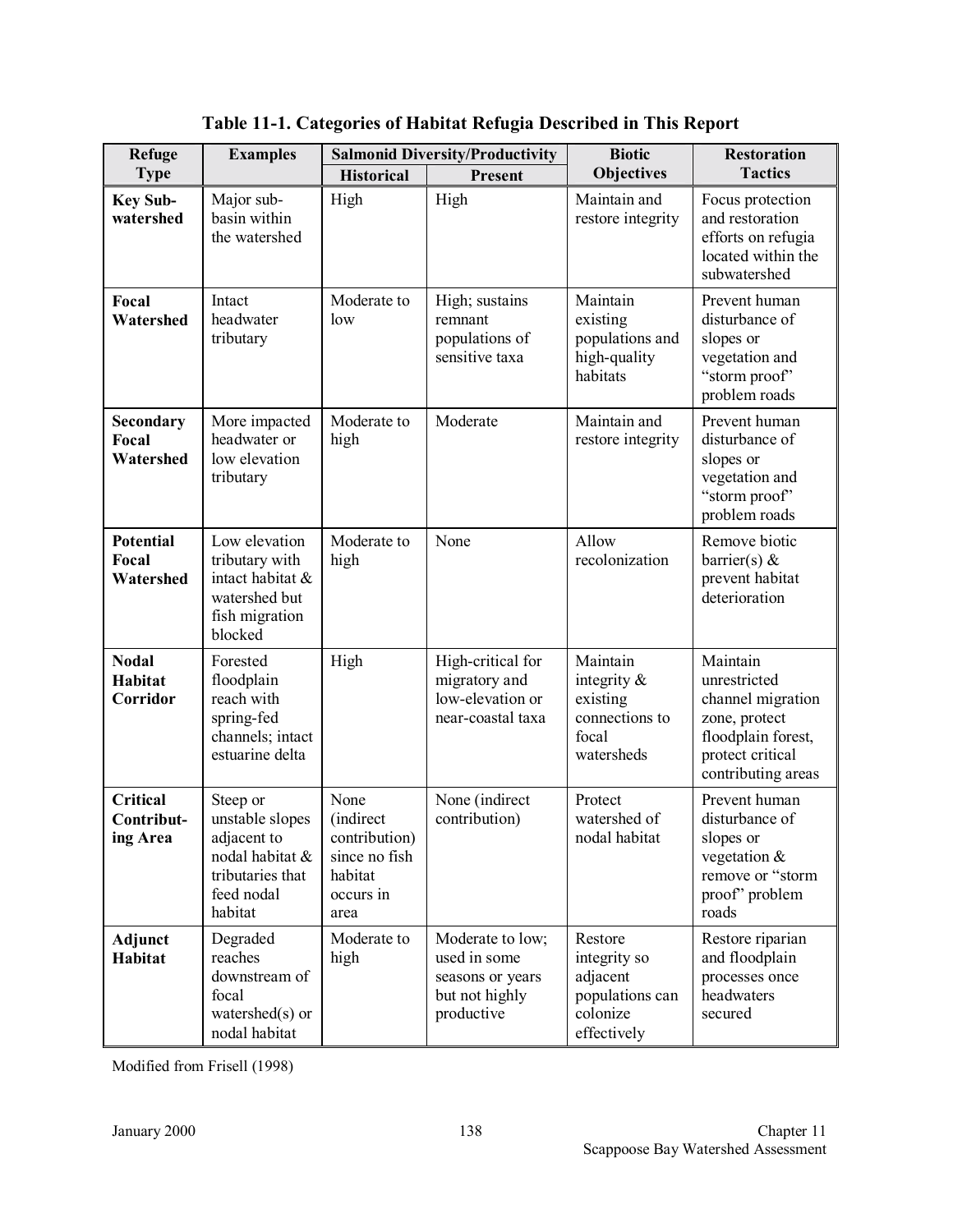**Table 11-1. Categories of Habitat Refugia Described in This Report**

| Refuge Type | Examples | Salmonid Diversity/Productivity | | Biotic Objectives | Restoration Tactics |
|---|---|---|---|---|---|
| | | Historical | Present | | |
| **Key Sub-watershed** | Major sub-basin within the watershed | High | High | Maintain and restore integrity | Focus protection and restoration efforts on refugia located within the subwatershed |
| **Focal Watershed** | Intact headwater tributary | Moderate to low | High; sustains remnant populations of sensitive taxa | Maintain existing populations and high-quality habitats | Prevent human disturbance of slopes or vegetation and "storm proof" problem roads |
| **Secondary Focal Watershed** | More impacted headwater or low elevation tributary | Moderate to high | Moderate | Maintain and restore integrity | Prevent human disturbance of slopes or vegetation and "storm proof" problem roads |
| **Potential Focal Watershed** | Low elevation tributary with intact habitat & watershed but fish migration blocked | Moderate to high | None | Allow recolonization | Remove biotic barrier(s) & prevent habitat deterioration |
| **Nodal Habitat Corridor** | Forested floodplain reach with spring-fed channels; intact estuarine delta | High | High-critical for migratory and low-elevation or near-coastal taxa | Maintain integrity & existing connections to focal watersheds | Maintain unrestricted channel migration zone, protect floodplain forest, protect critical contributing areas |
| **Critical Contribut-ing Area** | Steep or unstable slopes adjacent to nodal habitat & tributaries that feed nodal habitat | None (indirect contribution) since no fish habitat occurs in area | None (indirect contribution) | Protect watershed of nodal habitat | Prevent human disturbance of slopes or vegetation & remove or "storm proof" problem roads |
| **Adjunct Habitat** | Degraded reaches downstream of focal watershed(s) or nodal habitat | Moderate to high | Moderate to low; used in some seasons or years but not highly productive | Restore integrity so adjacent populations can colonize effectively | Restore riparian and floodplain processes once headwaters secured |

Modified from Frisell (1998)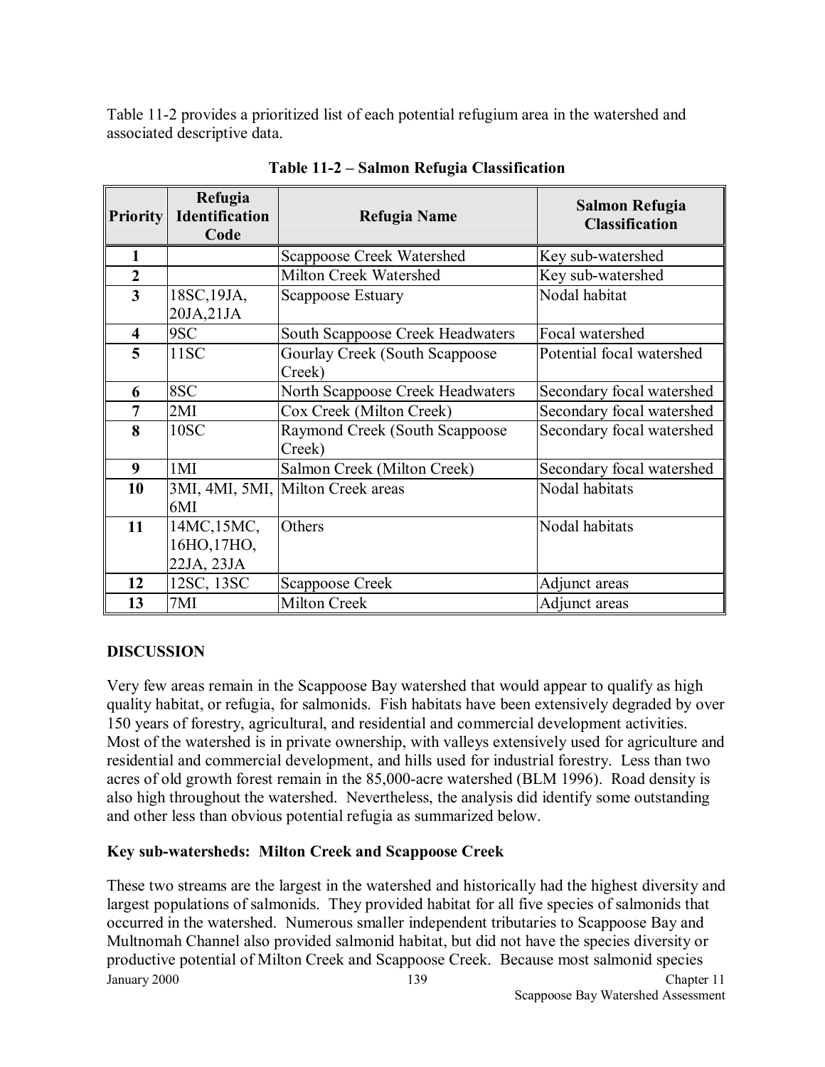Table 11-2 provides a prioritized list of each potential refugium area in the watershed and associated descriptive data.

**Table 11-2 – Salmon Refugia Classification**

| Priority | Refugia Identification Code | Refugia Name | Salmon Refugia Classification |
|---|---|---|---|
| **1** | | Scappoose Creek Watershed | Key sub-watershed |
| **2** | | Milton Creek Watershed | Key sub-watershed |
| **3** | 18SC,19JA, 20JA,21JA | Scappoose Estuary | Nodal habitat |
| **4** | 9SC | South Scappoose Creek Headwaters | Focal watershed |
| **5** | 11SC | Gourlay Creek (South Scappoose Creek) | Potential focal watershed |
| **6** | 8SC | North Scappoose Creek Headwaters | Secondary focal watershed |
| **7** | 2MI | Cox Creek (Milton Creek) | Secondary focal watershed |
| **8** | 10SC | Raymond Creek (South Scappoose Creek) | Secondary focal watershed |
| **9** | 1MI | Salmon Creek (Milton Creek) | Secondary focal watershed |
| **10** | 3MI, 4MI, 5MI, 6MI | Milton Creek areas | Nodal habitats |
| **11** | 14MC,15MC, 16HO,17HO, 22JA, 23JA | Others | Nodal habitats |
| **12** | 12SC, 13SC | Scappoose Creek | Adjunct areas |
| **13** | 7MI | Milton Creek | Adjunct areas |

## DISCUSSION

Very few areas remain in the Scappoose Bay watershed that would appear to qualify as high quality habitat, or refugia, for salmonids. Fish habitats have been extensively degraded by over 150 years of forestry, agricultural, and residential and commercial development activities. Most of the watershed is in private ownership, with valleys extensively used for agriculture and residential and commercial development, and hills used for industrial forestry. Less than two acres of old growth forest remain in the 85,000-acre watershed (BLM 1996). Road density is also high throughout the watershed. Nevertheless, the analysis did identify some outstanding and other less than obvious potential refugia as summarized below.

### Key sub-watersheds: Milton Creek and Scappoose Creek

These two streams are the largest in the watershed and historically had the highest diversity and largest populations of salmonids. They provided habitat for all five species of salmonids that occurred in the watershed. Numerous smaller independent tributaries to Scappoose Bay and Multnomah Channel also provided salmonid habitat, but did not have the species diversity or productive potential of Milton Creek and Scappoose Creek. Because most salmonid species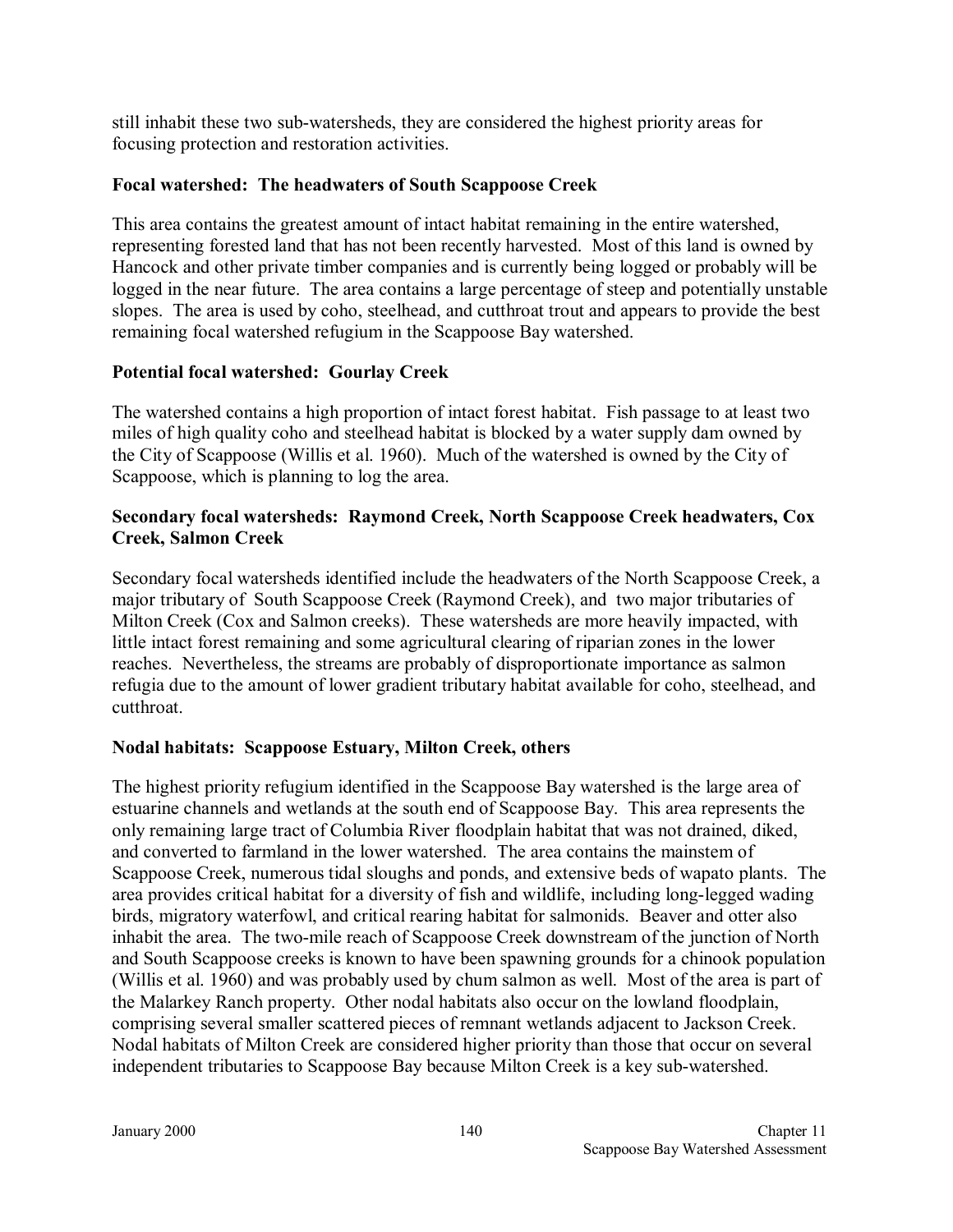still inhabit these two sub-watersheds, they are considered the highest priority areas for focusing protection and restoration activities.

**Focal watershed: The headwaters of South Scappoose Creek**

This area contains the greatest amount of intact habitat remaining in the entire watershed, representing forested land that has not been recently harvested. Most of this land is owned by Hancock and other private timber companies and is currently being logged or probably will be logged in the near future. The area contains a large percentage of steep and potentially unstable slopes. The area is used by coho, steelhead, and cutthroat trout and appears to provide the best remaining focal watershed refugium in the Scappoose Bay watershed.

**Potential focal watershed: Gourlay Creek**

The watershed contains a high proportion of intact forest habitat. Fish passage to at least two miles of high quality coho and steelhead habitat is blocked by a water supply dam owned by the City of Scappoose (Willis et al. 1960). Much of the watershed is owned by the City of Scappoose, which is planning to log the area.

**Secondary focal watersheds: Raymond Creek, North Scappoose Creek headwaters, Cox Creek, Salmon Creek**

Secondary focal watersheds identified include the headwaters of the North Scappoose Creek, a major tributary of South Scappoose Creek (Raymond Creek), and two major tributaries of Milton Creek (Cox and Salmon creeks). These watersheds are more heavily impacted, with little intact forest remaining and some agricultural clearing of riparian zones in the lower reaches. Nevertheless, the streams are probably of disproportionate importance as salmon refugia due to the amount of lower gradient tributary habitat available for coho, steelhead, and cutthroat.

**Nodal habitats: Scappoose Estuary, Milton Creek, others**

The highest priority refugium identified in the Scappoose Bay watershed is the large area of estuarine channels and wetlands at the south end of Scappoose Bay. This area represents the only remaining large tract of Columbia River floodplain habitat that was not drained, diked, and converted to farmland in the lower watershed. The area contains the mainstem of Scappoose Creek, numerous tidal sloughs and ponds, and extensive beds of wapato plants. The area provides critical habitat for a diversity of fish and wildlife, including long-legged wading birds, migratory waterfowl, and critical rearing habitat for salmonids. Beaver and otter also inhabit the area. The two-mile reach of Scappoose Creek downstream of the junction of North and South Scappoose creeks is known to have been spawning grounds for a chinook population (Willis et al. 1960) and was probably used by chum salmon as well. Most of the area is part of the Malarkey Ranch property. Other nodal habitats also occur on the lowland floodplain, comprising several smaller scattered pieces of remnant wetlands adjacent to Jackson Creek. Nodal habitats of Milton Creek are considered higher priority than those that occur on several independent tributaries to Scappoose Bay because Milton Creek is a key sub-watershed.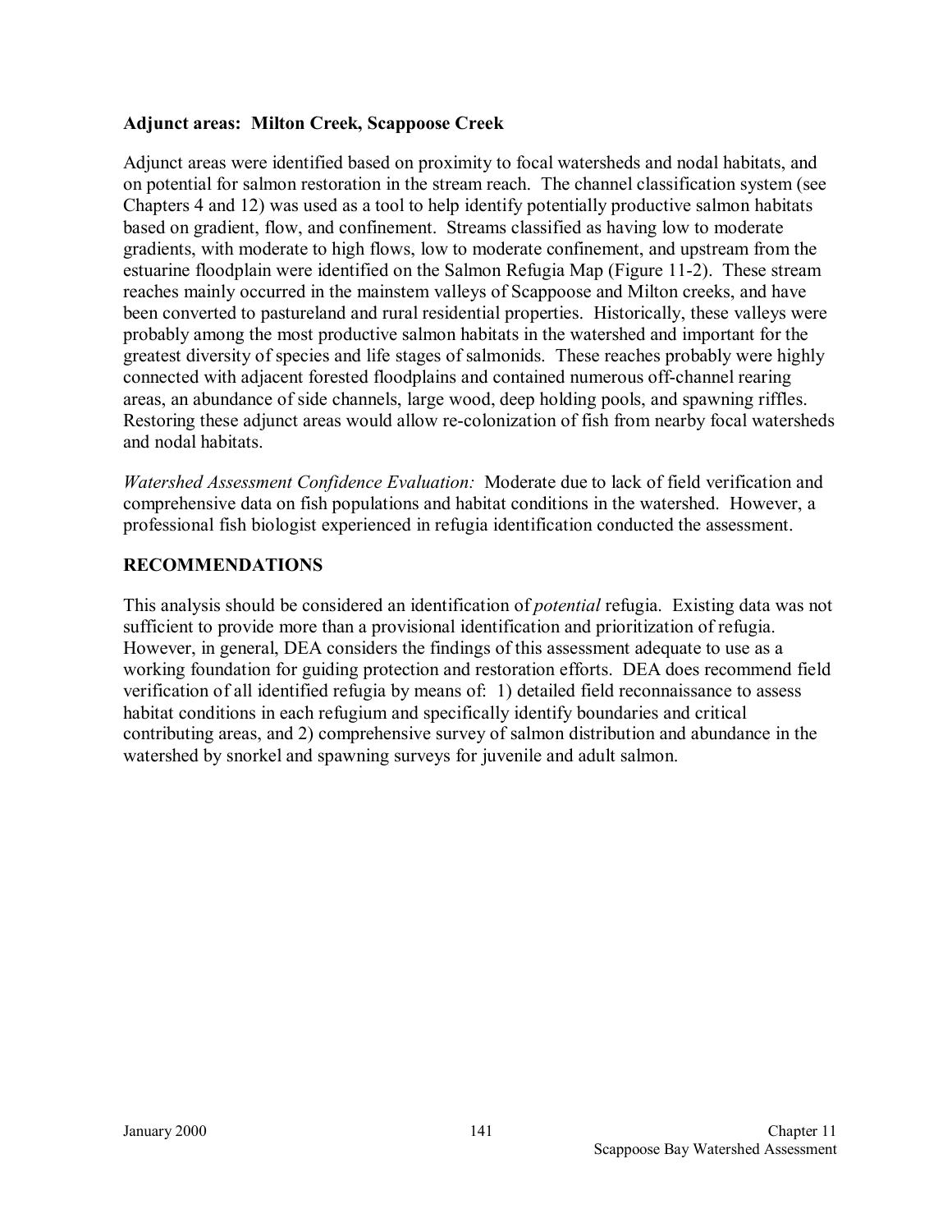**Adjunct areas: Milton Creek, Scappoose Creek**

Adjunct areas were identified based on proximity to focal watersheds and nodal habitats, and on potential for salmon restoration in the stream reach. The channel classification system (see Chapters 4 and 12) was used as a tool to help identify potentially productive salmon habitats based on gradient, flow, and confinement. Streams classified as having low to moderate gradients, with moderate to high flows, low to moderate confinement, and upstream from the estuarine floodplain were identified on the Salmon Refugia Map (Figure 11-2). These stream reaches mainly occurred in the mainstem valleys of Scappoose and Milton creeks, and have been converted to pastureland and rural residential properties. Historically, these valleys were probably among the most productive salmon habitats in the watershed and important for the greatest diversity of species and life stages of salmonids. These reaches probably were highly connected with adjacent forested floodplains and contained numerous off-channel rearing areas, an abundance of side channels, large wood, deep holding pools, and spawning riffles. Restoring these adjunct areas would allow re-colonization of fish from nearby focal watersheds and nodal habitats.

*Watershed Assessment Confidence Evaluation:* Moderate due to lack of field verification and comprehensive data on fish populations and habitat conditions in the watershed. However, a professional fish biologist experienced in refugia identification conducted the assessment.

## RECOMMENDATIONS

This analysis should be considered an identification of *potential* refugia. Existing data was not sufficient to provide more than a provisional identification and prioritization of refugia. However, in general, DEA considers the findings of this assessment adequate to use as a working foundation for guiding protection and restoration efforts. DEA does recommend field verification of all identified refugia by means of: 1) detailed field reconnaissance to assess habitat conditions in each refugium and specifically identify boundaries and critical contributing areas, and 2) comprehensive survey of salmon distribution and abundance in the watershed by snorkel and spawning surveys for juvenile and adult salmon.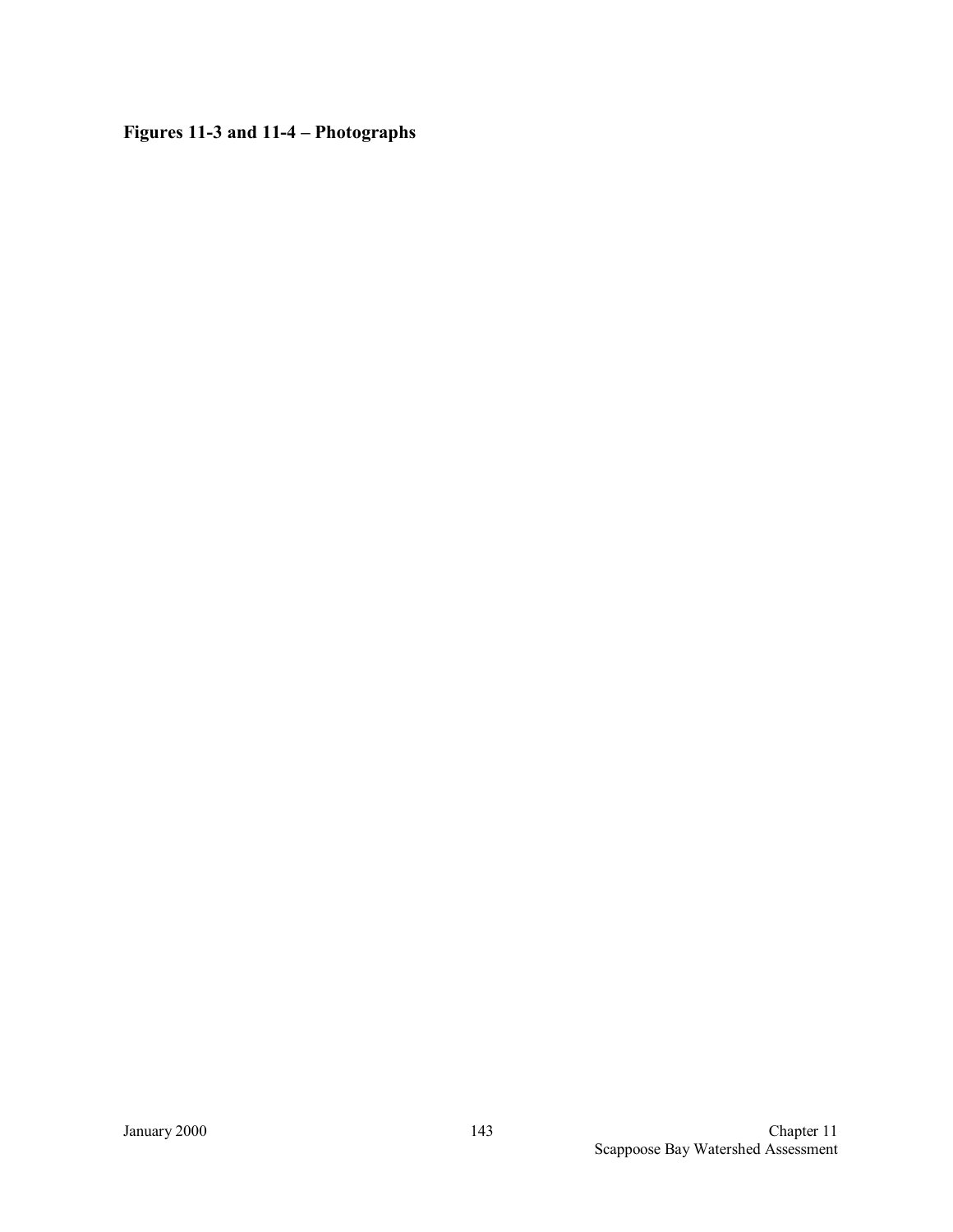**Figures 11-3 and 11-4 – Photographs**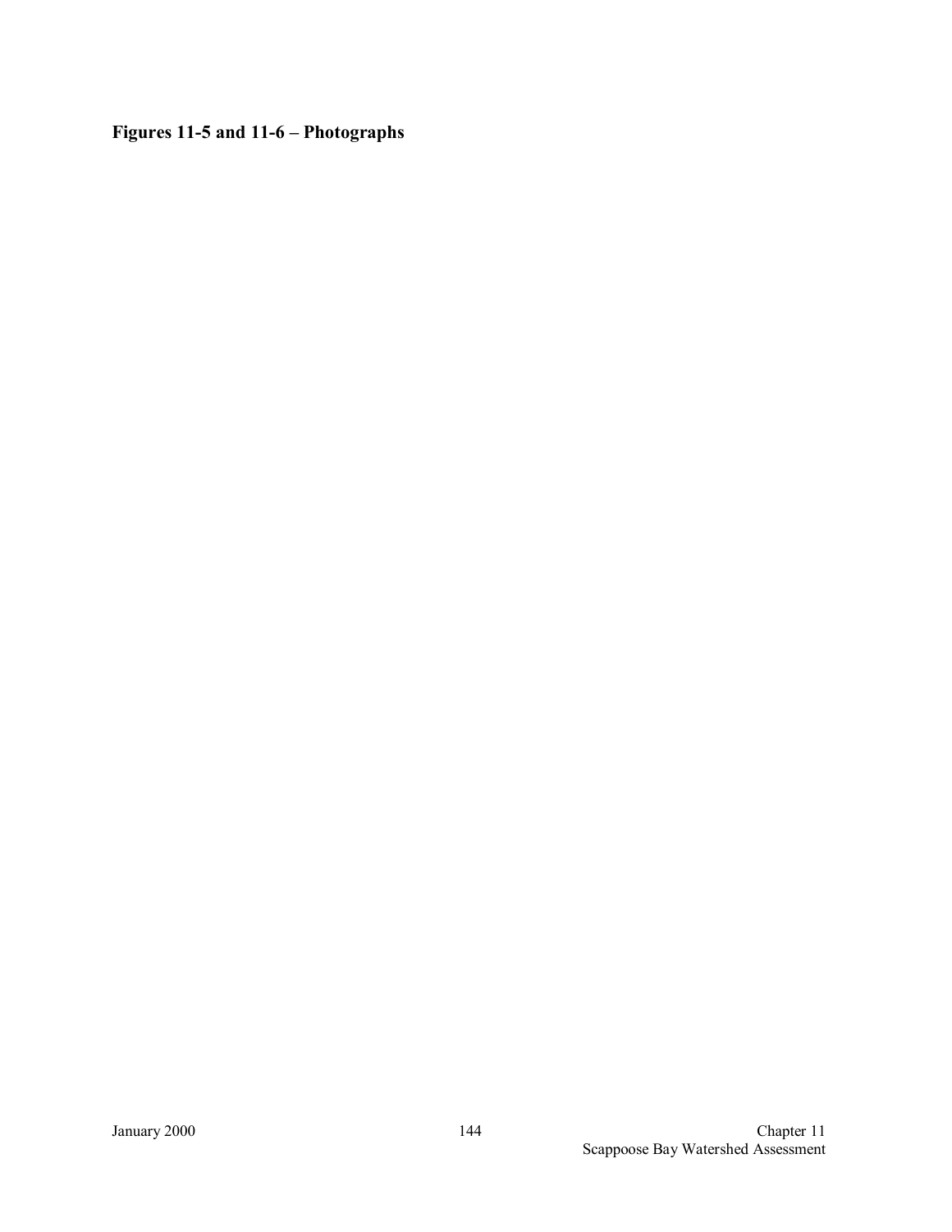**Figures 11-5 and 11-6 – Photographs**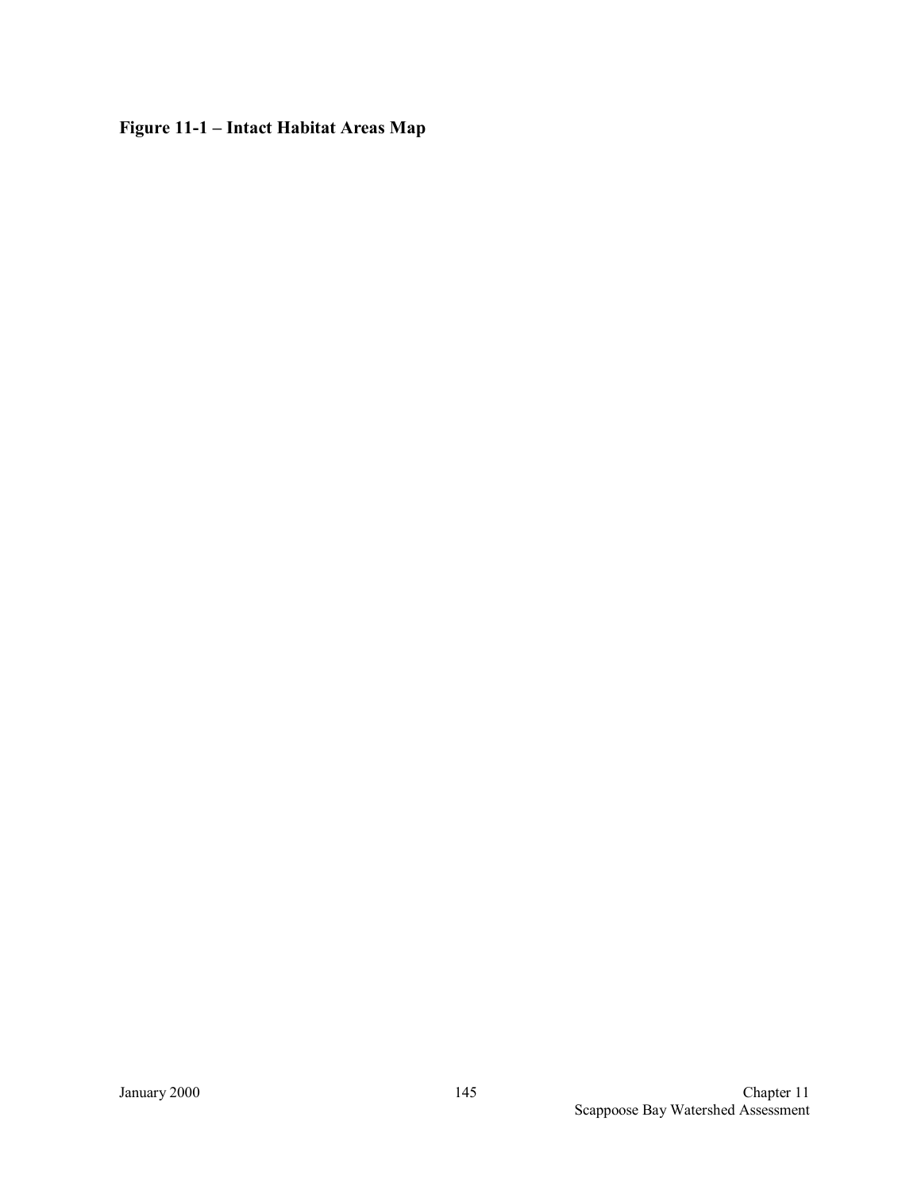**Figure 11-1 – Intact Habitat Areas Map**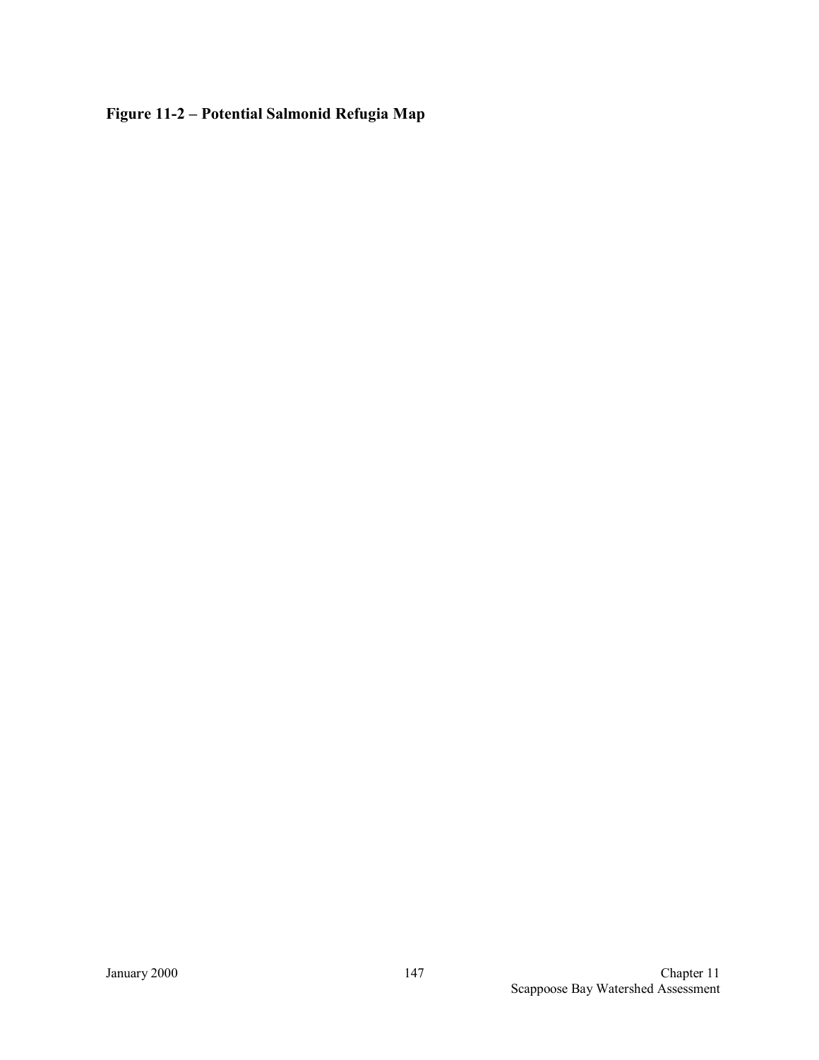**Figure 11-2 – Potential Salmonid Refugia Map**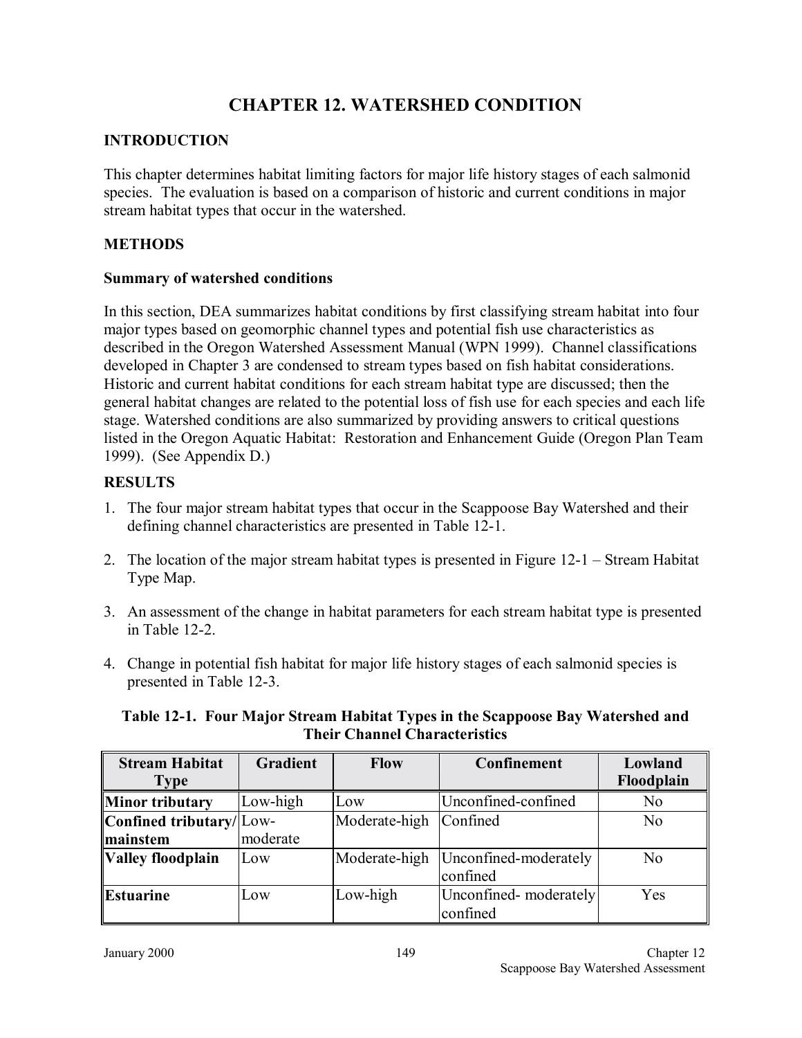# CHAPTER 12. WATERSHED CONDITION

## INTRODUCTION

This chapter determines habitat limiting factors for major life history stages of each salmonid species. The evaluation is based on a comparison of historic and current conditions in major stream habitat types that occur in the watershed.

## METHODS

### Summary of watershed conditions

In this section, DEA summarizes habitat conditions by first classifying stream habitat into four major types based on geomorphic channel types and potential fish use characteristics as described in the Oregon Watershed Assessment Manual (WPN 1999). Channel classifications developed in Chapter 3 are condensed to stream types based on fish habitat considerations. Historic and current habitat conditions for each stream habitat type are discussed; then the general habitat changes are related to the potential loss of fish use for each species and each life stage. Watershed conditions are also summarized by providing answers to critical questions listed in the Oregon Aquatic Habitat: Restoration and Enhancement Guide (Oregon Plan Team 1999). (See Appendix D.)

## RESULTS

1. The four major stream habitat types that occur in the Scappoose Bay Watershed and their defining channel characteristics are presented in Table 12-1.
2. The location of the major stream habitat types is presented in Figure 12-1 – Stream Habitat Type Map.
3. An assessment of the change in habitat parameters for each stream habitat type is presented in Table 12-2.
4. Change in potential fish habitat for major life history stages of each salmonid species is presented in Table 12-3.

**Table 12-1. Four Major Stream Habitat Types in the Scappoose Bay Watershed and Their Channel Characteristics**

| Stream Habitat Type | Gradient | Flow | Confinement | Lowland Floodplain |
|---|---|---|---|---|
| **Minor tributary** | Low-high | Low | Unconfined-confined | No |
| **Confined tributary/ mainstem** | Low-moderate | Moderate-high | Confined | No |
| **Valley floodplain** | Low | Moderate-high | Unconfined-moderately confined | No |
| **Estuarine** | Low | Low-high | Unconfined- moderately confined | Yes |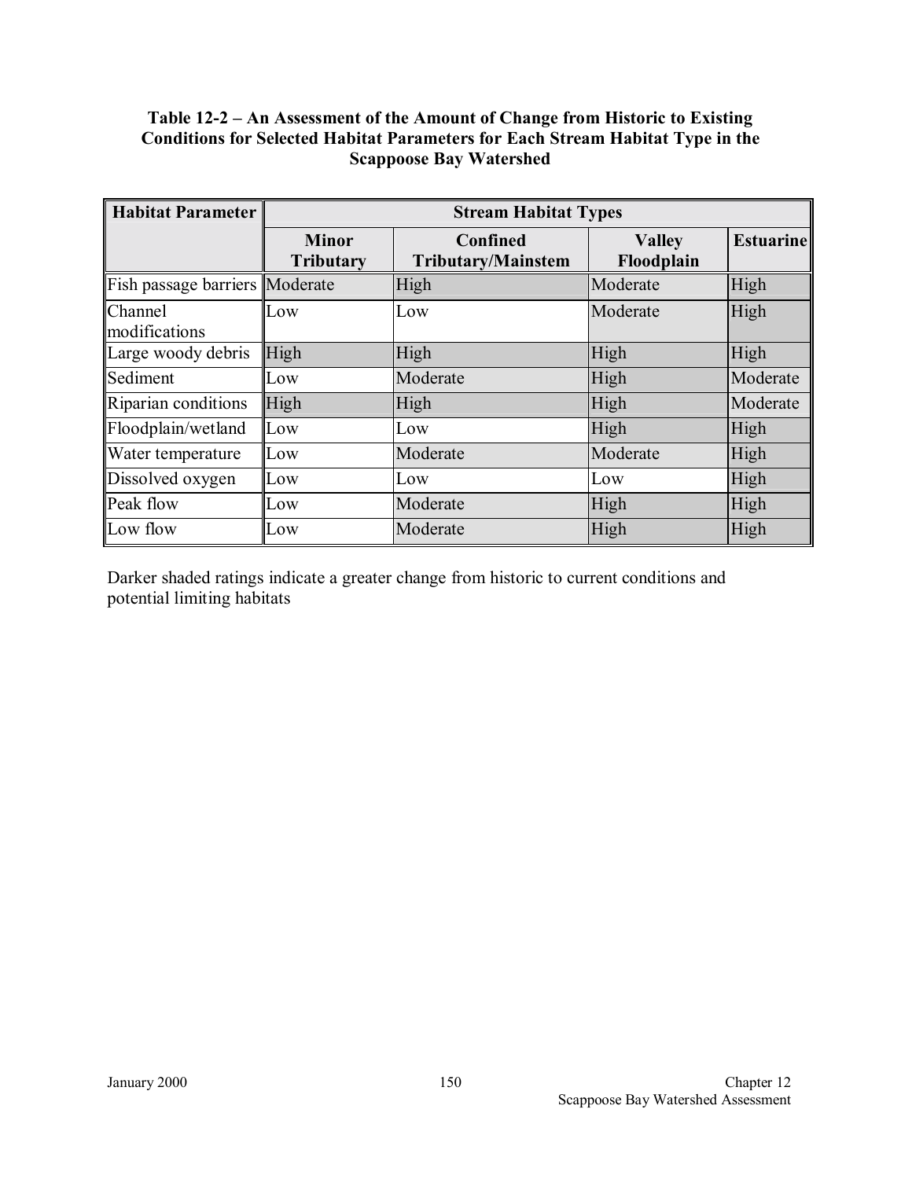**Table 12-2 – An Assessment of the Amount of Change from Historic to Existing Conditions for Selected Habitat Parameters for Each Stream Habitat Type in the Scappoose Bay Watershed**

| Habitat Parameter | Stream Habitat Types | | | |
|---|---|---|---|---|
| | Minor Tributary | Confined Tributary/Mainstem | Valley Floodplain | Estuarine |
| Fish passage barriers | Moderate | High | Moderate | High |
| Channel modifications | Low | Low | Moderate | High |
| Large woody debris | High | High | High | High |
| Sediment | Low | Moderate | High | Moderate |
| Riparian conditions | High | High | High | Moderate |
| Floodplain/wetland | Low | Low | High | High |
| Water temperature | Low | Moderate | Moderate | High |
| Dissolved oxygen | Low | Low | Low | High |
| Peak flow | Low | Moderate | High | High |
| Low flow | Low | Moderate | High | High |

Darker shaded ratings indicate a greater change from historic to current conditions and potential limiting habitats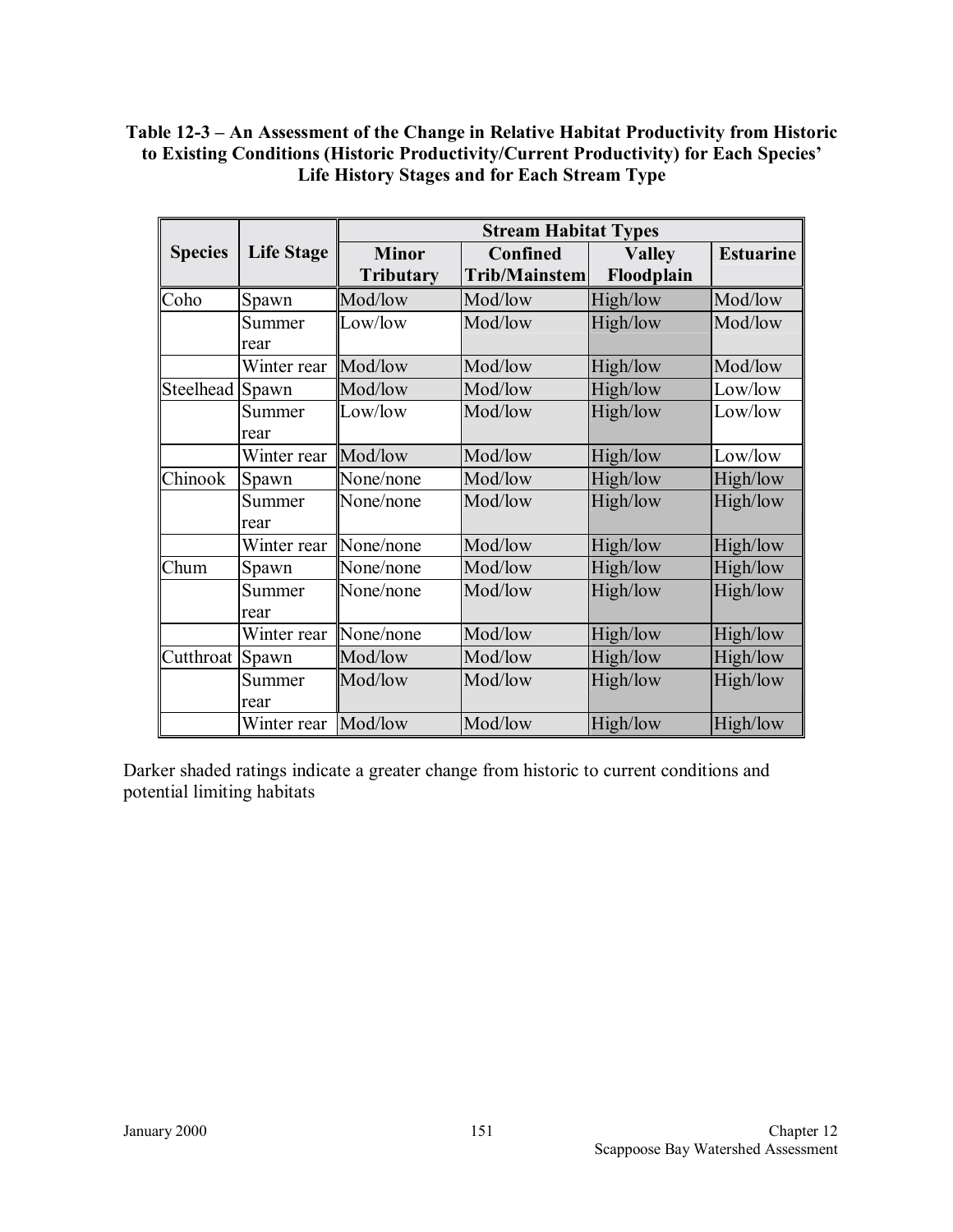**Table 12-3 – An Assessment of the Change in Relative Habitat Productivity from Historic to Existing Conditions (Historic Productivity/Current Productivity) for Each Species' Life History Stages and for Each Stream Type**

| Species | Life Stage | Stream Habitat Types | | | |
|---|---|---|---|---|---|
| | | Minor Tributary | Confined Trib/Mainstem | Valley Floodplain | Estuarine |
| Coho | Spawn | Mod/low | Mod/low | High/low | Mod/low |
| | Summer rear | Low/low | Mod/low | High/low | Mod/low |
| | Winter rear | Mod/low | Mod/low | High/low | Mod/low |
| Steelhead | Spawn | Mod/low | Mod/low | High/low | Low/low |
| | Summer rear | Low/low | Mod/low | High/low | Low/low |
| | Winter rear | Mod/low | Mod/low | High/low | Low/low |
| Chinook | Spawn | None/none | Mod/low | High/low | High/low |
| | Summer rear | None/none | Mod/low | High/low | High/low |
| | Winter rear | None/none | Mod/low | High/low | High/low |
| Chum | Spawn | None/none | Mod/low | High/low | High/low |
| | Summer rear | None/none | Mod/low | High/low | High/low |
| | Winter rear | None/none | Mod/low | High/low | High/low |
| Cutthroat | Spawn | Mod/low | Mod/low | High/low | High/low |
| | Summer rear | Mod/low | Mod/low | High/low | High/low |
| | Winter rear | Mod/low | Mod/low | High/low | High/low |

Darker shaded ratings indicate a greater change from historic to current conditions and potential limiting habitats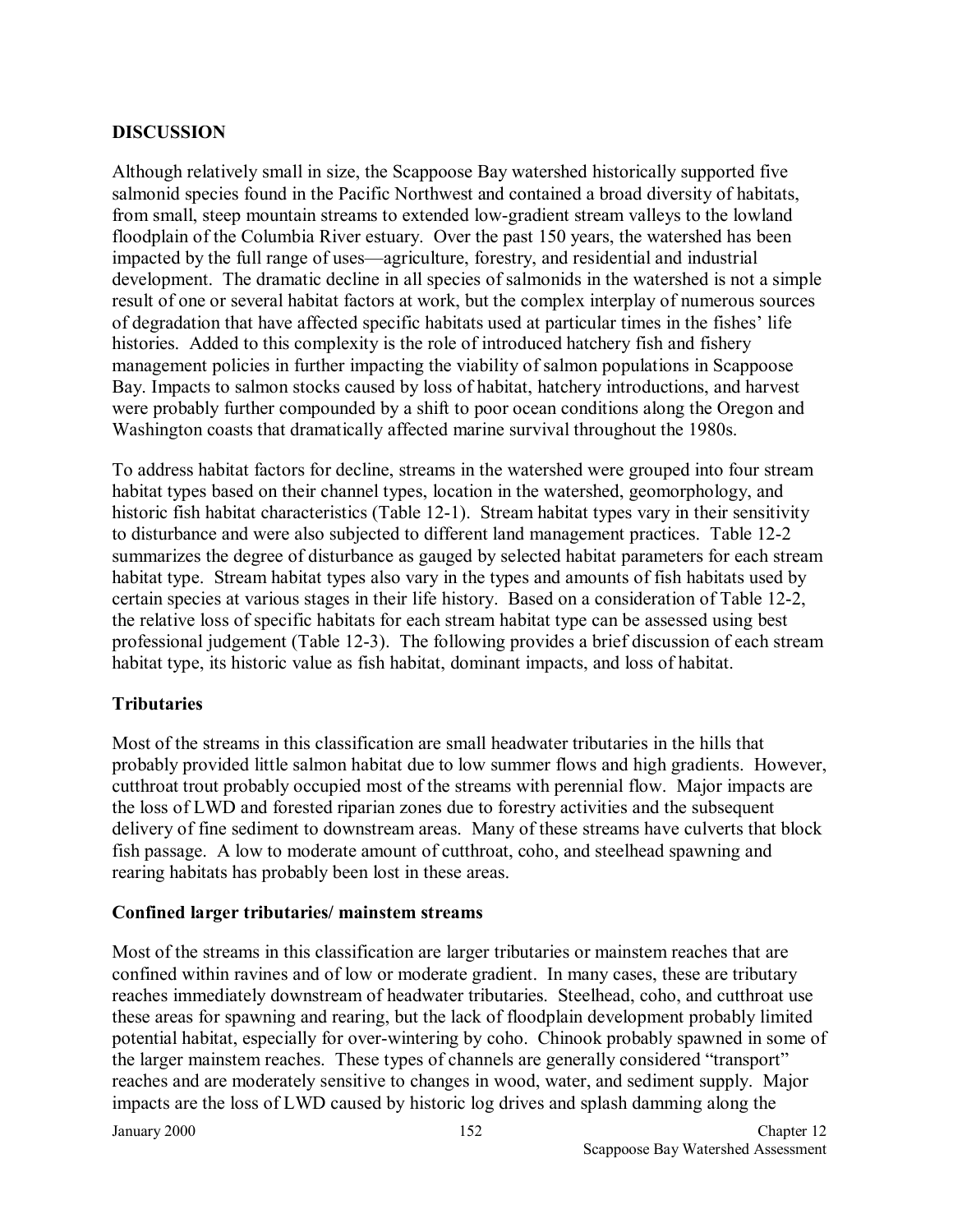## DISCUSSION

Although relatively small in size, the Scappoose Bay watershed historically supported five salmonid species found in the Pacific Northwest and contained a broad diversity of habitats, from small, steep mountain streams to extended low-gradient stream valleys to the lowland floodplain of the Columbia River estuary. Over the past 150 years, the watershed has been impacted by the full range of uses—agriculture, forestry, and residential and industrial development. The dramatic decline in all species of salmonids in the watershed is not a simple result of one or several habitat factors at work, but the complex interplay of numerous sources of degradation that have affected specific habitats used at particular times in the fishes' life histories. Added to this complexity is the role of introduced hatchery fish and fishery management policies in further impacting the viability of salmon populations in Scappoose Bay. Impacts to salmon stocks caused by loss of habitat, hatchery introductions, and harvest were probably further compounded by a shift to poor ocean conditions along the Oregon and Washington coasts that dramatically affected marine survival throughout the 1980s.

To address habitat factors for decline, streams in the watershed were grouped into four stream habitat types based on their channel types, location in the watershed, geomorphology, and historic fish habitat characteristics (Table 12-1). Stream habitat types vary in their sensitivity to disturbance and were also subjected to different land management practices. Table 12-2 summarizes the degree of disturbance as gauged by selected habitat parameters for each stream habitat type. Stream habitat types also vary in the types and amounts of fish habitats used by certain species at various stages in their life history. Based on a consideration of Table 12-2, the relative loss of specific habitats for each stream habitat type can be assessed using best professional judgement (Table 12-3). The following provides a brief discussion of each stream habitat type, its historic value as fish habitat, dominant impacts, and loss of habitat.

### Tributaries

Most of the streams in this classification are small headwater tributaries in the hills that probably provided little salmon habitat due to low summer flows and high gradients. However, cutthroat trout probably occupied most of the streams with perennial flow. Major impacts are the loss of LWD and forested riparian zones due to forestry activities and the subsequent delivery of fine sediment to downstream areas. Many of these streams have culverts that block fish passage. A low to moderate amount of cutthroat, coho, and steelhead spawning and rearing habitats has probably been lost in these areas.

### Confined larger tributaries/ mainstem streams

Most of the streams in this classification are larger tributaries or mainstem reaches that are confined within ravines and of low or moderate gradient. In many cases, these are tributary reaches immediately downstream of headwater tributaries. Steelhead, coho, and cutthroat use these areas for spawning and rearing, but the lack of floodplain development probably limited potential habitat, especially for over-wintering by coho. Chinook probably spawned in some of the larger mainstem reaches. These types of channels are generally considered "transport" reaches and are moderately sensitive to changes in wood, water, and sediment supply. Major impacts are the loss of LWD caused by historic log drives and splash damming along the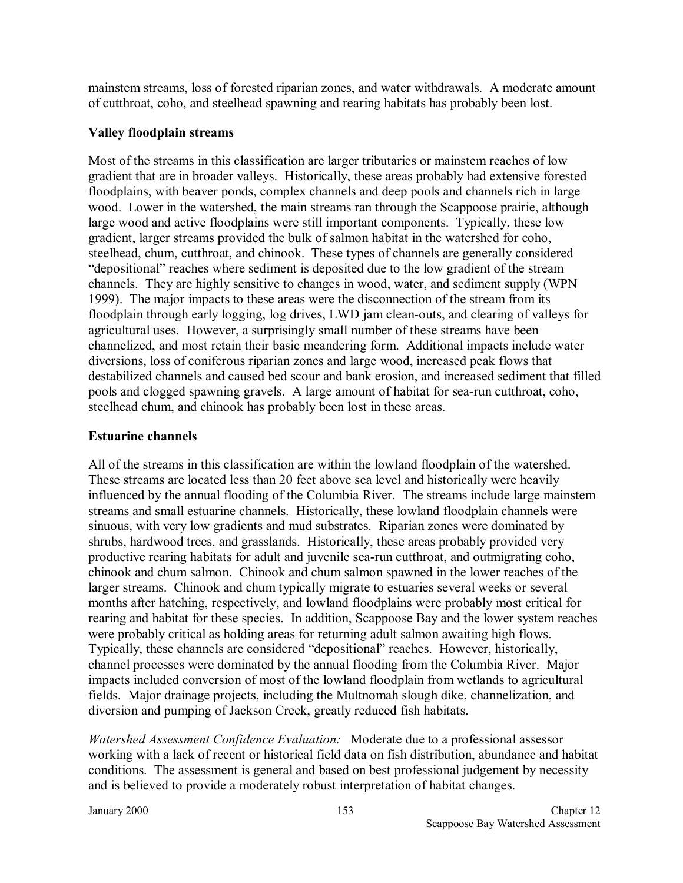mainstem streams, loss of forested riparian zones, and water withdrawals. A moderate amount of cutthroat, coho, and steelhead spawning and rearing habitats has probably been lost.

### Valley floodplain streams

Most of the streams in this classification are larger tributaries or mainstem reaches of low gradient that are in broader valleys. Historically, these areas probably had extensive forested floodplains, with beaver ponds, complex channels and deep pools and channels rich in large wood. Lower in the watershed, the main streams ran through the Scappoose prairie, although large wood and active floodplains were still important components. Typically, these low gradient, larger streams provided the bulk of salmon habitat in the watershed for coho, steelhead, chum, cutthroat, and chinook. These types of channels are generally considered "depositional" reaches where sediment is deposited due to the low gradient of the stream channels. They are highly sensitive to changes in wood, water, and sediment supply (WPN 1999). The major impacts to these areas were the disconnection of the stream from its floodplain through early logging, log drives, LWD jam clean-outs, and clearing of valleys for agricultural uses. However, a surprisingly small number of these streams have been channelized, and most retain their basic meandering form. Additional impacts include water diversions, loss of coniferous riparian zones and large wood, increased peak flows that destabilized channels and caused bed scour and bank erosion, and increased sediment that filled pools and clogged spawning gravels. A large amount of habitat for sea-run cutthroat, coho, steelhead chum, and chinook has probably been lost in these areas.

### Estuarine channels

All of the streams in this classification are within the lowland floodplain of the watershed. These streams are located less than 20 feet above sea level and historically were heavily influenced by the annual flooding of the Columbia River. The streams include large mainstem streams and small estuarine channels. Historically, these lowland floodplain channels were sinuous, with very low gradients and mud substrates. Riparian zones were dominated by shrubs, hardwood trees, and grasslands. Historically, these areas probably provided very productive rearing habitats for adult and juvenile sea-run cutthroat, and outmigrating coho, chinook and chum salmon. Chinook and chum salmon spawned in the lower reaches of the larger streams. Chinook and chum typically migrate to estuaries several weeks or several months after hatching, respectively, and lowland floodplains were probably most critical for rearing and habitat for these species. In addition, Scappoose Bay and the lower system reaches were probably critical as holding areas for returning adult salmon awaiting high flows. Typically, these channels are considered "depositional" reaches. However, historically, channel processes were dominated by the annual flooding from the Columbia River. Major impacts included conversion of most of the lowland floodplain from wetlands to agricultural fields. Major drainage projects, including the Multnomah slough dike, channelization, and diversion and pumping of Jackson Creek, greatly reduced fish habitats.

*Watershed Assessment Confidence Evaluation:* Moderate due to a professional assessor working with a lack of recent or historical field data on fish distribution, abundance and habitat conditions. The assessment is general and based on best professional judgement by necessity and is believed to provide a moderately robust interpretation of habitat changes.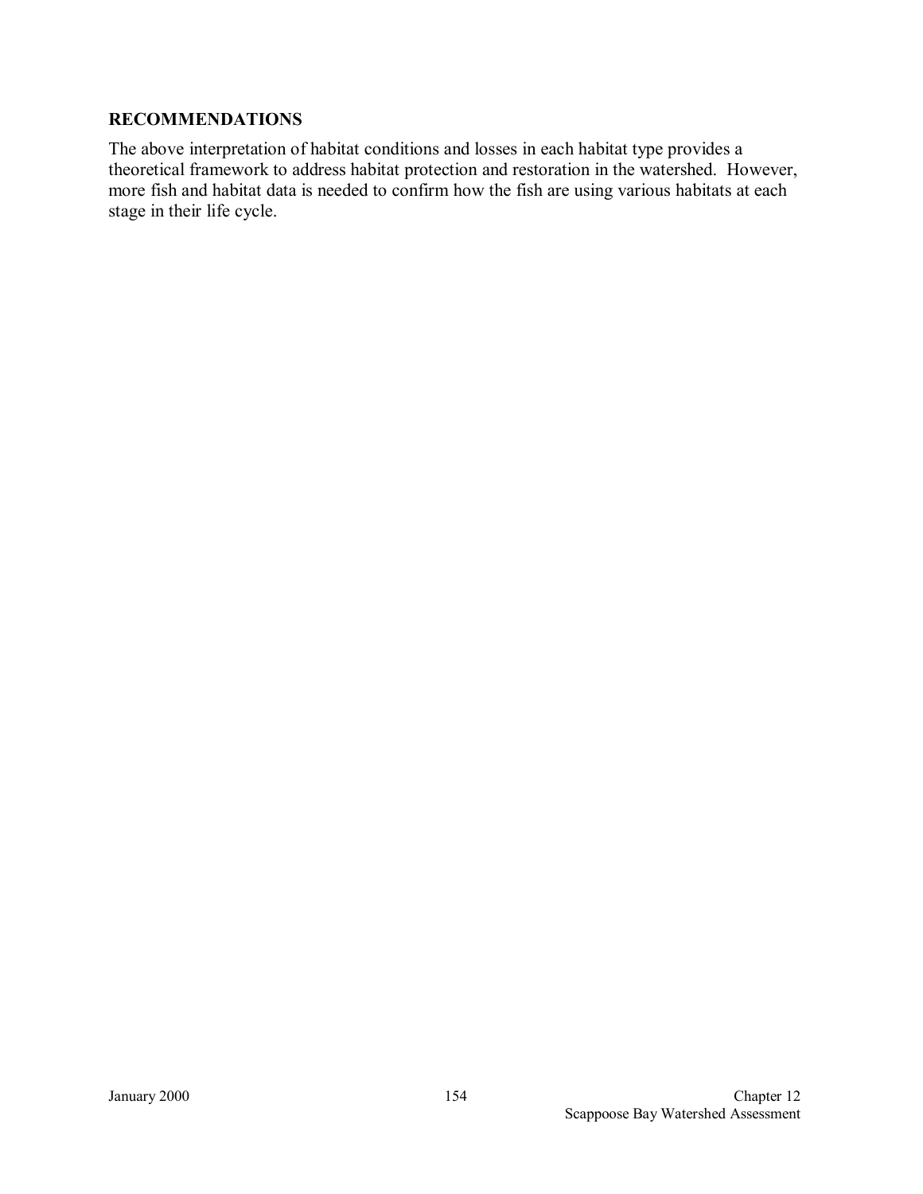## RECOMMENDATIONS

The above interpretation of habitat conditions and losses in each habitat type provides a theoretical framework to address habitat protection and restoration in the watershed. However, more fish and habitat data is needed to confirm how the fish are using various habitats at each stage in their life cycle.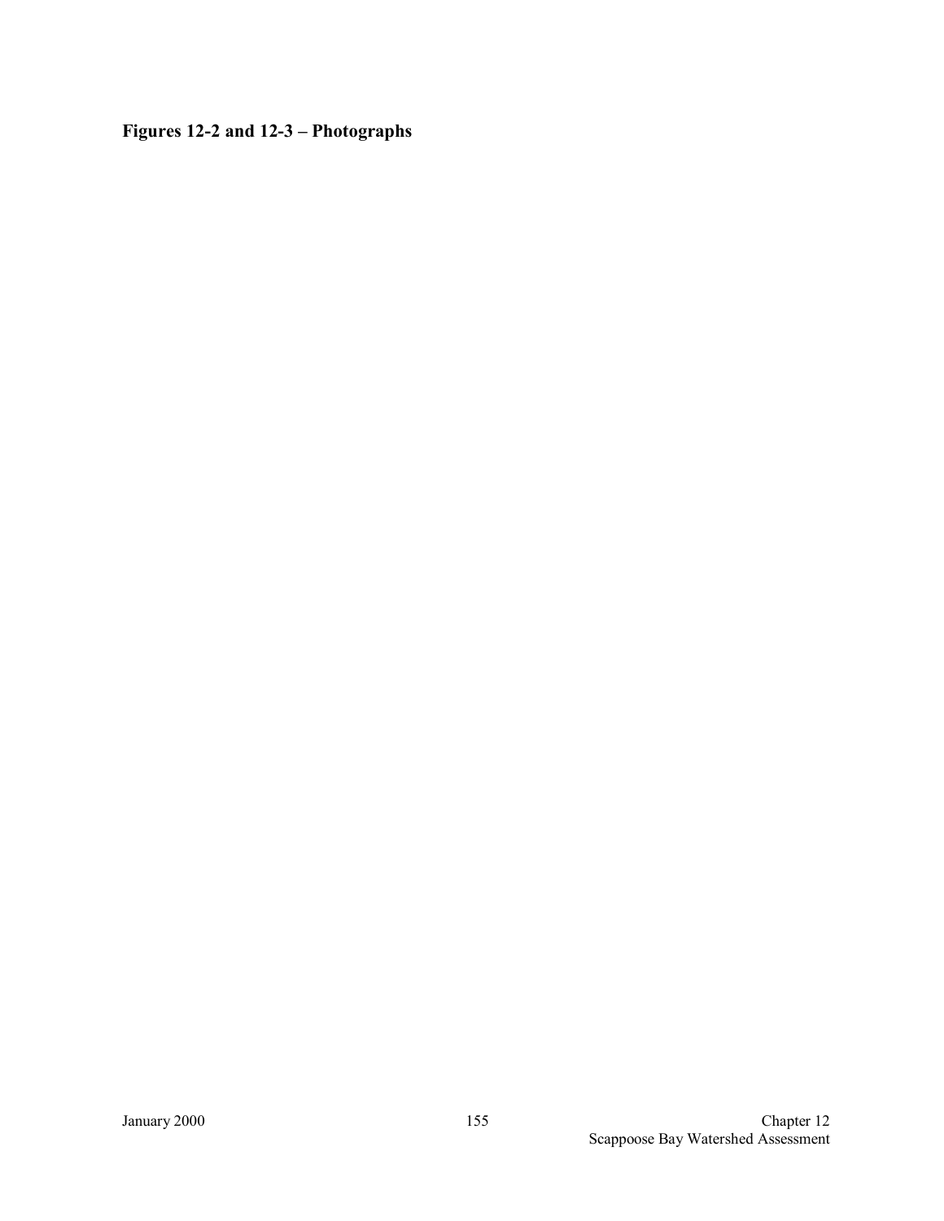**Figures 12-2 and 12-3 – Photographs**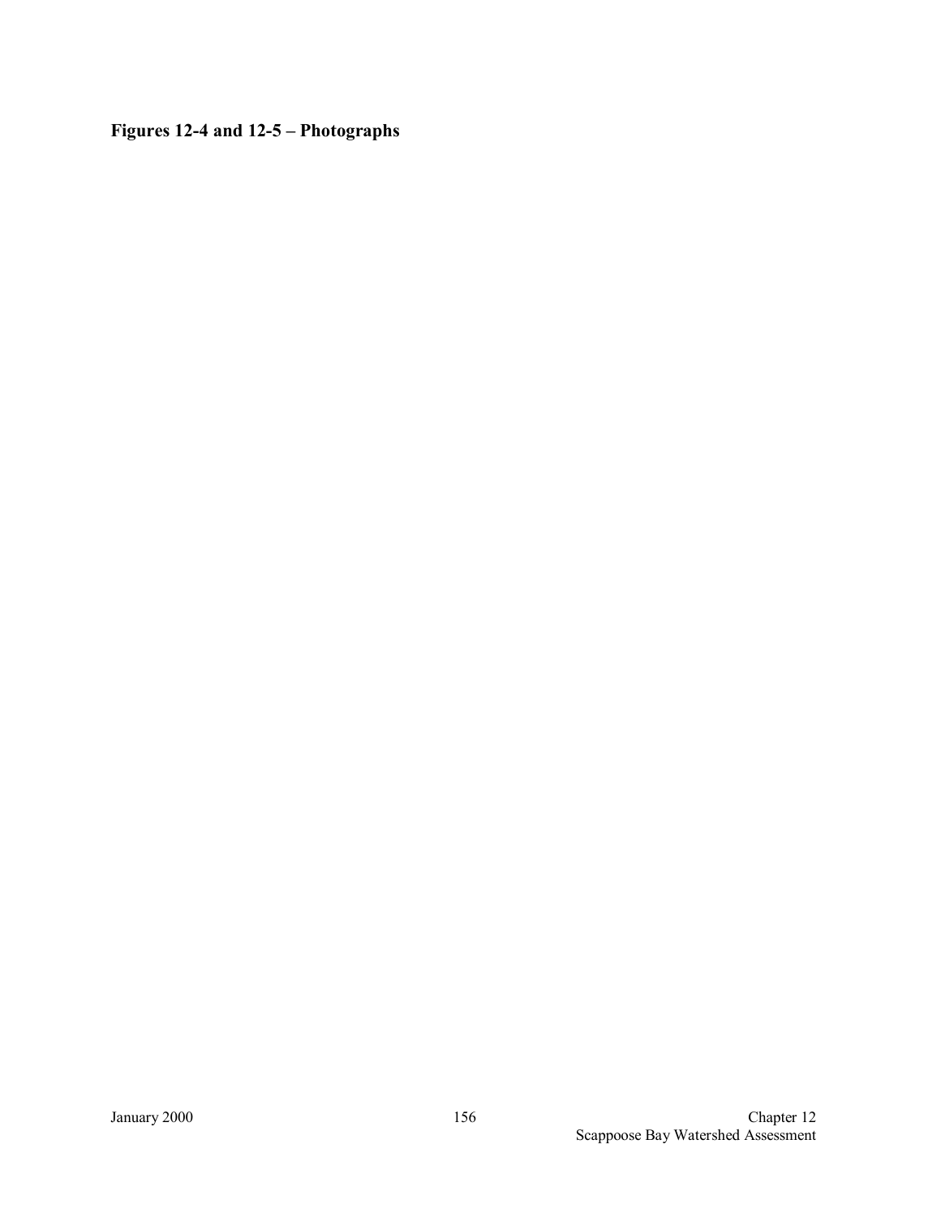**Figures 12-4 and 12-5 – Photographs**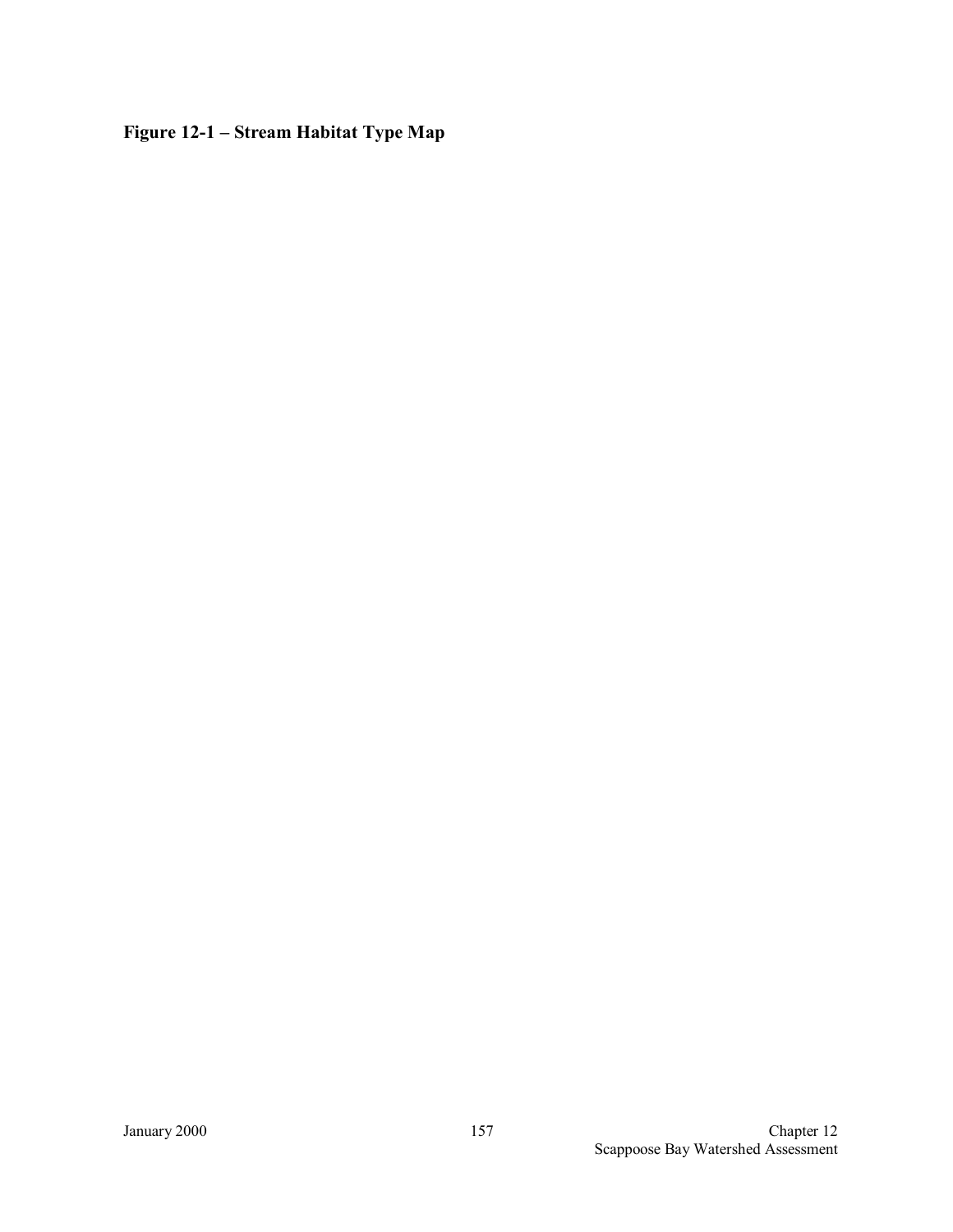**Figure 12-1 – Stream Habitat Type Map**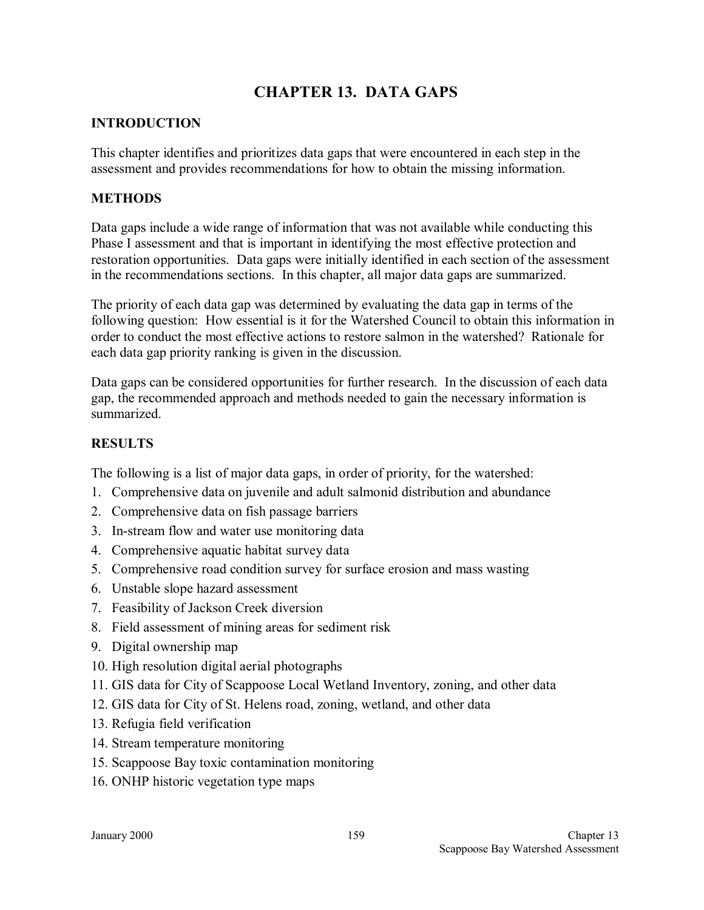# CHAPTER 13. DATA GAPS

## INTRODUCTION

This chapter identifies and prioritizes data gaps that were encountered in each step in the assessment and provides recommendations for how to obtain the missing information.

## METHODS

Data gaps include a wide range of information that was not available while conducting this Phase I assessment and that is important in identifying the most effective protection and restoration opportunities. Data gaps were initially identified in each section of the assessment in the recommendations sections. In this chapter, all major data gaps are summarized.

The priority of each data gap was determined by evaluating the data gap in terms of the following question: How essential is it for the Watershed Council to obtain this information in order to conduct the most effective actions to restore salmon in the watershed? Rationale for each data gap priority ranking is given in the discussion.

Data gaps can be considered opportunities for further research. In the discussion of each data gap, the recommended approach and methods needed to gain the necessary information is summarized.

## RESULTS

The following is a list of major data gaps, in order of priority, for the watershed:

1. Comprehensive data on juvenile and adult salmonid distribution and abundance
2. Comprehensive data on fish passage barriers
3. In-stream flow and water use monitoring data
4. Comprehensive aquatic habitat survey data
5. Comprehensive road condition survey for surface erosion and mass wasting
6. Unstable slope hazard assessment
7. Feasibility of Jackson Creek diversion
8. Field assessment of mining areas for sediment risk
9. Digital ownership map
10. High resolution digital aerial photographs
11. GIS data for City of Scappoose Local Wetland Inventory, zoning, and other data
12. GIS data for City of St. Helens road, zoning, wetland, and other data
13. Refugia field verification
14. Stream temperature monitoring
15. Scappoose Bay toxic contamination monitoring
16. ONHP historic vegetation type maps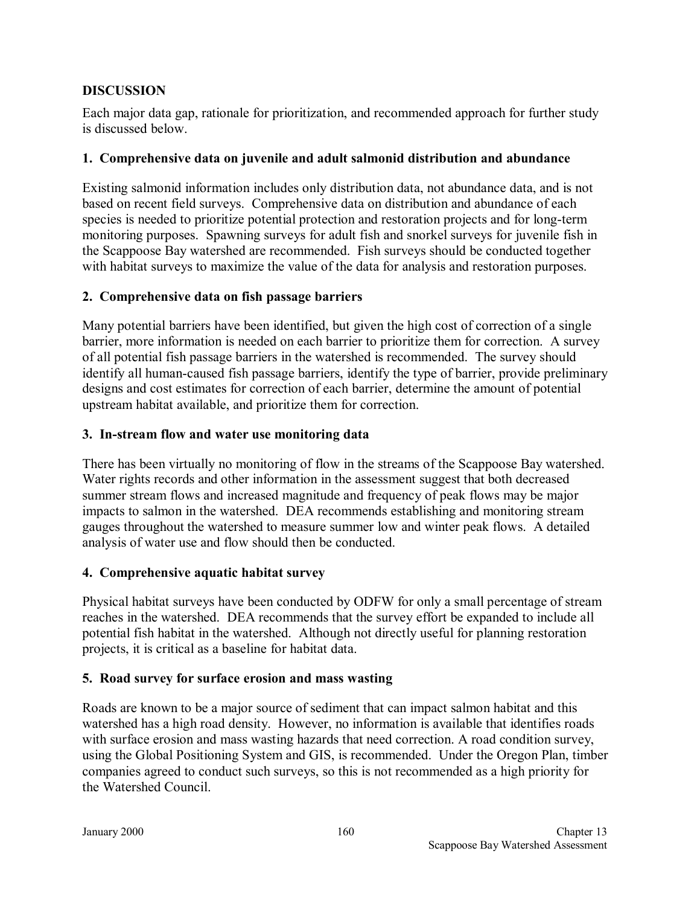## DISCUSSION

Each major data gap, rationale for prioritization, and recommended approach for further study is discussed below.

### 1. Comprehensive data on juvenile and adult salmonid distribution and abundance

Existing salmonid information includes only distribution data, not abundance data, and is not based on recent field surveys. Comprehensive data on distribution and abundance of each species is needed to prioritize potential protection and restoration projects and for long-term monitoring purposes. Spawning surveys for adult fish and snorkel surveys for juvenile fish in the Scappoose Bay watershed are recommended. Fish surveys should be conducted together with habitat surveys to maximize the value of the data for analysis and restoration purposes.

### 2. Comprehensive data on fish passage barriers

Many potential barriers have been identified, but given the high cost of correction of a single barrier, more information is needed on each barrier to prioritize them for correction. A survey of all potential fish passage barriers in the watershed is recommended. The survey should identify all human-caused fish passage barriers, identify the type of barrier, provide preliminary designs and cost estimates for correction of each barrier, determine the amount of potential upstream habitat available, and prioritize them for correction.

### 3. In-stream flow and water use monitoring data

There has been virtually no monitoring of flow in the streams of the Scappoose Bay watershed. Water rights records and other information in the assessment suggest that both decreased summer stream flows and increased magnitude and frequency of peak flows may be major impacts to salmon in the watershed. DEA recommends establishing and monitoring stream gauges throughout the watershed to measure summer low and winter peak flows. A detailed analysis of water use and flow should then be conducted.

### 4. Comprehensive aquatic habitat survey

Physical habitat surveys have been conducted by ODFW for only a small percentage of stream reaches in the watershed. DEA recommends that the survey effort be expanded to include all potential fish habitat in the watershed. Although not directly useful for planning restoration projects, it is critical as a baseline for habitat data.

### 5. Road survey for surface erosion and mass wasting

Roads are known to be a major source of sediment that can impact salmon habitat and this watershed has a high road density. However, no information is available that identifies roads with surface erosion and mass wasting hazards that need correction. A road condition survey, using the Global Positioning System and GIS, is recommended. Under the Oregon Plan, timber companies agreed to conduct such surveys, so this is not recommended as a high priority for the Watershed Council.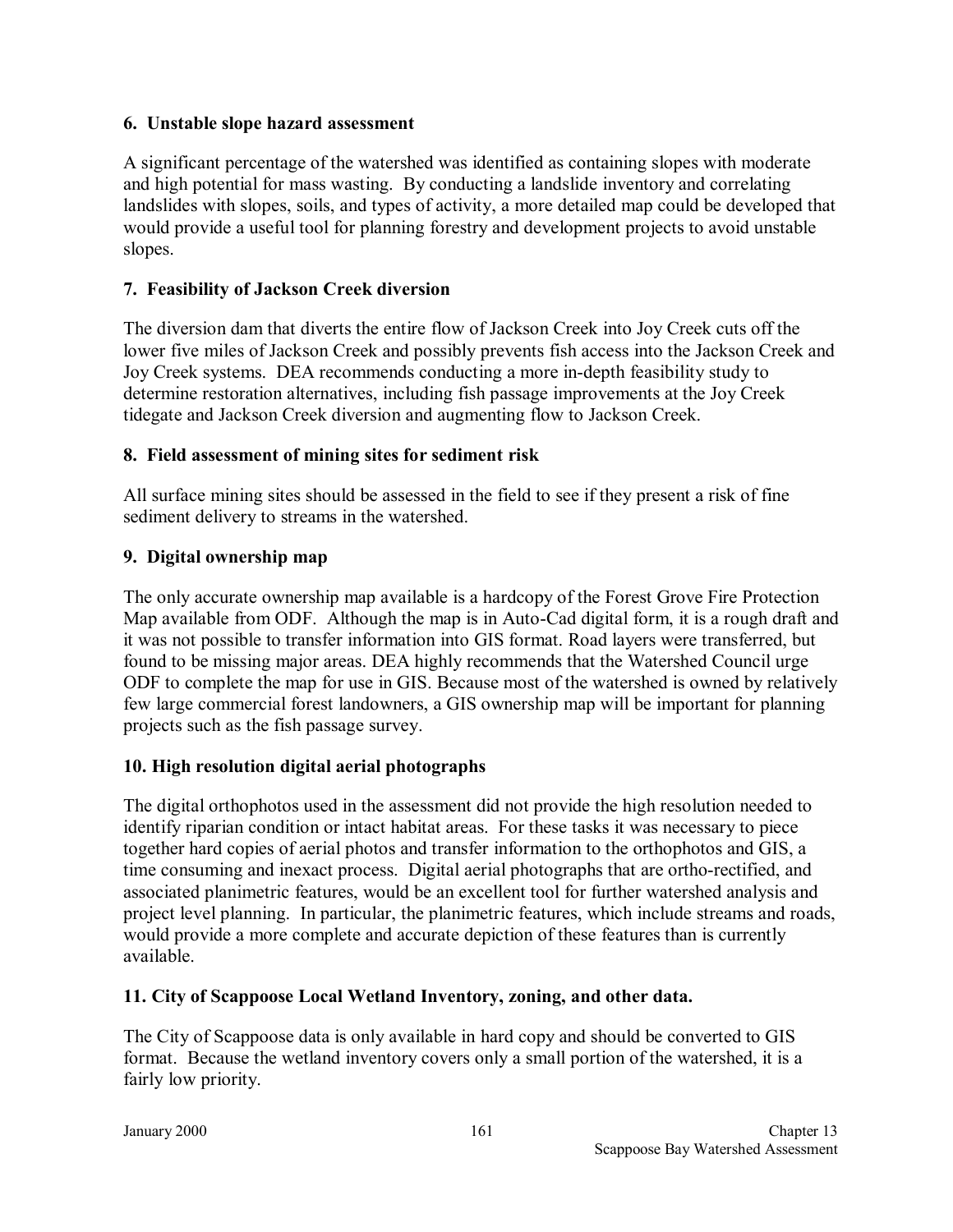### 6. Unstable slope hazard assessment

A significant percentage of the watershed was identified as containing slopes with moderate and high potential for mass wasting. By conducting a landslide inventory and correlating landslides with slopes, soils, and types of activity, a more detailed map could be developed that would provide a useful tool for planning forestry and development projects to avoid unstable slopes.

### 7. Feasibility of Jackson Creek diversion

The diversion dam that diverts the entire flow of Jackson Creek into Joy Creek cuts off the lower five miles of Jackson Creek and possibly prevents fish access into the Jackson Creek and Joy Creek systems. DEA recommends conducting a more in-depth feasibility study to determine restoration alternatives, including fish passage improvements at the Joy Creek tidegate and Jackson Creek diversion and augmenting flow to Jackson Creek.

### 8. Field assessment of mining sites for sediment risk

All surface mining sites should be assessed in the field to see if they present a risk of fine sediment delivery to streams in the watershed.

### 9. Digital ownership map

The only accurate ownership map available is a hardcopy of the Forest Grove Fire Protection Map available from ODF. Although the map is in Auto-Cad digital form, it is a rough draft and it was not possible to transfer information into GIS format. Road layers were transferred, but found to be missing major areas. DEA highly recommends that the Watershed Council urge ODF to complete the map for use in GIS. Because most of the watershed is owned by relatively few large commercial forest landowners, a GIS ownership map will be important for planning projects such as the fish passage survey.

### 10. High resolution digital aerial photographs

The digital orthophotos used in the assessment did not provide the high resolution needed to identify riparian condition or intact habitat areas. For these tasks it was necessary to piece together hard copies of aerial photos and transfer information to the orthophotos and GIS, a time consuming and inexact process. Digital aerial photographs that are ortho-rectified, and associated planimetric features, would be an excellent tool for further watershed analysis and project level planning. In particular, the planimetric features, which include streams and roads, would provide a more complete and accurate depiction of these features than is currently available.

### 11. City of Scappoose Local Wetland Inventory, zoning, and other data.

The City of Scappoose data is only available in hard copy and should be converted to GIS format. Because the wetland inventory covers only a small portion of the watershed, it is a fairly low priority.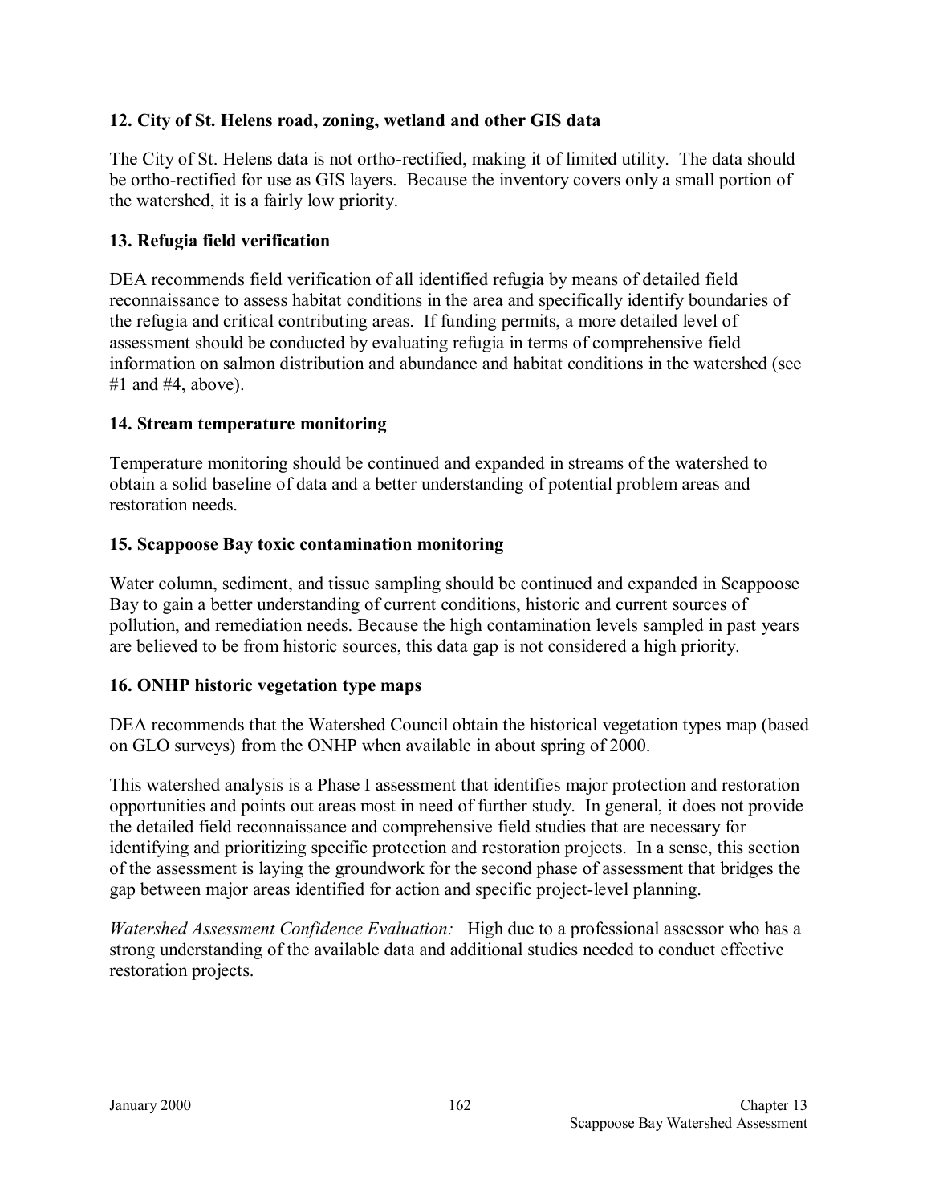### 12. City of St. Helens road, zoning, wetland and other GIS data

The City of St. Helens data is not ortho-rectified, making it of limited utility. The data should be ortho-rectified for use as GIS layers. Because the inventory covers only a small portion of the watershed, it is a fairly low priority.

### 13. Refugia field verification

DEA recommends field verification of all identified refugia by means of detailed field reconnaissance to assess habitat conditions in the area and specifically identify boundaries of the refugia and critical contributing areas. If funding permits, a more detailed level of assessment should be conducted by evaluating refugia in terms of comprehensive field information on salmon distribution and abundance and habitat conditions in the watershed (see #1 and #4, above).

### 14. Stream temperature monitoring

Temperature monitoring should be continued and expanded in streams of the watershed to obtain a solid baseline of data and a better understanding of potential problem areas and restoration needs.

### 15. Scappoose Bay toxic contamination monitoring

Water column, sediment, and tissue sampling should be continued and expanded in Scappoose Bay to gain a better understanding of current conditions, historic and current sources of pollution, and remediation needs. Because the high contamination levels sampled in past years are believed to be from historic sources, this data gap is not considered a high priority.

### 16. ONHP historic vegetation type maps

DEA recommends that the Watershed Council obtain the historical vegetation types map (based on GLO surveys) from the ONHP when available in about spring of 2000.

This watershed analysis is a Phase I assessment that identifies major protection and restoration opportunities and points out areas most in need of further study. In general, it does not provide the detailed field reconnaissance and comprehensive field studies that are necessary for identifying and prioritizing specific protection and restoration projects. In a sense, this section of the assessment is laying the groundwork for the second phase of assessment that bridges the gap between major areas identified for action and specific project-level planning.

*Watershed Assessment Confidence Evaluation:* High due to a professional assessor who has a strong understanding of the available data and additional studies needed to conduct effective restoration projects.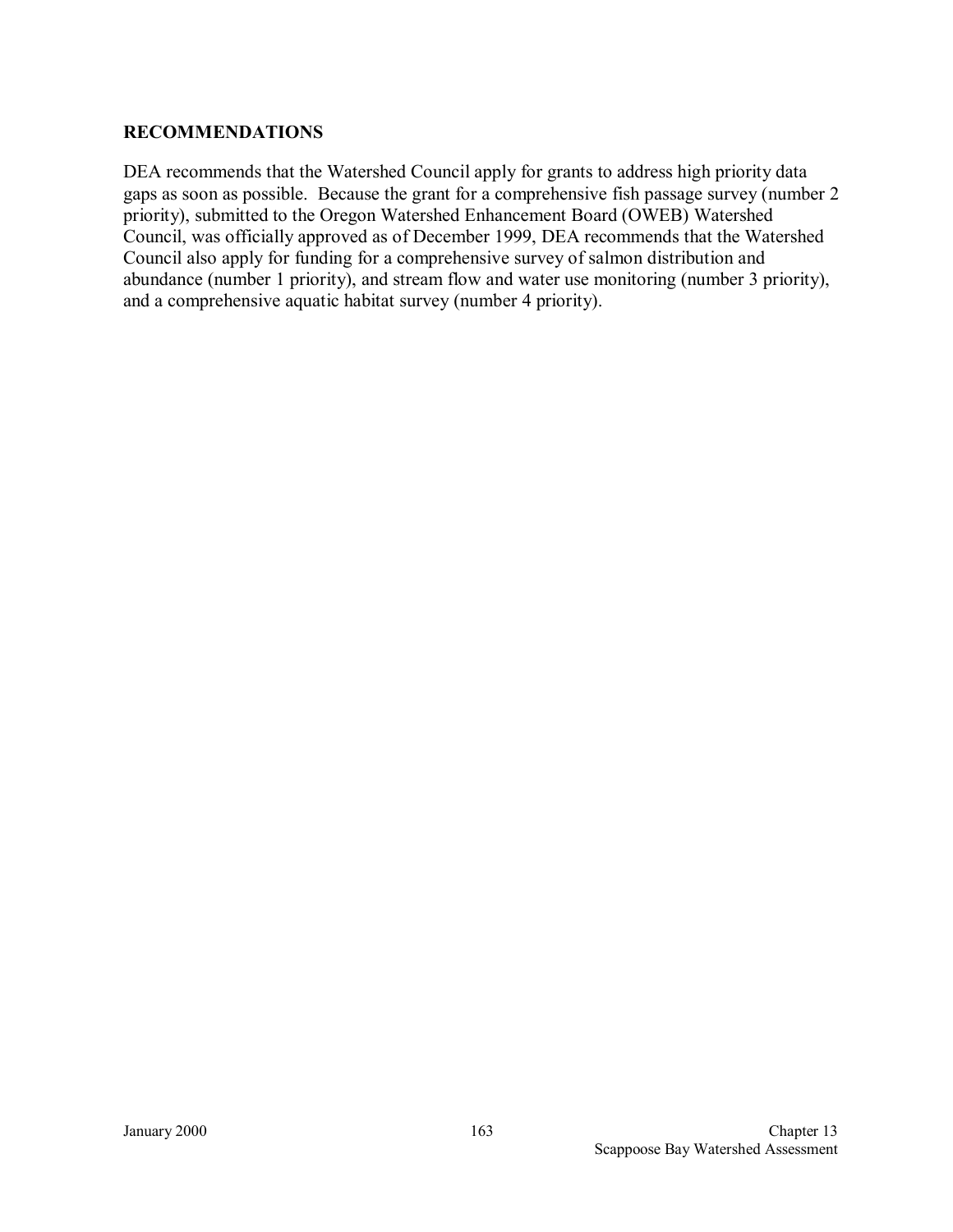## RECOMMENDATIONS

DEA recommends that the Watershed Council apply for grants to address high priority data gaps as soon as possible. Because the grant for a comprehensive fish passage survey (number 2 priority), submitted to the Oregon Watershed Enhancement Board (OWEB) Watershed Council, was officially approved as of December 1999, DEA recommends that the Watershed Council also apply for funding for a comprehensive survey of salmon distribution and abundance (number 1 priority), and stream flow and water use monitoring (number 3 priority), and a comprehensive aquatic habitat survey (number 4 priority).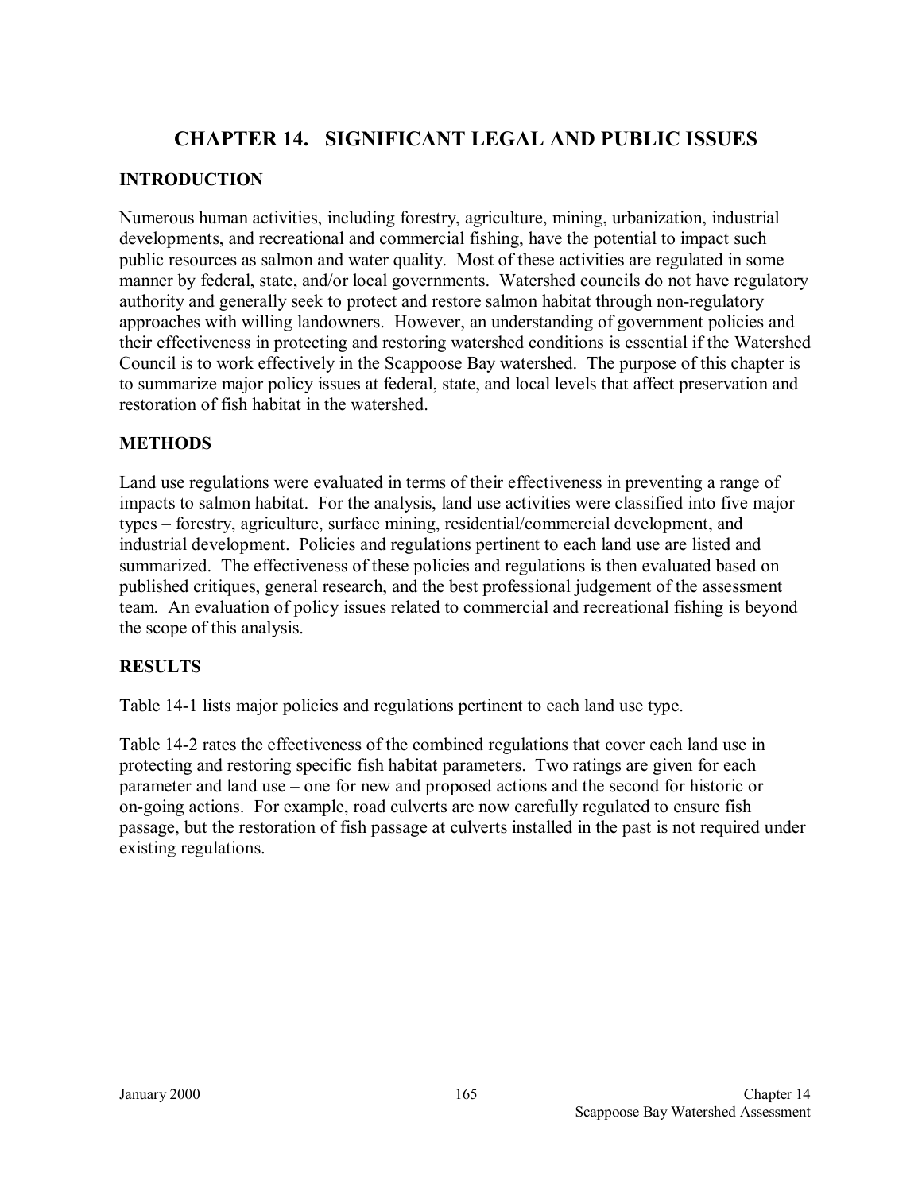# CHAPTER 14. SIGNIFICANT LEGAL AND PUBLIC ISSUES

## INTRODUCTION

Numerous human activities, including forestry, agriculture, mining, urbanization, industrial developments, and recreational and commercial fishing, have the potential to impact such public resources as salmon and water quality. Most of these activities are regulated in some manner by federal, state, and/or local governments. Watershed councils do not have regulatory authority and generally seek to protect and restore salmon habitat through non-regulatory approaches with willing landowners. However, an understanding of government policies and their effectiveness in protecting and restoring watershed conditions is essential if the Watershed Council is to work effectively in the Scappoose Bay watershed. The purpose of this chapter is to summarize major policy issues at federal, state, and local levels that affect preservation and restoration of fish habitat in the watershed.

## METHODS

Land use regulations were evaluated in terms of their effectiveness in preventing a range of impacts to salmon habitat. For the analysis, land use activities were classified into five major types – forestry, agriculture, surface mining, residential/commercial development, and industrial development. Policies and regulations pertinent to each land use are listed and summarized. The effectiveness of these policies and regulations is then evaluated based on published critiques, general research, and the best professional judgement of the assessment team. An evaluation of policy issues related to commercial and recreational fishing is beyond the scope of this analysis.

## RESULTS

Table 14-1 lists major policies and regulations pertinent to each land use type.

Table 14-2 rates the effectiveness of the combined regulations that cover each land use in protecting and restoring specific fish habitat parameters. Two ratings are given for each parameter and land use – one for new and proposed actions and the second for historic or on-going actions. For example, road culverts are now carefully regulated to ensure fish passage, but the restoration of fish passage at culverts installed in the past is not required under existing regulations.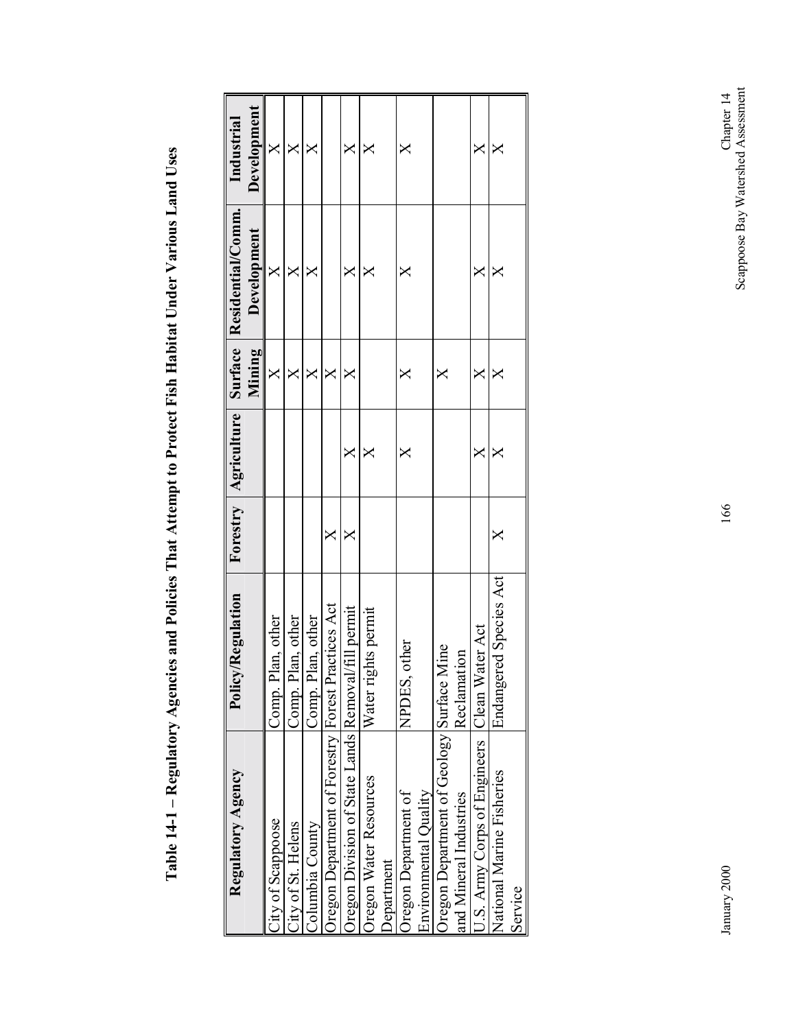**Table 14-1 – Regulatory Agencies and Policies That Attempt to Protect Fish Habitat Under Various Land Uses**

| Regulatory Agency | Policy/Regulation | Forestry | Agriculture | Surface Mining | Residential/Comm. Development | Industrial Development |
|---|---|---|---|---|---|---|
| City of Scappoose | Comp. Plan, other | | | X | X | X |
| City of St. Helens | Comp. Plan, other | | | X | X | X |
| Columbia County | Comp. Plan, other | | | X | X | X |
| Oregon Department of Forestry | Forest Practices Act | X | | X | | |
| Oregon Division of State Lands | Removal/fill permit | X | X | X | X | X |
| Oregon Water Resources Department | Water rights permit | | X | | X | X |
| Oregon Department of Environmental Quality | NPDES, other | | X | X | X | X |
| Oregon Department of Geology and Mineral Industries | Surface Mine Reclamation | | | X | | |
| U.S. Army Corps of Engineers | Clean Water Act | | X | X | X | X |
| National Marine Fisheries Service | Endangered Species Act | X | X | X | X | X |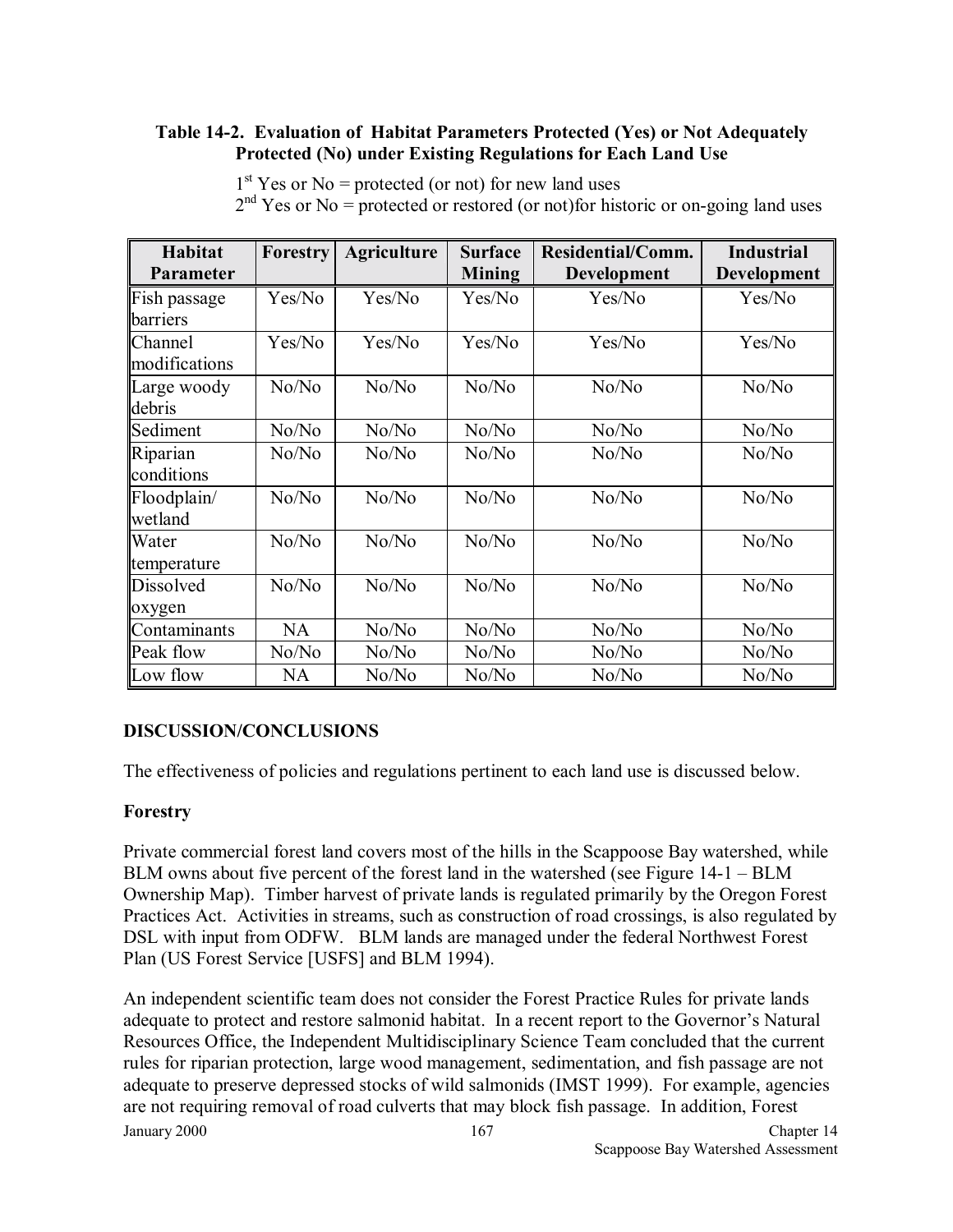**Table 14-2. Evaluation of Habitat Parameters Protected (Yes) or Not Adequately Protected (No) under Existing Regulations for Each Land Use**

1st Yes or No = protected (or not) for new land uses
2nd Yes or No = protected or restored (or not)for historic or on-going land uses

| Habitat Parameter | Forestry | Agriculture | Surface Mining | Residential/Comm. Development | Industrial Development |
|---|---|---|---|---|---|
| Fish passage barriers | Yes/No | Yes/No | Yes/No | Yes/No | Yes/No |
| Channel modifications | Yes/No | Yes/No | Yes/No | Yes/No | Yes/No |
| Large woody debris | No/No | No/No | No/No | No/No | No/No |
| Sediment | No/No | No/No | No/No | No/No | No/No |
| Riparian conditions | No/No | No/No | No/No | No/No | No/No |
| Floodplain/ wetland | No/No | No/No | No/No | No/No | No/No |
| Water temperature | No/No | No/No | No/No | No/No | No/No |
| Dissolved oxygen | No/No | No/No | No/No | No/No | No/No |
| Contaminants | NA | No/No | No/No | No/No | No/No |
| Peak flow | No/No | No/No | No/No | No/No | No/No |
| Low flow | NA | No/No | No/No | No/No | No/No |

## DISCUSSION/CONCLUSIONS

The effectiveness of policies and regulations pertinent to each land use is discussed below.

### Forestry

Private commercial forest land covers most of the hills in the Scappoose Bay watershed, while BLM owns about five percent of the forest land in the watershed (see Figure 14-1 – BLM Ownership Map). Timber harvest of private lands is regulated primarily by the Oregon Forest Practices Act. Activities in streams, such as construction of road crossings, is also regulated by DSL with input from ODFW. BLM lands are managed under the federal Northwest Forest Plan (US Forest Service [USFS] and BLM 1994).

An independent scientific team does not consider the Forest Practice Rules for private lands adequate to protect and restore salmonid habitat. In a recent report to the Governor's Natural Resources Office, the Independent Multidisciplinary Science Team concluded that the current rules for riparian protection, large wood management, sedimentation, and fish passage are not adequate to preserve depressed stocks of wild salmonids (IMST 1999). For example, agencies are not requiring removal of road culverts that may block fish passage. In addition, Forest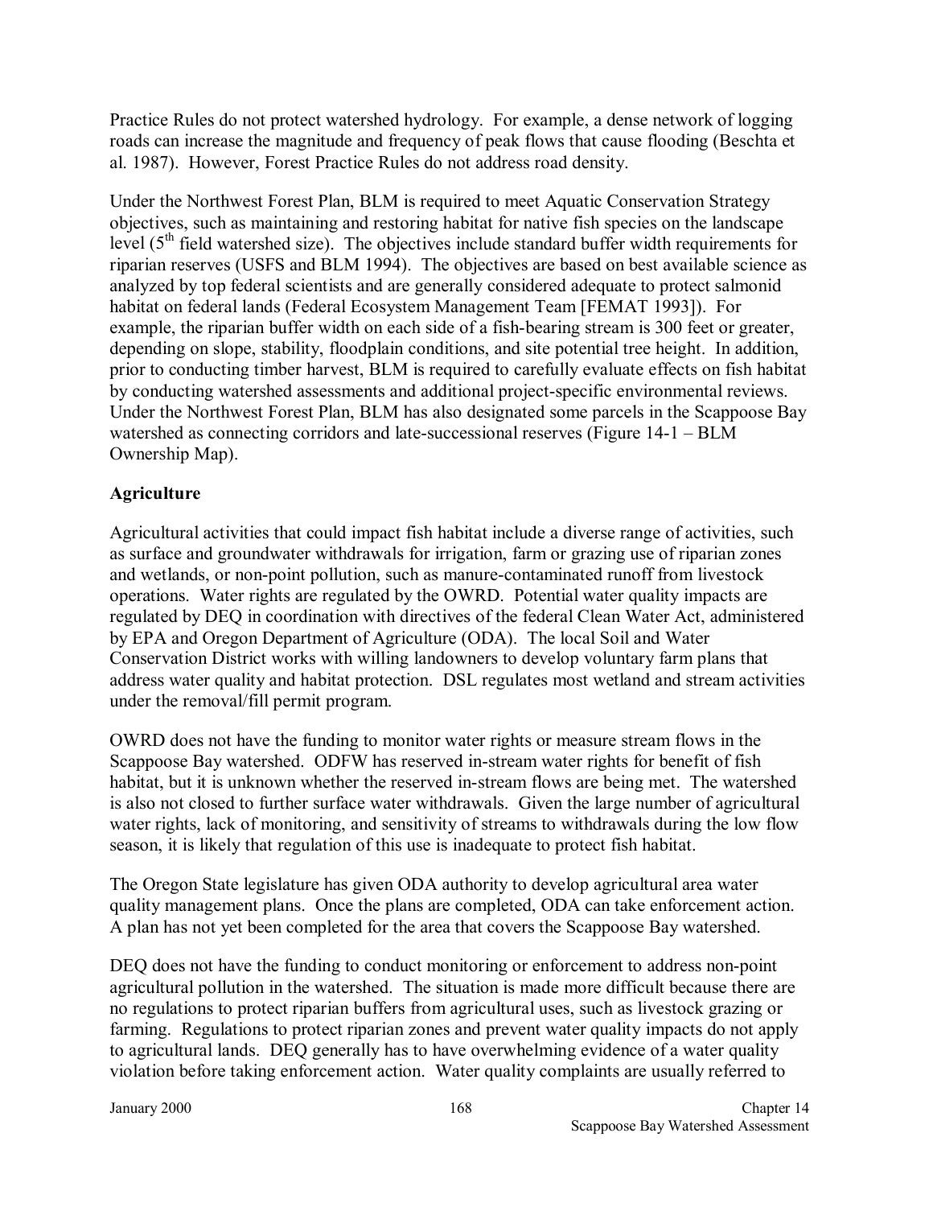Practice Rules do not protect watershed hydrology. For example, a dense network of logging roads can increase the magnitude and frequency of peak flows that cause flooding (Beschta et al. 1987). However, Forest Practice Rules do not address road density.

Under the Northwest Forest Plan, BLM is required to meet Aquatic Conservation Strategy objectives, such as maintaining and restoring habitat for native fish species on the landscape level (5th field watershed size). The objectives include standard buffer width requirements for riparian reserves (USFS and BLM 1994). The objectives are based on best available science as analyzed by top federal scientists and are generally considered adequate to protect salmonid habitat on federal lands (Federal Ecosystem Management Team [FEMAT 1993]). For example, the riparian buffer width on each side of a fish-bearing stream is 300 feet or greater, depending on slope, stability, floodplain conditions, and site potential tree height. In addition, prior to conducting timber harvest, BLM is required to carefully evaluate effects on fish habitat by conducting watershed assessments and additional project-specific environmental reviews. Under the Northwest Forest Plan, BLM has also designated some parcels in the Scappoose Bay watershed as connecting corridors and late-successional reserves (Figure 14-1 – BLM Ownership Map).

**Agriculture**

Agricultural activities that could impact fish habitat include a diverse range of activities, such as surface and groundwater withdrawals for irrigation, farm or grazing use of riparian zones and wetlands, or non-point pollution, such as manure-contaminated runoff from livestock operations. Water rights are regulated by the OWRD. Potential water quality impacts are regulated by DEQ in coordination with directives of the federal Clean Water Act, administered by EPA and Oregon Department of Agriculture (ODA). The local Soil and Water Conservation District works with willing landowners to develop voluntary farm plans that address water quality and habitat protection. DSL regulates most wetland and stream activities under the removal/fill permit program.

OWRD does not have the funding to monitor water rights or measure stream flows in the Scappoose Bay watershed. ODFW has reserved in-stream water rights for benefit of fish habitat, but it is unknown whether the reserved in-stream flows are being met. The watershed is also not closed to further surface water withdrawals. Given the large number of agricultural water rights, lack of monitoring, and sensitivity of streams to withdrawals during the low flow season, it is likely that regulation of this use is inadequate to protect fish habitat.

The Oregon State legislature has given ODA authority to develop agricultural area water quality management plans. Once the plans are completed, ODA can take enforcement action. A plan has not yet been completed for the area that covers the Scappoose Bay watershed.

DEQ does not have the funding to conduct monitoring or enforcement to address non-point agricultural pollution in the watershed. The situation is made more difficult because there are no regulations to protect riparian buffers from agricultural uses, such as livestock grazing or farming. Regulations to protect riparian zones and prevent water quality impacts do not apply to agricultural lands. DEQ generally has to have overwhelming evidence of a water quality violation before taking enforcement action. Water quality complaints are usually referred to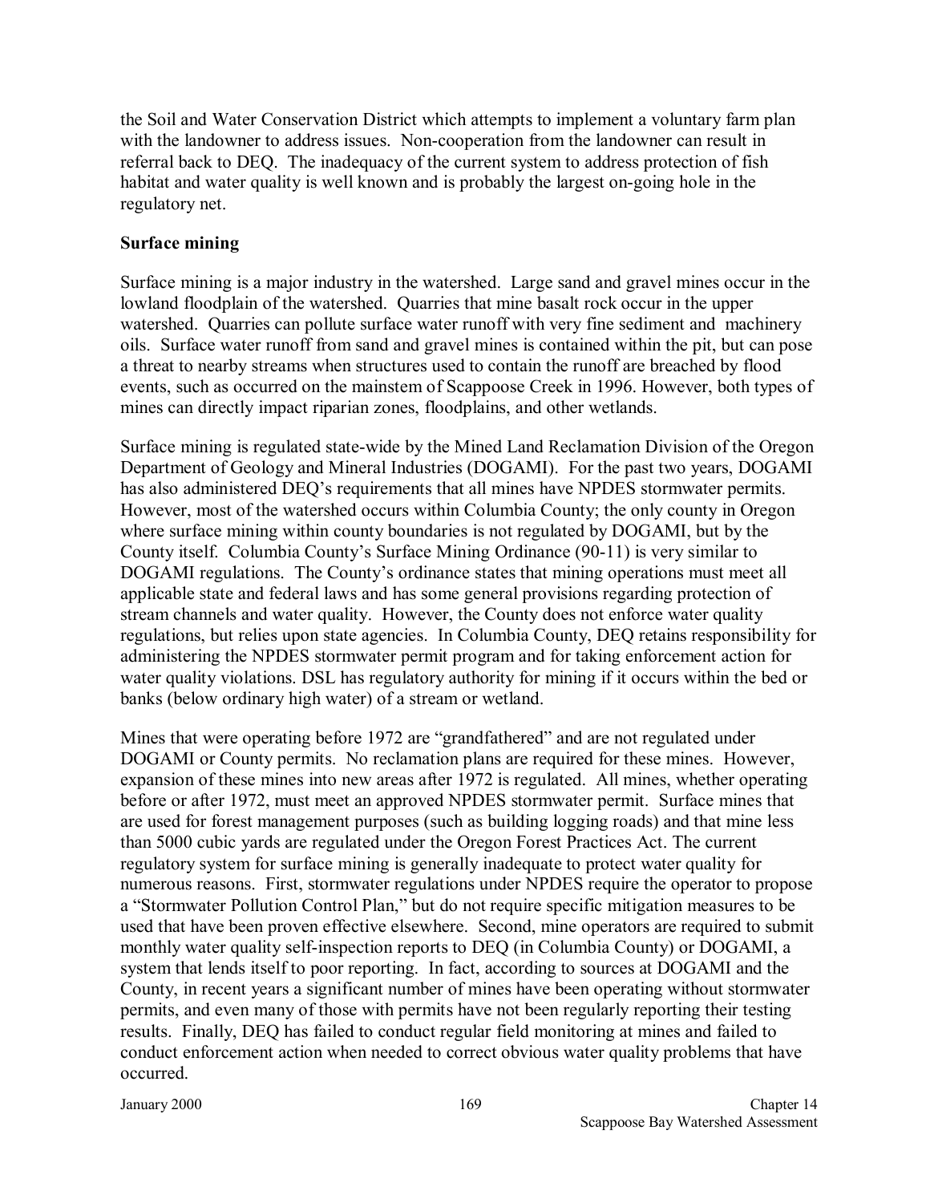the Soil and Water Conservation District which attempts to implement a voluntary farm plan with the landowner to address issues. Non-cooperation from the landowner can result in referral back to DEQ. The inadequacy of the current system to address protection of fish habitat and water quality is well known and is probably the largest on-going hole in the regulatory net.

**Surface mining**

Surface mining is a major industry in the watershed. Large sand and gravel mines occur in the lowland floodplain of the watershed. Quarries that mine basalt rock occur in the upper watershed. Quarries can pollute surface water runoff with very fine sediment and machinery oils. Surface water runoff from sand and gravel mines is contained within the pit, but can pose a threat to nearby streams when structures used to contain the runoff are breached by flood events, such as occurred on the mainstem of Scappoose Creek in 1996. However, both types of mines can directly impact riparian zones, floodplains, and other wetlands.

Surface mining is regulated state-wide by the Mined Land Reclamation Division of the Oregon Department of Geology and Mineral Industries (DOGAMI). For the past two years, DOGAMI has also administered DEQ's requirements that all mines have NPDES stormwater permits. However, most of the watershed occurs within Columbia County; the only county in Oregon where surface mining within county boundaries is not regulated by DOGAMI, but by the County itself. Columbia County's Surface Mining Ordinance (90-11) is very similar to DOGAMI regulations. The County's ordinance states that mining operations must meet all applicable state and federal laws and has some general provisions regarding protection of stream channels and water quality. However, the County does not enforce water quality regulations, but relies upon state agencies. In Columbia County, DEQ retains responsibility for administering the NPDES stormwater permit program and for taking enforcement action for water quality violations. DSL has regulatory authority for mining if it occurs within the bed or banks (below ordinary high water) of a stream or wetland.

Mines that were operating before 1972 are "grandfathered" and are not regulated under DOGAMI or County permits. No reclamation plans are required for these mines. However, expansion of these mines into new areas after 1972 is regulated. All mines, whether operating before or after 1972, must meet an approved NPDES stormwater permit. Surface mines that are used for forest management purposes (such as building logging roads) and that mine less than 5000 cubic yards are regulated under the Oregon Forest Practices Act. The current regulatory system for surface mining is generally inadequate to protect water quality for numerous reasons. First, stormwater regulations under NPDES require the operator to propose a "Stormwater Pollution Control Plan," but do not require specific mitigation measures to be used that have been proven effective elsewhere. Second, mine operators are required to submit monthly water quality self-inspection reports to DEQ (in Columbia County) or DOGAMI, a system that lends itself to poor reporting. In fact, according to sources at DOGAMI and the County, in recent years a significant number of mines have been operating without stormwater permits, and even many of those with permits have not been regularly reporting their testing results. Finally, DEQ has failed to conduct regular field monitoring at mines and failed to conduct enforcement action when needed to correct obvious water quality problems that have occurred.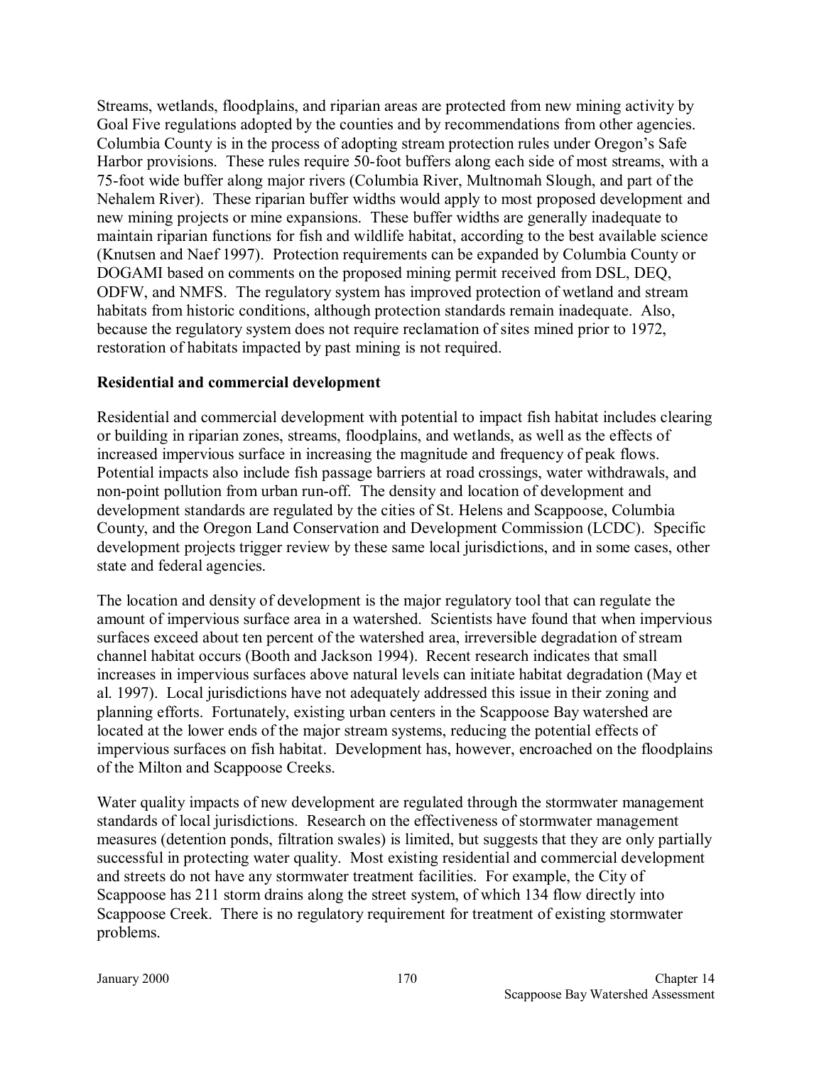Streams, wetlands, floodplains, and riparian areas are protected from new mining activity by Goal Five regulations adopted by the counties and by recommendations from other agencies. Columbia County is in the process of adopting stream protection rules under Oregon's Safe Harbor provisions. These rules require 50-foot buffers along each side of most streams, with a 75-foot wide buffer along major rivers (Columbia River, Multnomah Slough, and part of the Nehalem River). These riparian buffer widths would apply to most proposed development and new mining projects or mine expansions. These buffer widths are generally inadequate to maintain riparian functions for fish and wildlife habitat, according to the best available science (Knutsen and Naef 1997). Protection requirements can be expanded by Columbia County or DOGAMI based on comments on the proposed mining permit received from DSL, DEQ, ODFW, and NMFS. The regulatory system has improved protection of wetland and stream habitats from historic conditions, although protection standards remain inadequate. Also, because the regulatory system does not require reclamation of sites mined prior to 1972, restoration of habitats impacted by past mining is not required.

**Residential and commercial development**

Residential and commercial development with potential to impact fish habitat includes clearing or building in riparian zones, streams, floodplains, and wetlands, as well as the effects of increased impervious surface in increasing the magnitude and frequency of peak flows. Potential impacts also include fish passage barriers at road crossings, water withdrawals, and non-point pollution from urban run-off. The density and location of development and development standards are regulated by the cities of St. Helens and Scappoose, Columbia County, and the Oregon Land Conservation and Development Commission (LCDC). Specific development projects trigger review by these same local jurisdictions, and in some cases, other state and federal agencies.

The location and density of development is the major regulatory tool that can regulate the amount of impervious surface area in a watershed. Scientists have found that when impervious surfaces exceed about ten percent of the watershed area, irreversible degradation of stream channel habitat occurs (Booth and Jackson 1994). Recent research indicates that small increases in impervious surfaces above natural levels can initiate habitat degradation (May et al. 1997). Local jurisdictions have not adequately addressed this issue in their zoning and planning efforts. Fortunately, existing urban centers in the Scappoose Bay watershed are located at the lower ends of the major stream systems, reducing the potential effects of impervious surfaces on fish habitat. Development has, however, encroached on the floodplains of the Milton and Scappoose Creeks.

Water quality impacts of new development are regulated through the stormwater management standards of local jurisdictions. Research on the effectiveness of stormwater management measures (detention ponds, filtration swales) is limited, but suggests that they are only partially successful in protecting water quality. Most existing residential and commercial development and streets do not have any stormwater treatment facilities. For example, the City of Scappoose has 211 storm drains along the street system, of which 134 flow directly into Scappoose Creek. There is no regulatory requirement for treatment of existing stormwater problems.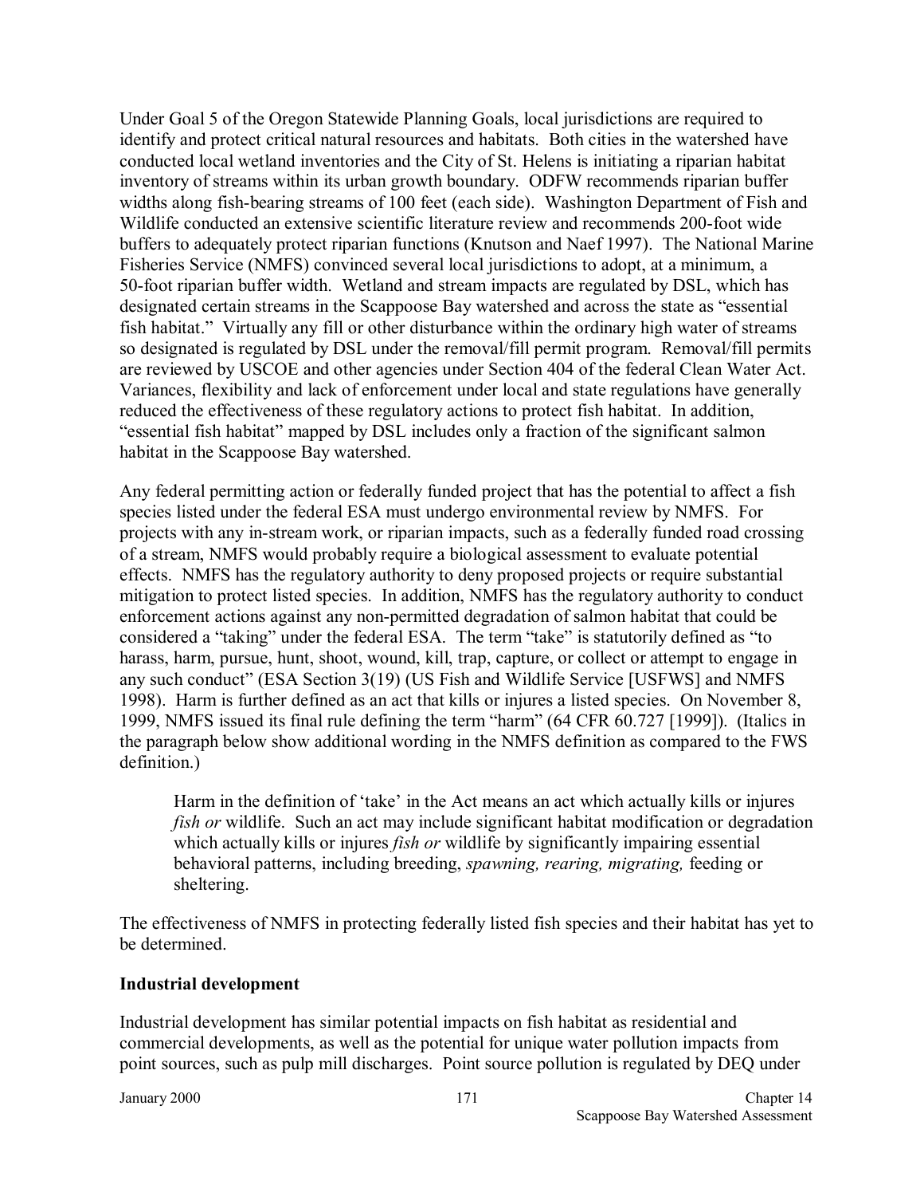Under Goal 5 of the Oregon Statewide Planning Goals, local jurisdictions are required to identify and protect critical natural resources and habitats. Both cities in the watershed have conducted local wetland inventories and the City of St. Helens is initiating a riparian habitat inventory of streams within its urban growth boundary. ODFW recommends riparian buffer widths along fish-bearing streams of 100 feet (each side). Washington Department of Fish and Wildlife conducted an extensive scientific literature review and recommends 200-foot wide buffers to adequately protect riparian functions (Knutson and Naef 1997). The National Marine Fisheries Service (NMFS) convinced several local jurisdictions to adopt, at a minimum, a 50-foot riparian buffer width. Wetland and stream impacts are regulated by DSL, which has designated certain streams in the Scappoose Bay watershed and across the state as "essential fish habitat." Virtually any fill or other disturbance within the ordinary high water of streams so designated is regulated by DSL under the removal/fill permit program. Removal/fill permits are reviewed by USCOE and other agencies under Section 404 of the federal Clean Water Act. Variances, flexibility and lack of enforcement under local and state regulations have generally reduced the effectiveness of these regulatory actions to protect fish habitat. In addition, "essential fish habitat" mapped by DSL includes only a fraction of the significant salmon habitat in the Scappoose Bay watershed.

Any federal permitting action or federally funded project that has the potential to affect a fish species listed under the federal ESA must undergo environmental review by NMFS. For projects with any in-stream work, or riparian impacts, such as a federally funded road crossing of a stream, NMFS would probably require a biological assessment to evaluate potential effects. NMFS has the regulatory authority to deny proposed projects or require substantial mitigation to protect listed species. In addition, NMFS has the regulatory authority to conduct enforcement actions against any non-permitted degradation of salmon habitat that could be considered a "taking" under the federal ESA. The term "take" is statutorily defined as "to harass, harm, pursue, hunt, shoot, wound, kill, trap, capture, or collect or attempt to engage in any such conduct" (ESA Section 3(19) (US Fish and Wildlife Service [USFWS] and NMFS 1998). Harm is further defined as an act that kills or injures a listed species. On November 8, 1999, NMFS issued its final rule defining the term "harm" (64 CFR 60.727 [1999]). (Italics in the paragraph below show additional wording in the NMFS definition as compared to the FWS definition.)

> Harm in the definition of 'take' in the Act means an act which actually kills or injures *fish or* wildlife. Such an act may include significant habitat modification or degradation which actually kills or injures *fish or* wildlife by significantly impairing essential behavioral patterns, including breeding, *spawning, rearing, migrating,* feeding or sheltering.

The effectiveness of NMFS in protecting federally listed fish species and their habitat has yet to be determined.

**Industrial development**

Industrial development has similar potential impacts on fish habitat as residential and commercial developments, as well as the potential for unique water pollution impacts from point sources, such as pulp mill discharges. Point source pollution is regulated by DEQ under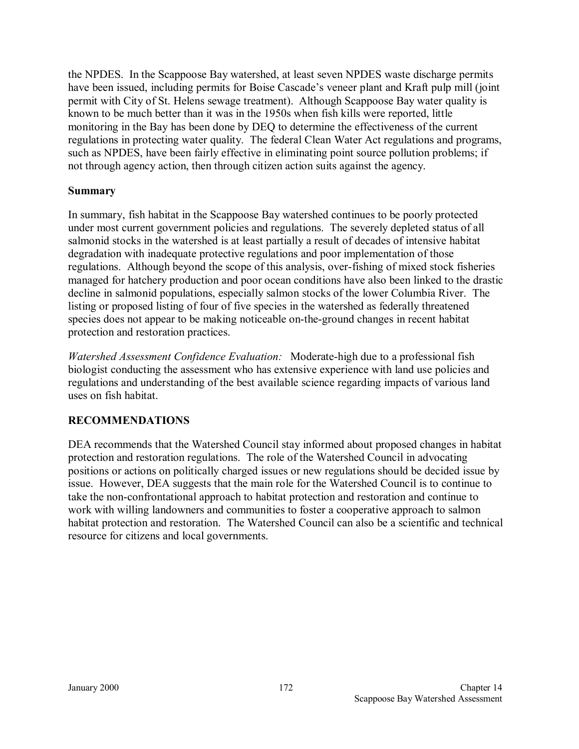the NPDES. In the Scappoose Bay watershed, at least seven NPDES waste discharge permits have been issued, including permits for Boise Cascade's veneer plant and Kraft pulp mill (joint permit with City of St. Helens sewage treatment). Although Scappoose Bay water quality is known to be much better than it was in the 1950s when fish kills were reported, little monitoring in the Bay has been done by DEQ to determine the effectiveness of the current regulations in protecting water quality. The federal Clean Water Act regulations and programs, such as NPDES, have been fairly effective in eliminating point source pollution problems; if not through agency action, then through citizen action suits against the agency.

**Summary**

In summary, fish habitat in the Scappoose Bay watershed continues to be poorly protected under most current government policies and regulations. The severely depleted status of all salmonid stocks in the watershed is at least partially a result of decades of intensive habitat degradation with inadequate protective regulations and poor implementation of those regulations. Although beyond the scope of this analysis, over-fishing of mixed stock fisheries managed for hatchery production and poor ocean conditions have also been linked to the drastic decline in salmonid populations, especially salmon stocks of the lower Columbia River. The listing or proposed listing of four of five species in the watershed as federally threatened species does not appear to be making noticeable on-the-ground changes in recent habitat protection and restoration practices.

*Watershed Assessment Confidence Evaluation:* Moderate-high due to a professional fish biologist conducting the assessment who has extensive experience with land use policies and regulations and understanding of the best available science regarding impacts of various land uses on fish habitat.

## RECOMMENDATIONS

DEA recommends that the Watershed Council stay informed about proposed changes in habitat protection and restoration regulations. The role of the Watershed Council in advocating positions or actions on politically charged issues or new regulations should be decided issue by issue. However, DEA suggests that the main role for the Watershed Council is to continue to take the non-confrontational approach to habitat protection and restoration and continue to work with willing landowners and communities to foster a cooperative approach to salmon habitat protection and restoration. The Watershed Council can also be a scientific and technical resource for citizens and local governments.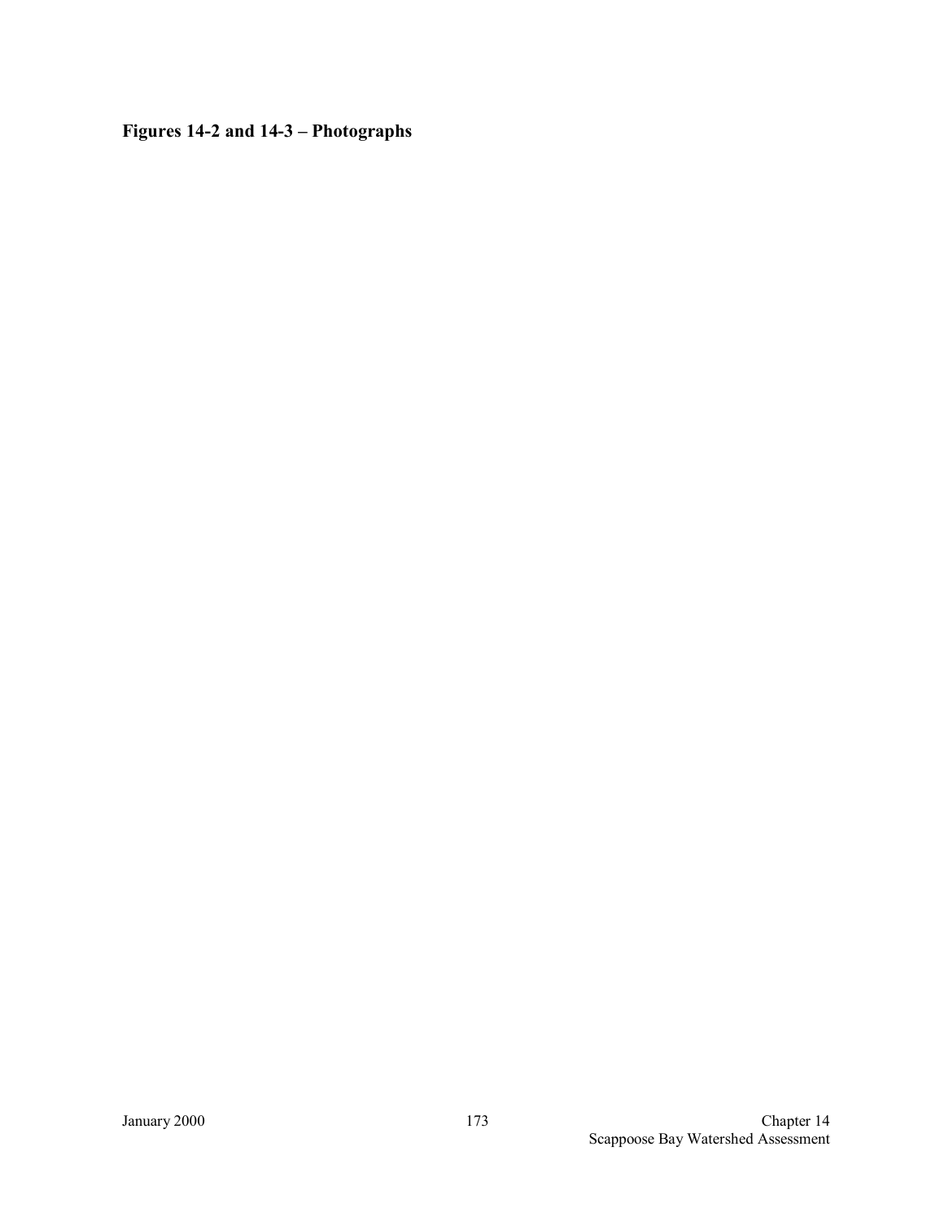**Figures 14-2 and 14-3 – Photographs**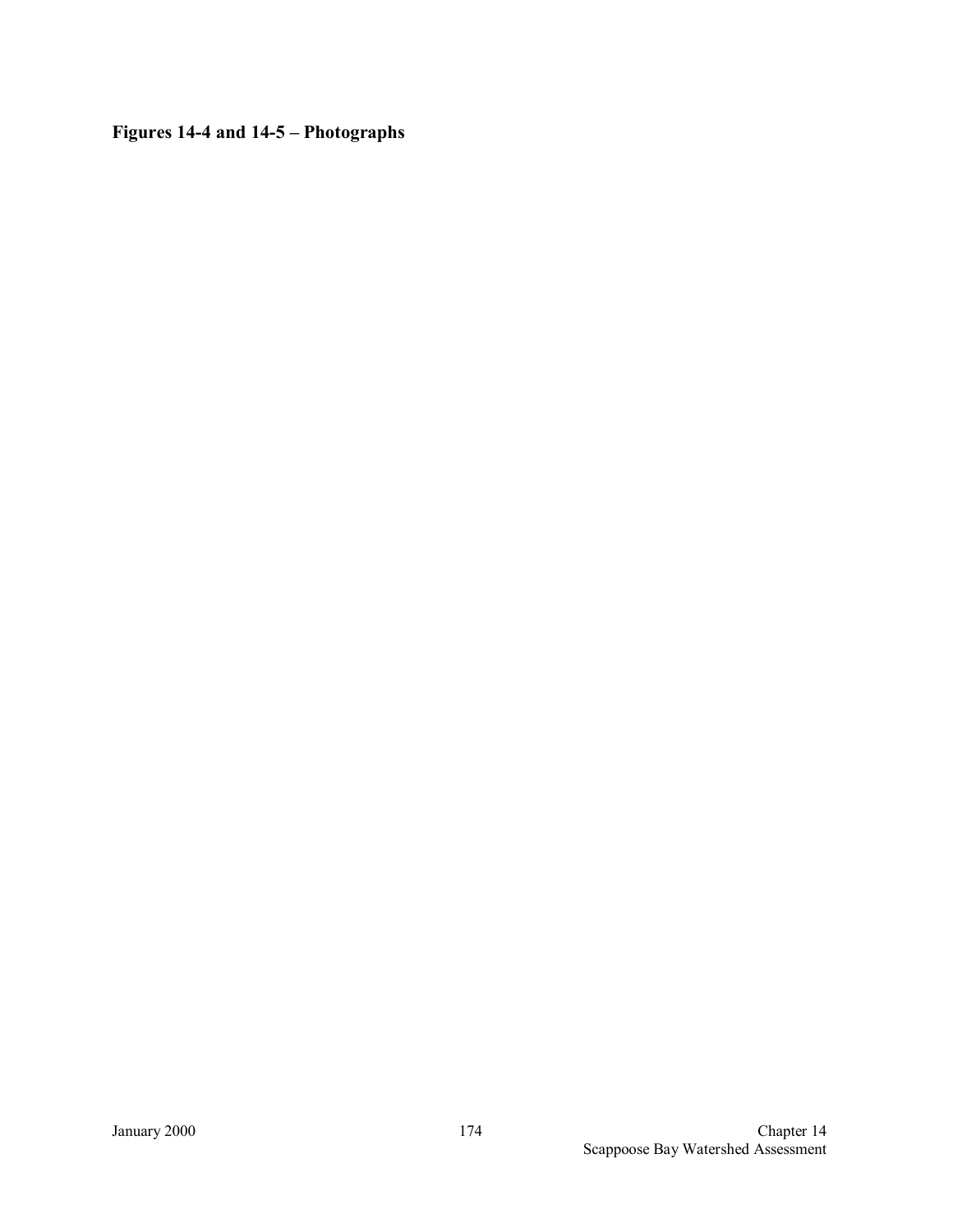**Figures 14-4 and 14-5 – Photographs**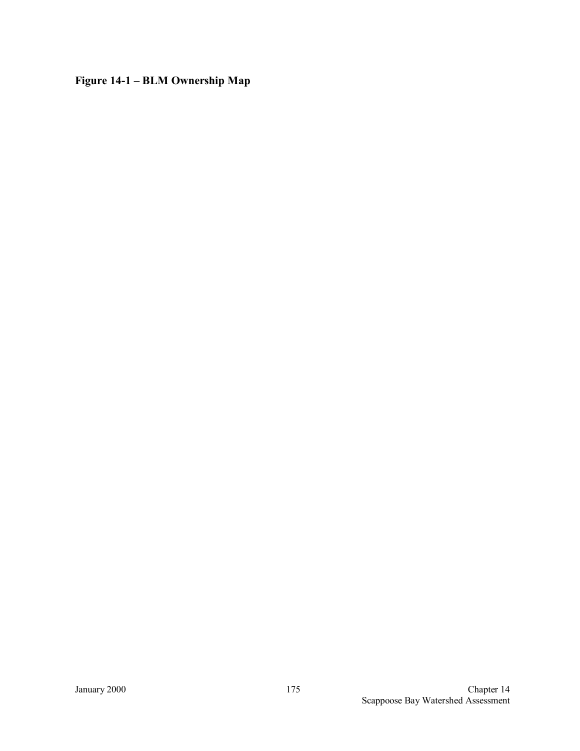**Figure 14-1 – BLM Ownership Map**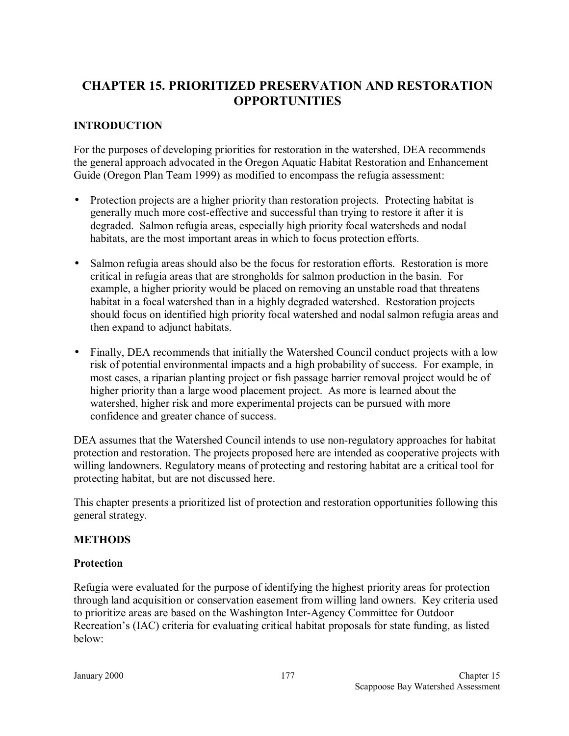# CHAPTER 15. PRIORITIZED PRESERVATION AND RESTORATION OPPORTUNITIES

## INTRODUCTION

For the purposes of developing priorities for restoration in the watershed, DEA recommends the general approach advocated in the Oregon Aquatic Habitat Restoration and Enhancement Guide (Oregon Plan Team 1999) as modified to encompass the refugia assessment:

- Protection projects are a higher priority than restoration projects. Protecting habitat is generally much more cost-effective and successful than trying to restore it after it is degraded. Salmon refugia areas, especially high priority focal watersheds and nodal habitats, are the most important areas in which to focus protection efforts.

- Salmon refugia areas should also be the focus for restoration efforts. Restoration is more critical in refugia areas that are strongholds for salmon production in the basin. For example, a higher priority would be placed on removing an unstable road that threatens habitat in a focal watershed than in a highly degraded watershed. Restoration projects should focus on identified high priority focal watershed and nodal salmon refugia areas and then expand to adjunct habitats.

- Finally, DEA recommends that initially the Watershed Council conduct projects with a low risk of potential environmental impacts and a high probability of success. For example, in most cases, a riparian planting project or fish passage barrier removal project would be of higher priority than a large wood placement project. As more is learned about the watershed, higher risk and more experimental projects can be pursued with more confidence and greater chance of success.

DEA assumes that the Watershed Council intends to use non-regulatory approaches for habitat protection and restoration. The projects proposed here are intended as cooperative projects with willing landowners. Regulatory means of protecting and restoring habitat are a critical tool for protecting habitat, but are not discussed here.

This chapter presents a prioritized list of protection and restoration opportunities following this general strategy.

## METHODS

### Protection

Refugia were evaluated for the purpose of identifying the highest priority areas for protection through land acquisition or conservation easement from willing land owners. Key criteria used to prioritize areas are based on the Washington Inter-Agency Committee for Outdoor Recreation's (IAC) criteria for evaluating critical habitat proposals for state funding, as listed below: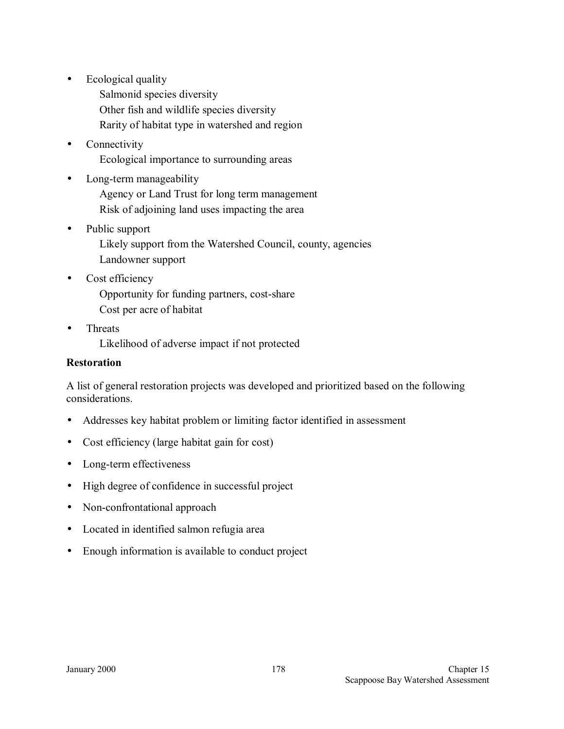- Ecological quality
  - Salmonid species diversity
  - Other fish and wildlife species diversity
  - Rarity of habitat type in watershed and region
- Connectivity
  - Ecological importance to surrounding areas
- Long-term manageability
  - Agency or Land Trust for long term management
  - Risk of adjoining land uses impacting the area
- Public support
  - Likely support from the Watershed Council, county, agencies
  - Landowner support
- Cost efficiency
  - Opportunity for funding partners, cost-share
  - Cost per acre of habitat
- Threats
  - Likelihood of adverse impact if not protected

**Restoration**

A list of general restoration projects was developed and prioritized based on the following considerations.

- Addresses key habitat problem or limiting factor identified in assessment
- Cost efficiency (large habitat gain for cost)
- Long-term effectiveness
- High degree of confidence in successful project
- Non-confrontational approach
- Located in identified salmon refugia area
- Enough information is available to conduct project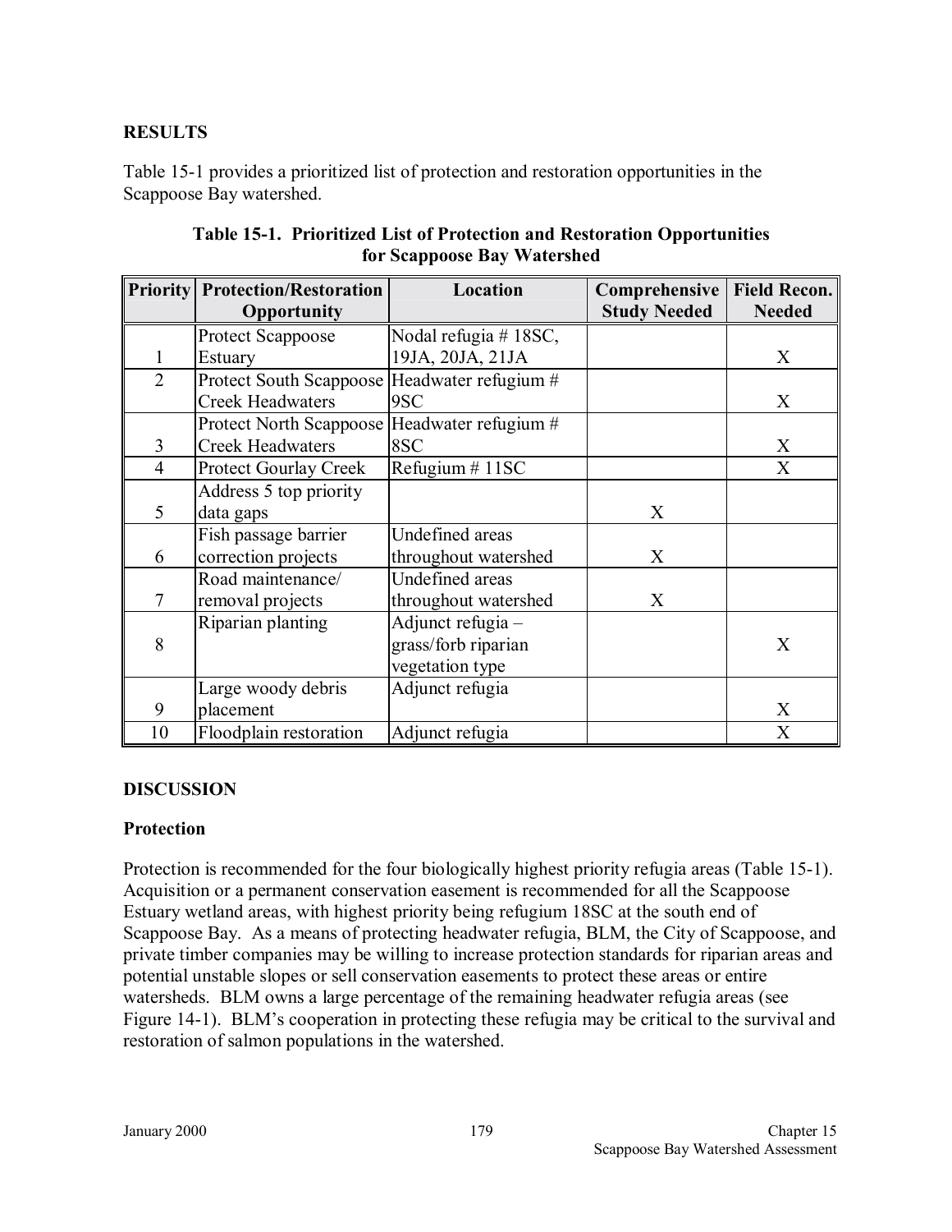## RESULTS

Table 15-1 provides a prioritized list of protection and restoration opportunities in the Scappoose Bay watershed.

**Table 15-1. Prioritized List of Protection and Restoration Opportunities for Scappoose Bay Watershed**

| Priority | Protection/Restoration Opportunity | Location | Comprehensive Study Needed | Field Recon. Needed |
|---|---|---|---|---|
| 1 | Protect Scappoose Estuary | Nodal refugia # 18SC, 19JA, 20JA, 21JA | | X |
| 2 | Protect South Scappoose Creek Headwaters | Headwater refugium # 9SC | | X |
| 3 | Protect North Scappoose Creek Headwaters | Headwater refugium # 8SC | | X |
| 4 | Protect Gourlay Creek | Refugium # 11SC | | X |
| 5 | Address 5 top priority data gaps | | X | |
| 6 | Fish passage barrier correction projects | Undefined areas throughout watershed | X | |
| 7 | Road maintenance/ removal projects | Undefined areas throughout watershed | X | |
| 8 | Riparian planting | Adjunct refugia – grass/forb riparian vegetation type | | X |
| 9 | Large woody debris placement | Adjunct refugia | | X |
| 10 | Floodplain restoration | Adjunct refugia | | X |

## DISCUSSION

### Protection

Protection is recommended for the four biologically highest priority refugia areas (Table 15-1). Acquisition or a permanent conservation easement is recommended for all the Scappoose Estuary wetland areas, with highest priority being refugium 18SC at the south end of Scappoose Bay. As a means of protecting headwater refugia, BLM, the City of Scappoose, and private timber companies may be willing to increase protection standards for riparian areas and potential unstable slopes or sell conservation easements to protect these areas or entire watersheds. BLM owns a large percentage of the remaining headwater refugia areas (see Figure 14-1). BLM's cooperation in protecting these refugia may be critical to the survival and restoration of salmon populations in the watershed.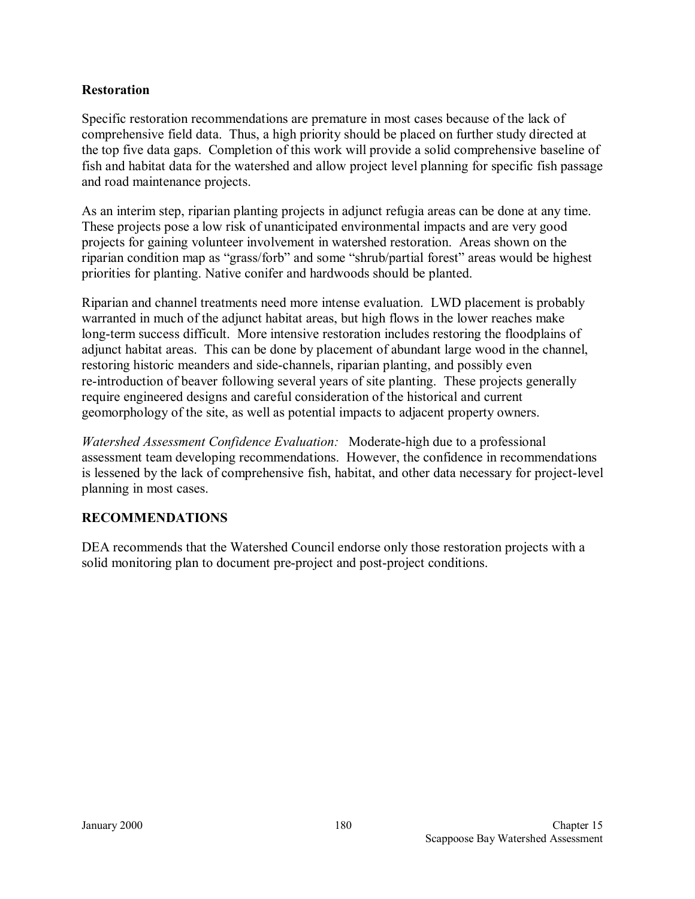### Restoration

Specific restoration recommendations are premature in most cases because of the lack of comprehensive field data. Thus, a high priority should be placed on further study directed at the top five data gaps. Completion of this work will provide a solid comprehensive baseline of fish and habitat data for the watershed and allow project level planning for specific fish passage and road maintenance projects.

As an interim step, riparian planting projects in adjunct refugia areas can be done at any time. These projects pose a low risk of unanticipated environmental impacts and are very good projects for gaining volunteer involvement in watershed restoration. Areas shown on the riparian condition map as "grass/forb" and some "shrub/partial forest" areas would be highest priorities for planting. Native conifer and hardwoods should be planted.

Riparian and channel treatments need more intense evaluation. LWD placement is probably warranted in much of the adjunct habitat areas, but high flows in the lower reaches make long-term success difficult. More intensive restoration includes restoring the floodplains of adjunct habitat areas. This can be done by placement of abundant large wood in the channel, restoring historic meanders and side-channels, riparian planting, and possibly even re-introduction of beaver following several years of site planting. These projects generally require engineered designs and careful consideration of the historical and current geomorphology of the site, as well as potential impacts to adjacent property owners.

*Watershed Assessment Confidence Evaluation:* Moderate-high due to a professional assessment team developing recommendations. However, the confidence in recommendations is lessened by the lack of comprehensive fish, habitat, and other data necessary for project-level planning in most cases.

## RECOMMENDATIONS

DEA recommends that the Watershed Council endorse only those restoration projects with a solid monitoring plan to document pre-project and post-project conditions.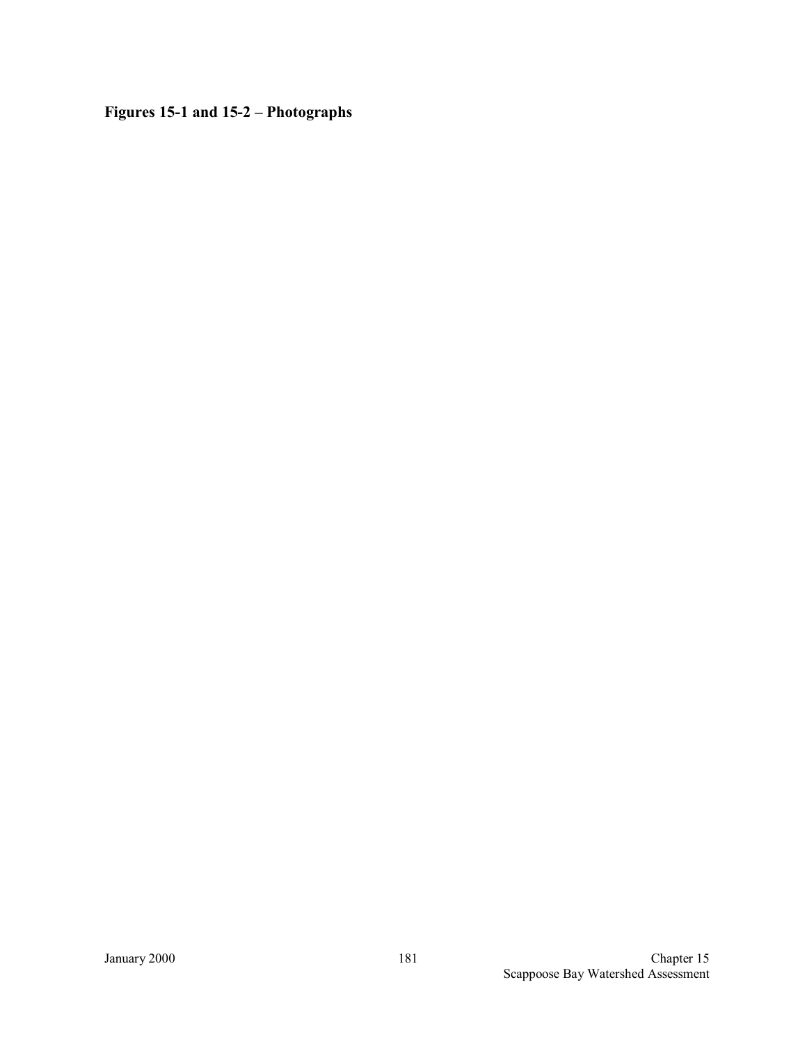**Figures 15-1 and 15-2 – Photographs**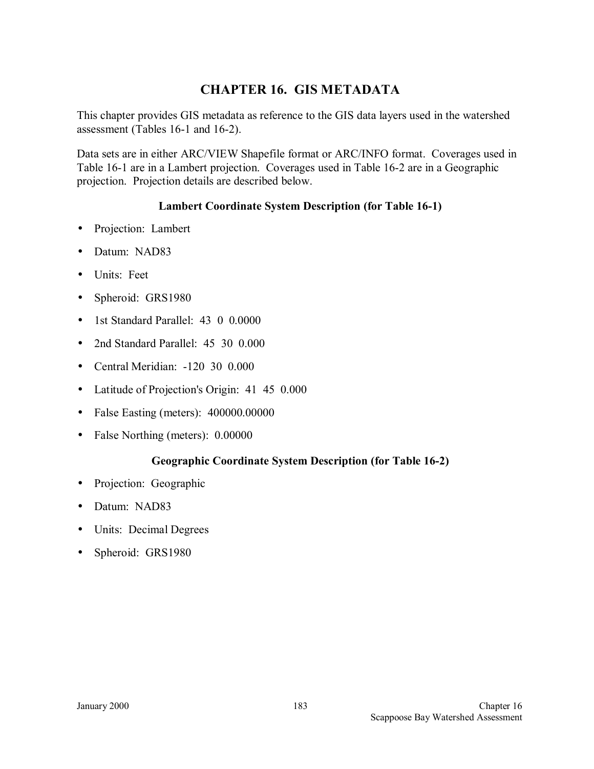# CHAPTER 16. GIS METADATA

This chapter provides GIS metadata as reference to the GIS data layers used in the watershed assessment (Tables 16-1 and 16-2).

Data sets are in either ARC/VIEW Shapefile format or ARC/INFO format. Coverages used in Table 16-1 are in a Lambert projection. Coverages used in Table 16-2 are in a Geographic projection. Projection details are described below.

### Lambert Coordinate System Description (for Table 16-1)

- Projection: Lambert
- Datum: NAD83
- Units: Feet
- Spheroid: GRS1980
- 1st Standard Parallel: 43 0 0.0000
- 2nd Standard Parallel: 45 30 0.000
- Central Meridian: -120 30 0.000
- Latitude of Projection's Origin: 41 45 0.000
- False Easting (meters): 400000.00000
- False Northing (meters): 0.00000

### Geographic Coordinate System Description (for Table 16-2)

- Projection: Geographic
- Datum: NAD83
- Units: Decimal Degrees
- Spheroid: GRS1980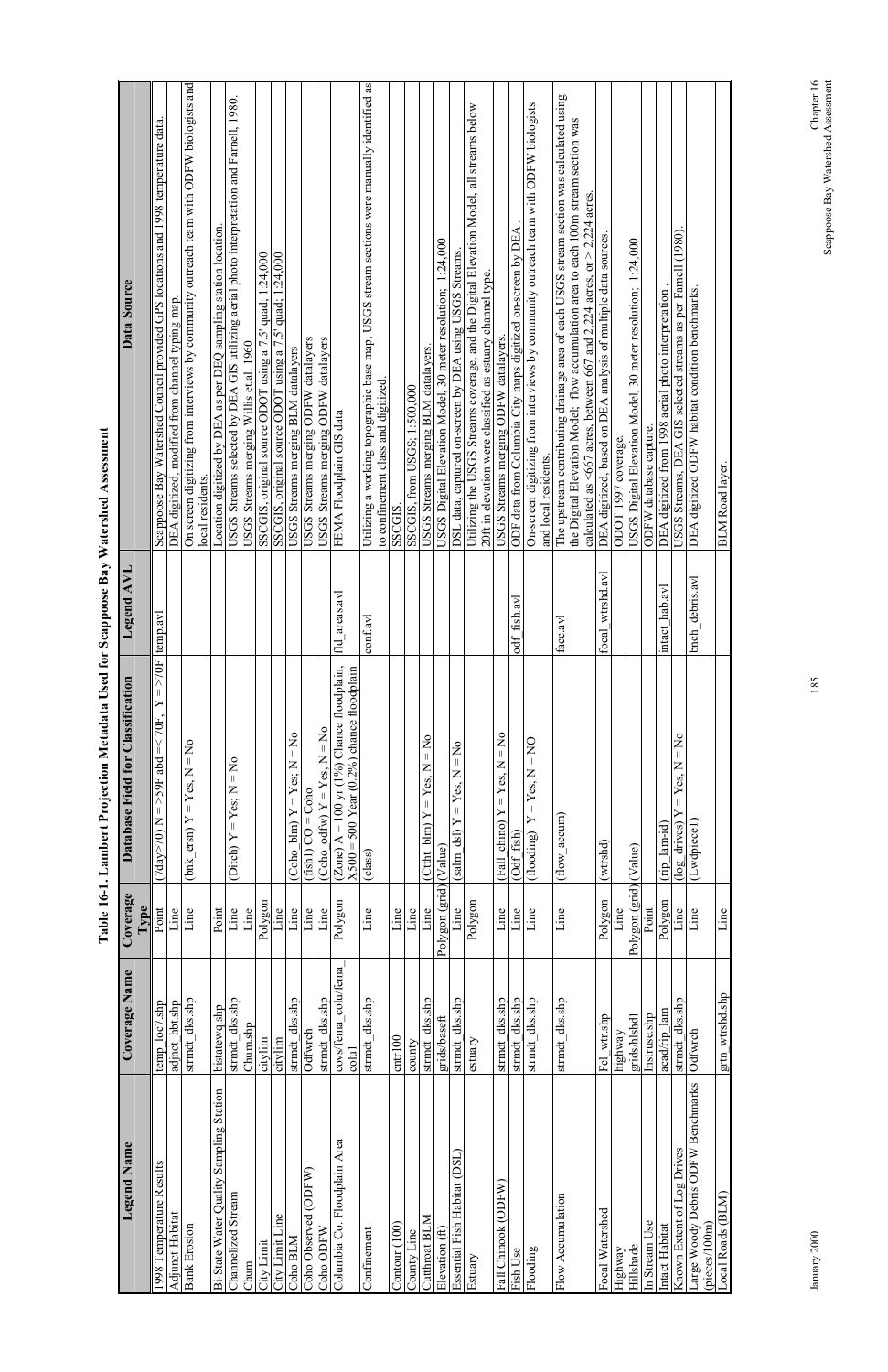**Table 16-1. Lambert Projection Metadata Used for Scappoose Bay Watershed Assessment**

| Legend Name | Coverage Name | Coverage Type | Database Field for Classification | Legend AVL | Data Source |
|---|---|---|---|---|---|
| 1998 Temperature Results | temp_loc7.shp | Point | (7day>70) N = >59F abd =< 70F, Y = >70F | temp.avl | Scappoose Bay Watershed Council provided GPS locations and 1998 temperature data. |
| Adjunct Habitat | adjnct_hbt.shp | Line | | | DEA digitized, modified from channel typing map. |
| Bank Erosion | strmdt_dks.shp | Line | (bnk_ersn) Y = Yes, N = No | | On screen digitizing from interviews by community outreach team with ODFW biologists and local residents. |
| Bi-State Water Quality Sampling Station | bistatewq.shp | Point | | | Location digitized by DEA as per DEQ sampling station location. |
| Channelized Stream | strmdt_dks.shp | Line | (Ditch) Y = Yes; N = No | | USGS Streams selected by DEA GIS utilizing aerial photo interpretation and Farnell, 1980. |
| Chum | Chum.shp | Line | | | USGS Streams merging Willis et.al. 1960 |
| City Limit | citylim | Polygon | | | SSCGIS, original source ODOT using a 7.5' quad; 1:24,000 |
| City Limit Line | citylim | Line | | | SSCGIS, original source ODOT using a 7.5' quad; 1:24,000 |
| Coho BLM | strmdt_dks.shp | Line | (Coho_blm) Y = Yes; N = No | | USGS Streams merging BLM datalayers |
| Coho Observed (ODFW) | Odfwrch | Line | (fish1) CO = Coho | | USGS Streams merging ODFW datalayers |
| Coho ODFW | strmdt_dks.shp | Line | (Coho_odfw) Y = Yes, N = No | | USGS Streams merging ODFW datalayers |
| Columbia Co. Floodplain Area | covs/fema_colu/fema_colu1 | Polygon | (Zone) A = 100 yr (1%) Chance floodplain, X500 = 500 Year (0.2%) chance floodplain | fld_areas.avl | FEMA Floodplain GIS data |
| Confinement | strmdt_dks.shp | Line | (class) | conf.avl | Utilizing a working topographic base map, USGS stream sections were manually identified as to confinement class and digitized. |
| Contour (100) | cntr100 | Line | | | SSCGIS. |
| County Line | county | Line | | | SSCGIS, from USGS; 1:500,000 |
| Cutthroat BLM | strmdt_dks.shp | Line | (Ctthrt_blm) Y = Yes, N = No | | USGS Streams merging BLM datalayers. |
| Elevation (ft) | grids/baseft | Polygon (grid) | (Value) | | USGS Digital Elevation Model, 30 meter resolution; 1:24,000 |
| Essential Fish Habitat (DSL) | strmdt_dks.shp | Line | (salm_dsl) Y = Yes, N = No | | DSL data, captured on-screen by DEA using USGS Streams. |
| Estuary | estuary | Polygon | | | Utilizing the USGS Streams coverage, and the Digital Elevation Model, all streams below 20ft in elevation were classified as estuary channel type. |
| Fall Chinook (ODFW) | strmdt_dks.shp | Line | (Fall_chino) Y = Yes, N = No | | USGS Streams merging ODFW datalayers. |
| Fish Use | strmdt_dks.shp | Line | (Odf_fish) | odf_fish.avl | ODF data from Columbia City maps digitized on-screen by DEA. |
| Flooding | strmdt_dks.shp | Line | (flooding) Y = Yes, N = NO | | On-screen digitizing from interviews by community outreach team with ODFW biologists and local residents. |
| Flow Accumulation | strmdt_dks.shp | Line | (flow_accum) | facc.avl | The upstream contributing drainage area of each USGS stream section was calculated using the Digital Elevation Model; flow accumulation area to each 100m stream section was calculated as <667 acres, between 667 and 2,224 acres, or > 2,224 acres. |
| Focal Watershed | Fcl_wtr.shp | Polygon | (wtrshd) | focal_wtrshd.avl | DEA digitized, based on DEA analysis of multiple data sources. |
| Highway | highway | Line | | | ODOT 1997 coverage. |
| Hillshade | grids/hlshd1 | Polygon (grid) | (Value) | | USGS Digital Elevation Model, 30 meter resolution; 1:24,000 |
| In Stream Use | Instruse.shp | Point | | | ODFW database capture. |
| Intact Habitat | acad/rip_lam | Polygon | (rip_lam-id) | intact_hab.avl | DEA digitized from 1998 aerial photo interpretation. |
| Known Extent of Log Drives | strmdt_dks.shp | Line | (log_drives) Y = Yes, N = No | | USGS Streams, DEA GIS selected streams as per Farnell (1980). |
| Large Woody Debris ODFW Benchmarks (pieces/100m) | Odfwrch | Line | (Lwdpiece1) | bnch_debris.avl | DEA digitized ODFW habitat condition benchmarks. |
| Local Roads (BLM) | grtn_wtrshd.shp | Line | | | BLM Road layer. |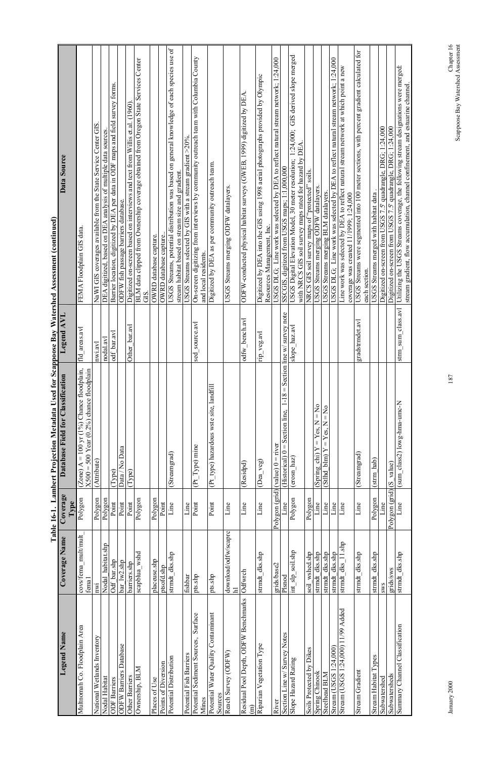**Table 16-1. Lambert Projection Metadata Used for Scappoose Bay Watershed Assessment (continued)**

| Legend Name | Coverage Name | Coverage Type | Database Field for Classification | Legend AVL | Data Source |
|---|---|---|---|---|---|
| Multnomah Co. Floodplain Area | covs/fema_mult/mult_fema1 | Polygon | (Zone) A = 100 yr (1%) Chance floodplain, X500 = 500 Year (0.2%) chance floodplain | fld_areas.avl | FEMA Floodplain GIS data. |
| National Wetlands Inventory | nwi | Polygon | (Attribute) | nwi.avl | NaWI GIS coverages available from the State Service Center GIS. |
| Nodal Habitat | Nodal_habitat.shp | Polygon | | nodal.avl | DEA digitized, based on DEA analysis of multiple data sources. |
| ODF Barriers | Odf_bar.shp | Point | (Type) | odf_bar.avl | Barrier location, digitized by DEA per data in ODF maps and field survey forms. |
| ODFW Barriers Database | bar_lw2.shp | Point | Data / No Data | | ODFW fish passage barriers database. |
| Other Barriers | barriers.shp | Point | (Type) | Other_bar.avl | Digitized on-screen based on interviews and text from Willis et.al. (1960). |
| Ownership, BLM | scapblua_wshd | Polygon | | | BLM data clipped from Ownership coverage obtained from Oregon State Services Center GIS. |
| Places of Use | placeuse.shp | Polygon | | | OWRD database capture. |
| Points of Diversion | ptsofd.shp | Point | | | OWRD database capture.. |
| Potential Distribution | strmdt_dks.shp | Line | (Streamgrad) | | USGS Streams, potential distribution was based on general knowledge of each species use of stream habitat based on stream size and gradient. |
| Potential Fish Barriers | fishbar | Line | | | USGS Streams selected by GIS with a stream gradient >20%. |
| Potential Sediment Sources, Surface Mines | pts.shp | Point | (Pt_Type) mine | sed_source.avl | On-screen digitizing from interviews by community outreach team with Columbia County and local residents. |
| Potential Water Quality Contaminant Sources | pts.shp | Point | (Pt_type) hazardous wste site, landfill | | Digitized by DEA as per community outreach team. |
| Reach Survey (ODFW) | download/odfw/scaprch1 | Line | | | USGS Streams merging ODFW datalayers. |
| Residual Pool Depth, ODFW Benchmarks (m) | Odfwrch | Line | (Residpd) | odfw_bench.avl | ODFW-conducted physical habitat surveys (GWEB, 1999) digitized by DEA. |
| Riparian Vegetation Type | strmdt_dks.shp | Line | (Dea_veg) | rip_veg.avl | Digitized by DEA into the GIS using 1998 aerial photographs provided by Olympic Resources Management, Inc. |
| River | grids/base2 | Polygon (grid) | (value) 0 = river | | USGS DLG; Line work was selected by DEA to reflect natural stream network; 1:24,000 |
| Section Line w/ Survey Notes | Plsnod | Line | (Historical) 0 = Section line, 1-18 = Section line w/ survey note | | SSCGIS, digitized from USGS maps; 1:1,000,000 |
| Slope Hazard Rating | int_slp_soil.shp | Polygon | (erosn_haz) | slope_haz.avl | USGS Digital Elevation Model, 30 meter resolution; 1:24,000; GIS derived slope merged with NRCS GIS soil survey maps rated for hazard by DEA. |
| Soils Protected by Dikes | soil_wshed.shp | Polygon | | | NRCS GIS soil survey maps of "protected" soils. |
| Spring Chinook | strmdt_dks.shp | Line | (Spring_chi) Y = Yes, N = No | | USGS Streams merging ODFW datalayers. |
| Steelhead BLM | strmdt_dks.shp | Line | (Stlhd_blm) Y = Yes, N = No | | USGS Streams merging BLM datalayers. |
| Stream (USGS 1:24,000) | strmdt_dks.shp | Line | | | USGS DLG; Line work was selected by DEA to reflect natural stream network; 1:24,000 |
| Stream (USGS 1:24,000) 11/99 Added | strmdt_dks_11.shp | Line | | | Line work was selected by DEA to reflect natural stream network at which point a new coverage was created 11/1999; 1:24,000 |
| Stream Gradient | strmdt_dks.shp | Line | (Streamgrad) | gradstrmdet.avl | USGS Streams were segmented into 100 meter sections, with percent gradient calculated for each section. |
| Stream Habitat Types | strmdt_dks.shp | Polygon | (strm_hab) | | USGS Streams merged with habitat data. |
| Subwatershed | sws | Line | | | Digitized on-screen from USGS 7.5' quadrangle, DRG; 1:24,000 |
| Subwatersheds | grids/sws | Polygon (grid) | ($_value) | | Digitized on-screen from USGS 7.5' quadrangle, DRG; 1:24,000 |
| Summary Channel Classification | strmdt_dks.shp | Line | (sum_class2) lowg-hma-umc-N | strm_sum_class.avl | Utilizing the USGS Streams coverage, the following stream designations were merged: stream gradient, flow accumulation, channel confinement, and estuarine channel. |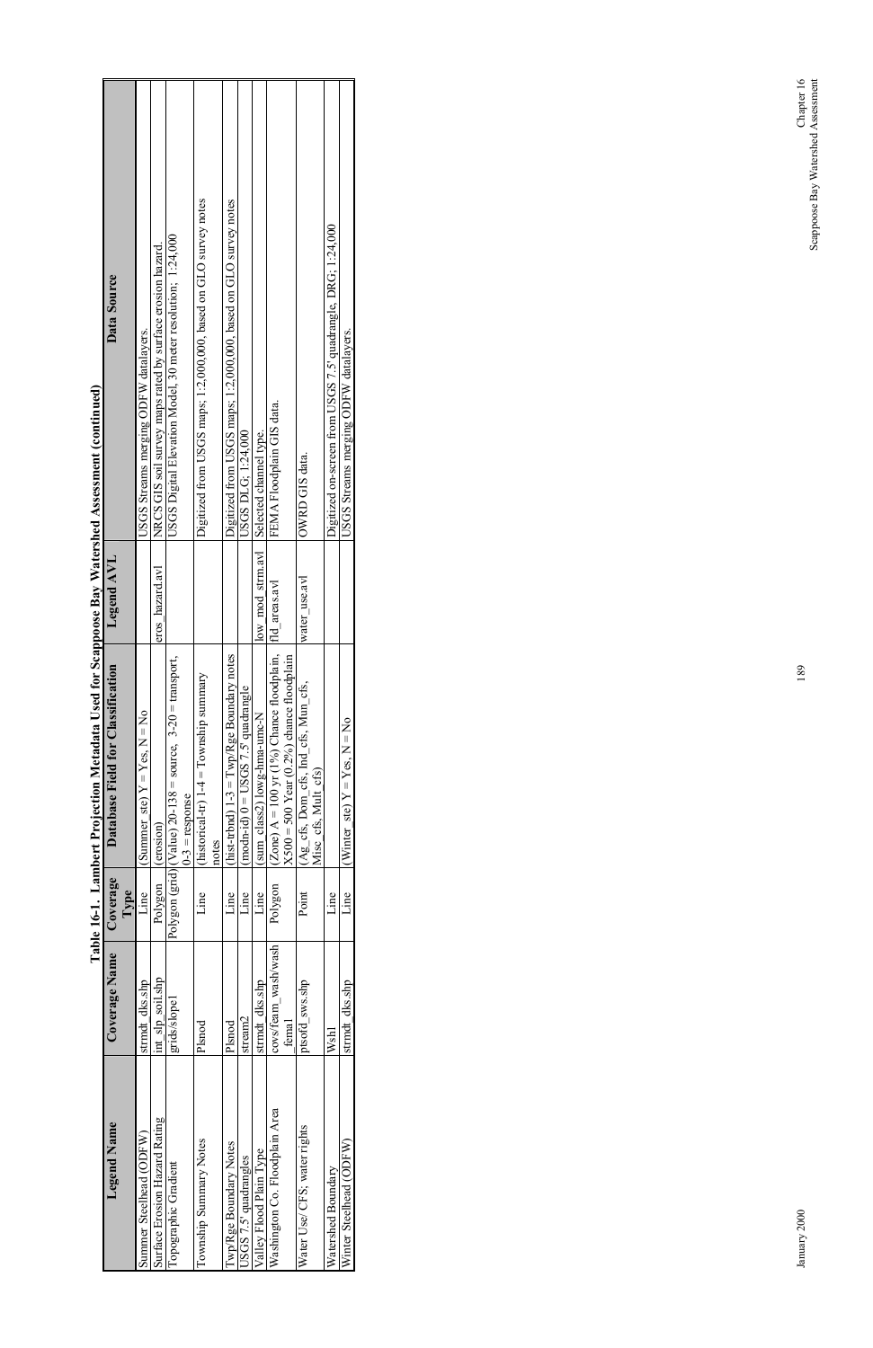**Table 16-1. Lambert Projection Metadata Used for Scappoose Bay Watershed Assessment (continued)**

| Legend Name | Coverage Name | Coverage Type | Database Field for Classification | Legend AVL | Data Source |
|---|---|---|---|---|---|
| Summer Steelhead (ODFW) | strmdt_dks.shp | Line | (Summer_ste) Y = Yes, N = No | | USGS Streams merging ODFW datalayers. |
| Surface Erosion Hazard Rating | int_slp_soil.shp | Polygon | (erosion) | eros_hazard.avl | NRCS GIS soil survey maps rated by surface erosion hazard. |
| Topographic Gradient | grids/slope1 | Polygon (grid) | (Value) 20-138 = source, 3-20 = transport, 0-3 = response | | USGS Digital Elevation Model, 30 meter resolution; 1:24,000 |
| Township Summary Notes | Plsnod | Line | (historical-tr) 1-4 = Township summary notes | | Digitized from USGS maps; 1:2,000,000, based on GLO survey notes |
| Twp/Rge Boundary Notes | Plsnod | Line | (hist-trbnd) 1-3 = Twp/Rge Boundary notes | | Digitized from USGS maps; 1:2,000,000, based on GLO survey notes |
| USGS 7.5' quadrangles | stream2 | Line | (modn-id) 0 = USGS 7.5' quadrangle | | USGS DLG; 1:24,000 |
| Valley Flood Plain Type | strmdt_dks.shp | Line | (sum_class2) lowg-hma-umc-N | low_mod_strm.avl | Selected channel type. |
| Washington Co. Floodplain Area | covs/feam_wash/wash_fema1 | Polygon | (Zone) A = 100 yr (1%) Chance floodplain, X500 = 500 Year (0.2%) chance floodplain | fld_areas.avl | FEMA Floodplain GIS data. |
| Water Use/ CFS; water rights | pisofd_sws.shp | Point | (Ag_cfs, Dom_cfs, Ind_cfs, Mun_cfs, Misc_cfs, Mult_cfs) | water_use.avl | OWRD GIS data. |
| Watershed Boundary | Wsh1 | Line | | | Digitized on-screen from USGS 7.5' quadrangle, DRG; 1:24,000 |
| Winter Steelhead (ODFW) | strmdt_dks.shp | Line | (Winter_ste) Y = Yes, N = No | | USGS Streams merging ODFW datalayers. |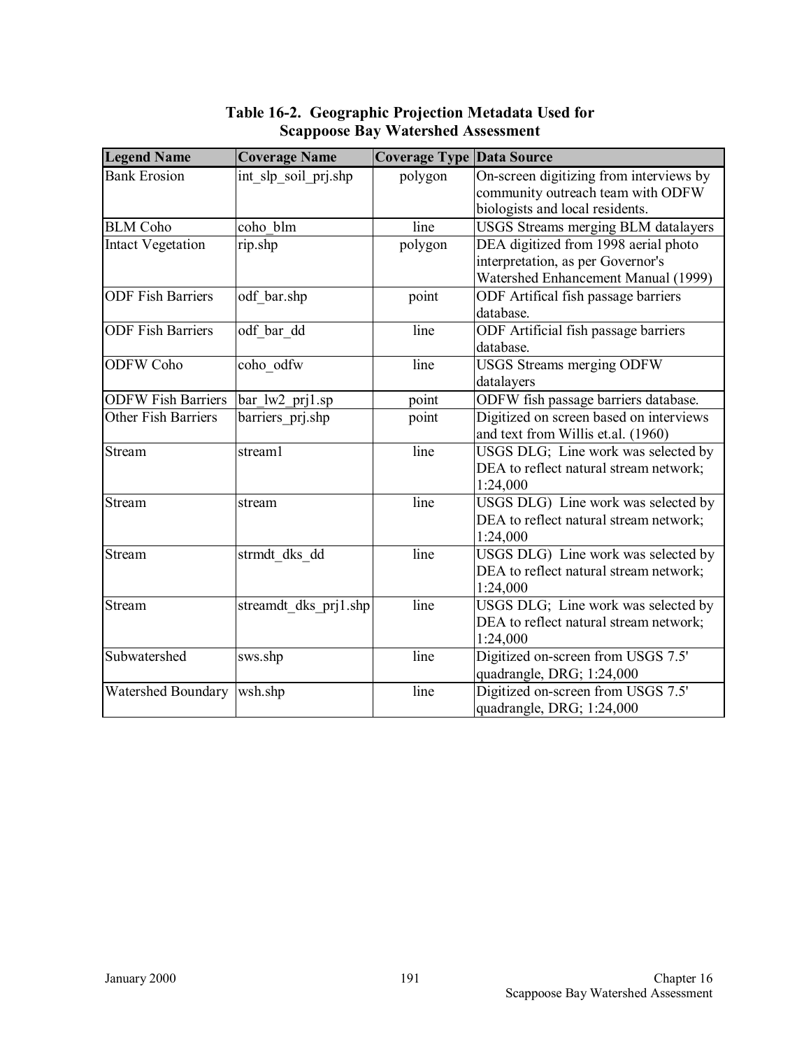## Table 16-2. Geographic Projection Metadata Used for Scappoose Bay Watershed Assessment

| Legend Name | Coverage Name | Coverage Type | Data Source |
|---|---|---|---|
| Bank Erosion | int_slp_soil_prj.shp | polygon | On-screen digitizing from interviews by community outreach team with ODFW biologists and local residents. |
| BLM Coho | coho_blm | line | USGS Streams merging BLM datalayers |
| Intact Vegetation | rip.shp | polygon | DEA digitized from 1998 aerial photo interpretation, as per Governor's Watershed Enhancement Manual (1999) |
| ODF Fish Barriers | odf_bar.shp | point | ODF Artifical fish passage barriers database. |
| ODF Fish Barriers | odf_bar_dd | line | ODF Artificial fish passage barriers database. |
| ODFW Coho | coho_odfw | line | USGS Streams merging ODFW datalayers |
| ODFW Fish Barriers | bar_lw2_prj1.sp | point | ODFW fish passage barriers database. |
| Other Fish Barriers | barriers_prj.shp | point | Digitized on screen based on interviews and text from Willis et.al. (1960) |
| Stream | stream1 | line | USGS DLG; Line work was selected by DEA to reflect natural stream network; 1:24,000 |
| Stream | stream | line | USGS DLG) Line work was selected by DEA to reflect natural stream network; 1:24,000 |
| Stream | strmdt_dks_dd | line | USGS DLG) Line work was selected by DEA to reflect natural stream network; 1:24,000 |
| Stream | streamdt_dks_prj1.shp | line | USGS DLG; Line work was selected by DEA to reflect natural stream network; 1:24,000 |
| Subwatershed | sws.shp | line | Digitized on-screen from USGS 7.5' quadrangle, DRG; 1:24,000 |
| Watershed Boundary | wsh.shp | line | Digitized on-screen from USGS 7.5' quadrangle, DRG; 1:24,000 |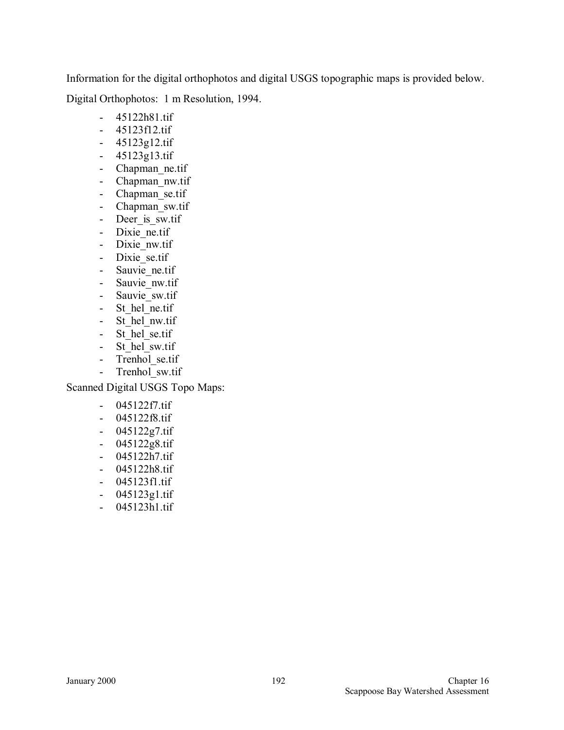Information for the digital orthophotos and digital USGS topographic maps is provided below.

Digital Orthophotos: 1 m Resolution, 1994.

- 45122h81.tif
- 45123f12.tif
- 45123g12.tif
- 45123g13.tif
- Chapman_ne.tif
- Chapman_nw.tif
- Chapman_se.tif
- Chapman_sw.tif
- Deer_is_sw.tif
- Dixie_ne.tif
- Dixie_nw.tif
- Dixie_se.tif
- Sauvie_ne.tif
- Sauvie_nw.tif
- Sauvie_sw.tif
- St_hel_ne.tif
- St_hel_nw.tif
- St_hel_se.tif
- St_hel_sw.tif
- Trenhol_se.tif
- Trenhol_sw.tif

Scanned Digital USGS Topo Maps:

- 045122f7.tif
- 045122f8.tif
- 045122g7.tif
- 045122g8.tif
- 045122h7.tif
- 045122h8.tif
- 045123f1.tif
- 045123g1.tif
- 045123h1.tif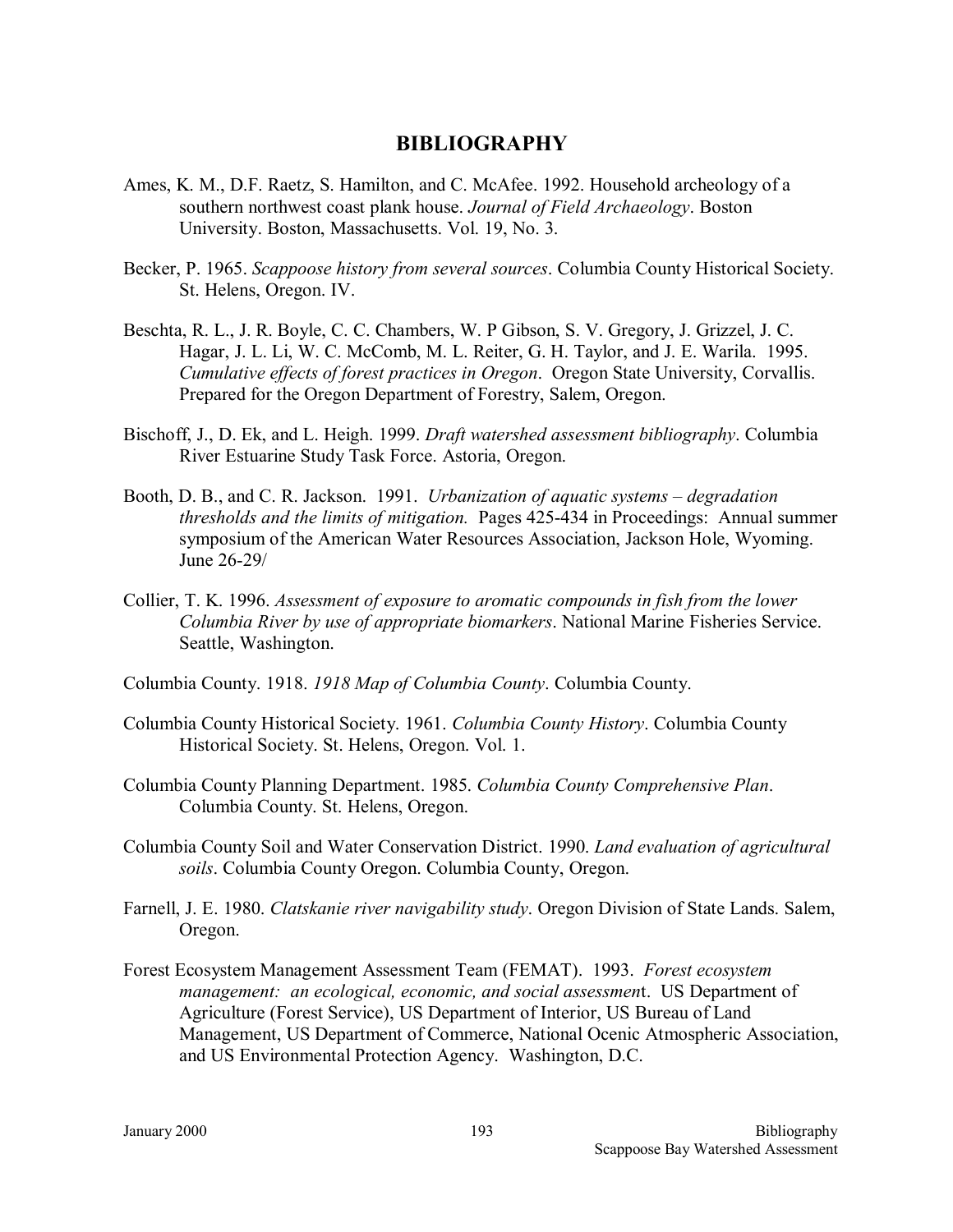# BIBLIOGRAPHY

Ames, K. M., D.F. Raetz, S. Hamilton, and C. McAfee. 1992. Household archeology of a southern northwest coast plank house. *Journal of Field Archaeology*. Boston University. Boston, Massachusetts. Vol. 19, No. 3.

Becker, P. 1965. *Scappoose history from several sources*. Columbia County Historical Society. St. Helens, Oregon. IV.

Beschta, R. L., J. R. Boyle, C. C. Chambers, W. P Gibson, S. V. Gregory, J. Grizzel, J. C. Hagar, J. L. Li, W. C. McComb, M. L. Reiter, G. H. Taylor, and J. E. Warila. 1995. *Cumulative effects of forest practices in Oregon*. Oregon State University, Corvallis. Prepared for the Oregon Department of Forestry, Salem, Oregon.

Bischoff, J., D. Ek, and L. Heigh. 1999. *Draft watershed assessment bibliography*. Columbia River Estuarine Study Task Force. Astoria, Oregon.

Booth, D. B., and C. R. Jackson. 1991. *Urbanization of aquatic systems – degradation thresholds and the limits of mitigation.* Pages 425-434 in Proceedings: Annual summer symposium of the American Water Resources Association, Jackson Hole, Wyoming. June 26-29/

Collier, T. K. 1996. *Assessment of exposure to aromatic compounds in fish from the lower Columbia River by use of appropriate biomarkers*. National Marine Fisheries Service. Seattle, Washington.

Columbia County. 1918. *1918 Map of Columbia County*. Columbia County.

Columbia County Historical Society. 1961. *Columbia County History*. Columbia County Historical Society. St. Helens, Oregon. Vol. 1.

Columbia County Planning Department. 1985. *Columbia County Comprehensive Plan*. Columbia County. St. Helens, Oregon.

Columbia County Soil and Water Conservation District. 1990. *Land evaluation of agricultural soils*. Columbia County Oregon. Columbia County, Oregon.

Farnell, J. E. 1980. *Clatskanie river navigability study*. Oregon Division of State Lands. Salem, Oregon.

Forest Ecosystem Management Assessment Team (FEMAT). 1993. *Forest ecosystem management: an ecological, economic, and social assessmen*t. US Department of Agriculture (Forest Service), US Department of Interior, US Bureau of Land Management, US Department of Commerce, National Ocenic Atmospheric Association, and US Environmental Protection Agency. Washington, D.C.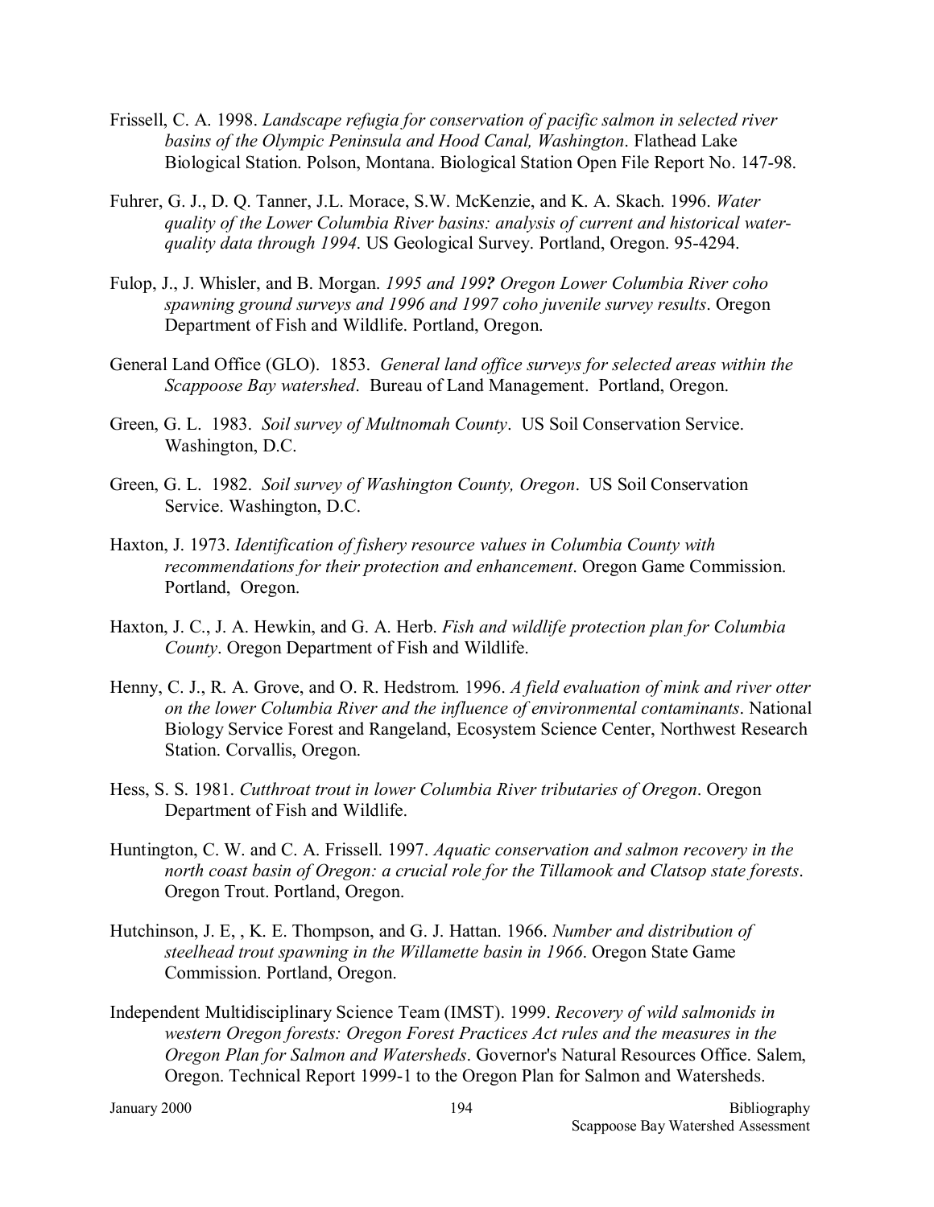Frissell, C. A. 1998. *Landscape refugia for conservation of pacific salmon in selected river basins of the Olympic Peninsula and Hood Canal, Washington*. Flathead Lake Biological Station. Polson, Montana. Biological Station Open File Report No. 147-98.

Fuhrer, G. J., D. Q. Tanner, J.L. Morace, S.W. McKenzie, and K. A. Skach. 1996. *Water quality of the Lower Columbia River basins: analysis of current and historical water-quality data through 1994*. US Geological Survey. Portland, Oregon. 95-4294.

Fulop, J., J. Whisler, and B. Morgan. *1995 and 199? Oregon Lower Columbia River coho spawning ground surveys and 1996 and 1997 coho juvenile survey results*. Oregon Department of Fish and Wildlife. Portland, Oregon.

General Land Office (GLO). 1853. *General land office surveys for selected areas within the Scappoose Bay watershed*. Bureau of Land Management. Portland, Oregon.

Green, G. L. 1983. *Soil survey of Multnomah County*. US Soil Conservation Service. Washington, D.C.

Green, G. L. 1982. *Soil survey of Washington County, Oregon*. US Soil Conservation Service. Washington, D.C.

Haxton, J. 1973. *Identification of fishery resource values in Columbia County with recommendations for their protection and enhancement*. Oregon Game Commission. Portland, Oregon.

Haxton, J. C., J. A. Hewkin, and G. A. Herb. *Fish and wildlife protection plan for Columbia County*. Oregon Department of Fish and Wildlife.

Henny, C. J., R. A. Grove, and O. R. Hedstrom. 1996. *A field evaluation of mink and river otter on the lower Columbia River and the influence of environmental contaminants*. National Biology Service Forest and Rangeland, Ecosystem Science Center, Northwest Research Station. Corvallis, Oregon.

Hess, S. S. 1981. *Cutthroat trout in lower Columbia River tributaries of Oregon*. Oregon Department of Fish and Wildlife.

Huntington, C. W. and C. A. Frissell. 1997. *Aquatic conservation and salmon recovery in the north coast basin of Oregon: a crucial role for the Tillamook and Clatsop state forests*. Oregon Trout. Portland, Oregon.

Hutchinson, J. E, , K. E. Thompson, and G. J. Hattan. 1966. *Number and distribution of steelhead trout spawning in the Willamette basin in 1966*. Oregon State Game Commission. Portland, Oregon.

Independent Multidisciplinary Science Team (IMST). 1999. *Recovery of wild salmonids in western Oregon forests: Oregon Forest Practices Act rules and the measures in the Oregon Plan for Salmon and Watersheds*. Governor's Natural Resources Office. Salem, Oregon. Technical Report 1999-1 to the Oregon Plan for Salmon and Watersheds.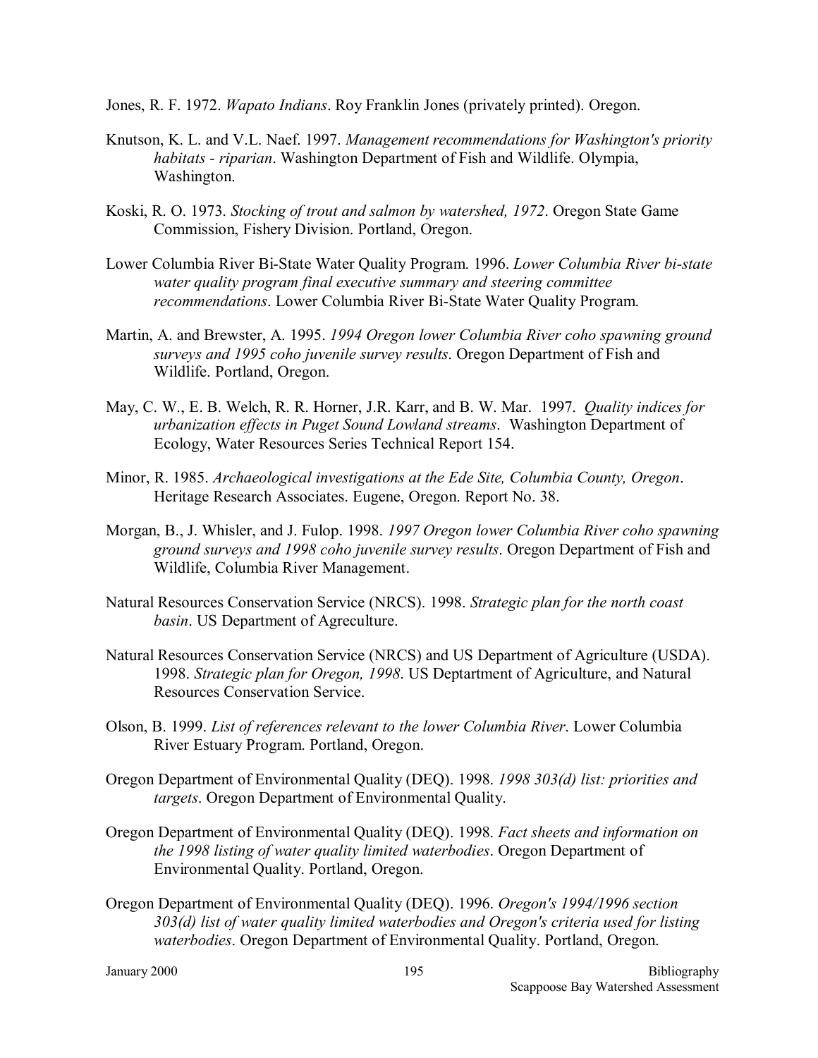Jones, R. F. 1972. *Wapato Indians*. Roy Franklin Jones (privately printed). Oregon.

Knutson, K. L. and V.L. Naef. 1997. *Management recommendations for Washington's priority habitats - riparian*. Washington Department of Fish and Wildlife. Olympia, Washington.

Koski, R. O. 1973. *Stocking of trout and salmon by watershed, 1972*. Oregon State Game Commission, Fishery Division. Portland, Oregon.

Lower Columbia River Bi-State Water Quality Program. 1996. *Lower Columbia River bi-state water quality program final executive summary and steering committee recommendations*. Lower Columbia River Bi-State Water Quality Program.

Martin, A. and Brewster, A. 1995. *1994 Oregon lower Columbia River coho spawning ground surveys and 1995 coho juvenile survey results*. Oregon Department of Fish and Wildlife. Portland, Oregon.

May, C. W., E. B. Welch, R. R. Horner, J.R. Karr, and B. W. Mar. 1997. *Quality indices for urbanization effects in Puget Sound Lowland streams*. Washington Department of Ecology, Water Resources Series Technical Report 154.

Minor, R. 1985. *Archaeological investigations at the Ede Site, Columbia County, Oregon*. Heritage Research Associates. Eugene, Oregon. Report No. 38.

Morgan, B., J. Whisler, and J. Fulop. 1998. *1997 Oregon lower Columbia River coho spawning ground surveys and 1998 coho juvenile survey results*. Oregon Department of Fish and Wildlife, Columbia River Management.

Natural Resources Conservation Service (NRCS). 1998. *Strategic plan for the north coast basin*. US Department of Agreculture.

Natural Resources Conservation Service (NRCS) and US Department of Agriculture (USDA). 1998. *Strategic plan for Oregon, 1998*. US Deptartment of Agriculture, and Natural Resources Conservation Service.

Olson, B. 1999. *List of references relevant to the lower Columbia River*. Lower Columbia River Estuary Program. Portland, Oregon.

Oregon Department of Environmental Quality (DEQ). 1998. *1998 303(d) list: priorities and targets*. Oregon Department of Environmental Quality.

Oregon Department of Environmental Quality (DEQ). 1998. *Fact sheets and information on the 1998 listing of water quality limited waterbodies*. Oregon Department of Environmental Quality. Portland, Oregon.

Oregon Department of Environmental Quality (DEQ). 1996. *Oregon's 1994/1996 section 303(d) list of water quality limited waterbodies and Oregon's criteria used for listing waterbodies*. Oregon Department of Environmental Quality. Portland, Oregon.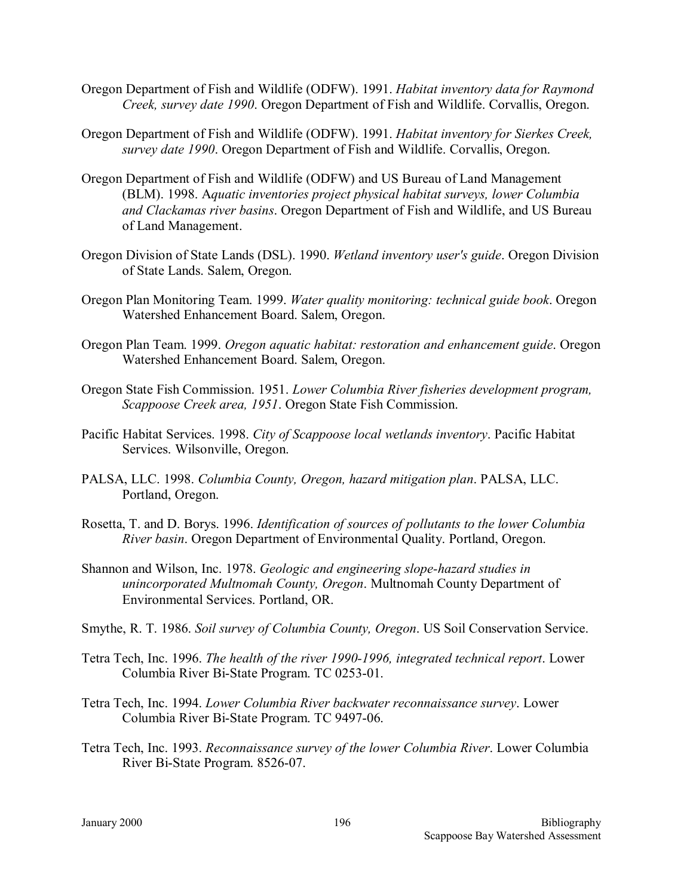Oregon Department of Fish and Wildlife (ODFW). 1991. *Habitat inventory data for Raymond Creek, survey date 1990*. Oregon Department of Fish and Wildlife. Corvallis, Oregon.

Oregon Department of Fish and Wildlife (ODFW). 1991. *Habitat inventory for Sierkes Creek, survey date 1990*. Oregon Department of Fish and Wildlife. Corvallis, Oregon.

Oregon Department of Fish and Wildlife (ODFW) and US Bureau of Land Management (BLM). 1998. A*quatic inventories project physical habitat surveys, lower Columbia and Clackamas river basins*. Oregon Department of Fish and Wildlife, and US Bureau of Land Management.

Oregon Division of State Lands (DSL). 1990. *Wetland inventory user's guide*. Oregon Division of State Lands. Salem, Oregon.

Oregon Plan Monitoring Team. 1999. *Water quality monitoring: technical guide book*. Oregon Watershed Enhancement Board. Salem, Oregon.

Oregon Plan Team. 1999. *Oregon aquatic habitat: restoration and enhancement guide*. Oregon Watershed Enhancement Board. Salem, Oregon.

Oregon State Fish Commission. 1951. *Lower Columbia River fisheries development program, Scappoose Creek area, 1951*. Oregon State Fish Commission.

Pacific Habitat Services. 1998. *City of Scappoose local wetlands inventory*. Pacific Habitat Services. Wilsonville, Oregon.

PALSA, LLC. 1998. *Columbia County, Oregon, hazard mitigation plan*. PALSA, LLC. Portland, Oregon.

Rosetta, T. and D. Borys. 1996. *Identification of sources of pollutants to the lower Columbia River basin*. Oregon Department of Environmental Quality. Portland, Oregon.

Shannon and Wilson, Inc. 1978. *Geologic and engineering slope-hazard studies in unincorporated Multnomah County, Oregon*. Multnomah County Department of Environmental Services. Portland, OR.

Smythe, R. T. 1986. *Soil survey of Columbia County, Oregon*. US Soil Conservation Service.

Tetra Tech, Inc. 1996. *The health of the river 1990-1996, integrated technical report*. Lower Columbia River Bi-State Program. TC 0253-01.

Tetra Tech, Inc. 1994. *Lower Columbia River backwater reconnaissance survey*. Lower Columbia River Bi-State Program. TC 9497-06.

Tetra Tech, Inc. 1993. *Reconnaissance survey of the lower Columbia River*. Lower Columbia River Bi-State Program. 8526-07.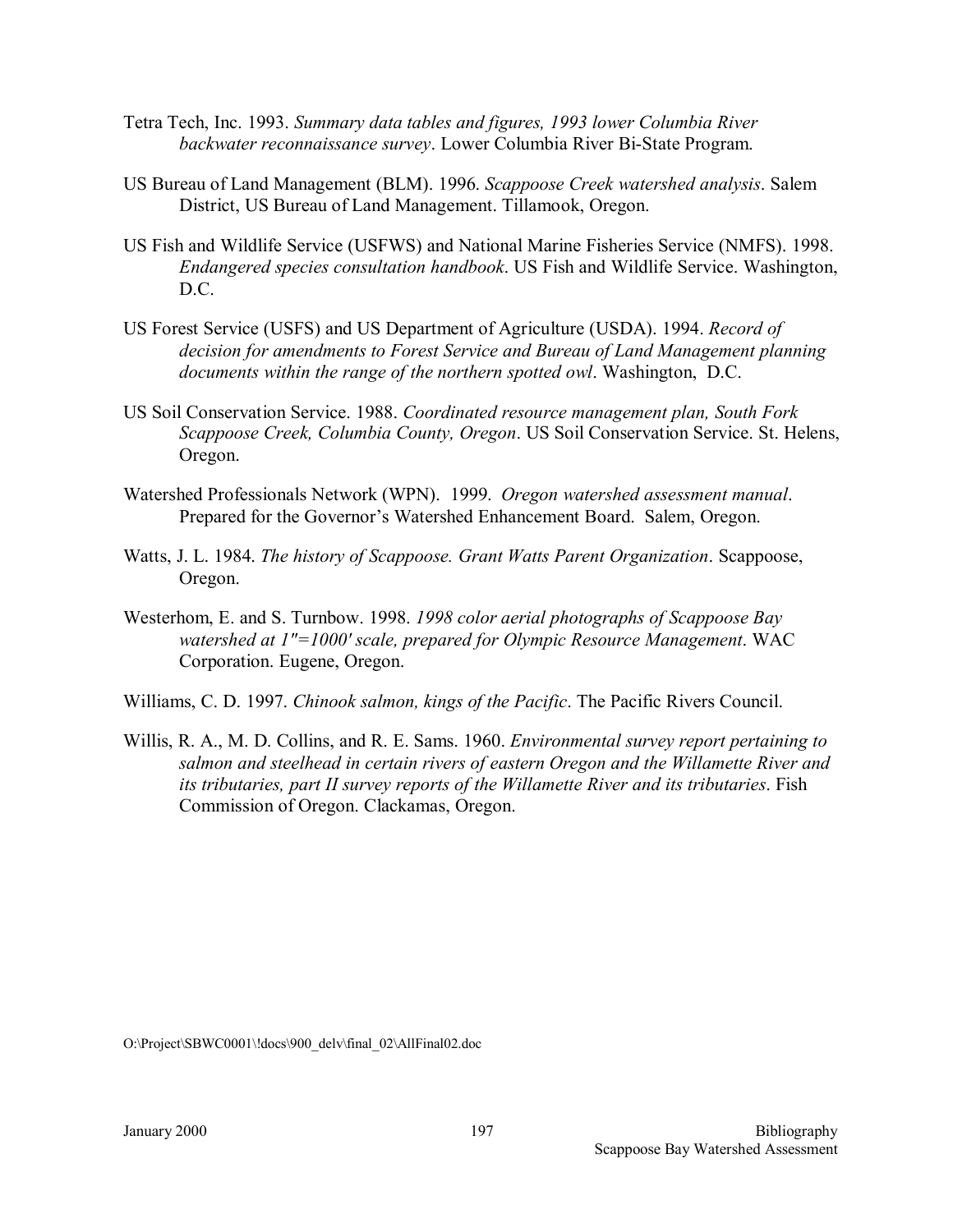Tetra Tech, Inc. 1993. *Summary data tables and figures, 1993 lower Columbia River backwater reconnaissance survey*. Lower Columbia River Bi-State Program.

US Bureau of Land Management (BLM). 1996. *Scappoose Creek watershed analysis*. Salem District, US Bureau of Land Management. Tillamook, Oregon.

US Fish and Wildlife Service (USFWS) and National Marine Fisheries Service (NMFS). 1998. *Endangered species consultation handbook*. US Fish and Wildlife Service. Washington, D.C.

US Forest Service (USFS) and US Department of Agriculture (USDA). 1994. *Record of decision for amendments to Forest Service and Bureau of Land Management planning documents within the range of the northern spotted owl*. Washington, D.C.

US Soil Conservation Service. 1988. *Coordinated resource management plan, South Fork Scappoose Creek, Columbia County, Oregon*. US Soil Conservation Service. St. Helens, Oregon.

Watershed Professionals Network (WPN). 1999. *Oregon watershed assessment manual*. Prepared for the Governor's Watershed Enhancement Board. Salem, Oregon.

Watts, J. L. 1984. *The history of Scappoose. Grant Watts Parent Organization*. Scappoose, Oregon.

Westerhom, E. and S. Turnbow. 1998. *1998 color aerial photographs of Scappoose Bay watershed at 1"=1000' scale, prepared for Olympic Resource Management*. WAC Corporation. Eugene, Oregon.

Williams, C. D. 1997. *Chinook salmon, kings of the Pacific*. The Pacific Rivers Council.

Willis, R. A., M. D. Collins, and R. E. Sams. 1960. *Environmental survey report pertaining to salmon and steelhead in certain rivers of eastern Oregon and the Willamette River and its tributaries, part II survey reports of the Willamette River and its tributaries*. Fish Commission of Oregon. Clackamas, Oregon.

O:\Project\SBWC0001\!docs\900_delv\final_02\AllFinal02.doc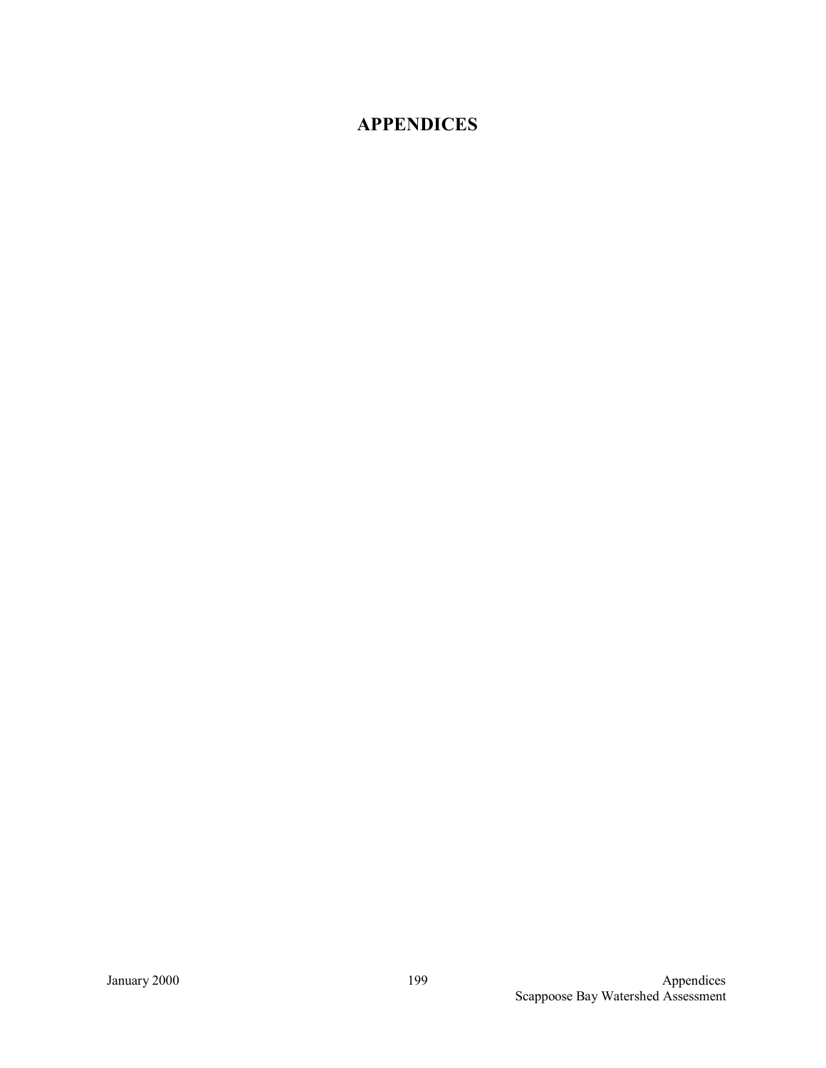# APPENDICES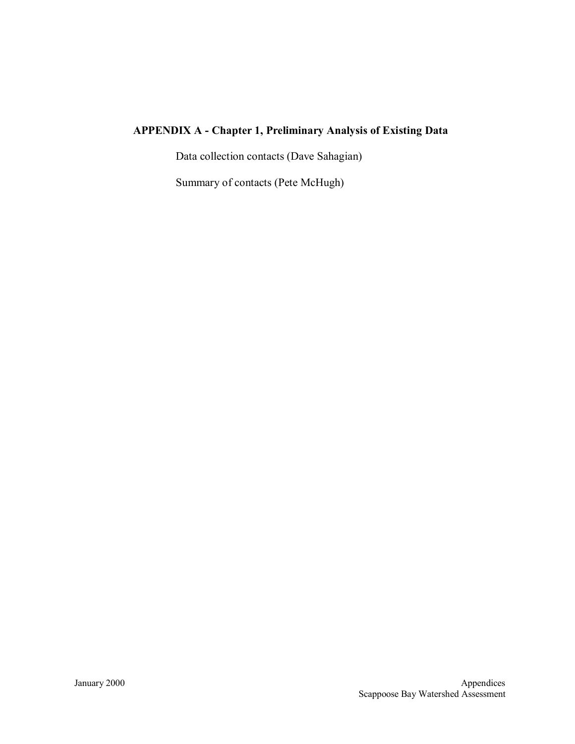# APPENDIX A - Chapter 1, Preliminary Analysis of Existing Data

Data collection contacts (Dave Sahagian)

Summary of contacts (Pete McHugh)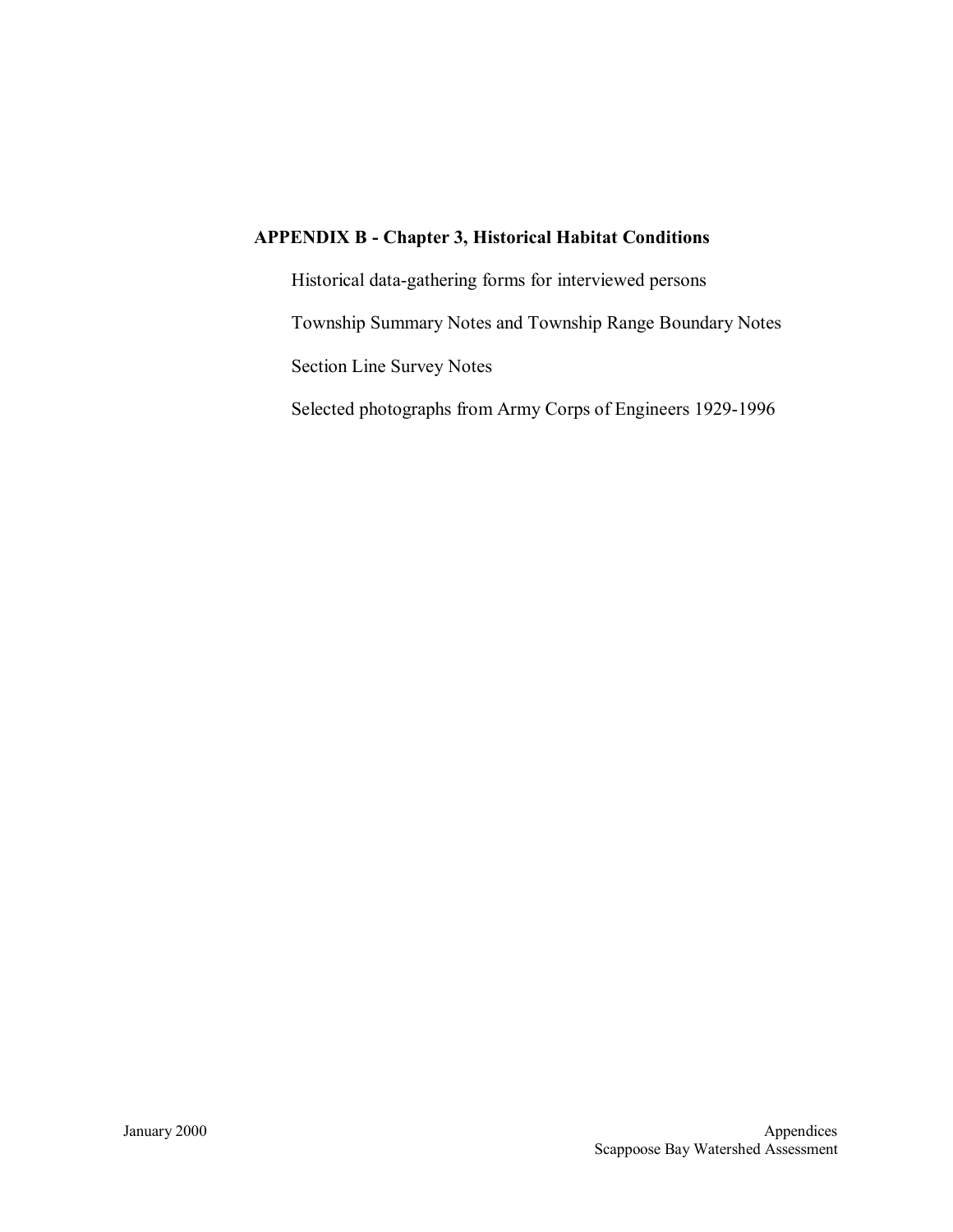## APPENDIX B - Chapter 3, Historical Habitat Conditions

Historical data-gathering forms for interviewed persons

Township Summary Notes and Township Range Boundary Notes

Section Line Survey Notes

Selected photographs from Army Corps of Engineers 1929-1996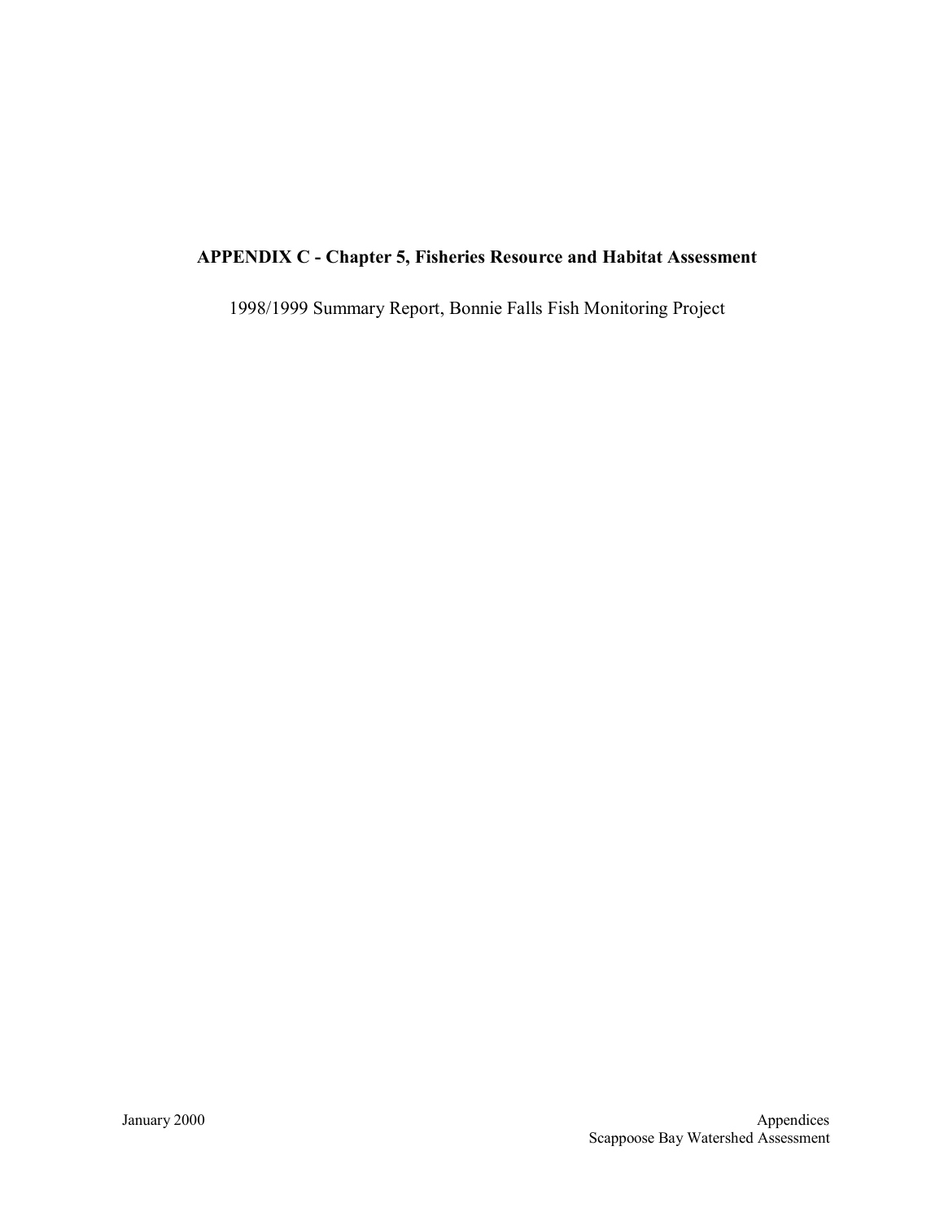**APPENDIX C - Chapter 5, Fisheries Resource and Habitat Assessment**

1998/1999 Summary Report, Bonnie Falls Fish Monitoring Project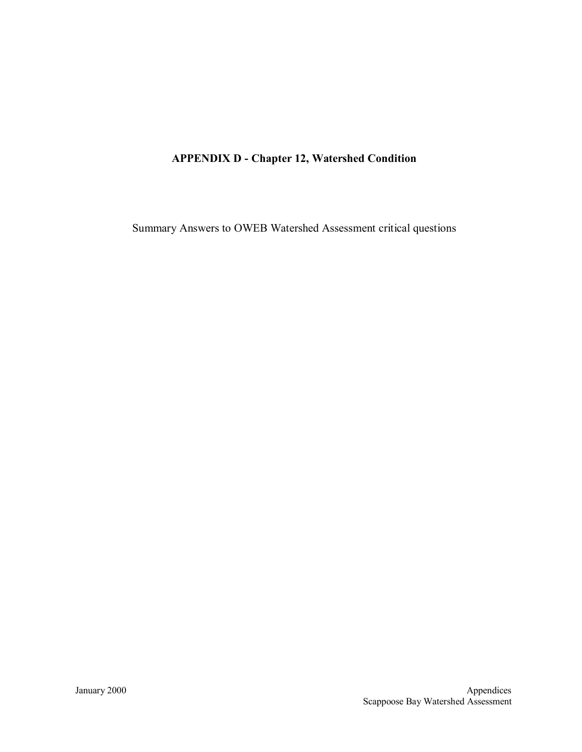# APPENDIX D - Chapter 12, Watershed Condition

Summary Answers to OWEB Watershed Assessment critical questions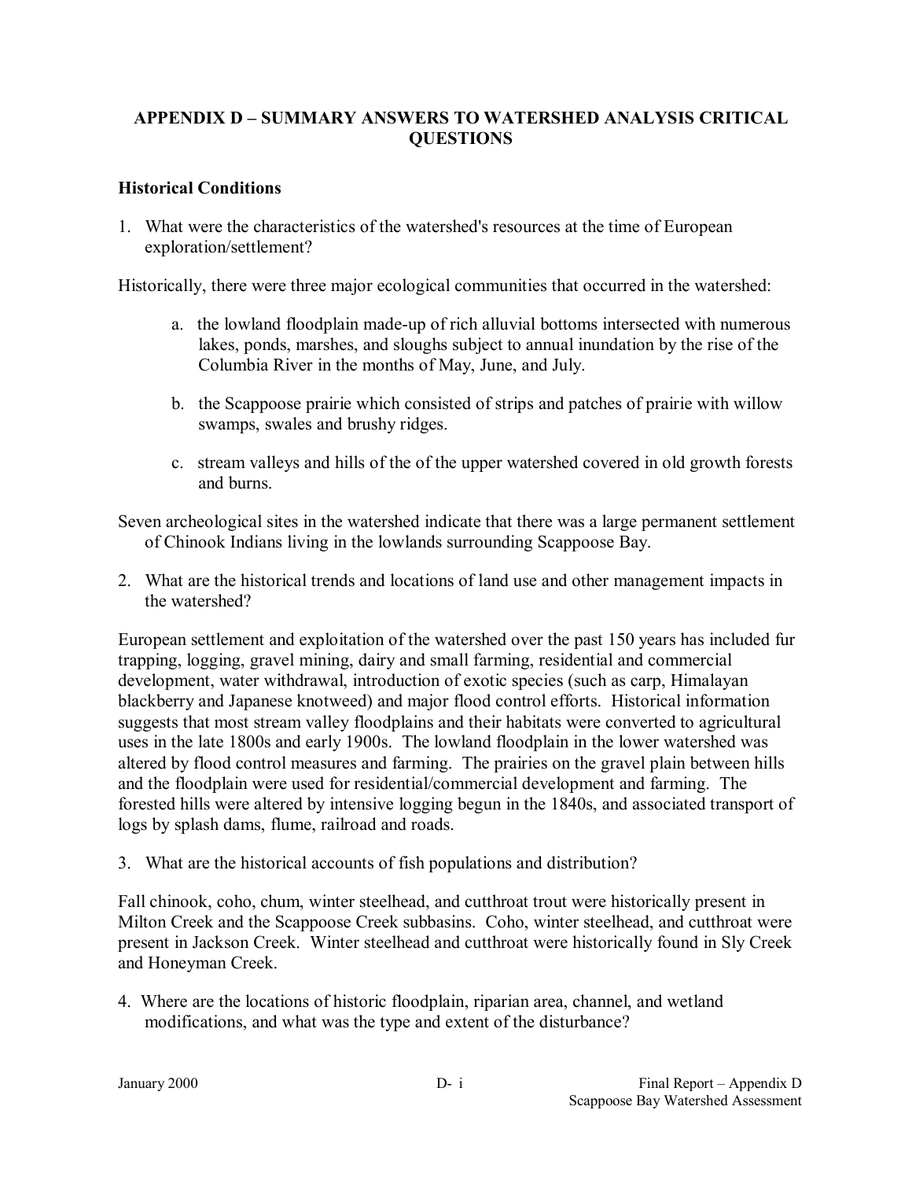## APPENDIX D – SUMMARY ANSWERS TO WATERSHED ANALYSIS CRITICAL QUESTIONS

### Historical Conditions

1. What were the characteristics of the watershed's resources at the time of European exploration/settlement?

Historically, there were three major ecological communities that occurred in the watershed:

  a. the lowland floodplain made-up of rich alluvial bottoms intersected with numerous lakes, ponds, marshes, and sloughs subject to annual inundation by the rise of the Columbia River in the months of May, June, and July.

  b. the Scappoose prairie which consisted of strips and patches of prairie with willow swamps, swales and brushy ridges.

  c. stream valleys and hills of the of the upper watershed covered in old growth forests and burns.

Seven archeological sites in the watershed indicate that there was a large permanent settlement of Chinook Indians living in the lowlands surrounding Scappoose Bay.

2. What are the historical trends and locations of land use and other management impacts in the watershed?

European settlement and exploitation of the watershed over the past 150 years has included fur trapping, logging, gravel mining, dairy and small farming, residential and commercial development, water withdrawal, introduction of exotic species (such as carp, Himalayan blackberry and Japanese knotweed) and major flood control efforts. Historical information suggests that most stream valley floodplains and their habitats were converted to agricultural uses in the late 1800s and early 1900s. The lowland floodplain in the lower watershed was altered by flood control measures and farming. The prairies on the gravel plain between hills and the floodplain were used for residential/commercial development and farming. The forested hills were altered by intensive logging begun in the 1840s, and associated transport of logs by splash dams, flume, railroad and roads.

3. What are the historical accounts of fish populations and distribution?

Fall chinook, coho, chum, winter steelhead, and cutthroat trout were historically present in Milton Creek and the Scappoose Creek subbasins. Coho, winter steelhead, and cutthroat were present in Jackson Creek. Winter steelhead and cutthroat were historically found in Sly Creek and Honeyman Creek.

4. Where are the locations of historic floodplain, riparian area, channel, and wetland modifications, and what was the type and extent of the disturbance?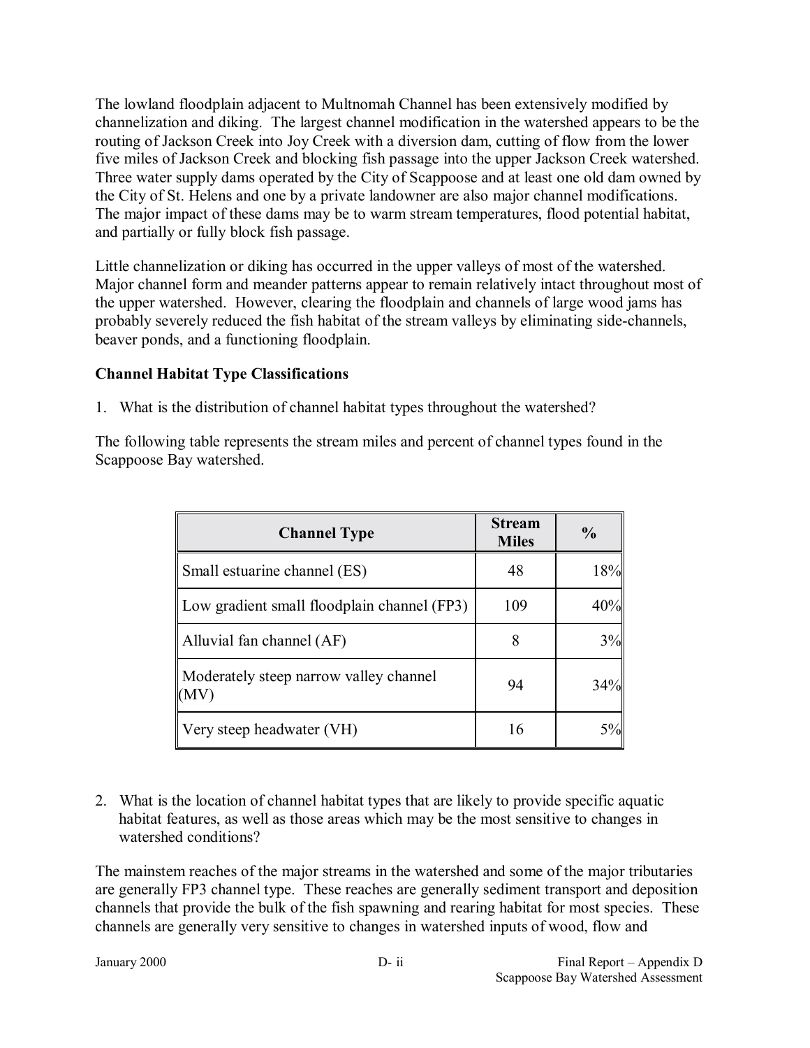The lowland floodplain adjacent to Multnomah Channel has been extensively modified by channelization and diking. The largest channel modification in the watershed appears to be the routing of Jackson Creek into Joy Creek with a diversion dam, cutting of flow from the lower five miles of Jackson Creek and blocking fish passage into the upper Jackson Creek watershed. Three water supply dams operated by the City of Scappoose and at least one old dam owned by the City of St. Helens and one by a private landowner are also major channel modifications. The major impact of these dams may be to warm stream temperatures, flood potential habitat, and partially or fully block fish passage.

Little channelization or diking has occurred in the upper valleys of most of the watershed. Major channel form and meander patterns appear to remain relatively intact throughout most of the upper watershed. However, clearing the floodplain and channels of large wood jams has probably severely reduced the fish habitat of the stream valleys by eliminating side-channels, beaver ponds, and a functioning floodplain.

**Channel Habitat Type Classifications**

1. What is the distribution of channel habitat types throughout the watershed?

The following table represents the stream miles and percent of channel types found in the Scappoose Bay watershed.

| Channel Type | Stream Miles | % |
|---|---|---|
| Small estuarine channel (ES) | 48 | 18% |
| Low gradient small floodplain channel (FP3) | 109 | 40% |
| Alluvial fan channel (AF) | 8 | 3% |
| Moderately steep narrow valley channel (MV) | 94 | 34% |
| Very steep headwater (VH) | 16 | 5% |

2. What is the location of channel habitat types that are likely to provide specific aquatic habitat features, as well as those areas which may be the most sensitive to changes in watershed conditions?

The mainstem reaches of the major streams in the watershed and some of the major tributaries are generally FP3 channel type. These reaches are generally sediment transport and deposition channels that provide the bulk of the fish spawning and rearing habitat for most species. These channels are generally very sensitive to changes in watershed inputs of wood, flow and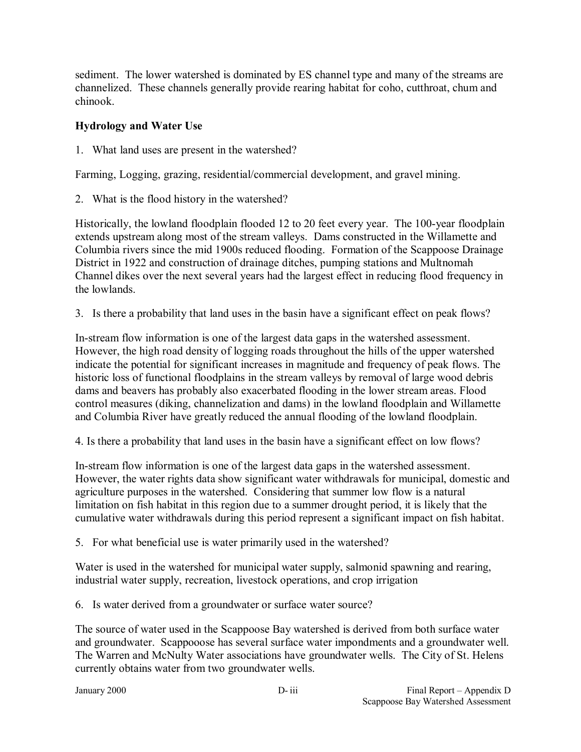sediment. The lower watershed is dominated by ES channel type and many of the streams are channelized. These channels generally provide rearing habitat for coho, cutthroat, chum and chinook.

**Hydrology and Water Use**

1. What land uses are present in the watershed?

Farming, Logging, grazing, residential/commercial development, and gravel mining.

2. What is the flood history in the watershed?

Historically, the lowland floodplain flooded 12 to 20 feet every year. The 100-year floodplain extends upstream along most of the stream valleys. Dams constructed in the Willamette and Columbia rivers since the mid 1900s reduced flooding. Formation of the Scappoose Drainage District in 1922 and construction of drainage ditches, pumping stations and Multnomah Channel dikes over the next several years had the largest effect in reducing flood frequency in the lowlands.

3. Is there a probability that land uses in the basin have a significant effect on peak flows?

In-stream flow information is one of the largest data gaps in the watershed assessment. However, the high road density of logging roads throughout the hills of the upper watershed indicate the potential for significant increases in magnitude and frequency of peak flows. The historic loss of functional floodplains in the stream valleys by removal of large wood debris dams and beavers has probably also exacerbated flooding in the lower stream areas. Flood control measures (diking, channelization and dams) in the lowland floodplain and Willamette and Columbia River have greatly reduced the annual flooding of the lowland floodplain.

4. Is there a probability that land uses in the basin have a significant effect on low flows?

In-stream flow information is one of the largest data gaps in the watershed assessment. However, the water rights data show significant water withdrawals for municipal, domestic and agriculture purposes in the watershed. Considering that summer low flow is a natural limitation on fish habitat in this region due to a summer drought period, it is likely that the cumulative water withdrawals during this period represent a significant impact on fish habitat.

5. For what beneficial use is water primarily used in the watershed?

Water is used in the watershed for municipal water supply, salmonid spawning and rearing, industrial water supply, recreation, livestock operations, and crop irrigation

6. Is water derived from a groundwater or surface water source?

The source of water used in the Scappoose Bay watershed is derived from both surface water and groundwater. Scappooose has several surface water impondments and a groundwater well. The Warren and McNulty Water associations have groundwater wells. The City of St. Helens currently obtains water from two groundwater wells.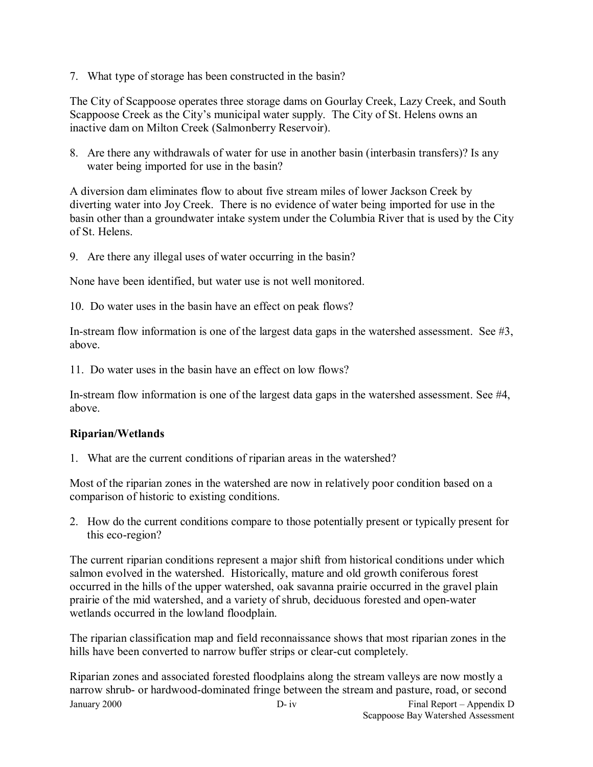7. What type of storage has been constructed in the basin?

The City of Scappoose operates three storage dams on Gourlay Creek, Lazy Creek, and South Scappoose Creek as the City's municipal water supply. The City of St. Helens owns an inactive dam on Milton Creek (Salmonberry Reservoir).

8. Are there any withdrawals of water for use in another basin (interbasin transfers)? Is any water being imported for use in the basin?

A diversion dam eliminates flow to about five stream miles of lower Jackson Creek by diverting water into Joy Creek. There is no evidence of water being imported for use in the basin other than a groundwater intake system under the Columbia River that is used by the City of St. Helens.

9. Are there any illegal uses of water occurring in the basin?

None have been identified, but water use is not well monitored.

10. Do water uses in the basin have an effect on peak flows?

In-stream flow information is one of the largest data gaps in the watershed assessment. See #3, above.

11. Do water uses in the basin have an effect on low flows?

In-stream flow information is one of the largest data gaps in the watershed assessment. See #4, above.

**Riparian/Wetlands**

1. What are the current conditions of riparian areas in the watershed?

Most of the riparian zones in the watershed are now in relatively poor condition based on a comparison of historic to existing conditions.

2. How do the current conditions compare to those potentially present or typically present for this eco-region?

The current riparian conditions represent a major shift from historical conditions under which salmon evolved in the watershed. Historically, mature and old growth coniferous forest occurred in the hills of the upper watershed, oak savanna prairie occurred in the gravel plain prairie of the mid watershed, and a variety of shrub, deciduous forested and open-water wetlands occurred in the lowland floodplain.

The riparian classification map and field reconnaissance shows that most riparian zones in the hills have been converted to narrow buffer strips or clear-cut completely.

Riparian zones and associated forested floodplains along the stream valleys are now mostly a narrow shrub- or hardwood-dominated fringe between the stream and pasture, road, or second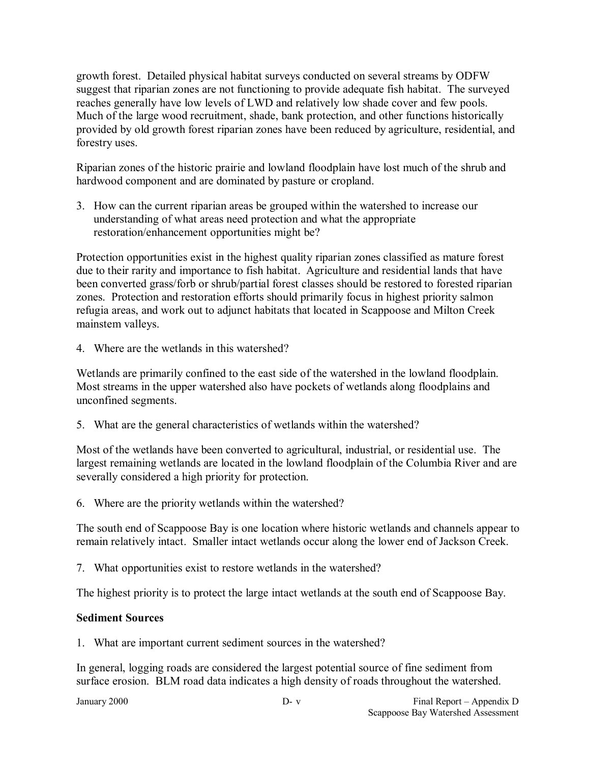growth forest. Detailed physical habitat surveys conducted on several streams by ODFW suggest that riparian zones are not functioning to provide adequate fish habitat. The surveyed reaches generally have low levels of LWD and relatively low shade cover and few pools. Much of the large wood recruitment, shade, bank protection, and other functions historically provided by old growth forest riparian zones have been reduced by agriculture, residential, and forestry uses.

Riparian zones of the historic prairie and lowland floodplain have lost much of the shrub and hardwood component and are dominated by pasture or cropland.

3. How can the current riparian areas be grouped within the watershed to increase our understanding of what areas need protection and what the appropriate restoration/enhancement opportunities might be?

Protection opportunities exist in the highest quality riparian zones classified as mature forest due to their rarity and importance to fish habitat. Agriculture and residential lands that have been converted grass/forb or shrub/partial forest classes should be restored to forested riparian zones. Protection and restoration efforts should primarily focus in highest priority salmon refugia areas, and work out to adjunct habitats that located in Scappoose and Milton Creek mainstem valleys.

4. Where are the wetlands in this watershed?

Wetlands are primarily confined to the east side of the watershed in the lowland floodplain. Most streams in the upper watershed also have pockets of wetlands along floodplains and unconfined segments.

5. What are the general characteristics of wetlands within the watershed?

Most of the wetlands have been converted to agricultural, industrial, or residential use. The largest remaining wetlands are located in the lowland floodplain of the Columbia River and are severally considered a high priority for protection.

6. Where are the priority wetlands within the watershed?

The south end of Scappoose Bay is one location where historic wetlands and channels appear to remain relatively intact. Smaller intact wetlands occur along the lower end of Jackson Creek.

7. What opportunities exist to restore wetlands in the watershed?

The highest priority is to protect the large intact wetlands at the south end of Scappoose Bay.

**Sediment Sources**

1. What are important current sediment sources in the watershed?

In general, logging roads are considered the largest potential source of fine sediment from surface erosion. BLM road data indicates a high density of roads throughout the watershed.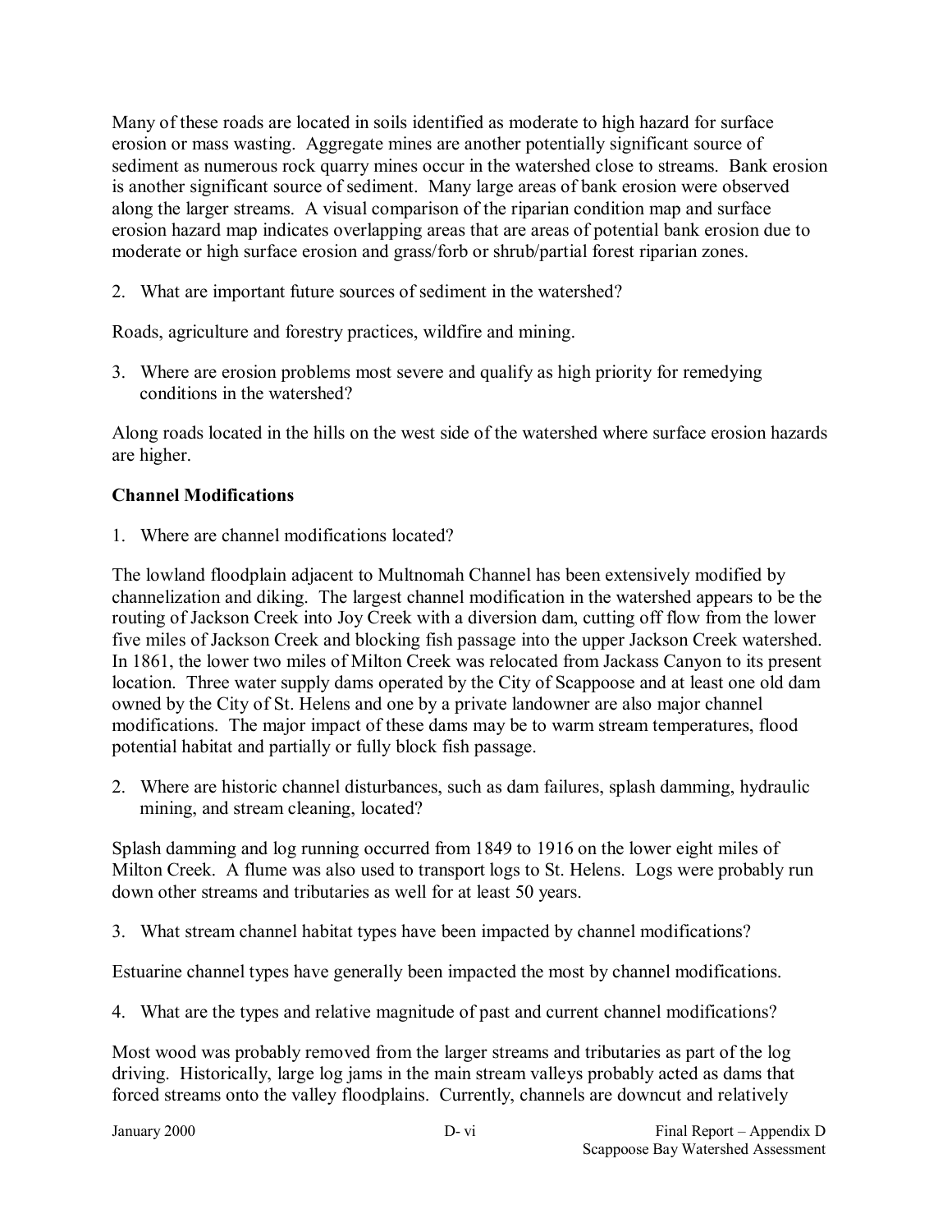Many of these roads are located in soils identified as moderate to high hazard for surface erosion or mass wasting. Aggregate mines are another potentially significant source of sediment as numerous rock quarry mines occur in the watershed close to streams. Bank erosion is another significant source of sediment. Many large areas of bank erosion were observed along the larger streams. A visual comparison of the riparian condition map and surface erosion hazard map indicates overlapping areas that are areas of potential bank erosion due to moderate or high surface erosion and grass/forb or shrub/partial forest riparian zones.

2. What are important future sources of sediment in the watershed?

Roads, agriculture and forestry practices, wildfire and mining.

3. Where are erosion problems most severe and qualify as high priority for remedying conditions in the watershed?

Along roads located in the hills on the west side of the watershed where surface erosion hazards are higher.

**Channel Modifications**

1. Where are channel modifications located?

The lowland floodplain adjacent to Multnomah Channel has been extensively modified by channelization and diking. The largest channel modification in the watershed appears to be the routing of Jackson Creek into Joy Creek with a diversion dam, cutting off flow from the lower five miles of Jackson Creek and blocking fish passage into the upper Jackson Creek watershed. In 1861, the lower two miles of Milton Creek was relocated from Jackass Canyon to its present location. Three water supply dams operated by the City of Scappoose and at least one old dam owned by the City of St. Helens and one by a private landowner are also major channel modifications. The major impact of these dams may be to warm stream temperatures, flood potential habitat and partially or fully block fish passage.

2. Where are historic channel disturbances, such as dam failures, splash damming, hydraulic mining, and stream cleaning, located?

Splash damming and log running occurred from 1849 to 1916 on the lower eight miles of Milton Creek. A flume was also used to transport logs to St. Helens. Logs were probably run down other streams and tributaries as well for at least 50 years.

3. What stream channel habitat types have been impacted by channel modifications?

Estuarine channel types have generally been impacted the most by channel modifications.

4. What are the types and relative magnitude of past and current channel modifications?

Most wood was probably removed from the larger streams and tributaries as part of the log driving. Historically, large log jams in the main stream valleys probably acted as dams that forced streams onto the valley floodplains. Currently, channels are downcut and relatively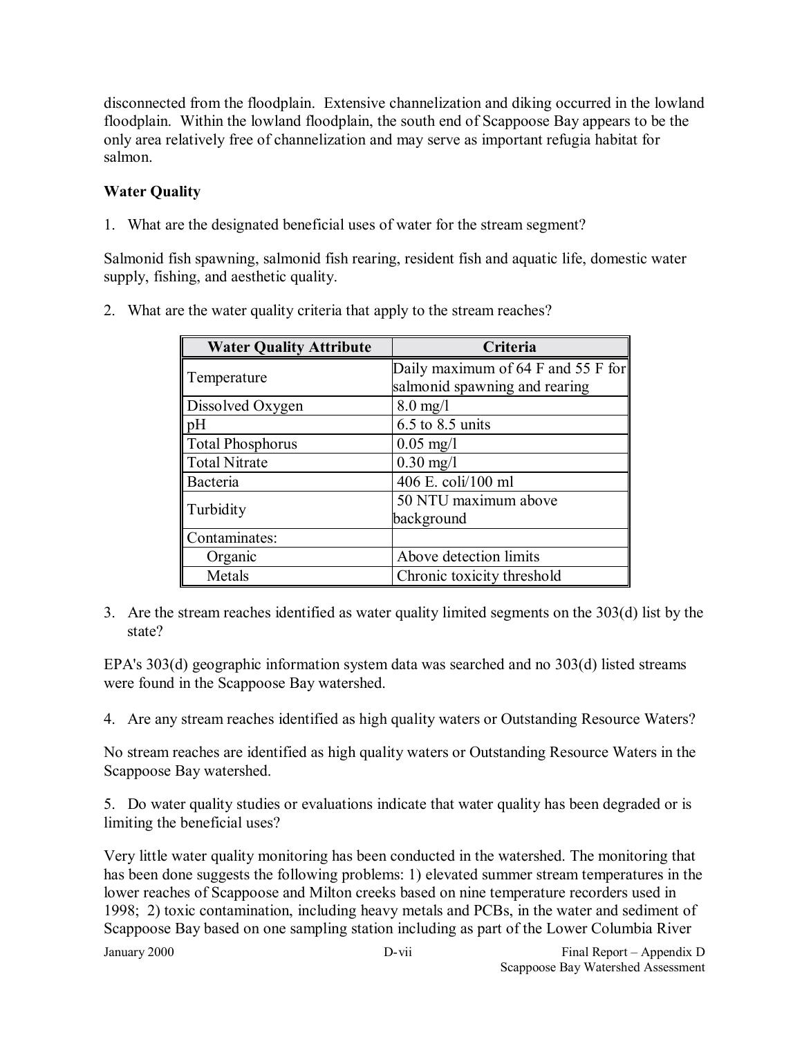disconnected from the floodplain. Extensive channelization and diking occurred in the lowland floodplain. Within the lowland floodplain, the south end of Scappoose Bay appears to be the only area relatively free of channelization and may serve as important refugia habitat for salmon.

**Water Quality**

1. What are the designated beneficial uses of water for the stream segment?

Salmonid fish spawning, salmonid fish rearing, resident fish and aquatic life, domestic water supply, fishing, and aesthetic quality.

2. What are the water quality criteria that apply to the stream reaches?

| Water Quality Attribute | Criteria |
|---|---|
| Temperature | Daily maximum of 64 F and 55 F for salmonid spawning and rearing |
| Dissolved Oxygen | 8.0 mg/l |
| pH | 6.5 to 8.5 units |
| Total Phosphorus | 0.05 mg/l |
| Total Nitrate | 0.30 mg/l |
| Bacteria | 406 E. coli/100 ml |
| Turbidity | 50 NTU maximum above background |
| Contaminates: | |
| Organic | Above detection limits |
| Metals | Chronic toxicity threshold |

3. Are the stream reaches identified as water quality limited segments on the 303(d) list by the state?

EPA's 303(d) geographic information system data was searched and no 303(d) listed streams were found in the Scappoose Bay watershed.

4. Are any stream reaches identified as high quality waters or Outstanding Resource Waters?

No stream reaches are identified as high quality waters or Outstanding Resource Waters in the Scappoose Bay watershed.

5. Do water quality studies or evaluations indicate that water quality has been degraded or is limiting the beneficial uses?

Very little water quality monitoring has been conducted in the watershed. The monitoring that has been done suggests the following problems: 1) elevated summer stream temperatures in the lower reaches of Scappoose and Milton creeks based on nine temperature recorders used in 1998; 2) toxic contamination, including heavy metals and PCBs, in the water and sediment of Scappoose Bay based on one sampling station including as part of the Lower Columbia River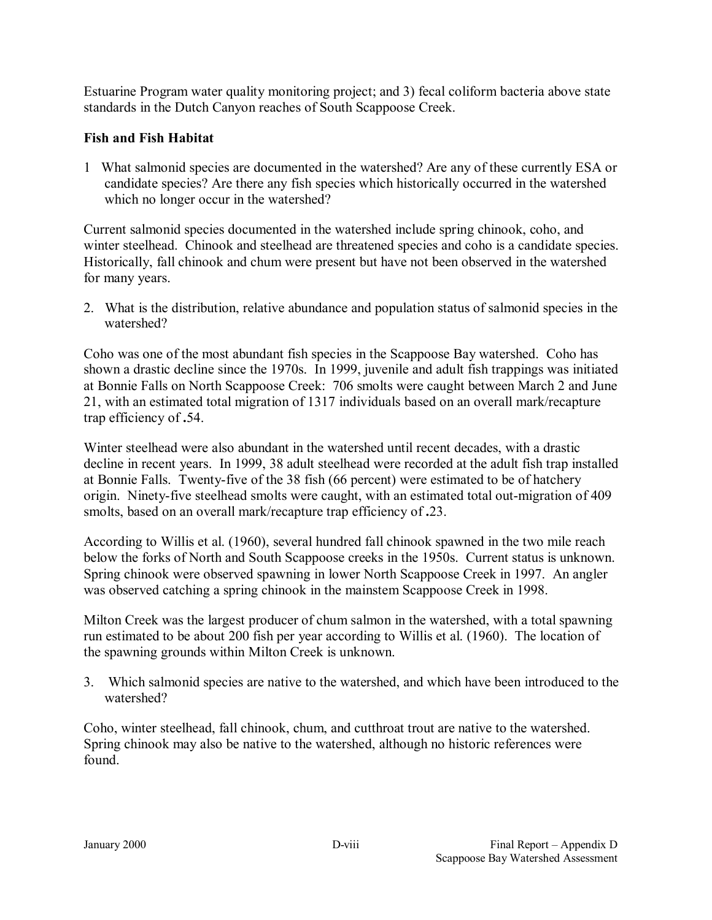Estuarine Program water quality monitoring project; and 3) fecal coliform bacteria above state standards in the Dutch Canyon reaches of South Scappoose Creek.

**Fish and Fish Habitat**

1 What salmonid species are documented in the watershed? Are any of these currently ESA or candidate species? Are there any fish species which historically occurred in the watershed which no longer occur in the watershed?

Current salmonid species documented in the watershed include spring chinook, coho, and winter steelhead. Chinook and steelhead are threatened species and coho is a candidate species. Historically, fall chinook and chum were present but have not been observed in the watershed for many years.

2. What is the distribution, relative abundance and population status of salmonid species in the watershed?

Coho was one of the most abundant fish species in the Scappoose Bay watershed. Coho has shown a drastic decline since the 1970s. In 1999, juvenile and adult fish trappings was initiated at Bonnie Falls on North Scappoose Creek: 706 smolts were caught between March 2 and June 21, with an estimated total migration of 1317 individuals based on an overall mark/recapture trap efficiency of **.**54.

Winter steelhead were also abundant in the watershed until recent decades, with a drastic decline in recent years. In 1999, 38 adult steelhead were recorded at the adult fish trap installed at Bonnie Falls. Twenty-five of the 38 fish (66 percent) were estimated to be of hatchery origin. Ninety-five steelhead smolts were caught, with an estimated total out-migration of 409 smolts, based on an overall mark/recapture trap efficiency of **.**23.

According to Willis et al. (1960), several hundred fall chinook spawned in the two mile reach below the forks of North and South Scappoose creeks in the 1950s. Current status is unknown. Spring chinook were observed spawning in lower North Scappoose Creek in 1997. An angler was observed catching a spring chinook in the mainstem Scappoose Creek in 1998.

Milton Creek was the largest producer of chum salmon in the watershed, with a total spawning run estimated to be about 200 fish per year according to Willis et al. (1960). The location of the spawning grounds within Milton Creek is unknown.

3. Which salmonid species are native to the watershed, and which have been introduced to the watershed?

Coho, winter steelhead, fall chinook, chum, and cutthroat trout are native to the watershed. Spring chinook may also be native to the watershed, although no historic references were found.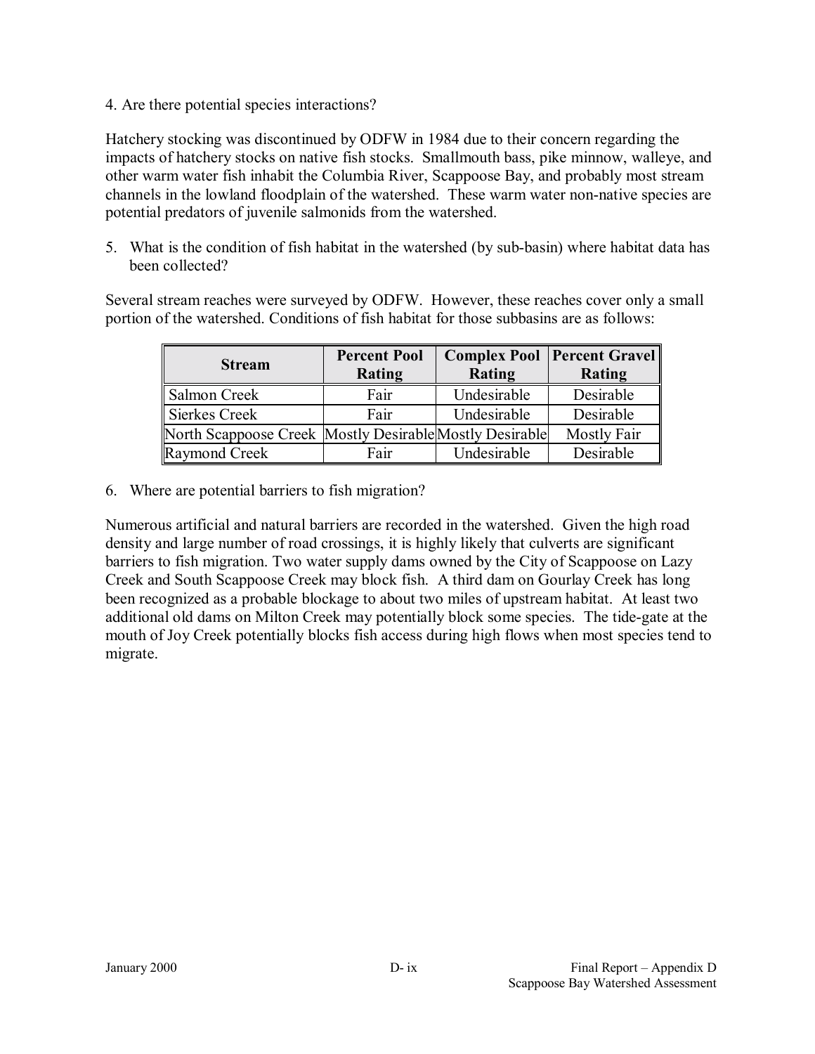4. Are there potential species interactions?

Hatchery stocking was discontinued by ODFW in 1984 due to their concern regarding the impacts of hatchery stocks on native fish stocks. Smallmouth bass, pike minnow, walleye, and other warm water fish inhabit the Columbia River, Scappoose Bay, and probably most stream channels in the lowland floodplain of the watershed. These warm water non-native species are potential predators of juvenile salmonids from the watershed.

5. What is the condition of fish habitat in the watershed (by sub-basin) where habitat data has been collected?

Several stream reaches were surveyed by ODFW. However, these reaches cover only a small portion of the watershed. Conditions of fish habitat for those subbasins are as follows:

| Stream | Percent Pool Rating | Complex Pool Rating | Percent Gravel Rating |
| --- | --- | --- | --- |
| Salmon Creek | Fair | Undesirable | Desirable |
| Sierkes Creek | Fair | Undesirable | Desirable |
| North Scappoose Creek | Mostly Desirable | Mostly Desirable | Mostly Fair |
| Raymond Creek | Fair | Undesirable | Desirable |

6. Where are potential barriers to fish migration?

Numerous artificial and natural barriers are recorded in the watershed. Given the high road density and large number of road crossings, it is highly likely that culverts are significant barriers to fish migration. Two water supply dams owned by the City of Scappoose on Lazy Creek and South Scappoose Creek may block fish. A third dam on Gourlay Creek has long been recognized as a probable blockage to about two miles of upstream habitat. At least two additional old dams on Milton Creek may potentially block some species. The tide-gate at the mouth of Joy Creek potentially blocks fish access during high flows when most species tend to migrate.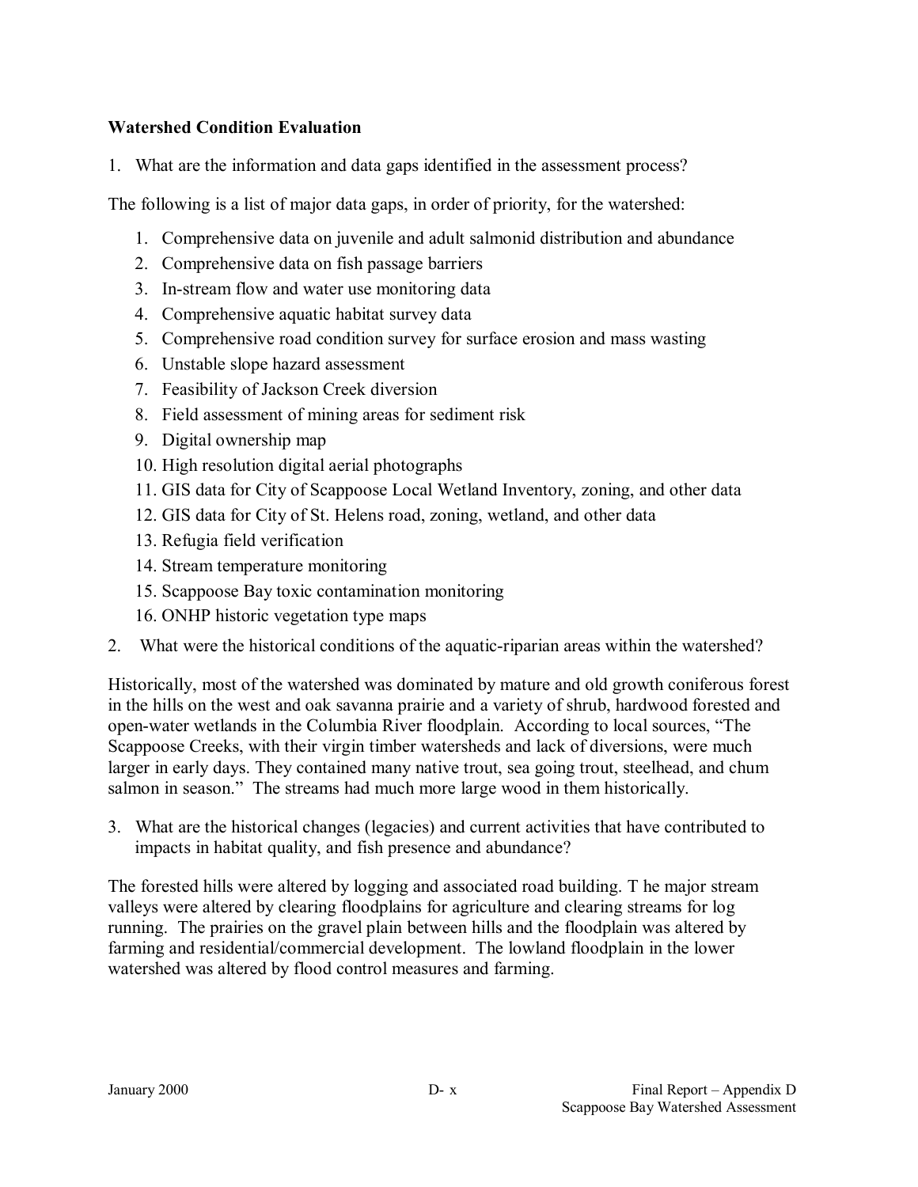**Watershed Condition Evaluation**

1. What are the information and data gaps identified in the assessment process?

The following is a list of major data gaps, in order of priority, for the watershed:

1. Comprehensive data on juvenile and adult salmonid distribution and abundance
2. Comprehensive data on fish passage barriers
3. In-stream flow and water use monitoring data
4. Comprehensive aquatic habitat survey data
5. Comprehensive road condition survey for surface erosion and mass wasting
6. Unstable slope hazard assessment
7. Feasibility of Jackson Creek diversion
8. Field assessment of mining areas for sediment risk
9. Digital ownership map
10. High resolution digital aerial photographs
11. GIS data for City of Scappoose Local Wetland Inventory, zoning, and other data
12. GIS data for City of St. Helens road, zoning, wetland, and other data
13. Refugia field verification
14. Stream temperature monitoring
15. Scappoose Bay toxic contamination monitoring
16. ONHP historic vegetation type maps

2. What were the historical conditions of the aquatic-riparian areas within the watershed?

Historically, most of the watershed was dominated by mature and old growth coniferous forest in the hills on the west and oak savanna prairie and a variety of shrub, hardwood forested and open-water wetlands in the Columbia River floodplain. According to local sources, "The Scappoose Creeks, with their virgin timber watersheds and lack of diversions, were much larger in early days. They contained many native trout, sea going trout, steelhead, and chum salmon in season." The streams had much more large wood in them historically.

3. What are the historical changes (legacies) and current activities that have contributed to impacts in habitat quality, and fish presence and abundance?

The forested hills were altered by logging and associated road building. T he major stream valleys were altered by clearing floodplains for agriculture and clearing streams for log running. The prairies on the gravel plain between hills and the floodplain was altered by farming and residential/commercial development. The lowland floodplain in the lower watershed was altered by flood control measures and farming.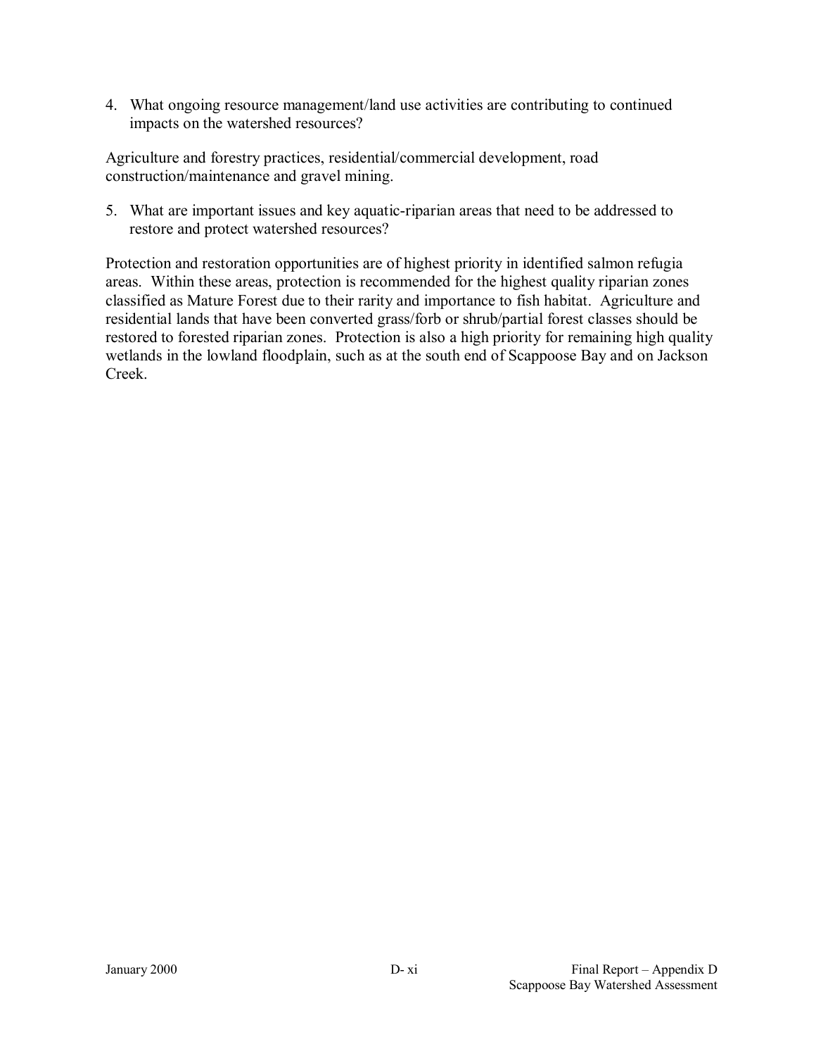4. What ongoing resource management/land use activities are contributing to continued impacts on the watershed resources?

Agriculture and forestry practices, residential/commercial development, road construction/maintenance and gravel mining.

5. What are important issues and key aquatic-riparian areas that need to be addressed to restore and protect watershed resources?

Protection and restoration opportunities are of highest priority in identified salmon refugia areas. Within these areas, protection is recommended for the highest quality riparian zones classified as Mature Forest due to their rarity and importance to fish habitat. Agriculture and residential lands that have been converted grass/forb or shrub/partial forest classes should be restored to forested riparian zones. Protection is also a high priority for remaining high quality wetlands in the lowland floodplain, such as at the south end of Scappoose Bay and on Jackson Creek.